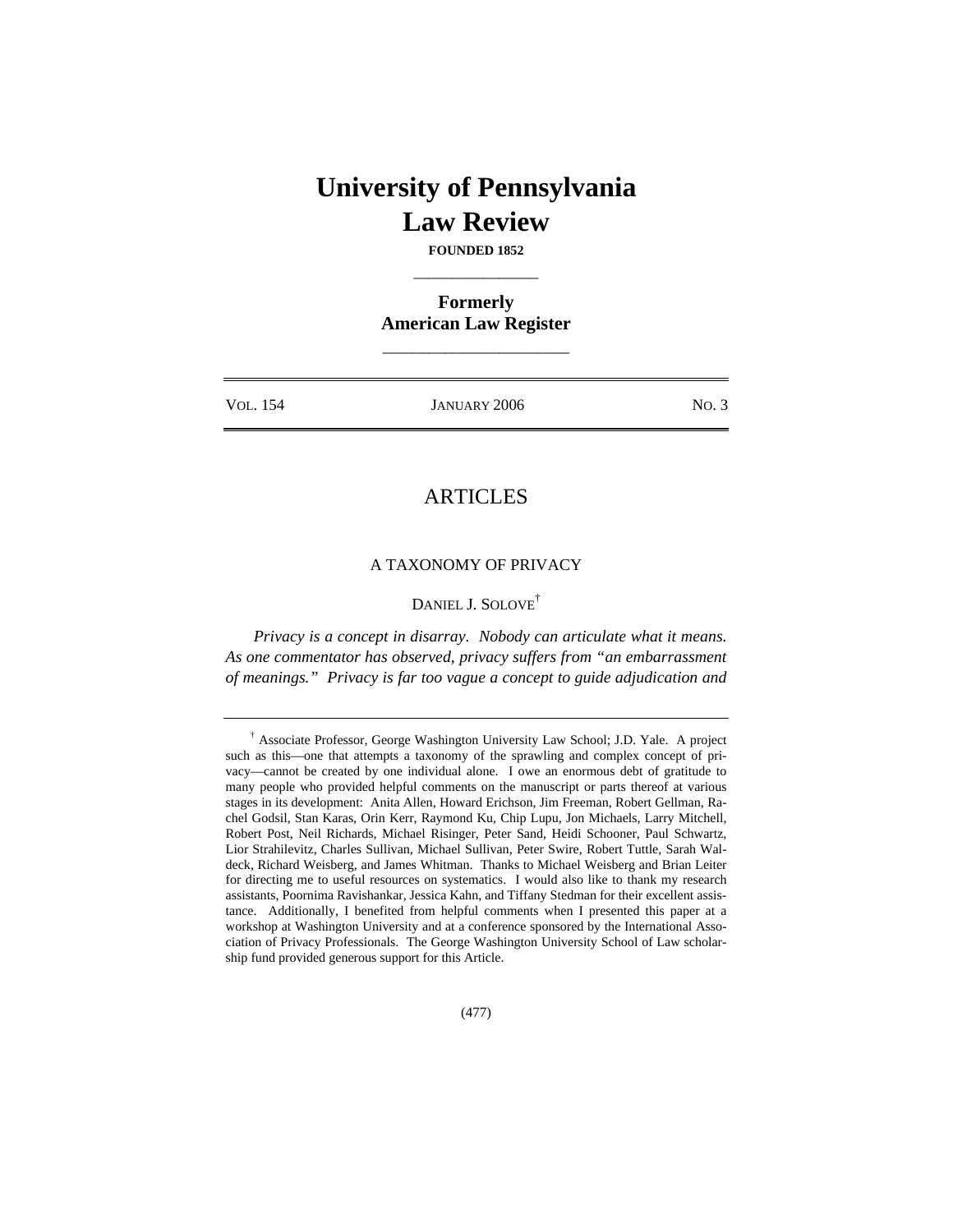# University of Pennsylvania Law Review

**FOUNDED 1852**

---

**Formerly**
**American Law Register**

---

| VOL. 154 | JANUARY 2006 | NO. 3 |
|---|---|---|

## ARTICLES

### A TAXONOMY OF PRIVACY

DANIEL J. SOLOVE[†]

*Privacy is a concept in disarray. Nobody can articulate what it means. As one commentator has observed, privacy suffers from "an embarrassment of meanings." Privacy is far too vague a concept to guide adjudication and*

---

[†] Associate Professor, George Washington University Law School; J.D. Yale. A project such as this—one that attempts a taxonomy of the sprawling and complex concept of privacy—cannot be created by one individual alone. I owe an enormous debt of gratitude to many people who provided helpful comments on the manuscript or parts thereof at various stages in its development: Anita Allen, Howard Erichson, Jim Freeman, Robert Gellman, Rachel Godsil, Stan Karas, Orin Kerr, Raymond Ku, Chip Lupu, Jon Michaels, Larry Mitchell, Robert Post, Neil Richards, Michael Risinger, Peter Sand, Heidi Schooner, Paul Schwartz, Lior Strahilevitz, Charles Sullivan, Michael Sullivan, Peter Swire, Robert Tuttle, Sarah Waldeck, Richard Weisberg, and James Whitman. Thanks to Michael Weisberg and Brian Leiter for directing me to useful resources on systematics. I would also like to thank my research assistants, Poornima Ravishankar, Jessica Kahn, and Tiffany Stedman for their excellent assistance. Additionally, I benefited from helpful comments when I presented this paper at a workshop at Washington University and at a conference sponsored by the International Association of Privacy Professionals. The George Washington University School of Law scholarship fund provided generous support for this Article.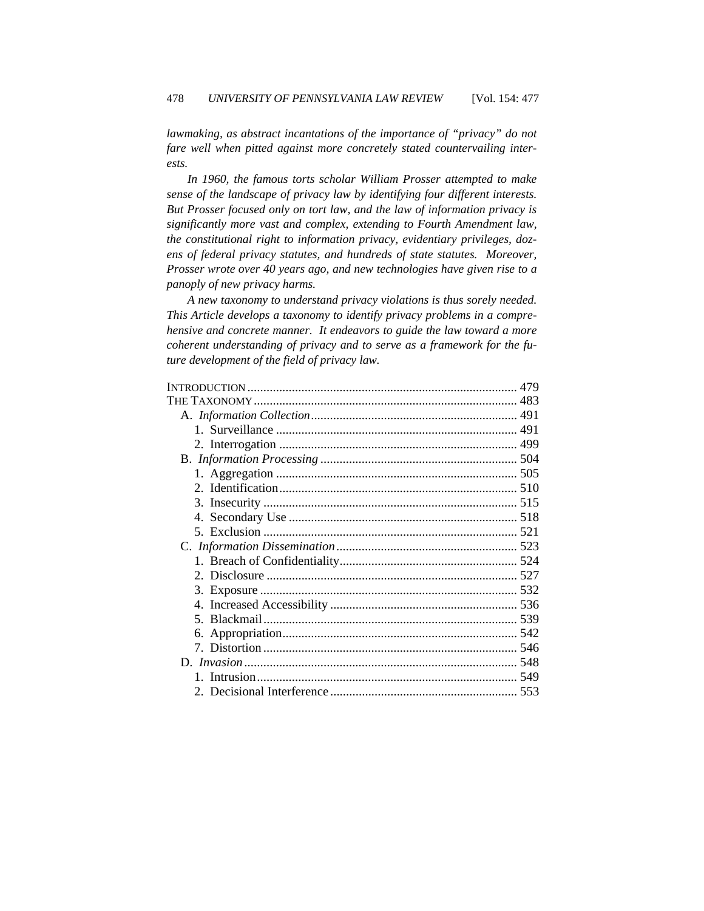*lawmaking, as abstract incantations of the importance of "privacy" do not fare well when pitted against more concretely stated countervailing interests.*

*In 1960, the famous torts scholar William Prosser attempted to make sense of the landscape of privacy law by identifying four different interests. But Prosser focused only on tort law, and the law of information privacy is significantly more vast and complex, extending to Fourth Amendment law, the constitutional right to information privacy, evidentiary privileges, dozens of federal privacy statutes, and hundreds of state statutes. Moreover, Prosser wrote over 40 years ago, and new technologies have given rise to a panoply of new privacy harms.*

*A new taxonomy to understand privacy violations is thus sorely needed. This Article develops a taxonomy to identify privacy problems in a comprehensive and concrete manner. It endeavors to guide the law toward a more coherent understanding of privacy and to serve as a framework for the future development of the field of privacy law.*

INTRODUCTION .................................................................................... 479
THE TAXONOMY .................................................................................. 483
- A. *Information Collection* ................................................................ 491
  - 1. Surveillance ............................................................................ 491
  - 2. Interrogation ........................................................................... 499
- B. *Information Processing* ............................................................. 504
  - 1. Aggregation ............................................................................ 505
  - 2. Identification ........................................................................... 510
  - 3. Insecurity ................................................................................ 515
  - 4. Secondary Use ........................................................................ 518
  - 5. Exclusion ................................................................................ 521
- C. *Information Dissemination* ......................................................... 523
  - 1. Breach of Confidentiality ........................................................ 524
  - 2. Disclosure ............................................................................... 527
  - 3. Exposure ................................................................................. 532
  - 4. Increased Accessibility ........................................................... 536
  - 5. Blackmail ................................................................................ 539
  - 6. Appropriation .......................................................................... 542
  - 7. Distortion ................................................................................ 546
- D. *Invasion* ..................................................................................... 548
  - 1. Intrusion .................................................................................. 549
  - 2. Decisional Interference ........................................................... 553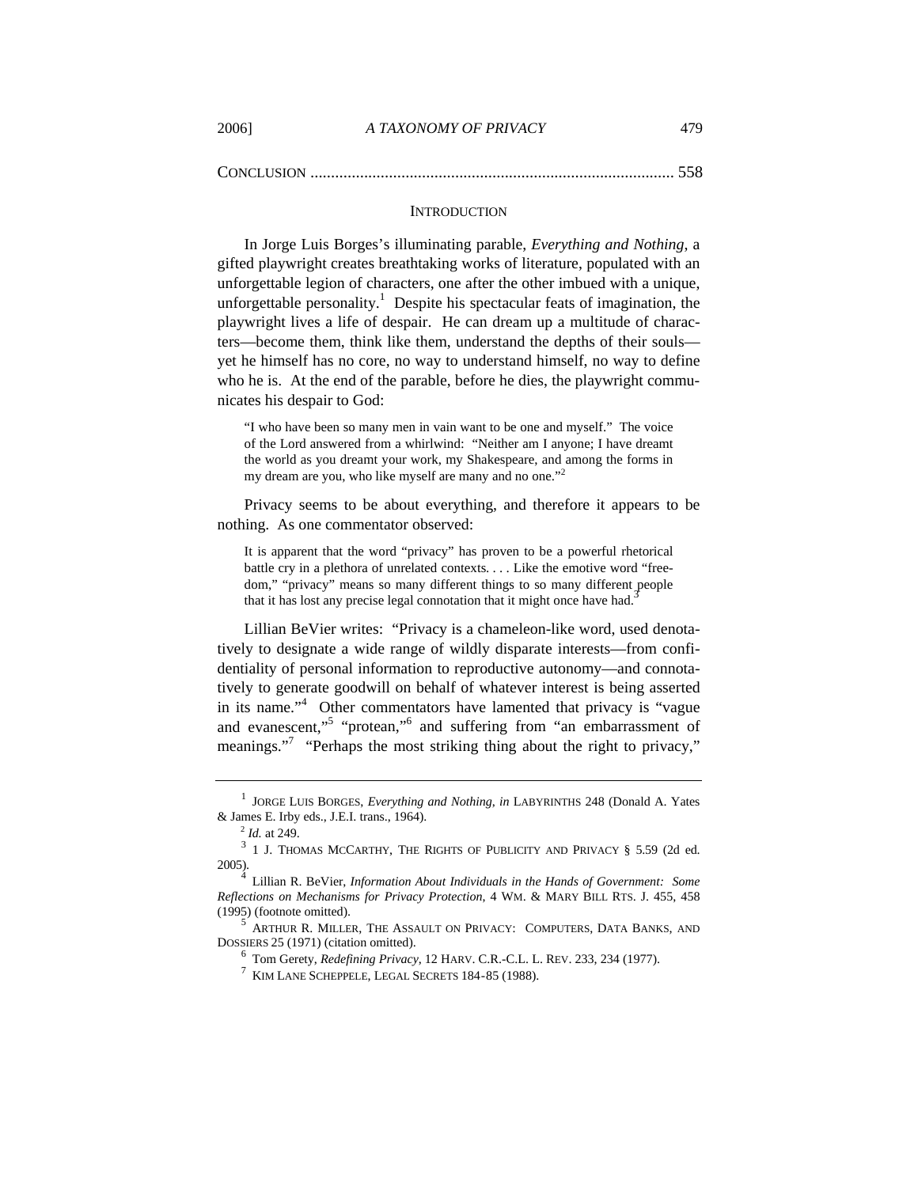CONCLUSION ........................................................................................ 558

## INTRODUCTION

In Jorge Luis Borges's illuminating parable, *Everything and Nothing*, a gifted playwright creates breathtaking works of literature, populated with an unforgettable legion of characters, one after the other imbued with a unique, unforgettable personality.[1] Despite his spectacular feats of imagination, the playwright lives a life of despair. He can dream up a multitude of characters—become them, think like them, understand the depths of their souls—yet he himself has no core, no way to understand himself, no way to define who he is. At the end of the parable, before he dies, the playwright communicates his despair to God:

> "I who have been so many men in vain want to be one and myself." The voice of the Lord answered from a whirlwind: "Neither am I anyone; I have dreamt the world as you dreamt your work, my Shakespeare, and among the forms in my dream are you, who like myself are many and no one."[2]

Privacy seems to be about everything, and therefore it appears to be nothing. As one commentator observed:

> It is apparent that the word "privacy" has proven to be a powerful rhetorical battle cry in a plethora of unrelated contexts. . . . Like the emotive word "freedom," "privacy" means so many different things to so many different people that it has lost any precise legal connotation that it might once have had.[3]

Lillian BeVier writes: "Privacy is a chameleon-like word, used denotatively to designate a wide range of wildly disparate interests—from confidentiality of personal information to reproductive autonomy—and connotatively to generate goodwill on behalf of whatever interest is being asserted in its name."[4] Other commentators have lamented that privacy is "vague and evanescent,"[5] "protean,"[6] and suffering from "an embarrassment of meanings."[7] "Perhaps the most striking thing about the right to privacy,"

---

[1] JORGE LUIS BORGES, *Everything and Nothing*, *in* LABYRINTHS 248 (Donald A. Yates & James E. Irby eds., J.E.I. trans., 1964).

[2] *Id.* at 249.

[3] 1 J. THOMAS MCCARTHY, THE RIGHTS OF PUBLICITY AND PRIVACY § 5.59 (2d ed. 2005).

[4] Lillian R. BeVier, *Information About Individuals in the Hands of Government: Some Reflections on Mechanisms for Privacy Protection*, 4 WM. & MARY BILL RTS. J. 455, 458 (1995) (footnote omitted).

[5] ARTHUR R. MILLER, THE ASSAULT ON PRIVACY: COMPUTERS, DATA BANKS, AND DOSSIERS 25 (1971) (citation omitted).

[6] Tom Gerety, *Redefining Privacy*, 12 HARV. C.R.-C.L. L. REV. 233, 234 (1977).

[7] KIM LANE SCHEPPELE, LEGAL SECRETS 184-85 (1988).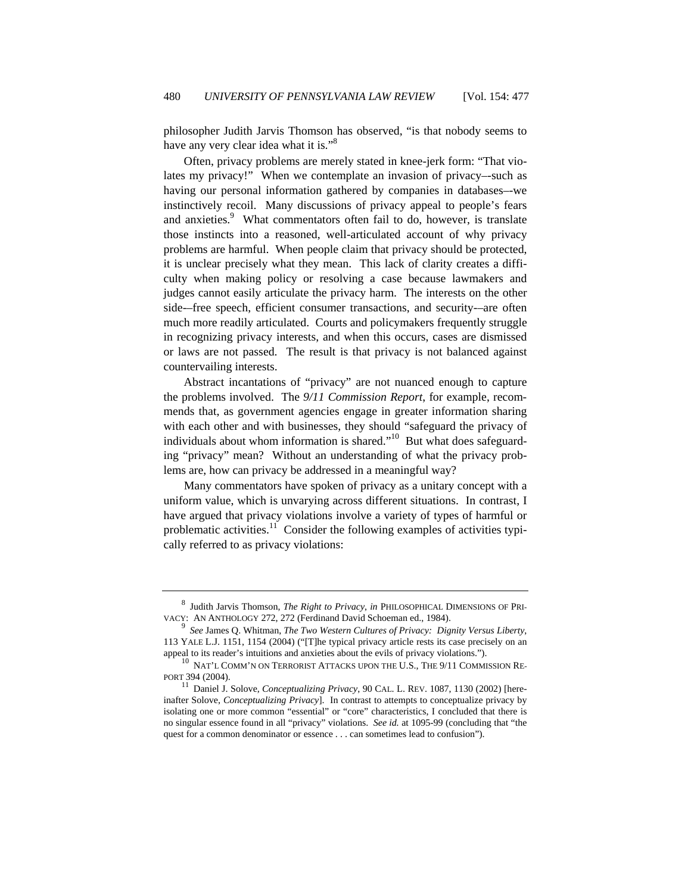philosopher Judith Jarvis Thomson has observed, "is that nobody seems to have any very clear idea what it is."[8]

Often, privacy problems are merely stated in knee-jerk form: "That violates my privacy!" When we contemplate an invasion of privacy–-such as having our personal information gathered by companies in databases–-we instinctively recoil. Many discussions of privacy appeal to people's fears and anxieties.[9] What commentators often fail to do, however, is translate those instincts into a reasoned, well-articulated account of why privacy problems are harmful. When people claim that privacy should be protected, it is unclear precisely what they mean. This lack of clarity creates a difficulty when making policy or resolving a case because lawmakers and judges cannot easily articulate the privacy harm. The interests on the other side-–free speech, efficient consumer transactions, and security-–are often much more readily articulated. Courts and policymakers frequently struggle in recognizing privacy interests, and when this occurs, cases are dismissed or laws are not passed. The result is that privacy is not balanced against countervailing interests.

Abstract incantations of "privacy" are not nuanced enough to capture the problems involved. The *9/11 Commission Report*, for example, recommends that, as government agencies engage in greater information sharing with each other and with businesses, they should "safeguard the privacy of individuals about whom information is shared."[10] But what does safeguarding "privacy" mean? Without an understanding of what the privacy problems are, how can privacy be addressed in a meaningful way?

Many commentators have spoken of privacy as a unitary concept with a uniform value, which is unvarying across different situations. In contrast, I have argued that privacy violations involve a variety of types of harmful or problematic activities.[11] Consider the following examples of activities typically referred to as privacy violations:

---

[8] Judith Jarvis Thomson, *The Right to Privacy*, *in* PHILOSOPHICAL DIMENSIONS OF PRIVACY: AN ANTHOLOGY 272, 272 (Ferdinand David Schoeman ed., 1984).

[9] *See* James Q. Whitman, *The Two Western Cultures of Privacy: Dignity Versus Liberty*, 113 YALE L.J. 1151, 1154 (2004) ("[T]he typical privacy article rests its case precisely on an appeal to its reader's intuitions and anxieties about the evils of privacy violations.").

[10] NAT'L COMM'N ON TERRORIST ATTACKS UPON THE U.S., THE 9/11 COMMISSION REPORT 394 (2004).

[11] Daniel J. Solove, *Conceptualizing Privacy*, 90 CAL. L. REV. 1087, 1130 (2002) [hereinafter Solove, *Conceptualizing Privacy*]. In contrast to attempts to conceptualize privacy by isolating one or more common "essential" or "core" characteristics, I concluded that there is no singular essence found in all "privacy" violations. *See id.* at 1095-99 (concluding that "the quest for a common denominator or essence . . . can sometimes lead to confusion").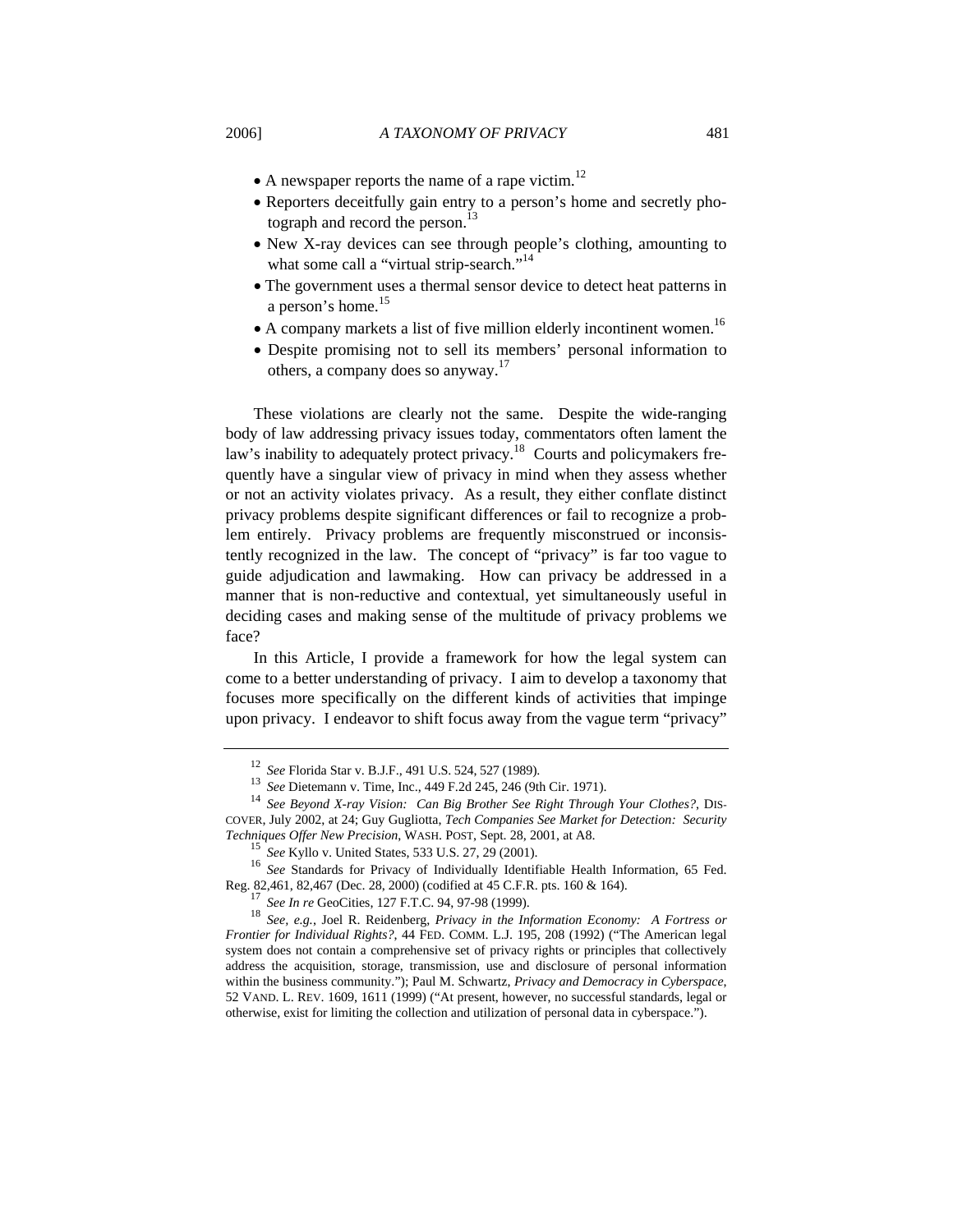- A newspaper reports the name of a rape victim.[12]
- Reporters deceitfully gain entry to a person's home and secretly photograph and record the person.[13]
- New X-ray devices can see through people's clothing, amounting to what some call a "virtual strip-search."[14]
- The government uses a thermal sensor device to detect heat patterns in a person's home.[15]
- A company markets a list of five million elderly incontinent women.[16]
- Despite promising not to sell its members' personal information to others, a company does so anyway.[17]

These violations are clearly not the same. Despite the wide-ranging body of law addressing privacy issues today, commentators often lament the law's inability to adequately protect privacy.[18] Courts and policymakers frequently have a singular view of privacy in mind when they assess whether or not an activity violates privacy. As a result, they either conflate distinct privacy problems despite significant differences or fail to recognize a problem entirely. Privacy problems are frequently misconstrued or inconsistently recognized in the law. The concept of "privacy" is far too vague to guide adjudication and lawmaking. How can privacy be addressed in a manner that is non-reductive and contextual, yet simultaneously useful in deciding cases and making sense of the multitude of privacy problems we face?

In this Article, I provide a framework for how the legal system can come to a better understanding of privacy. I aim to develop a taxonomy that focuses more specifically on the different kinds of activities that impinge upon privacy. I endeavor to shift focus away from the vague term "privacy"

---

[12] *See* Florida Star v. B.J.F., 491 U.S. 524, 527 (1989).

[13] *See* Dietemann v. Time, Inc., 449 F.2d 245, 246 (9th Cir. 1971).

[14] *See Beyond X-ray Vision: Can Big Brother See Right Through Your Clothes?*, DISCOVER, July 2002, at 24; Guy Gugliotta, *Tech Companies See Market for Detection: Security Techniques Offer New Precision*, WASH. POST, Sept. 28, 2001, at A8.

[15] *See* Kyllo v. United States, 533 U.S. 27, 29 (2001).

[16] *See* Standards for Privacy of Individually Identifiable Health Information, 65 Fed. Reg. 82,461, 82,467 (Dec. 28, 2000) (codified at 45 C.F.R. pts. 160 & 164).

[17] *See In re* GeoCities, 127 F.T.C. 94, 97-98 (1999).

[18] *See, e.g.*, Joel R. Reidenberg, *Privacy in the Information Economy: A Fortress or Frontier for Individual Rights?*, 44 FED. COMM. L.J. 195, 208 (1992) ("The American legal system does not contain a comprehensive set of privacy rights or principles that collectively address the acquisition, storage, transmission, use and disclosure of personal information within the business community."); Paul M. Schwartz, *Privacy and Democracy in Cyberspace*, 52 VAND. L. REV. 1609, 1611 (1999) ("At present, however, no successful standards, legal or otherwise, exist for limiting the collection and utilization of personal data in cyberspace.").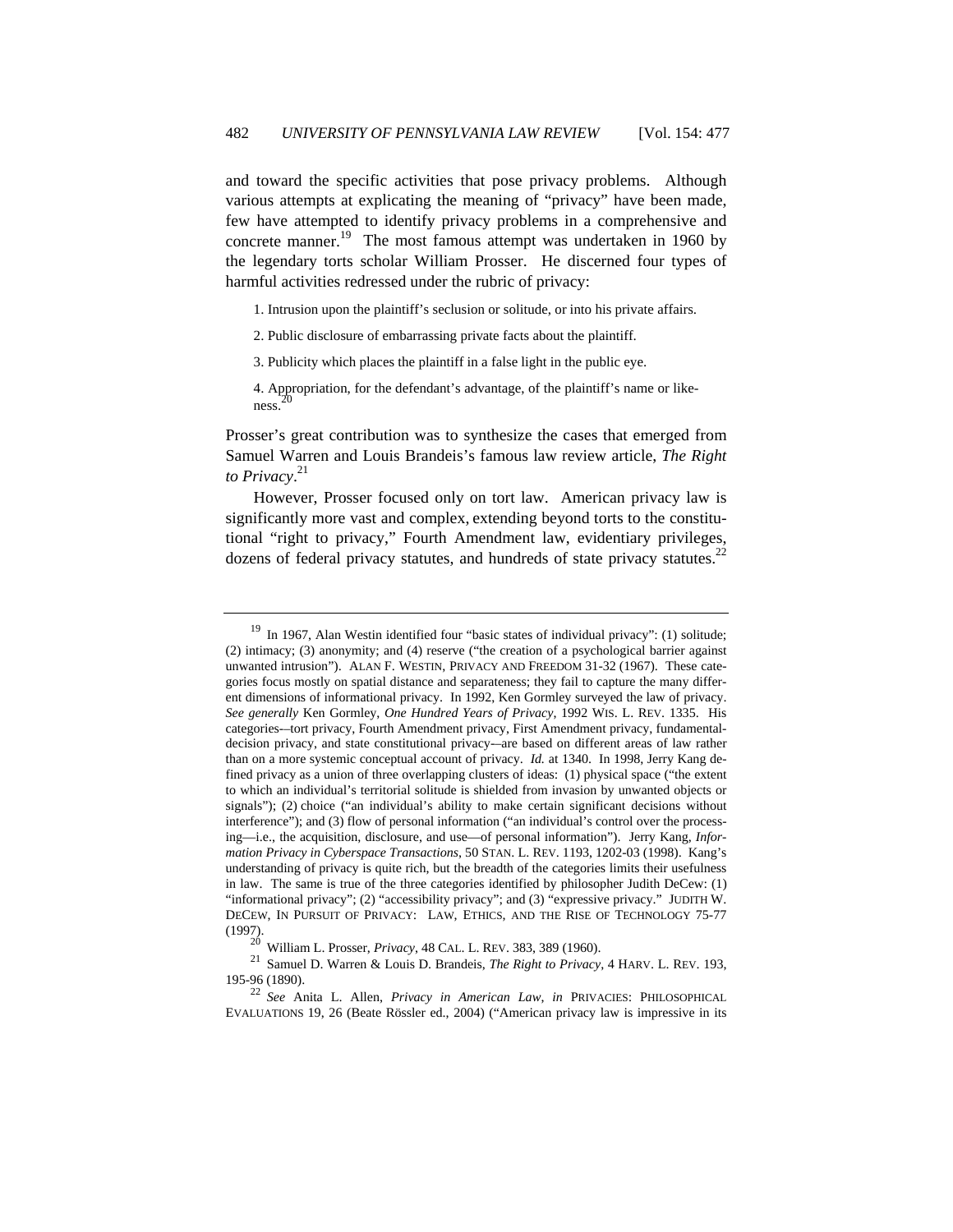and toward the specific activities that pose privacy problems. Although various attempts at explicating the meaning of "privacy" have been made, few have attempted to identify privacy problems in a comprehensive and concrete manner.[19] The most famous attempt was undertaken in 1960 by the legendary torts scholar William Prosser. He discerned four types of harmful activities redressed under the rubric of privacy:

> 1. Intrusion upon the plaintiff's seclusion or solitude, or into his private affairs.
>
> 2. Public disclosure of embarrassing private facts about the plaintiff.
>
> 3. Publicity which places the plaintiff in a false light in the public eye.
>
> 4. Appropriation, for the defendant's advantage, of the plaintiff's name or likeness.[20]

Prosser's great contribution was to synthesize the cases that emerged from Samuel Warren and Louis Brandeis's famous law review article, *The Right to Privacy*.[21]

However, Prosser focused only on tort law. American privacy law is significantly more vast and complex, extending beyond torts to the constitutional "right to privacy," Fourth Amendment law, evidentiary privileges, dozens of federal privacy statutes, and hundreds of state privacy statutes.[22]

---

[19] In 1967, Alan Westin identified four "basic states of individual privacy": (1) solitude; (2) intimacy; (3) anonymity; and (4) reserve ("the creation of a psychological barrier against unwanted intrusion"). ALAN F. WESTIN, PRIVACY AND FREEDOM 31-32 (1967). These categories focus mostly on spatial distance and separateness; they fail to capture the many different dimensions of informational privacy. In 1992, Ken Gormley surveyed the law of privacy. *See generally* Ken Gormley, *One Hundred Years of Privacy*, 1992 WIS. L. REV. 1335. His categories—tort privacy, Fourth Amendment privacy, First Amendment privacy, fundamental-decision privacy, and state constitutional privacy—are based on different areas of law rather than on a more systemic conceptual account of privacy. *Id.* at 1340. In 1998, Jerry Kang defined privacy as a union of three overlapping clusters of ideas: (1) physical space ("the extent to which an individual's territorial solitude is shielded from invasion by unwanted objects or signals"); (2) choice ("an individual's ability to make certain significant decisions without interference"); and (3) flow of personal information ("an individual's control over the processing—i.e., the acquisition, disclosure, and use—of personal information"). Jerry Kang, *Information Privacy in Cyberspace Transactions*, 50 STAN. L. REV. 1193, 1202-03 (1998). Kang's understanding of privacy is quite rich, but the breadth of the categories limits their usefulness in law. The same is true of the three categories identified by philosopher Judith DeCew: (1) "informational privacy"; (2) "accessibility privacy"; and (3) "expressive privacy." JUDITH W. DECEW, IN PURSUIT OF PRIVACY: LAW, ETHICS, AND THE RISE OF TECHNOLOGY 75-77 (1997).

[20] William L. Prosser, *Privacy*, 48 CAL. L. REV. 383, 389 (1960).

[21] Samuel D. Warren & Louis D. Brandeis, *The Right to Privacy*, 4 HARV. L. REV. 193, 195-96 (1890).

[22] *See* Anita L. Allen, *Privacy in American Law*, *in* PRIVACIES: PHILOSOPHICAL EVALUATIONS 19, 26 (Beate Rössler ed., 2004) ("American privacy law is impressive in its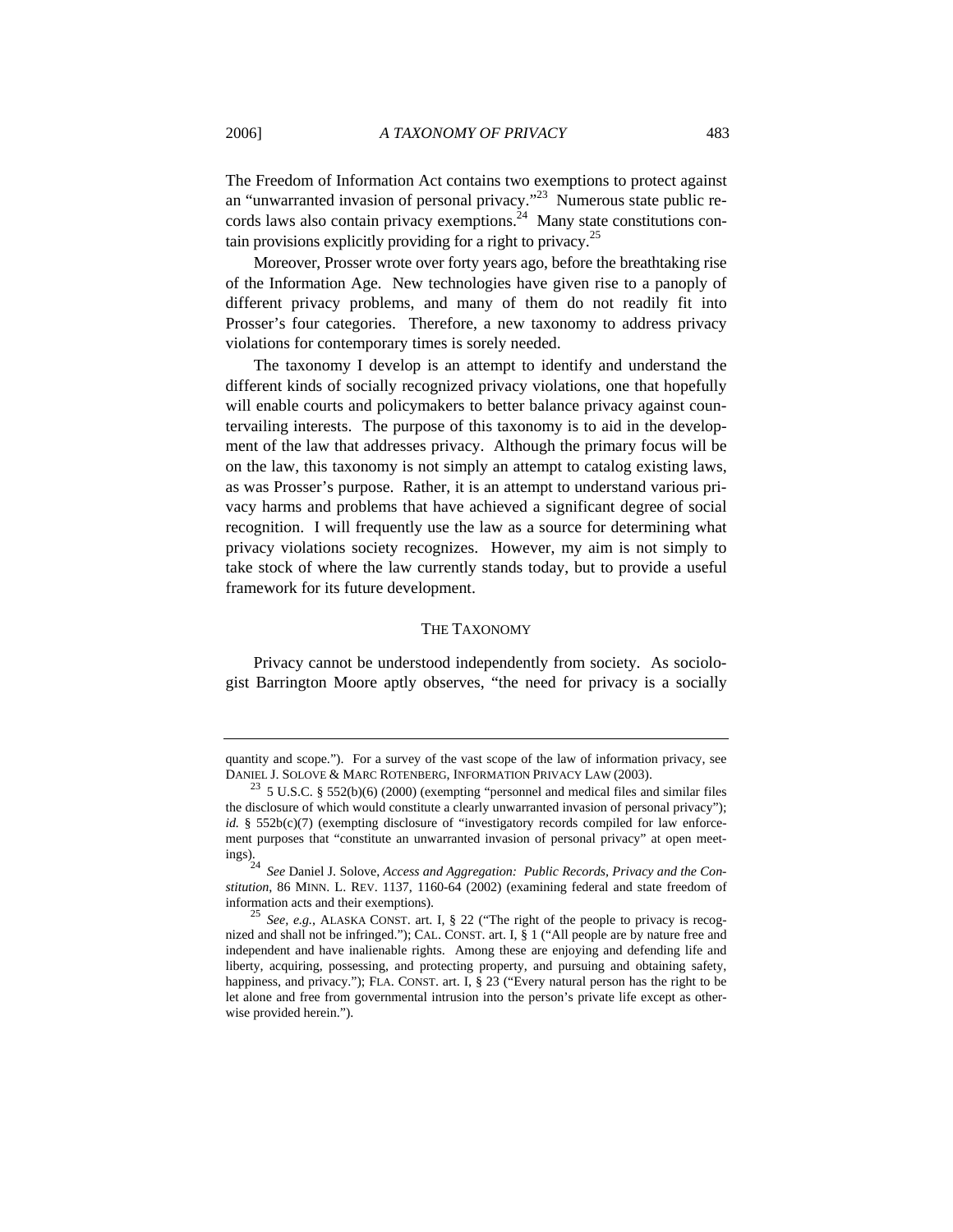The Freedom of Information Act contains two exemptions to protect against an "unwarranted invasion of personal privacy."[23] Numerous state public records laws also contain privacy exemptions.[24] Many state constitutions contain provisions explicitly providing for a right to privacy.[25]

Moreover, Prosser wrote over forty years ago, before the breathtaking rise of the Information Age. New technologies have given rise to a panoply of different privacy problems, and many of them do not readily fit into Prosser's four categories. Therefore, a new taxonomy to address privacy violations for contemporary times is sorely needed.

The taxonomy I develop is an attempt to identify and understand the different kinds of socially recognized privacy violations, one that hopefully will enable courts and policymakers to better balance privacy against countervailing interests. The purpose of this taxonomy is to aid in the development of the law that addresses privacy. Although the primary focus will be on the law, this taxonomy is not simply an attempt to catalog existing laws, as was Prosser's purpose. Rather, it is an attempt to understand various privacy harms and problems that have achieved a significant degree of social recognition. I will frequently use the law as a source for determining what privacy violations society recognizes. However, my aim is not simply to take stock of where the law currently stands today, but to provide a useful framework for its future development.

## THE TAXONOMY

Privacy cannot be understood independently from society. As sociologist Barrington Moore aptly observes, "the need for privacy is a socially

---

quantity and scope."). For a survey of the vast scope of the law of information privacy, see DANIEL J. SOLOVE & MARC ROTENBERG, INFORMATION PRIVACY LAW (2003).

[23] 5 U.S.C. § 552(b)(6) (2000) (exempting "personnel and medical files and similar files the disclosure of which would constitute a clearly unwarranted invasion of personal privacy"); *id.* § 552b(c)(7) (exempting disclosure of "investigatory records compiled for law enforcement purposes that "constitute an unwarranted invasion of personal privacy" at open meetings).

[24] *See* Daniel J. Solove, *Access and Aggregation: Public Records, Privacy and the Constitution*, 86 MINN. L. REV. 1137, 1160-64 (2002) (examining federal and state freedom of information acts and their exemptions).

[25] *See, e.g.*, ALASKA CONST. art. I, § 22 ("The right of the people to privacy is recognized and shall not be infringed."); CAL. CONST. art. I, § 1 ("All people are by nature free and independent and have inalienable rights. Among these are enjoying and defending life and liberty, acquiring, possessing, and protecting property, and pursuing and obtaining safety, happiness, and privacy."); FLA. CONST. art. I, § 23 ("Every natural person has the right to be let alone and free from governmental intrusion into the person's private life except as otherwise provided herein.").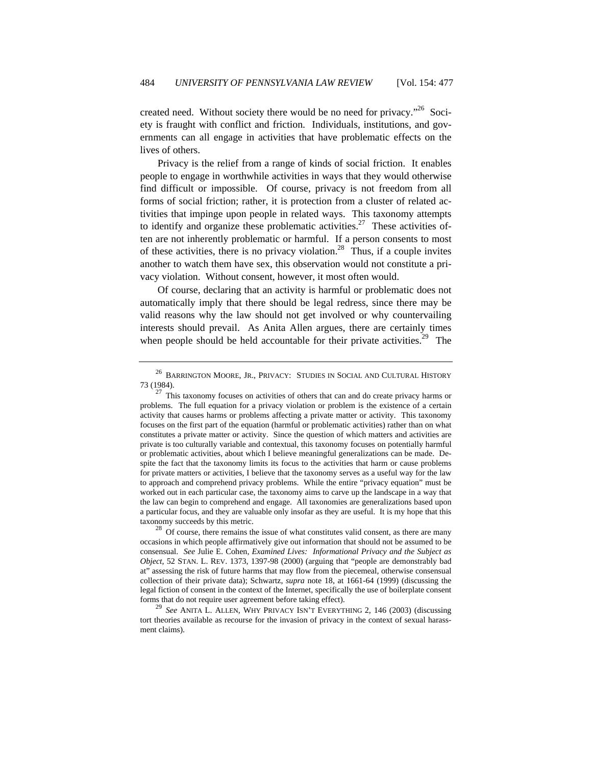created need. Without society there would be no need for privacy."[26] Society is fraught with conflict and friction. Individuals, institutions, and governments can all engage in activities that have problematic effects on the lives of others.

Privacy is the relief from a range of kinds of social friction. It enables people to engage in worthwhile activities in ways that they would otherwise find difficult or impossible. Of course, privacy is not freedom from all forms of social friction; rather, it is protection from a cluster of related activities that impinge upon people in related ways. This taxonomy attempts to identify and organize these problematic activities.[27] These activities often are not inherently problematic or harmful. If a person consents to most of these activities, there is no privacy violation.[28] Thus, if a couple invites another to watch them have sex, this observation would not constitute a privacy violation. Without consent, however, it most often would.

Of course, declaring that an activity is harmful or problematic does not automatically imply that there should be legal redress, since there may be valid reasons why the law should not get involved or why countervailing interests should prevail. As Anita Allen argues, there are certainly times when people should be held accountable for their private activities.[29] The

---

[26] BARRINGTON MOORE, JR., PRIVACY: STUDIES IN SOCIAL AND CULTURAL HISTORY 73 (1984).

[27] This taxonomy focuses on activities of others that can and do create privacy harms or problems. The full equation for a privacy violation or problem is the existence of a certain activity that causes harms or problems affecting a private matter or activity. This taxonomy focuses on the first part of the equation (harmful or problematic activities) rather than on what constitutes a private matter or activity. Since the question of which matters and activities are private is too culturally variable and contextual, this taxonomy focuses on potentially harmful or problematic activities, about which I believe meaningful generalizations can be made. Despite the fact that the taxonomy limits its focus to the activities that harm or cause problems for private matters or activities, I believe that the taxonomy serves as a useful way for the law to approach and comprehend privacy problems. While the entire "privacy equation" must be worked out in each particular case, the taxonomy aims to carve up the landscape in a way that the law can begin to comprehend and engage. All taxonomies are generalizations based upon a particular focus, and they are valuable only insofar as they are useful. It is my hope that this taxonomy succeeds by this metric.

[28] Of course, there remains the issue of what constitutes valid consent, as there are many occasions in which people affirmatively give out information that should not be assumed to be consensual. *See* Julie E. Cohen, *Examined Lives: Informational Privacy and the Subject as Object*, 52 STAN. L. REV. 1373, 1397-98 (2000) (arguing that "people are demonstrably bad at" assessing the risk of future harms that may flow from the piecemeal, otherwise consensual collection of their private data); Schwartz, *supra* note 18, at 1661-64 (1999) (discussing the legal fiction of consent in the context of the Internet, specifically the use of boilerplate consent forms that do not require user agreement before taking effect).

[29] *See* ANITA L. ALLEN, WHY PRIVACY ISN'T EVERYTHING 2, 146 (2003) (discussing tort theories available as recourse for the invasion of privacy in the context of sexual harassment claims).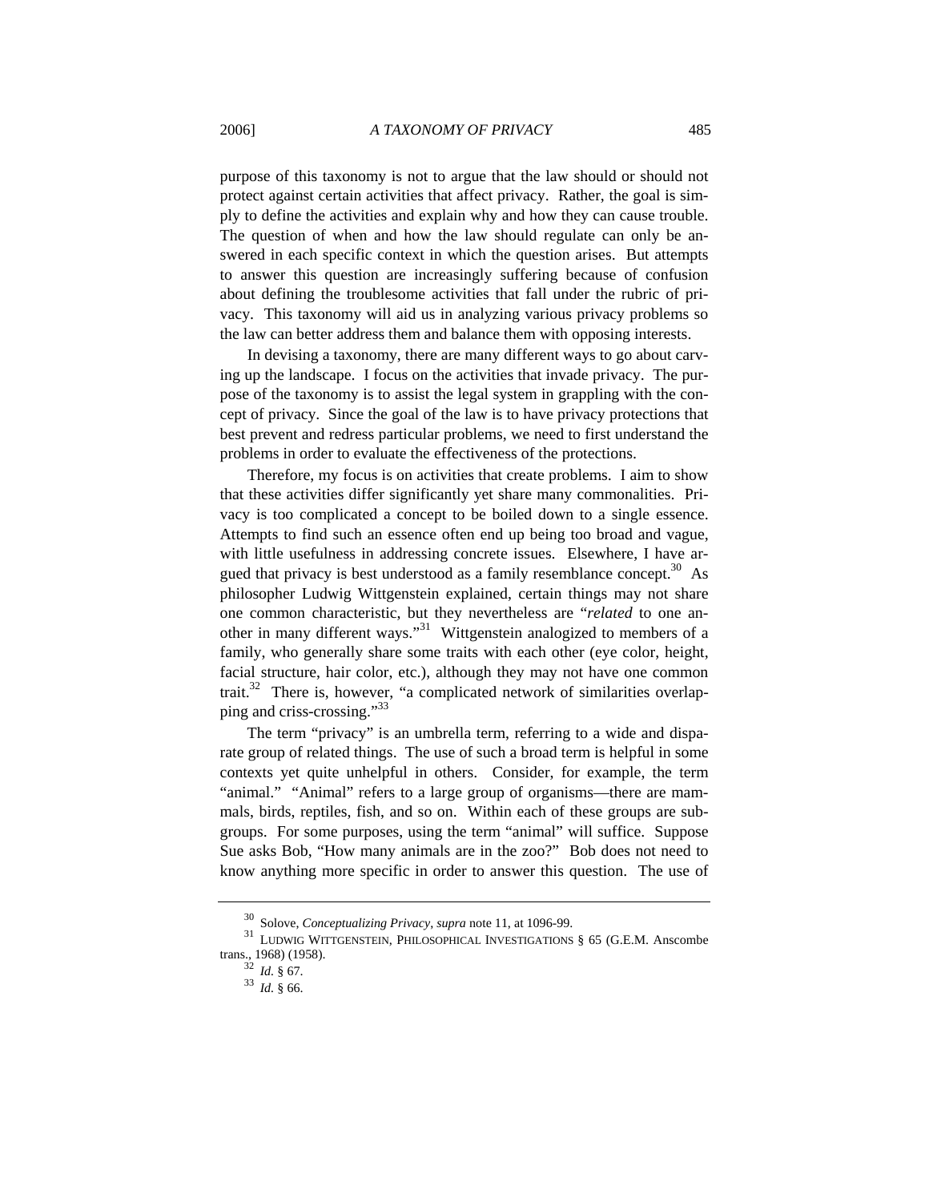purpose of this taxonomy is not to argue that the law should or should not protect against certain activities that affect privacy. Rather, the goal is simply to define the activities and explain why and how they can cause trouble. The question of when and how the law should regulate can only be answered in each specific context in which the question arises. But attempts to answer this question are increasingly suffering because of confusion about defining the troublesome activities that fall under the rubric of privacy. This taxonomy will aid us in analyzing various privacy problems so the law can better address them and balance them with opposing interests.

In devising a taxonomy, there are many different ways to go about carving up the landscape. I focus on the activities that invade privacy. The purpose of the taxonomy is to assist the legal system in grappling with the concept of privacy. Since the goal of the law is to have privacy protections that best prevent and redress particular problems, we need to first understand the problems in order to evaluate the effectiveness of the protections.

Therefore, my focus is on activities that create problems. I aim to show that these activities differ significantly yet share many commonalities. Privacy is too complicated a concept to be boiled down to a single essence. Attempts to find such an essence often end up being too broad and vague, with little usefulness in addressing concrete issues. Elsewhere, I have argued that privacy is best understood as a family resemblance concept.[30] As philosopher Ludwig Wittgenstein explained, certain things may not share one common characteristic, but they nevertheless are "*related* to one another in many different ways."[31] Wittgenstein analogized to members of a family, who generally share some traits with each other (eye color, height, facial structure, hair color, etc.), although they may not have one common trait.[32] There is, however, "a complicated network of similarities overlapping and criss-crossing."[33]

The term "privacy" is an umbrella term, referring to a wide and disparate group of related things. The use of such a broad term is helpful in some contexts yet quite unhelpful in others. Consider, for example, the term "animal." "Animal" refers to a large group of organisms—there are mammals, birds, reptiles, fish, and so on. Within each of these groups are subgroups. For some purposes, using the term "animal" will suffice. Suppose Sue asks Bob, "How many animals are in the zoo?" Bob does not need to know anything more specific in order to answer this question. The use of

---

[30] Solove, *Conceptualizing Privacy*, *supra* note 11, at 1096-99.

[31] LUDWIG WITTGENSTEIN, PHILOSOPHICAL INVESTIGATIONS § 65 (G.E.M. Anscombe trans., 1968) (1958).

[32] *Id.* § 67.

[33] *Id.* § 66.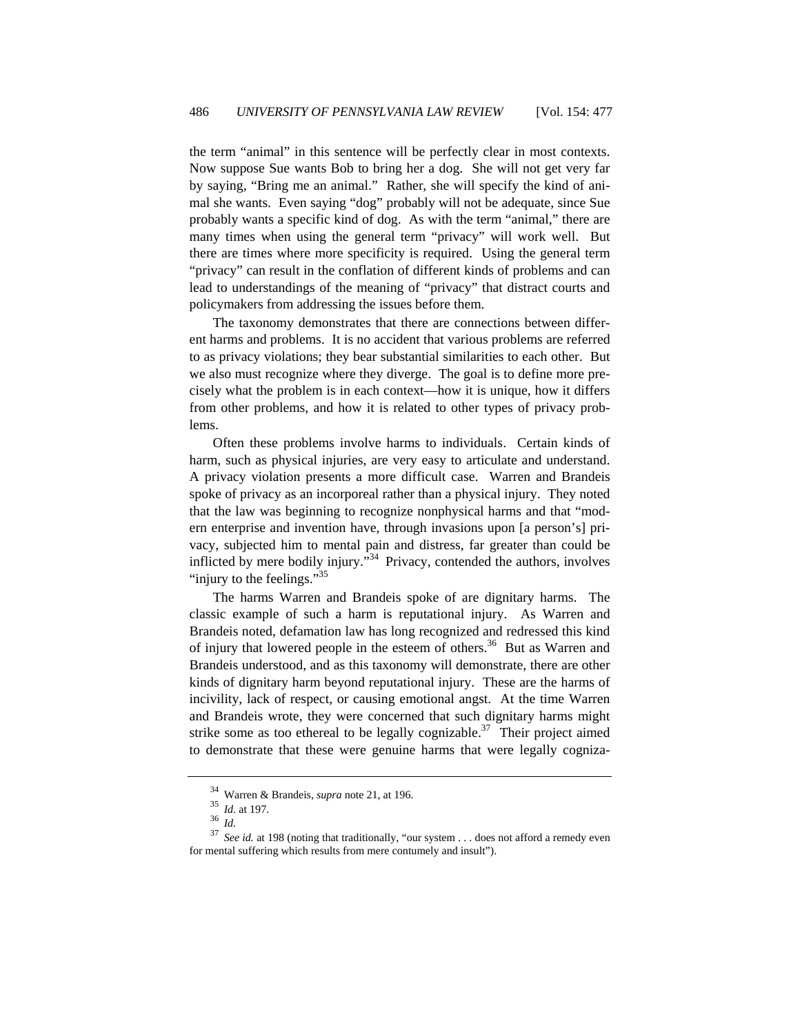the term "animal" in this sentence will be perfectly clear in most contexts. Now suppose Sue wants Bob to bring her a dog. She will not get very far by saying, "Bring me an animal." Rather, she will specify the kind of animal she wants. Even saying "dog" probably will not be adequate, since Sue probably wants a specific kind of dog. As with the term "animal," there are many times when using the general term "privacy" will work well. But there are times where more specificity is required. Using the general term "privacy" can result in the conflation of different kinds of problems and can lead to understandings of the meaning of "privacy" that distract courts and policymakers from addressing the issues before them.

The taxonomy demonstrates that there are connections between different harms and problems. It is no accident that various problems are referred to as privacy violations; they bear substantial similarities to each other. But we also must recognize where they diverge. The goal is to define more precisely what the problem is in each context—how it is unique, how it differs from other problems, and how it is related to other types of privacy problems.

Often these problems involve harms to individuals. Certain kinds of harm, such as physical injuries, are very easy to articulate and understand. A privacy violation presents a more difficult case. Warren and Brandeis spoke of privacy as an incorporeal rather than a physical injury. They noted that the law was beginning to recognize nonphysical harms and that "modern enterprise and invention have, through invasions upon [a person's] privacy, subjected him to mental pain and distress, far greater than could be inflicted by mere bodily injury."[34] Privacy, contended the authors, involves "injury to the feelings."[35]

The harms Warren and Brandeis spoke of are dignitary harms. The classic example of such a harm is reputational injury. As Warren and Brandeis noted, defamation law has long recognized and redressed this kind of injury that lowered people in the esteem of others.[36] But as Warren and Brandeis understood, and as this taxonomy will demonstrate, there are other kinds of dignitary harm beyond reputational injury. These are the harms of incivility, lack of respect, or causing emotional angst. At the time Warren and Brandeis wrote, they were concerned that such dignitary harms might strike some as too ethereal to be legally cognizable.[37] Their project aimed to demonstrate that these were genuine harms that were legally cogniza-

---

[34] Warren & Brandeis, *supra* note 21, at 196.

[35] *Id.* at 197.

[36] *Id.*

[37] *See id.* at 198 (noting that traditionally, "our system . . . does not afford a remedy even for mental suffering which results from mere contumely and insult").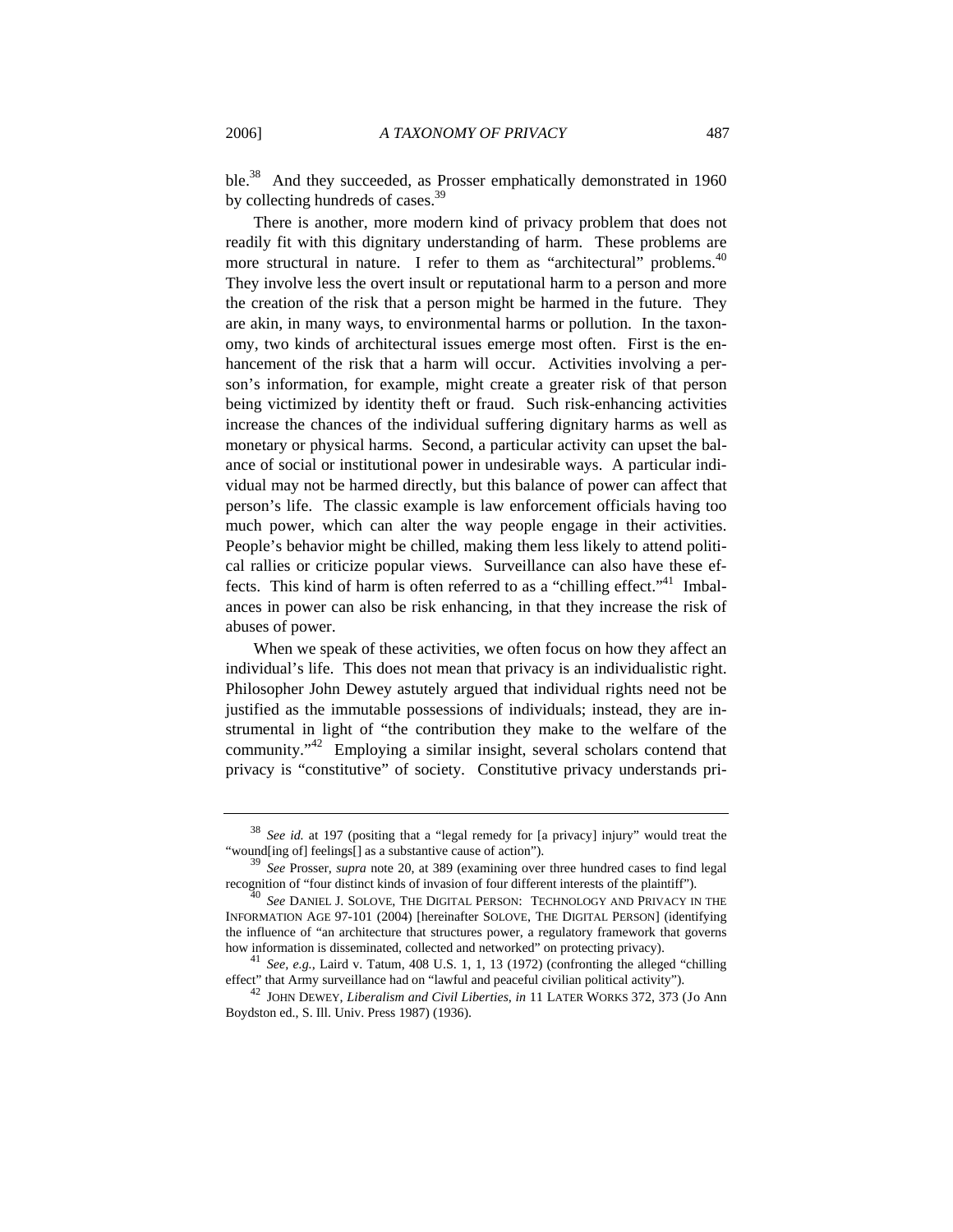ble.[38] And they succeeded, as Prosser emphatically demonstrated in 1960 by collecting hundreds of cases.[39]

There is another, more modern kind of privacy problem that does not readily fit with this dignitary understanding of harm. These problems are more structural in nature. I refer to them as "architectural" problems.[40] They involve less the overt insult or reputational harm to a person and more the creation of the risk that a person might be harmed in the future. They are akin, in many ways, to environmental harms or pollution. In the taxonomy, two kinds of architectural issues emerge most often. First is the enhancement of the risk that a harm will occur. Activities involving a person's information, for example, might create a greater risk of that person being victimized by identity theft or fraud. Such risk-enhancing activities increase the chances of the individual suffering dignitary harms as well as monetary or physical harms. Second, a particular activity can upset the balance of social or institutional power in undesirable ways. A particular individual may not be harmed directly, but this balance of power can affect that person's life. The classic example is law enforcement officials having too much power, which can alter the way people engage in their activities. People's behavior might be chilled, making them less likely to attend political rallies or criticize popular views. Surveillance can also have these effects. This kind of harm is often referred to as a "chilling effect."[41] Imbalances in power can also be risk enhancing, in that they increase the risk of abuses of power.

When we speak of these activities, we often focus on how they affect an individual's life. This does not mean that privacy is an individualistic right. Philosopher John Dewey astutely argued that individual rights need not be justified as the immutable possessions of individuals; instead, they are instrumental in light of "the contribution they make to the welfare of the community."[42] Employing a similar insight, several scholars contend that privacy is "constitutive" of society. Constitutive privacy understands pri-

---

[38] *See id.* at 197 (positing that a "legal remedy for [a privacy] injury" would treat the "wound[ing of] feelings[] as a substantive cause of action").

[39] *See* Prosser, *supra* note 20, at 389 (examining over three hundred cases to find legal recognition of "four distinct kinds of invasion of four different interests of the plaintiff").

[40] *See* DANIEL J. SOLOVE, THE DIGITAL PERSON: TECHNOLOGY AND PRIVACY IN THE INFORMATION AGE 97-101 (2004) [hereinafter SOLOVE, THE DIGITAL PERSON] (identifying the influence of "an architecture that structures power, a regulatory framework that governs how information is disseminated, collected and networked" on protecting privacy).

[41] *See, e.g.*, Laird v. Tatum, 408 U.S. 1, 1, 13 (1972) (confronting the alleged "chilling effect" that Army surveillance had on "lawful and peaceful civilian political activity").

[42] JOHN DEWEY, *Liberalism and Civil Liberties*, *in* 11 LATER WORKS 372, 373 (Jo Ann Boydston ed., S. Ill. Univ. Press 1987) (1936).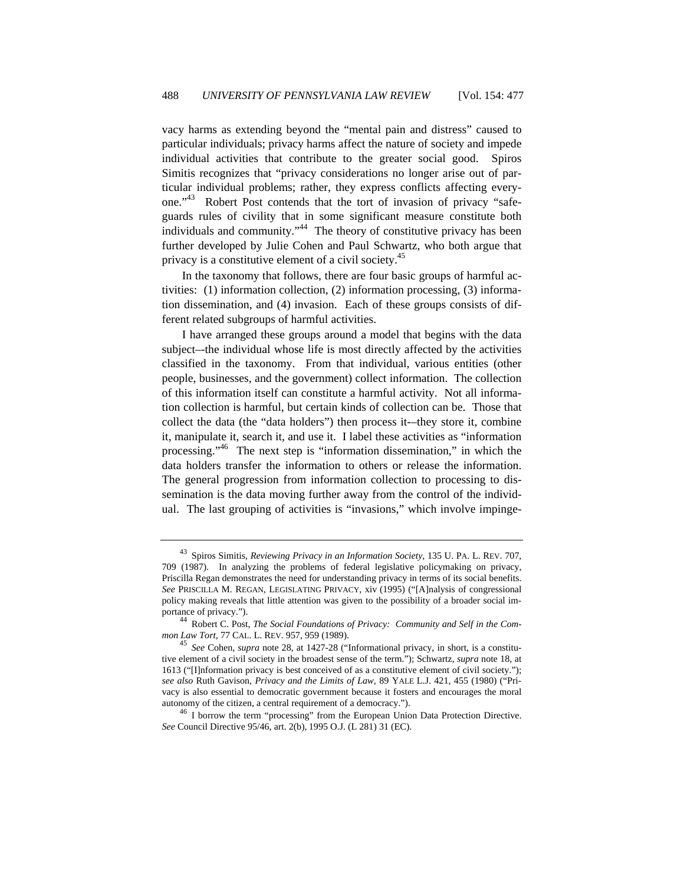vacy harms as extending beyond the "mental pain and distress" caused to particular individuals; privacy harms affect the nature of society and impede individual activities that contribute to the greater social good. Spiros Simitis recognizes that "privacy considerations no longer arise out of particular individual problems; rather, they express conflicts affecting everyone."[43] Robert Post contends that the tort of invasion of privacy "safeguards rules of civility that in some significant measure constitute both individuals and community."[44] The theory of constitutive privacy has been further developed by Julie Cohen and Paul Schwartz, who both argue that privacy is a constitutive element of a civil society.[45]

In the taxonomy that follows, there are four basic groups of harmful activities: (1) information collection, (2) information processing, (3) information dissemination, and (4) invasion. Each of these groups consists of different related subgroups of harmful activities.

I have arranged these groups around a model that begins with the data subject—the individual whose life is most directly affected by the activities classified in the taxonomy. From that individual, various entities (other people, businesses, and the government) collect information. The collection of this information itself can constitute a harmful activity. Not all information collection is harmful, but certain kinds of collection can be. Those that collect the data (the "data holders") then process it—they store it, combine it, manipulate it, search it, and use it. I label these activities as "information processing."[46] The next step is "information dissemination," in which the data holders transfer the information to others or release the information. The general progression from information collection to processing to dissemination is the data moving further away from the control of the individual. The last grouping of activities is "invasions," which involve impinge-

---

[43] Spiros Simitis, *Reviewing Privacy in an Information Society*, 135 U. PA. L. REV. 707, 709 (1987). In analyzing the problems of federal legislative policymaking on privacy, Priscilla Regan demonstrates the need for understanding privacy in terms of its social benefits. *See* PRISCILLA M. REGAN, LEGISLATING PRIVACY, xiv (1995) ("[A]nalysis of congressional policy making reveals that little attention was given to the possibility of a broader social importance of privacy.").

[44] Robert C. Post, *The Social Foundations of Privacy: Community and Self in the Common Law Tort*, 77 CAL. L. REV. 957, 959 (1989).

[45] *See* Cohen, *supra* note 28, at 1427-28 ("Informational privacy, in short, is a constitutive element of a civil society in the broadest sense of the term."); Schwartz, *supra* note 18, at 1613 ("[I]nformation privacy is best conceived of as a constitutive element of civil society."); *see also* Ruth Gavison, *Privacy and the Limits of Law*, 89 YALE L.J. 421, 455 (1980) ("Privacy is also essential to democratic government because it fosters and encourages the moral autonomy of the citizen, a central requirement of a democracy.").

[46] I borrow the term "processing" from the European Union Data Protection Directive. *See* Council Directive 95/46, art. 2(b), 1995 O.J. (L 281) 31 (EC).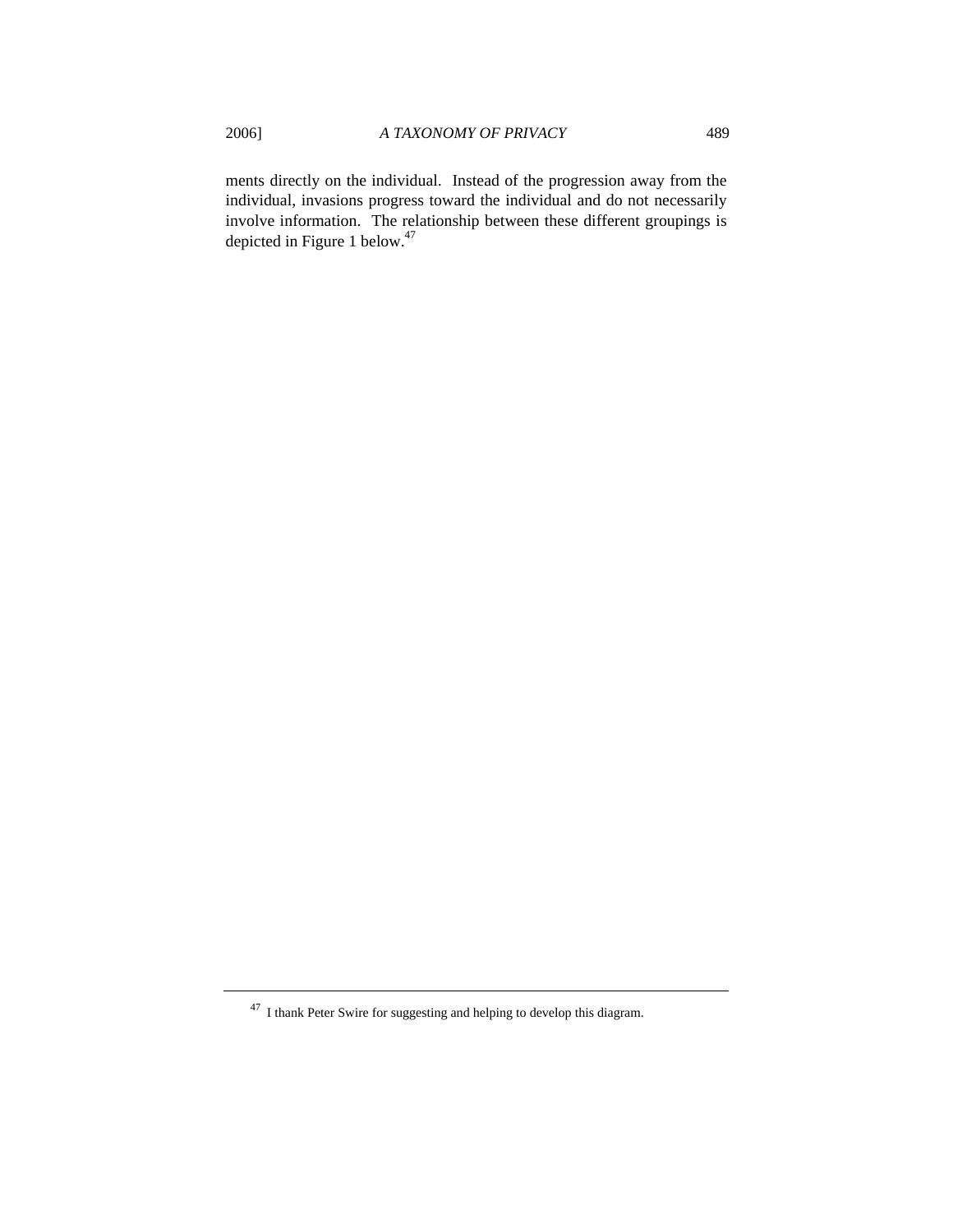ments directly on the individual. Instead of the progression away from the individual, invasions progress toward the individual and do not necessarily involve information. The relationship between these different groupings is depicted in Figure 1 below.[47]

---

[47] I thank Peter Swire for suggesting and helping to develop this diagram.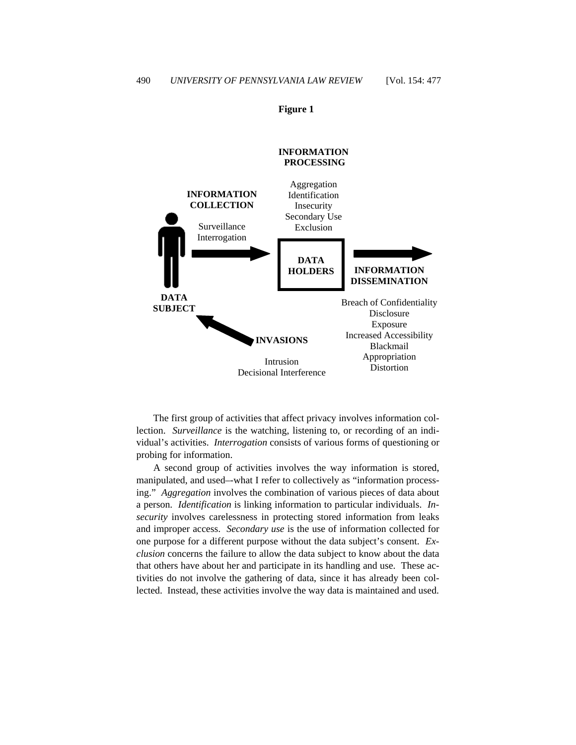**Figure 1**

**INFORMATION PROCESSING**

Aggregation
Identification
Insecurity
Secondary Use
Exclusion

**INFORMATION COLLECTION**

Surveillance
Interrogation

**DATA HOLDERS**

**INFORMATION DISSEMINATION**

Breach of Confidentiality
Disclosure
Exposure
Increased Accessibility
Blackmail
Appropriation
Distortion

**DATA SUBJECT**

**INVASIONS**

Intrusion
Decisional Interference

The first group of activities that affect privacy involves information collection. *Surveillance* is the watching, listening to, or recording of an individual's activities. *Interrogation* consists of various forms of questioning or probing for information.

A second group of activities involves the way information is stored, manipulated, and used–-what I refer to collectively as "information processing." *Aggregation* involves the combination of various pieces of data about a person. *Identification* is linking information to particular individuals. *Insecurity* involves carelessness in protecting stored information from leaks and improper access. *Secondary use* is the use of information collected for one purpose for a different purpose without the data subject's consent. *Exclusion* concerns the failure to allow the data subject to know about the data that others have about her and participate in its handling and use. These activities do not involve the gathering of data, since it has already been collected. Instead, these activities involve the way data is maintained and used.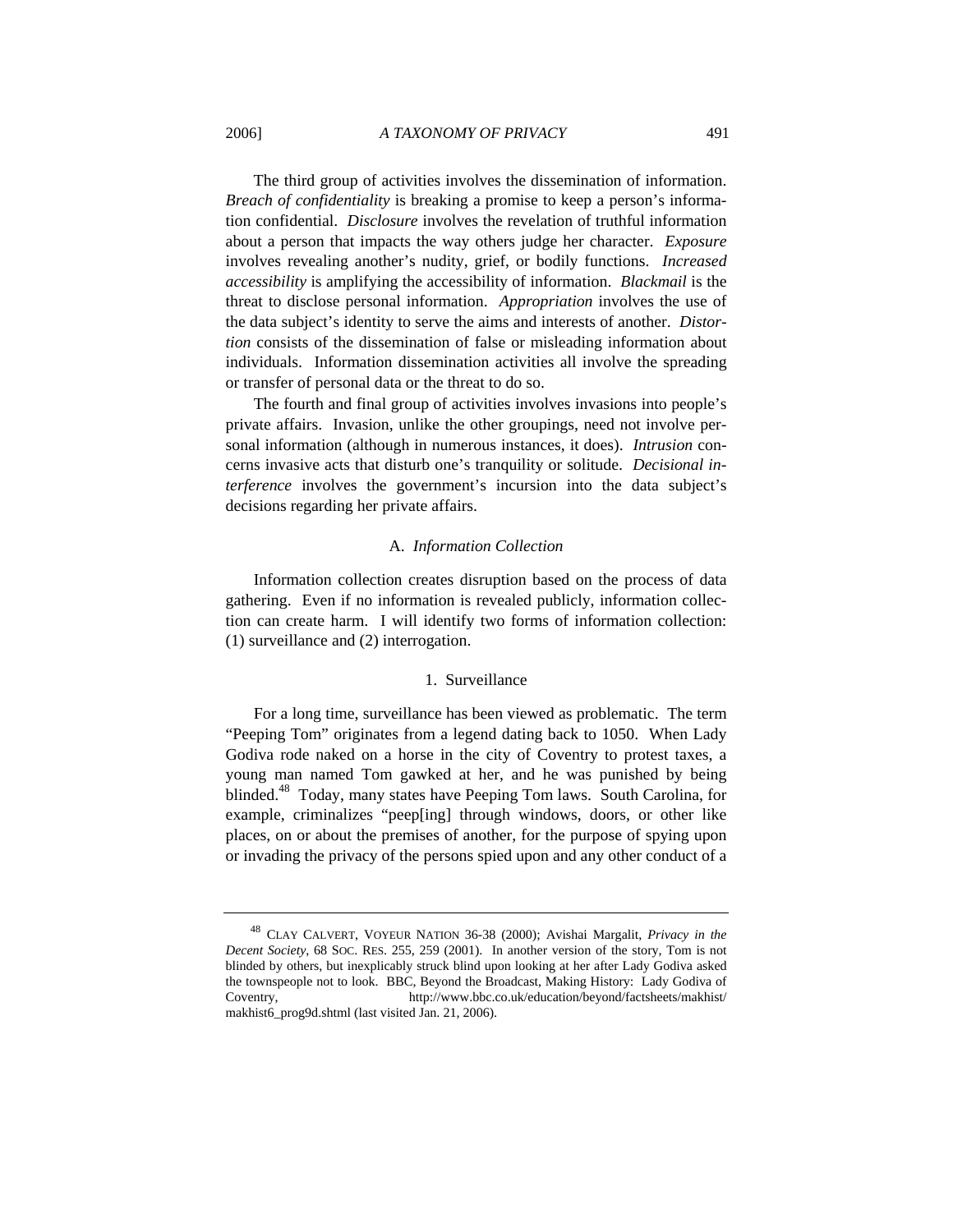The third group of activities involves the dissemination of information. *Breach of confidentiality* is breaking a promise to keep a person's information confidential. *Disclosure* involves the revelation of truthful information about a person that impacts the way others judge her character. *Exposure* involves revealing another's nudity, grief, or bodily functions. *Increased accessibility* is amplifying the accessibility of information. *Blackmail* is the threat to disclose personal information. *Appropriation* involves the use of the data subject's identity to serve the aims and interests of another. *Distortion* consists of the dissemination of false or misleading information about individuals. Information dissemination activities all involve the spreading or transfer of personal data or the threat to do so.

The fourth and final group of activities involves invasions into people's private affairs. Invasion, unlike the other groupings, need not involve personal information (although in numerous instances, it does). *Intrusion* concerns invasive acts that disturb one's tranquility or solitude. *Decisional interference* involves the government's incursion into the data subject's decisions regarding her private affairs.

### A. *Information Collection*

Information collection creates disruption based on the process of data gathering. Even if no information is revealed publicly, information collection can create harm. I will identify two forms of information collection: (1) surveillance and (2) interrogation.

#### 1. Surveillance

For a long time, surveillance has been viewed as problematic. The term "Peeping Tom" originates from a legend dating back to 1050. When Lady Godiva rode naked on a horse in the city of Coventry to protest taxes, a young man named Tom gawked at her, and he was punished by being blinded.[48] Today, many states have Peeping Tom laws. South Carolina, for example, criminalizes "peep[ing] through windows, doors, or other like places, on or about the premises of another, for the purpose of spying upon or invading the privacy of the persons spied upon and any other conduct of a

---

[48] CLAY CALVERT, VOYEUR NATION 36-38 (2000); Avishai Margalit, *Privacy in the Decent Society*, 68 SOC. RES. 255, 259 (2001). In another version of the story, Tom is not blinded by others, but inexplicably struck blind upon looking at her after Lady Godiva asked the townspeople not to look. BBC, Beyond the Broadcast, Making History: Lady Godiva of Coventry, http://www.bbc.co.uk/education/beyond/factsheets/makhist/makhist6_prog9d.shtml (last visited Jan. 21, 2006).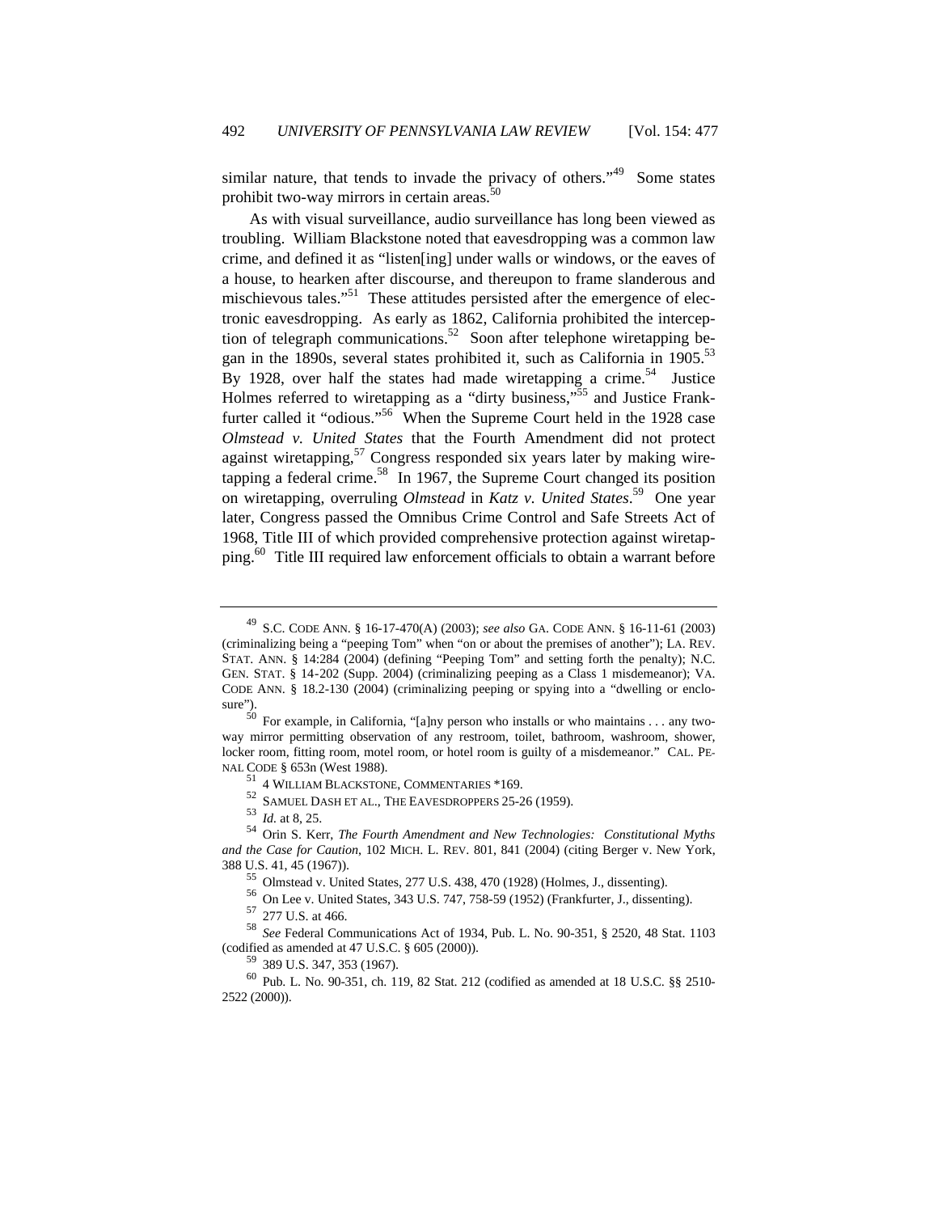similar nature, that tends to invade the privacy of others."[49] Some states prohibit two-way mirrors in certain areas.[50]

As with visual surveillance, audio surveillance has long been viewed as troubling. William Blackstone noted that eavesdropping was a common law crime, and defined it as "listen[ing] under walls or windows, or the eaves of a house, to hearken after discourse, and thereupon to frame slanderous and mischievous tales."[51] These attitudes persisted after the emergence of electronic eavesdropping. As early as 1862, California prohibited the interception of telegraph communications.[52] Soon after telephone wiretapping began in the 1890s, several states prohibited it, such as California in 1905.[53] By 1928, over half the states had made wiretapping a crime.[54] Justice Holmes referred to wiretapping as a "dirty business,"[55] and Justice Frankfurter called it "odious."[56] When the Supreme Court held in the 1928 case *Olmstead v. United States* that the Fourth Amendment did not protect against wiretapping,[57] Congress responded six years later by making wiretapping a federal crime.[58] In 1967, the Supreme Court changed its position on wiretapping, overruling *Olmstead* in *Katz v. United States*.[59] One year later, Congress passed the Omnibus Crime Control and Safe Streets Act of 1968, Title III of which provided comprehensive protection against wiretapping.[60] Title III required law enforcement officials to obtain a warrant before

---

[49] S.C. CODE ANN. § 16-17-470(A) (2003); *see also* GA. CODE ANN. § 16-11-61 (2003) (criminalizing being a "peeping Tom" when "on or about the premises of another"); LA. REV. STAT. ANN. § 14:284 (2004) (defining "Peeping Tom" and setting forth the penalty); N.C. GEN. STAT. § 14-202 (Supp. 2004) (criminalizing peeping as a Class 1 misdemeanor); VA. CODE ANN. § 18.2-130 (2004) (criminalizing peeping or spying into a "dwelling or enclosure").

[50] For example, in California, "[a]ny person who installs or who maintains . . . any two-way mirror permitting observation of any restroom, toilet, bathroom, washroom, shower, locker room, fitting room, motel room, or hotel room is guilty of a misdemeanor." CAL. PENAL CODE § 653n (West 1988).

[51] 4 WILLIAM BLACKSTONE, COMMENTARIES *169.

[52] SAMUEL DASH ET AL., THE EAVESDROPPERS 25-26 (1959).

[53] *Id.* at 8, 25.

[54] Orin S. Kerr, *The Fourth Amendment and New Technologies: Constitutional Myths and the Case for Caution*, 102 MICH. L. REV. 801, 841 (2004) (citing Berger v. New York, 388 U.S. 41, 45 (1967)).

[55] Olmstead v. United States, 277 U.S. 438, 470 (1928) (Holmes, J., dissenting).

[56] On Lee v. United States, 343 U.S. 747, 758-59 (1952) (Frankfurter, J., dissenting).

[57] 277 U.S. at 466.

[58] *See* Federal Communications Act of 1934, Pub. L. No. 90-351, § 2520, 48 Stat. 1103 (codified as amended at 47 U.S.C. § 605 (2000)).

[59] 389 U.S. 347, 353 (1967).

[60] Pub. L. No. 90-351, ch. 119, 82 Stat. 212 (codified as amended at 18 U.S.C. §§ 2510-2522 (2000)).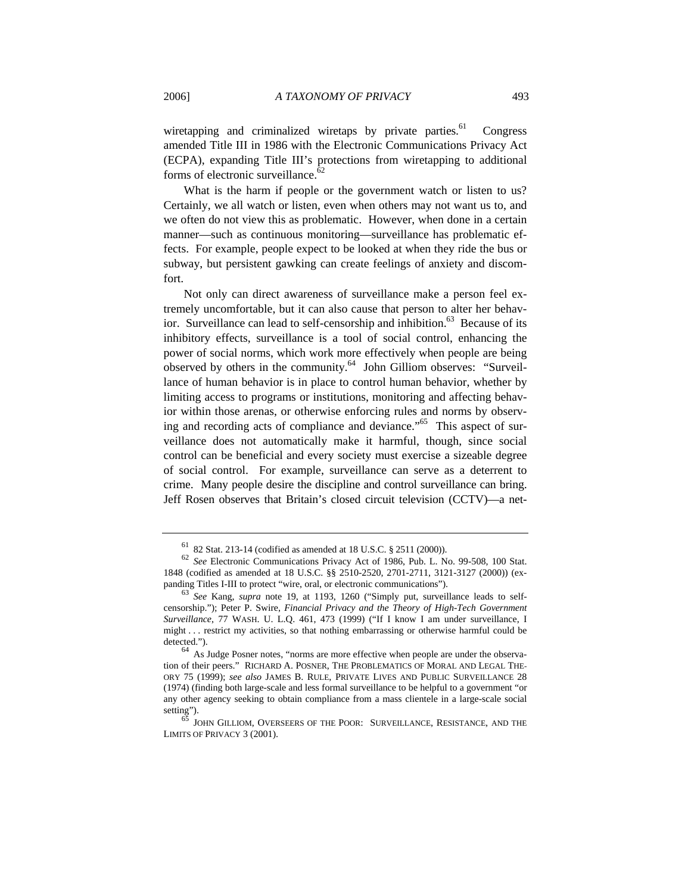wiretapping and criminalized wiretaps by private parties.[61] Congress amended Title III in 1986 with the Electronic Communications Privacy Act (ECPA), expanding Title III's protections from wiretapping to additional forms of electronic surveillance.[62]

What is the harm if people or the government watch or listen to us? Certainly, we all watch or listen, even when others may not want us to, and we often do not view this as problematic. However, when done in a certain manner—such as continuous monitoring—surveillance has problematic effects. For example, people expect to be looked at when they ride the bus or subway, but persistent gawking can create feelings of anxiety and discomfort.

Not only can direct awareness of surveillance make a person feel extremely uncomfortable, but it can also cause that person to alter her behavior. Surveillance can lead to self-censorship and inhibition.[63] Because of its inhibitory effects, surveillance is a tool of social control, enhancing the power of social norms, which work more effectively when people are being observed by others in the community.[64] John Gilliom observes: "Surveillance of human behavior is in place to control human behavior, whether by limiting access to programs or institutions, monitoring and affecting behavior within those arenas, or otherwise enforcing rules and norms by observing and recording acts of compliance and deviance."[65] This aspect of surveillance does not automatically make it harmful, though, since social control can be beneficial and every society must exercise a sizeable degree of social control. For example, surveillance can serve as a deterrent to crime. Many people desire the discipline and control surveillance can bring. Jeff Rosen observes that Britain's closed circuit television (CCTV)—a net-

---

[61] 82 Stat. 213-14 (codified as amended at 18 U.S.C. § 2511 (2000)).

[62] *See* Electronic Communications Privacy Act of 1986, Pub. L. No. 99-508, 100 Stat. 1848 (codified as amended at 18 U.S.C. §§ 2510-2520, 2701-2711, 3121-3127 (2000)) (expanding Titles I-III to protect "wire, oral, or electronic communications").

[63] *See* Kang, *supra* note 19, at 1193, 1260 ("Simply put, surveillance leads to self-censorship."); Peter P. Swire, *Financial Privacy and the Theory of High-Tech Government Surveillance*, 77 WASH. U. L.Q. 461, 473 (1999) ("If I know I am under surveillance, I might . . . restrict my activities, so that nothing embarrassing or otherwise harmful could be detected.").

[64] As Judge Posner notes, "norms are more effective when people are under the observation of their peers." RICHARD A. POSNER, THE PROBLEMATICS OF MORAL AND LEGAL THEORY 75 (1999); *see also* JAMES B. RULE, PRIVATE LIVES AND PUBLIC SURVEILLANCE 28 (1974) (finding both large-scale and less formal surveillance to be helpful to a government "or any other agency seeking to obtain compliance from a mass clientele in a large-scale social setting").

[65] JOHN GILLIOM, OVERSEERS OF THE POOR: SURVEILLANCE, RESISTANCE, AND THE LIMITS OF PRIVACY 3 (2001).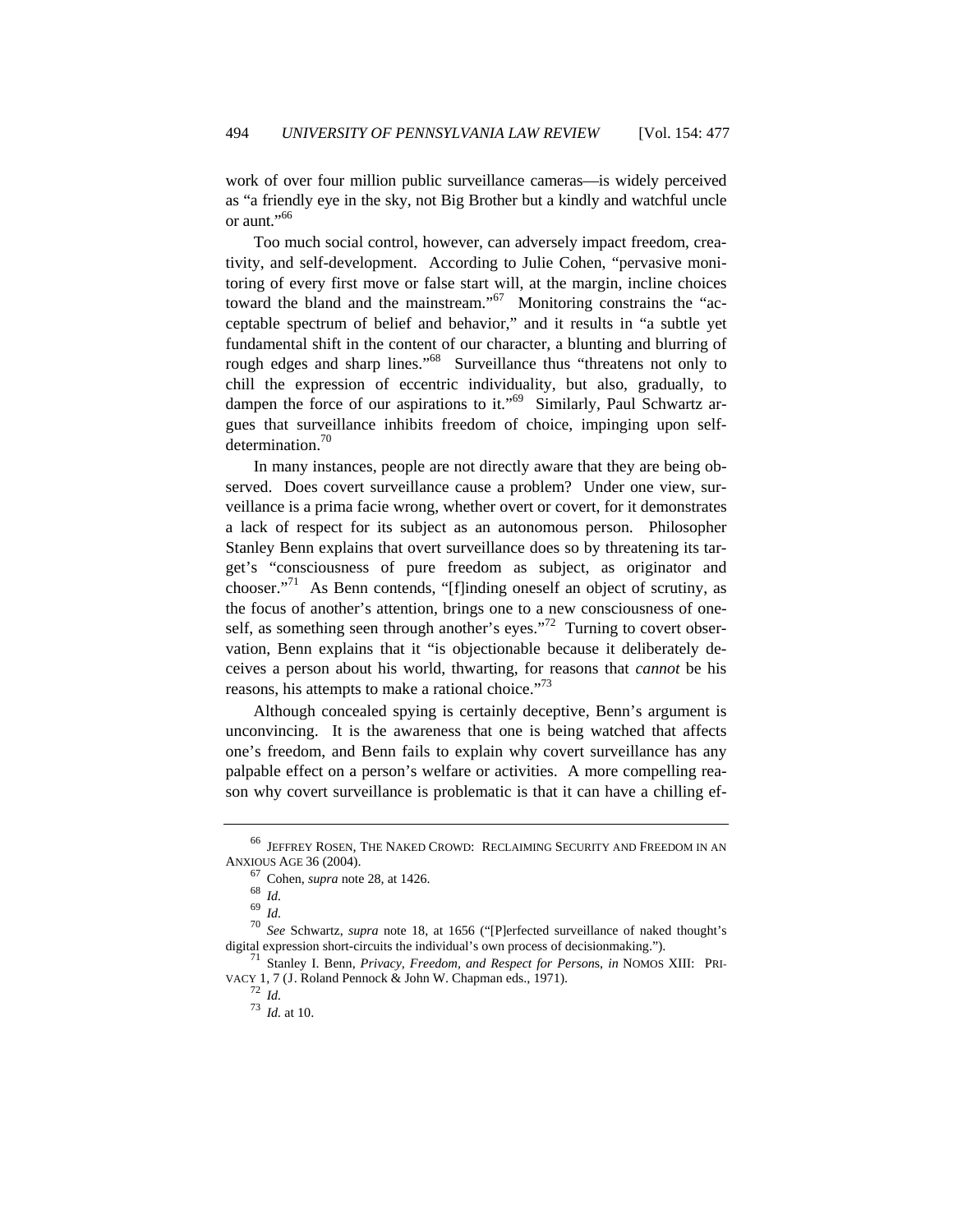work of over four million public surveillance cameras—is widely perceived as "a friendly eye in the sky, not Big Brother but a kindly and watchful uncle or aunt."[66]

Too much social control, however, can adversely impact freedom, creativity, and self-development. According to Julie Cohen, "pervasive monitoring of every first move or false start will, at the margin, incline choices toward the bland and the mainstream."[67] Monitoring constrains the "acceptable spectrum of belief and behavior," and it results in "a subtle yet fundamental shift in the content of our character, a blunting and blurring of rough edges and sharp lines."[68] Surveillance thus "threatens not only to chill the expression of eccentric individuality, but also, gradually, to dampen the force of our aspirations to it."[69] Similarly, Paul Schwartz argues that surveillance inhibits freedom of choice, impinging upon self-determination.[70]

In many instances, people are not directly aware that they are being observed. Does covert surveillance cause a problem? Under one view, surveillance is a prima facie wrong, whether overt or covert, for it demonstrates a lack of respect for its subject as an autonomous person. Philosopher Stanley Benn explains that overt surveillance does so by threatening its target's "consciousness of pure freedom as subject, as originator and chooser."[71] As Benn contends, "[f]inding oneself an object of scrutiny, as the focus of another's attention, brings one to a new consciousness of oneself, as something seen through another's eyes."[72] Turning to covert observation, Benn explains that it "is objectionable because it deliberately deceives a person about his world, thwarting, for reasons that *cannot* be his reasons, his attempts to make a rational choice."[73]

Although concealed spying is certainly deceptive, Benn's argument is unconvincing. It is the awareness that one is being watched that affects one's freedom, and Benn fails to explain why covert surveillance has any palpable effect on a person's welfare or activities. A more compelling reason why covert surveillance is problematic is that it can have a chilling ef-

---

[66] JEFFREY ROSEN, THE NAKED CROWD: RECLAIMING SECURITY AND FREEDOM IN AN ANXIOUS AGE 36 (2004).

[67] Cohen, *supra* note 28, at 1426.

[68] *Id.*

[69] *Id.*

[70] *See* Schwartz, *supra* note 18, at 1656 ("[P]erfected surveillance of naked thought's digital expression short-circuits the individual's own process of decisionmaking.").

[71] Stanley I. Benn, *Privacy, Freedom, and Respect for Persons*, *in* NOMOS XIII: PRIVACY 1, 7 (J. Roland Pennock & John W. Chapman eds., 1971).

[72] *Id.*

[73] *Id.* at 10.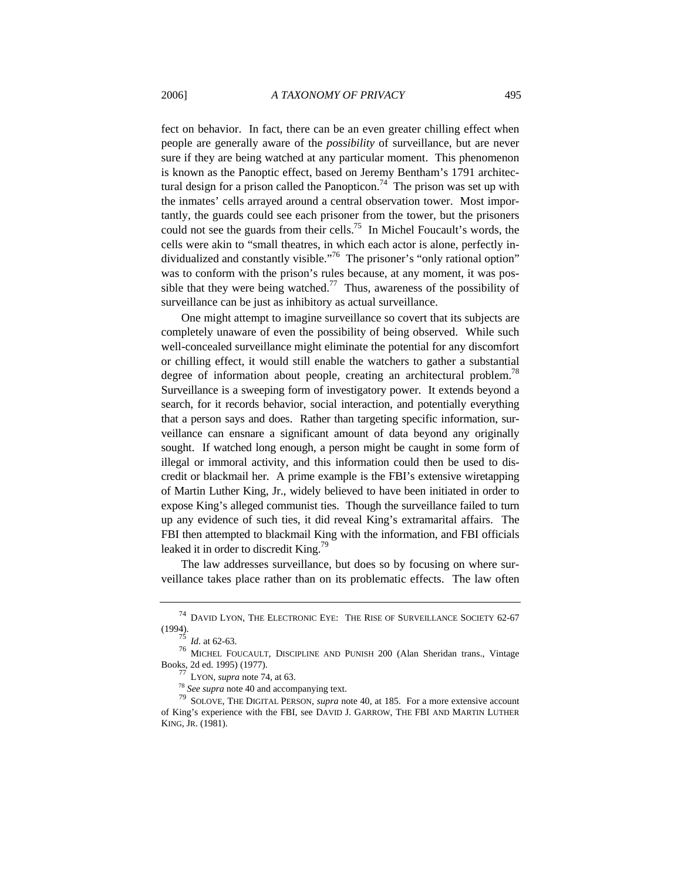fect on behavior. In fact, there can be an even greater chilling effect when people are generally aware of the *possibility* of surveillance, but are never sure if they are being watched at any particular moment. This phenomenon is known as the Panoptic effect, based on Jeremy Bentham's 1791 architectural design for a prison called the Panopticon.[74] The prison was set up with the inmates' cells arrayed around a central observation tower. Most importantly, the guards could see each prisoner from the tower, but the prisoners could not see the guards from their cells.[75] In Michel Foucault's words, the cells were akin to "small theatres, in which each actor is alone, perfectly individualized and constantly visible."[76] The prisoner's "only rational option" was to conform with the prison's rules because, at any moment, it was possible that they were being watched.[77] Thus, awareness of the possibility of surveillance can be just as inhibitory as actual surveillance.

One might attempt to imagine surveillance so covert that its subjects are completely unaware of even the possibility of being observed. While such well-concealed surveillance might eliminate the potential for any discomfort or chilling effect, it would still enable the watchers to gather a substantial degree of information about people, creating an architectural problem.[78] Surveillance is a sweeping form of investigatory power. It extends beyond a search, for it records behavior, social interaction, and potentially everything that a person says and does. Rather than targeting specific information, surveillance can ensnare a significant amount of data beyond any originally sought. If watched long enough, a person might be caught in some form of illegal or immoral activity, and this information could then be used to discredit or blackmail her. A prime example is the FBI's extensive wiretapping of Martin Luther King, Jr., widely believed to have been initiated in order to expose King's alleged communist ties. Though the surveillance failed to turn up any evidence of such ties, it did reveal King's extramarital affairs. The FBI then attempted to blackmail King with the information, and FBI officials leaked it in order to discredit King.[79]

The law addresses surveillance, but does so by focusing on where surveillance takes place rather than on its problematic effects. The law often

---

[74] DAVID LYON, THE ELECTRONIC EYE: THE RISE OF SURVEILLANCE SOCIETY 62-67 (1994).

[75] *Id.* at 62-63.

[76] MICHEL FOUCAULT, DISCIPLINE AND PUNISH 200 (Alan Sheridan trans., Vintage Books, 2d ed. 1995) (1977).

[77] LYON, *supra* note 74, at 63.

[78] *See supra* note 40 and accompanying text.

[79] SOLOVE, THE DIGITAL PERSON, *supra* note 40, at 185. For a more extensive account of King's experience with the FBI, see DAVID J. GARROW, THE FBI AND MARTIN LUTHER KING, JR. (1981).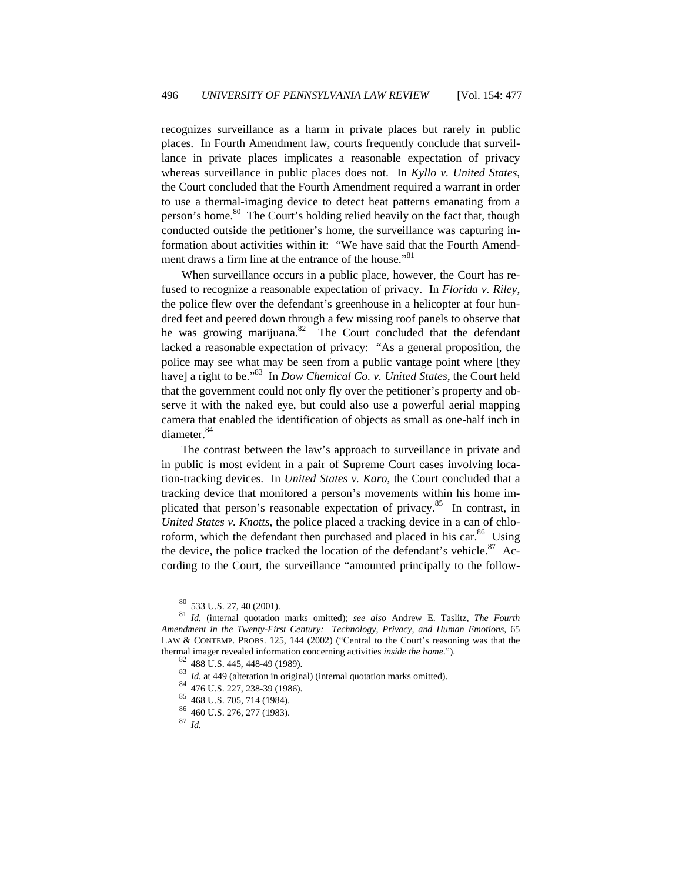recognizes surveillance as a harm in private places but rarely in public places. In Fourth Amendment law, courts frequently conclude that surveillance in private places implicates a reasonable expectation of privacy whereas surveillance in public places does not. In *Kyllo v. United States*, the Court concluded that the Fourth Amendment required a warrant in order to use a thermal-imaging device to detect heat patterns emanating from a person's home.[80] The Court's holding relied heavily on the fact that, though conducted outside the petitioner's home, the surveillance was capturing information about activities within it: "We have said that the Fourth Amendment draws a firm line at the entrance of the house."[81]

When surveillance occurs in a public place, however, the Court has refused to recognize a reasonable expectation of privacy. In *Florida v. Riley*, the police flew over the defendant's greenhouse in a helicopter at four hundred feet and peered down through a few missing roof panels to observe that he was growing marijuana.[82] The Court concluded that the defendant lacked a reasonable expectation of privacy: "As a general proposition, the police may see what may be seen from a public vantage point where [they have] a right to be."[83] In *Dow Chemical Co. v. United States*, the Court held that the government could not only fly over the petitioner's property and observe it with the naked eye, but could also use a powerful aerial mapping camera that enabled the identification of objects as small as one-half inch in diameter.[84]

The contrast between the law's approach to surveillance in private and in public is most evident in a pair of Supreme Court cases involving location-tracking devices. In *United States v. Karo*, the Court concluded that a tracking device that monitored a person's movements within his home implicated that person's reasonable expectation of privacy.[85] In contrast, in *United States v. Knotts*, the police placed a tracking device in a can of chloroform, which the defendant then purchased and placed in his car.[86] Using the device, the police tracked the location of the defendant's vehicle.[87] According to the Court, the surveillance "amounted principally to the follow-

---

[80] 533 U.S. 27, 40 (2001).

[81] *Id.* (internal quotation marks omitted); *see also* Andrew E. Taslitz, *The Fourth Amendment in the Twenty-First Century: Technology, Privacy, and Human Emotions*, 65 LAW & CONTEMP. PROBS. 125, 144 (2002) ("Central to the Court's reasoning was that the thermal imager revealed information concerning activities *inside the home*.").

[82] 488 U.S. 445, 448-49 (1989).

[83] *Id.* at 449 (alteration in original) (internal quotation marks omitted).

[84] 476 U.S. 227, 238-39 (1986).

[85] 468 U.S. 705, 714 (1984).

[86] 460 U.S. 276, 277 (1983).

[87] *Id.*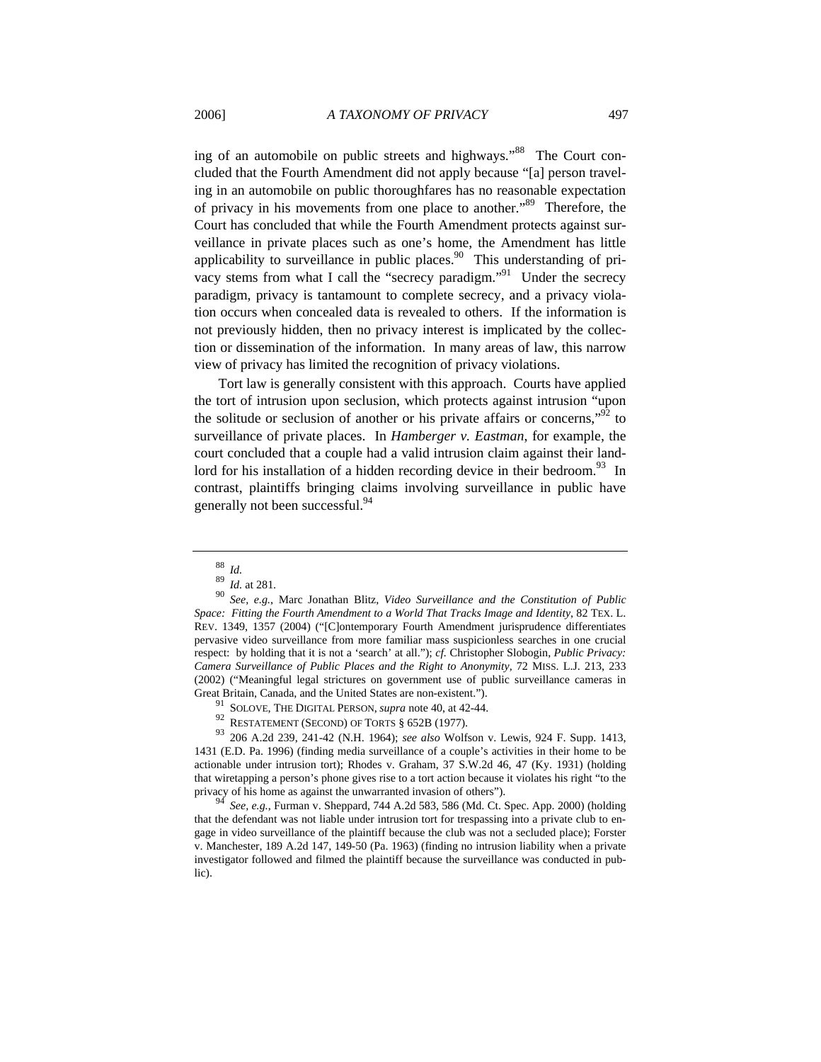ing of an automobile on public streets and highways."[88] The Court concluded that the Fourth Amendment did not apply because "[a] person traveling in an automobile on public thoroughfares has no reasonable expectation of privacy in his movements from one place to another."[89] Therefore, the Court has concluded that while the Fourth Amendment protects against surveillance in private places such as one's home, the Amendment has little applicability to surveillance in public places.[90] This understanding of privacy stems from what I call the "secrecy paradigm."[91] Under the secrecy paradigm, privacy is tantamount to complete secrecy, and a privacy violation occurs when concealed data is revealed to others. If the information is not previously hidden, then no privacy interest is implicated by the collection or dissemination of the information. In many areas of law, this narrow view of privacy has limited the recognition of privacy violations.

Tort law is generally consistent with this approach. Courts have applied the tort of intrusion upon seclusion, which protects against intrusion "upon the solitude or seclusion of another or his private affairs or concerns,"[92] to surveillance of private places. In *Hamberger v. Eastman*, for example, the court concluded that a couple had a valid intrusion claim against their landlord for his installation of a hidden recording device in their bedroom.[93] In contrast, plaintiffs bringing claims involving surveillance in public have generally not been successful.[94]

---

[88] *Id.*

[89] *Id.* at 281.

[90] *See, e.g.*, Marc Jonathan Blitz, *Video Surveillance and the Constitution of Public Space: Fitting the Fourth Amendment to a World That Tracks Image and Identity*, 82 TEX. L. REV. 1349, 1357 (2004) ("[C]ontemporary Fourth Amendment jurisprudence differentiates pervasive video surveillance from more familiar mass suspicionless searches in one crucial respect: by holding that it is not a 'search' at all."); *cf.* Christopher Slobogin, *Public Privacy: Camera Surveillance of Public Places and the Right to Anonymity*, 72 MISS. L.J. 213, 233 (2002) ("Meaningful legal strictures on government use of public surveillance cameras in Great Britain, Canada, and the United States are non-existent.").

[91] SOLOVE, THE DIGITAL PERSON, *supra* note 40, at 42-44.

[92] RESTATEMENT (SECOND) OF TORTS § 652B (1977).

[93] 206 A.2d 239, 241-42 (N.H. 1964); *see also* Wolfson v. Lewis, 924 F. Supp. 1413, 1431 (E.D. Pa. 1996) (finding media surveillance of a couple's activities in their home to be actionable under intrusion tort); Rhodes v. Graham, 37 S.W.2d 46, 47 (Ky. 1931) (holding that wiretapping a person's phone gives rise to a tort action because it violates his right "to the privacy of his home as against the unwarranted invasion of others").

[94] *See, e.g.*, Furman v. Sheppard, 744 A.2d 583, 586 (Md. Ct. Spec. App. 2000) (holding that the defendant was not liable under intrusion tort for trespassing into a private club to engage in video surveillance of the plaintiff because the club was not a secluded place); Forster v. Manchester, 189 A.2d 147, 149-50 (Pa. 1963) (finding no intrusion liability when a private investigator followed and filmed the plaintiff because the surveillance was conducted in public).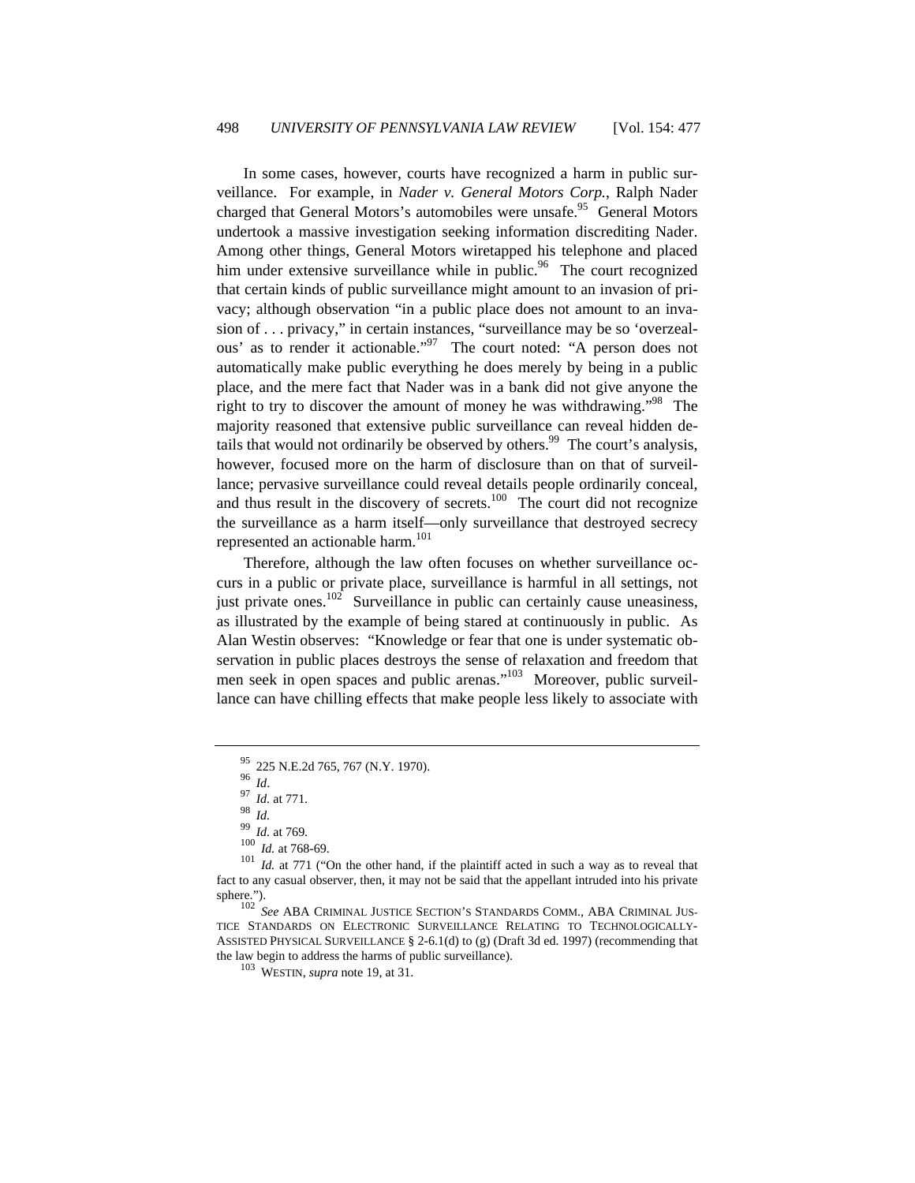In some cases, however, courts have recognized a harm in public surveillance. For example, in *Nader v. General Motors Corp.*, Ralph Nader charged that General Motors's automobiles were unsafe.[95] General Motors undertook a massive investigation seeking information discrediting Nader. Among other things, General Motors wiretapped his telephone and placed him under extensive surveillance while in public.[96] The court recognized that certain kinds of public surveillance might amount to an invasion of privacy; although observation "in a public place does not amount to an invasion of . . . privacy," in certain instances, "surveillance may be so 'overzealous' as to render it actionable."[97] The court noted: "A person does not automatically make public everything he does merely by being in a public place, and the mere fact that Nader was in a bank did not give anyone the right to try to discover the amount of money he was withdrawing."[98] The majority reasoned that extensive public surveillance can reveal hidden details that would not ordinarily be observed by others.[99] The court's analysis, however, focused more on the harm of disclosure than on that of surveillance; pervasive surveillance could reveal details people ordinarily conceal, and thus result in the discovery of secrets.[100] The court did not recognize the surveillance as a harm itself—only surveillance that destroyed secrecy represented an actionable harm.[101]

Therefore, although the law often focuses on whether surveillance occurs in a public or private place, surveillance is harmful in all settings, not just private ones.[102] Surveillance in public can certainly cause uneasiness, as illustrated by the example of being stared at continuously in public. As Alan Westin observes: "Knowledge or fear that one is under systematic observation in public places destroys the sense of relaxation and freedom that men seek in open spaces and public arenas."[103] Moreover, public surveillance can have chilling effects that make people less likely to associate with

---

[95] 225 N.E.2d 765, 767 (N.Y. 1970).

[96] *Id*.

[97] *Id.* at 771.

[98] *Id.*

[99] *Id.* at 769.

[100] *Id.* at 768-69.

[101] *Id.* at 771 ("On the other hand, if the plaintiff acted in such a way as to reveal that fact to any casual observer, then, it may not be said that the appellant intruded into his private sphere.").

[102] *See* ABA CRIMINAL JUSTICE SECTION'S STANDARDS COMM., ABA CRIMINAL JUSTICE STANDARDS ON ELECTRONIC SURVEILLANCE RELATING TO TECHNOLOGICALLY-ASSISTED PHYSICAL SURVEILLANCE § 2-6.1(d) to (g) (Draft 3d ed. 1997) (recommending that the law begin to address the harms of public surveillance).

[103] WESTIN, *supra* note 19, at 31.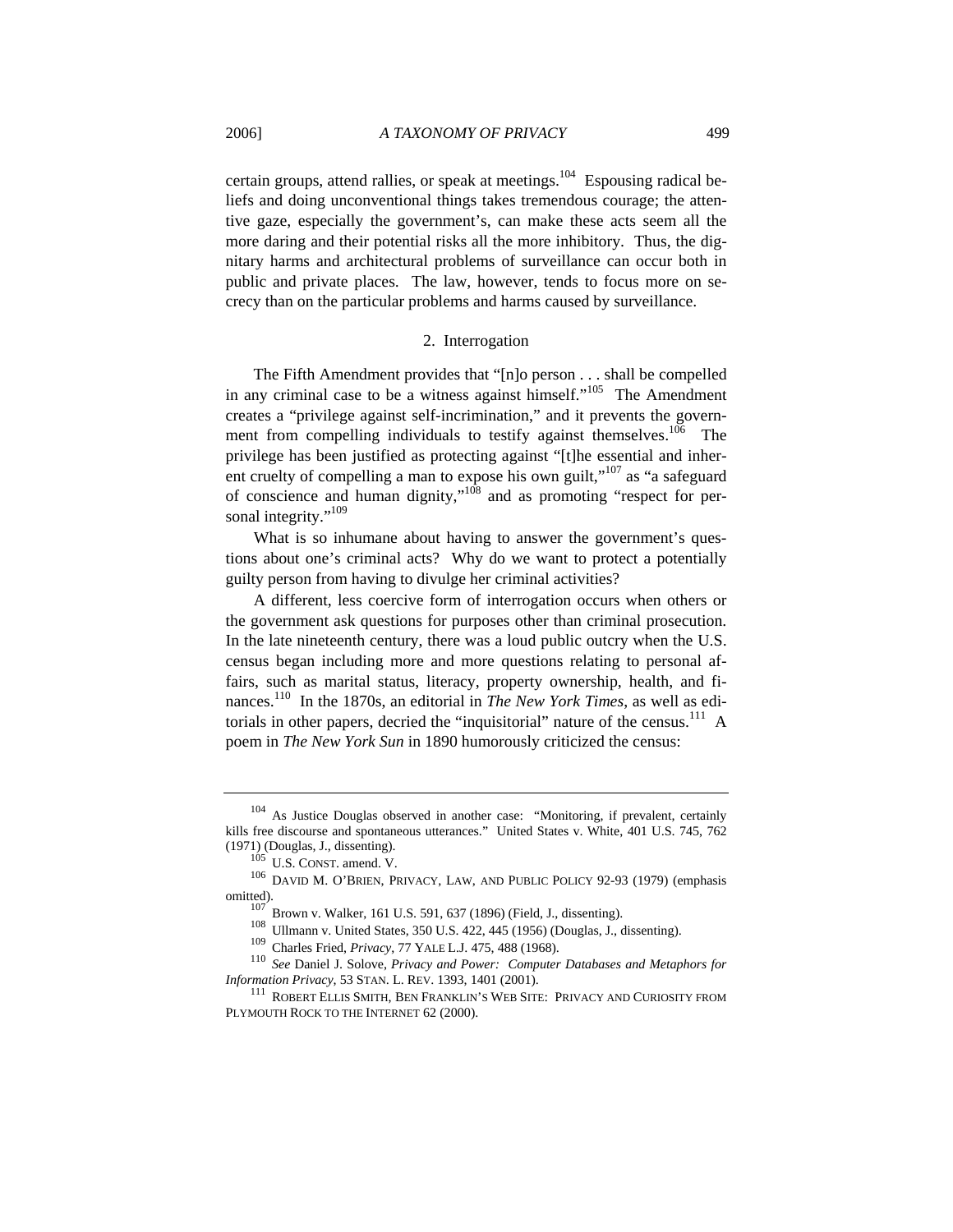certain groups, attend rallies, or speak at meetings.[104] Espousing radical beliefs and doing unconventional things takes tremendous courage; the attentive gaze, especially the government's, can make these acts seem all the more daring and their potential risks all the more inhibitory. Thus, the dignitary harms and architectural problems of surveillance can occur both in public and private places. The law, however, tends to focus more on secrecy than on the particular problems and harms caused by surveillance.

### 2. Interrogation

The Fifth Amendment provides that "[n]o person . . . shall be compelled in any criminal case to be a witness against himself."[105] The Amendment creates a "privilege against self-incrimination," and it prevents the government from compelling individuals to testify against themselves.[106] The privilege has been justified as protecting against "[t]he essential and inherent cruelty of compelling a man to expose his own guilt,"[107] as "a safeguard of conscience and human dignity,"[108] and as promoting "respect for personal integrity."[109]

What is so inhumane about having to answer the government's questions about one's criminal acts? Why do we want to protect a potentially guilty person from having to divulge her criminal activities?

A different, less coercive form of interrogation occurs when others or the government ask questions for purposes other than criminal prosecution. In the late nineteenth century, there was a loud public outcry when the U.S. census began including more and more questions relating to personal affairs, such as marital status, literacy, property ownership, health, and finances.[110] In the 1870s, an editorial in *The New York Times*, as well as editorials in other papers, decried the "inquisitorial" nature of the census.[111] A poem in *The New York Sun* in 1890 humorously criticized the census:

---

[104] As Justice Douglas observed in another case: "Monitoring, if prevalent, certainly kills free discourse and spontaneous utterances." United States v. White, 401 U.S. 745, 762 (1971) (Douglas, J., dissenting).

[105] U.S. CONST. amend. V.

[106] DAVID M. O'BRIEN, PRIVACY, LAW, AND PUBLIC POLICY 92-93 (1979) (emphasis omitted).

[107] Brown v. Walker, 161 U.S. 591, 637 (1896) (Field, J., dissenting).

[108] Ullmann v. United States, 350 U.S. 422, 445 (1956) (Douglas, J., dissenting).

[109] Charles Fried, *Privacy*, 77 YALE L.J. 475, 488 (1968).

[110] *See* Daniel J. Solove, *Privacy and Power: Computer Databases and Metaphors for Information Privacy*, 53 STAN. L. REV. 1393, 1401 (2001).

[111] ROBERT ELLIS SMITH, BEN FRANKLIN'S WEB SITE: PRIVACY AND CURIOSITY FROM PLYMOUTH ROCK TO THE INTERNET 62 (2000).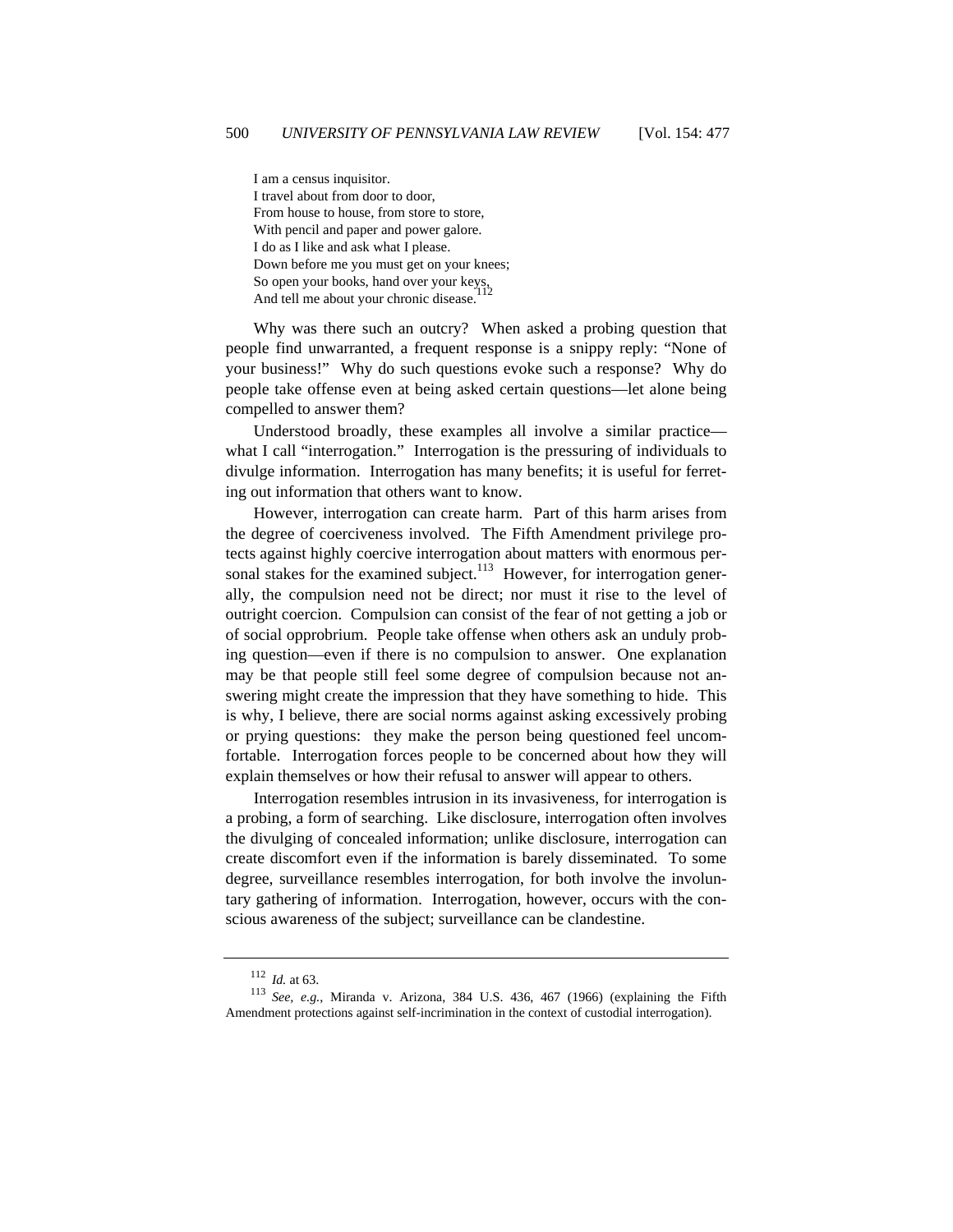> I am a census inquisitor.
> I travel about from door to door,
> From house to house, from store to store,
> With pencil and paper and power galore.
> I do as I like and ask what I please.
> Down before me you must get on your knees;
> So open your books, hand over your keys,
> And tell me about your chronic disease.[112]

Why was there such an outcry? When asked a probing question that people find unwarranted, a frequent response is a snippy reply: "None of your business!" Why do such questions evoke such a response? Why do people take offense even at being asked certain questions—let alone being compelled to answer them?

Understood broadly, these examples all involve a similar practice—what I call "interrogation." Interrogation is the pressuring of individuals to divulge information. Interrogation has many benefits; it is useful for ferreting out information that others want to know.

However, interrogation can create harm. Part of this harm arises from the degree of coerciveness involved. The Fifth Amendment privilege protects against highly coercive interrogation about matters with enormous personal stakes for the examined subject.[113] However, for interrogation generally, the compulsion need not be direct; nor must it rise to the level of outright coercion. Compulsion can consist of the fear of not getting a job or of social opprobrium. People take offense when others ask an unduly probing question—even if there is no compulsion to answer. One explanation may be that people still feel some degree of compulsion because not answering might create the impression that they have something to hide. This is why, I believe, there are social norms against asking excessively probing or prying questions: they make the person being questioned feel uncomfortable. Interrogation forces people to be concerned about how they will explain themselves or how their refusal to answer will appear to others.

Interrogation resembles intrusion in its invasiveness, for interrogation is a probing, a form of searching. Like disclosure, interrogation often involves the divulging of concealed information; unlike disclosure, interrogation can create discomfort even if the information is barely disseminated. To some degree, surveillance resembles interrogation, for both involve the involuntary gathering of information. Interrogation, however, occurs with the conscious awareness of the subject; surveillance can be clandestine.

---

[112] *Id.* at 63.

[113] *See, e.g.*, Miranda v. Arizona, 384 U.S. 436, 467 (1966) (explaining the Fifth Amendment protections against self-incrimination in the context of custodial interrogation).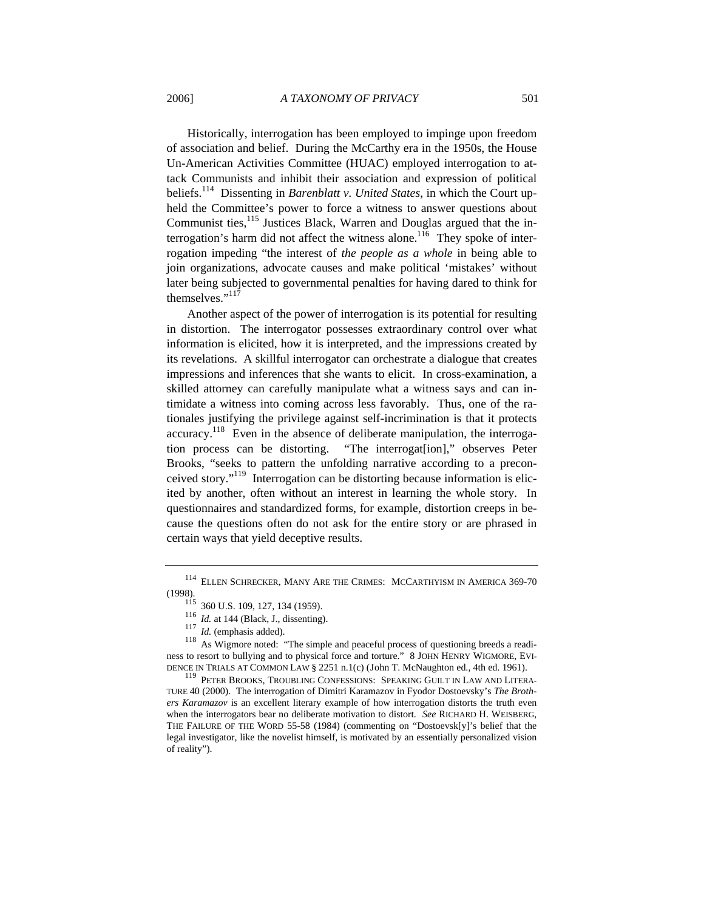Historically, interrogation has been employed to impinge upon freedom of association and belief. During the McCarthy era in the 1950s, the House Un-American Activities Committee (HUAC) employed interrogation to attack Communists and inhibit their association and expression of political beliefs.[114] Dissenting in *Barenblatt v. United States*, in which the Court upheld the Committee's power to force a witness to answer questions about Communist ties,[115] Justices Black, Warren and Douglas argued that the interrogation's harm did not affect the witness alone.[116] They spoke of interrogation impeding "the interest of *the people as a whole* in being able to join organizations, advocate causes and make political 'mistakes' without later being subjected to governmental penalties for having dared to think for themselves."[117]

Another aspect of the power of interrogation is its potential for resulting in distortion. The interrogator possesses extraordinary control over what information is elicited, how it is interpreted, and the impressions created by its revelations. A skillful interrogator can orchestrate a dialogue that creates impressions and inferences that she wants to elicit. In cross-examination, a skilled attorney can carefully manipulate what a witness says and can intimidate a witness into coming across less favorably. Thus, one of the rationales justifying the privilege against self-incrimination is that it protects accuracy.[118] Even in the absence of deliberate manipulation, the interrogation process can be distorting. "The interrogat[ion]," observes Peter Brooks, "seeks to pattern the unfolding narrative according to a preconceived story."[119] Interrogation can be distorting because information is elicited by another, often without an interest in learning the whole story. In questionnaires and standardized forms, for example, distortion creeps in because the questions often do not ask for the entire story or are phrased in certain ways that yield deceptive results.

---

[114] ELLEN SCHRECKER, MANY ARE THE CRIMES: MCCARTHYISM IN AMERICA 369-70 (1998).

[115] 360 U.S. 109, 127, 134 (1959).

[116] *Id.* at 144 (Black, J., dissenting).

[117] *Id.* (emphasis added).

[118] As Wigmore noted: "The simple and peaceful process of questioning breeds a readiness to resort to bullying and to physical force and torture." 8 JOHN HENRY WIGMORE, EVIDENCE IN TRIALS AT COMMON LAW § 2251 n.1(c) (John T. McNaughton ed., 4th ed. 1961).

[119] PETER BROOKS, TROUBLING CONFESSIONS: SPEAKING GUILT IN LAW AND LITERATURE 40 (2000). The interrogation of Dimitri Karamazov in Fyodor Dostoevsky's *The Brothers Karamazov* is an excellent literary example of how interrogation distorts the truth even when the interrogators bear no deliberate motivation to distort. *See* RICHARD H. WEISBERG, THE FAILURE OF THE WORD 55-58 (1984) (commenting on "Dostoevsk[y]'s belief that the legal investigator, like the novelist himself, is motivated by an essentially personalized vision of reality").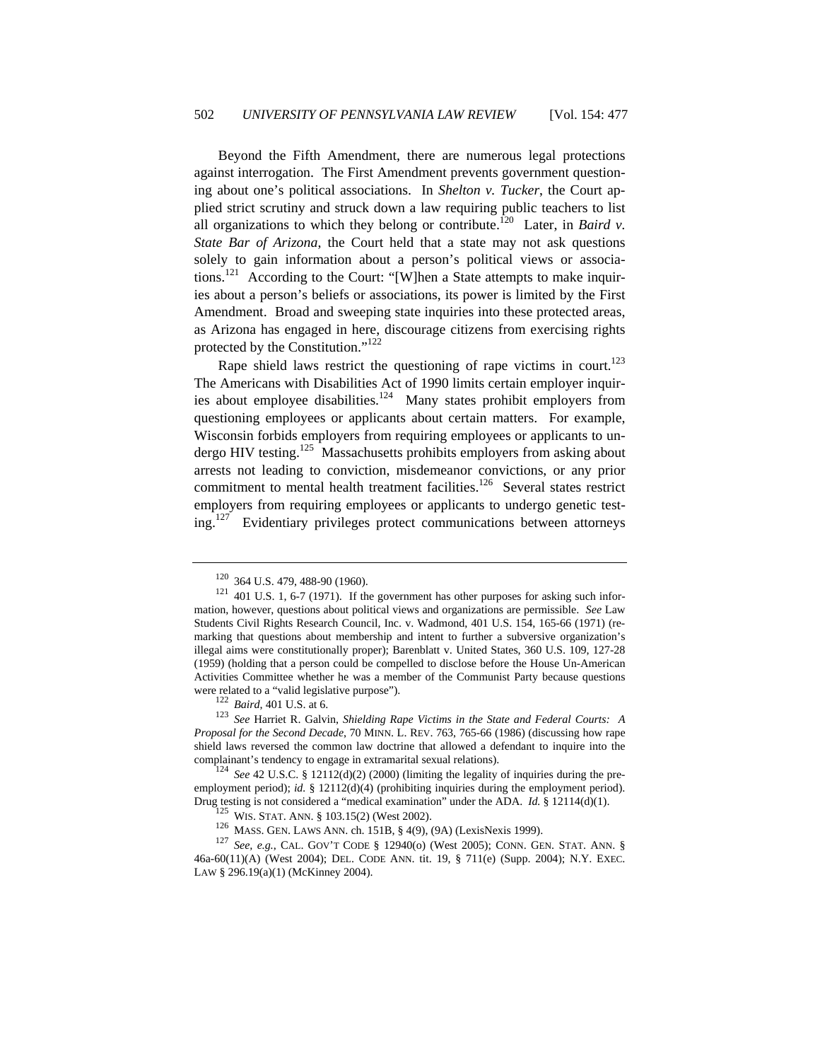Beyond the Fifth Amendment, there are numerous legal protections against interrogation. The First Amendment prevents government questioning about one's political associations. In *Shelton v. Tucker*, the Court applied strict scrutiny and struck down a law requiring public teachers to list all organizations to which they belong or contribute.[120] Later, in *Baird v. State Bar of Arizona*, the Court held that a state may not ask questions solely to gain information about a person's political views or associations.[121] According to the Court: "[W]hen a State attempts to make inquiries about a person's beliefs or associations, its power is limited by the First Amendment. Broad and sweeping state inquiries into these protected areas, as Arizona has engaged in here, discourage citizens from exercising rights protected by the Constitution."[122]

Rape shield laws restrict the questioning of rape victims in court.[123] The Americans with Disabilities Act of 1990 limits certain employer inquiries about employee disabilities.[124] Many states prohibit employers from questioning employees or applicants about certain matters. For example, Wisconsin forbids employers from requiring employees or applicants to undergo HIV testing.[125] Massachusetts prohibits employers from asking about arrests not leading to conviction, misdemeanor convictions, or any prior commitment to mental health treatment facilities.[126] Several states restrict employers from requiring employees or applicants to undergo genetic testing.[127] Evidentiary privileges protect communications between attorneys

---

[120] 364 U.S. 479, 488-90 (1960).

[121] 401 U.S. 1, 6-7 (1971). If the government has other purposes for asking such information, however, questions about political views and organizations are permissible. *See* Law Students Civil Rights Research Council, Inc. v. Wadmond, 401 U.S. 154, 165-66 (1971) (remarking that questions about membership and intent to further a subversive organization's illegal aims were constitutionally proper); Barenblatt v. United States, 360 U.S. 109, 127-28 (1959) (holding that a person could be compelled to disclose before the House Un-American Activities Committee whether he was a member of the Communist Party because questions were related to a "valid legislative purpose").

[122] *Baird*, 401 U.S. at 6.

[123] *See* Harriet R. Galvin, *Shielding Rape Victims in the State and Federal Courts: A Proposal for the Second Decade*, 70 MINN. L. REV. 763, 765-66 (1986) (discussing how rape shield laws reversed the common law doctrine that allowed a defendant to inquire into the complainant's tendency to engage in extramarital sexual relations).

[124] *See* 42 U.S.C. § 12112(d)(2) (2000) (limiting the legality of inquiries during the pre-employment period); *id.* § 12112(d)(4) (prohibiting inquiries during the employment period). Drug testing is not considered a "medical examination" under the ADA. *Id.* § 12114(d)(1).

[125] WIS. STAT. ANN. § 103.15(2) (West 2002).

[126] MASS. GEN. LAWS ANN. ch. 151B, § 4(9), (9A) (LexisNexis 1999).

[127] *See, e.g.*, CAL. GOV'T CODE § 12940(o) (West 2005); CONN. GEN. STAT. ANN. § 46a-60(11)(A) (West 2004); DEL. CODE ANN. tit. 19, § 711(e) (Supp. 2004); N.Y. EXEC. LAW § 296.19(a)(1) (McKinney 2004).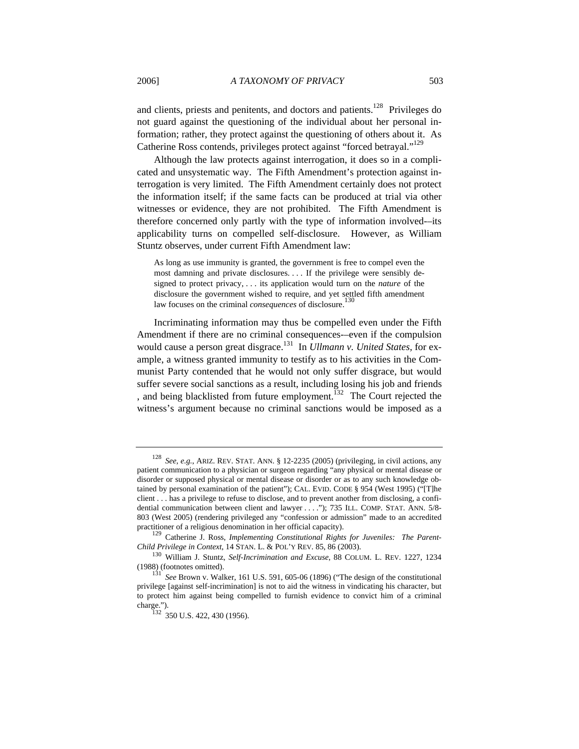and clients, priests and penitents, and doctors and patients.[128] Privileges do not guard against the questioning of the individual about her personal information; rather, they protect against the questioning of others about it. As Catherine Ross contends, privileges protect against "forced betrayal."[129]

Although the law protects against interrogation, it does so in a complicated and unsystematic way. The Fifth Amendment's protection against interrogation is very limited. The Fifth Amendment certainly does not protect the information itself; if the same facts can be produced at trial via other witnesses or evidence, they are not prohibited. The Fifth Amendment is therefore concerned only partly with the type of information involved-–its applicability turns on compelled self-disclosure. However, as William Stuntz observes, under current Fifth Amendment law:

> As long as use immunity is granted, the government is free to compel even the most damning and private disclosures. . . . If the privilege were sensibly designed to protect privacy, . . . its application would turn on the *nature* of the disclosure the government wished to require, and yet settled fifth amendment law focuses on the criminal *consequences* of disclosure.[130]

Incriminating information may thus be compelled even under the Fifth Amendment if there are no criminal consequences-–even if the compulsion would cause a person great disgrace.[131] In *Ullmann v. United States*, for example, a witness granted immunity to testify as to his activities in the Communist Party contended that he would not only suffer disgrace, but would suffer severe social sanctions as a result, including losing his job and friends , and being blacklisted from future employment.[132] The Court rejected the witness's argument because no criminal sanctions would be imposed as a

---

[128] *See, e.g.*, ARIZ. REV. STAT. ANN. § 12-2235 (2005) (privileging, in civil actions, any patient communication to a physician or surgeon regarding "any physical or mental disease or disorder or supposed physical or mental disease or disorder or as to any such knowledge obtained by personal examination of the patient"); CAL. EVID. CODE § 954 (West 1995) ("[T]he client . . . has a privilege to refuse to disclose, and to prevent another from disclosing, a confidential communication between client and lawyer . . . ."); 735 ILL. COMP. STAT. ANN. 5/8-803 (West 2005) (rendering privileged any "confession or admission" made to an accredited practitioner of a religious denomination in her official capacity).

[129] Catherine J. Ross, *Implementing Constitutional Rights for Juveniles: The Parent-Child Privilege in Context*, 14 STAN. L. & POL'Y REV. 85, 86 (2003).

[130] William J. Stuntz, *Self-Incrimination and Excuse*, 88 COLUM. L. REV. 1227, 1234 (1988) (footnotes omitted).

[131] *See* Brown v. Walker, 161 U.S. 591, 605-06 (1896) ("The design of the constitutional privilege [against self-incrimination] is not to aid the witness in vindicating his character, but to protect him against being compelled to furnish evidence to convict him of a criminal charge.").

[132] 350 U.S. 422, 430 (1956).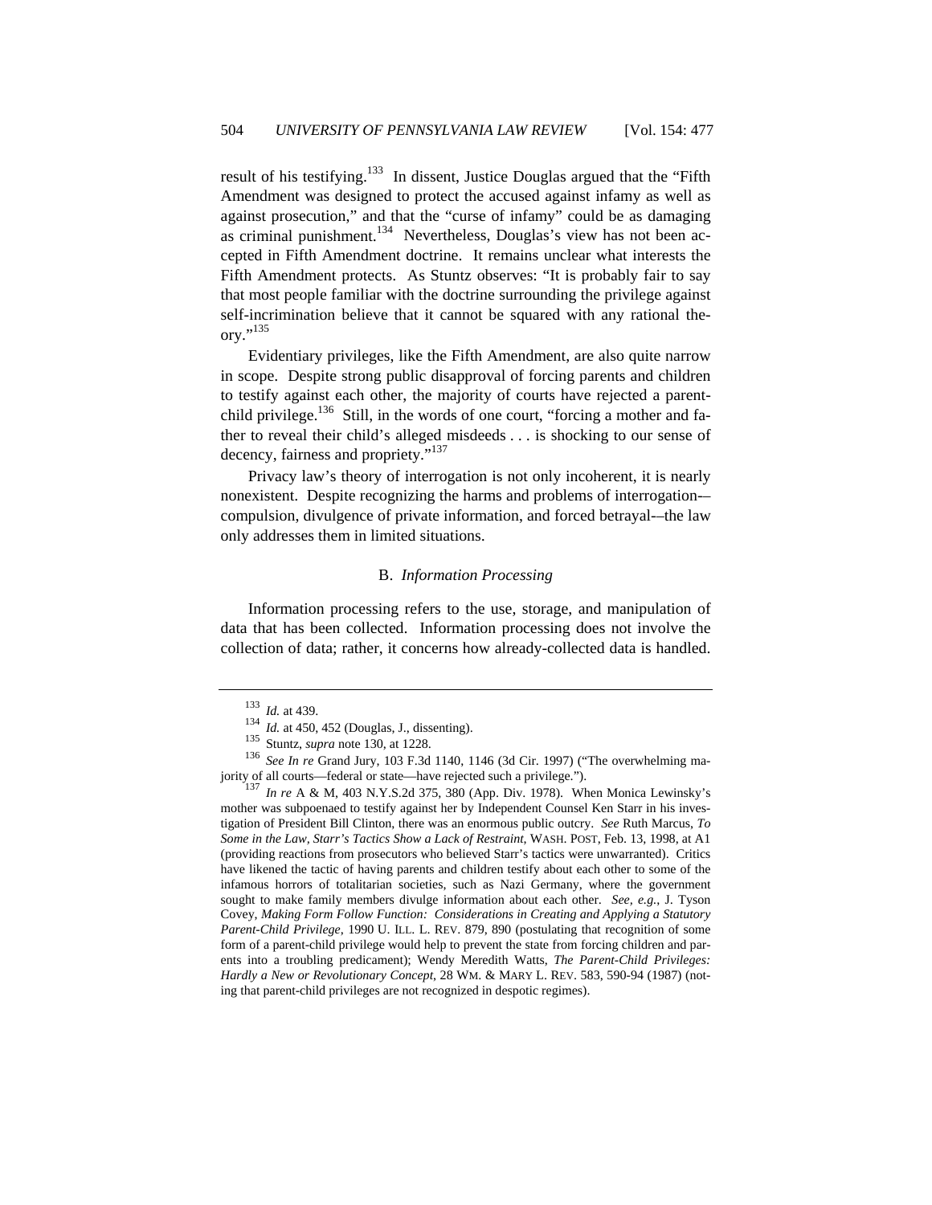result of his testifying.[133] In dissent, Justice Douglas argued that the "Fifth Amendment was designed to protect the accused against infamy as well as against prosecution," and that the "curse of infamy" could be as damaging as criminal punishment.[134] Nevertheless, Douglas's view has not been accepted in Fifth Amendment doctrine. It remains unclear what interests the Fifth Amendment protects. As Stuntz observes: "It is probably fair to say that most people familiar with the doctrine surrounding the privilege against self-incrimination believe that it cannot be squared with any rational theory."[135]

Evidentiary privileges, like the Fifth Amendment, are also quite narrow in scope. Despite strong public disapproval of forcing parents and children to testify against each other, the majority of courts have rejected a parent-child privilege.[136] Still, in the words of one court, "forcing a mother and father to reveal their child's alleged misdeeds . . . is shocking to our sense of decency, fairness and propriety."[137]

Privacy law's theory of interrogation is not only incoherent, it is nearly nonexistent. Despite recognizing the harms and problems of interrogation-–compulsion, divulgence of private information, and forced betrayal-–the law only addresses them in limited situations.

### B. *Information Processing*

Information processing refers to the use, storage, and manipulation of data that has been collected. Information processing does not involve the collection of data; rather, it concerns how already-collected data is handled.

---

[133] *Id.* at 439.

[134] *Id.* at 450, 452 (Douglas, J., dissenting).

[135] Stuntz, *supra* note 130, at 1228.

[136] *See In re* Grand Jury, 103 F.3d 1140, 1146 (3d Cir. 1997) ("The overwhelming majority of all courts—federal or state—have rejected such a privilege.").

[137] *In re* A & M, 403 N.Y.S.2d 375, 380 (App. Div. 1978). When Monica Lewinsky's mother was subpoenaed to testify against her by Independent Counsel Ken Starr in his investigation of President Bill Clinton, there was an enormous public outcry. *See* Ruth Marcus, *To Some in the Law, Starr's Tactics Show a Lack of Restraint*, WASH. POST, Feb. 13, 1998, at A1 (providing reactions from prosecutors who believed Starr's tactics were unwarranted). Critics have likened the tactic of having parents and children testify about each other to some of the infamous horrors of totalitarian societies, such as Nazi Germany, where the government sought to make family members divulge information about each other. *See, e.g.*, J. Tyson Covey, *Making Form Follow Function: Considerations in Creating and Applying a Statutory Parent-Child Privilege*, 1990 U. ILL. L. REV. 879, 890 (postulating that recognition of some form of a parent-child privilege would help to prevent the state from forcing children and parents into a troubling predicament); Wendy Meredith Watts, *The Parent-Child Privileges: Hardly a New or Revolutionary Concept*, 28 WM. & MARY L. REV. 583, 590-94 (1987) (noting that parent-child privileges are not recognized in despotic regimes).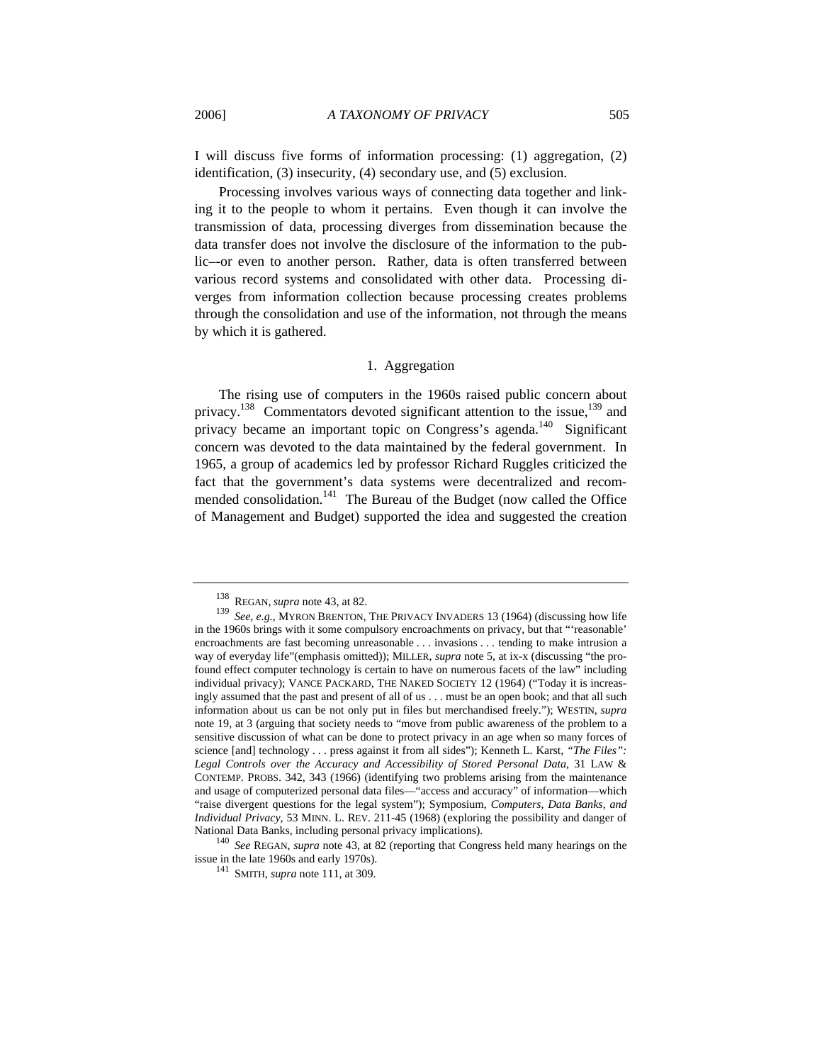I will discuss five forms of information processing: (1) aggregation, (2) identification, (3) insecurity, (4) secondary use, and (5) exclusion.

Processing involves various ways of connecting data together and linking it to the people to whom it pertains. Even though it can involve the transmission of data, processing diverges from dissemination because the data transfer does not involve the disclosure of the information to the public–-or even to another person. Rather, data is often transferred between various record systems and consolidated with other data. Processing diverges from information collection because processing creates problems through the consolidation and use of the information, not through the means by which it is gathered.

### 1. Aggregation

The rising use of computers in the 1960s raised public concern about privacy.[138] Commentators devoted significant attention to the issue,[139] and privacy became an important topic on Congress's agenda.[140] Significant concern was devoted to the data maintained by the federal government. In 1965, a group of academics led by professor Richard Ruggles criticized the fact that the government's data systems were decentralized and recommended consolidation.[141] The Bureau of the Budget (now called the Office of Management and Budget) supported the idea and suggested the creation

---

[138] REGAN, *supra* note 43, at 82.

[139] *See, e.g.*, MYRON BRENTON, THE PRIVACY INVADERS 13 (1964) (discussing how life in the 1960s brings with it some compulsory encroachments on privacy, but that "'reasonable' encroachments are fast becoming unreasonable . . . invasions . . . tending to make intrusion a way of everyday life"(emphasis omitted)); MILLER, *supra* note 5, at ix-x (discussing "the profound effect computer technology is certain to have on numerous facets of the law" including individual privacy); VANCE PACKARD, THE NAKED SOCIETY 12 (1964) ("Today it is increasingly assumed that the past and present of all of us . . . must be an open book; and that all such information about us can be not only put in files but merchandised freely."); WESTIN, *supra* note 19, at 3 (arguing that society needs to "move from public awareness of the problem to a sensitive discussion of what can be done to protect privacy in an age when so many forces of science [and] technology . . . press against it from all sides"); Kenneth L. Karst, *"The Files": Legal Controls over the Accuracy and Accessibility of Stored Personal Data*, 31 LAW & CONTEMP. PROBS. 342, 343 (1966) (identifying two problems arising from the maintenance and usage of computerized personal data files—"access and accuracy" of information—which "raise divergent questions for the legal system"); Symposium, *Computers, Data Banks, and Individual Privacy*, 53 MINN. L. REV. 211-45 (1968) (exploring the possibility and danger of National Data Banks, including personal privacy implications).

[140] *See* REGAN, *supra* note 43, at 82 (reporting that Congress held many hearings on the issue in the late 1960s and early 1970s).

[141] SMITH, *supra* note 111, at 309.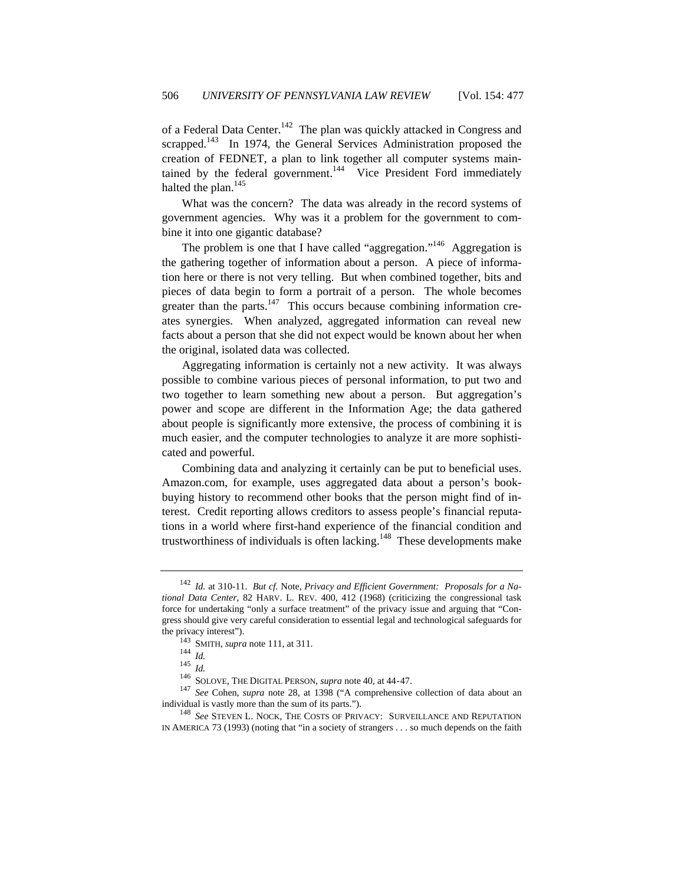of a Federal Data Center.[142] The plan was quickly attacked in Congress and scrapped.[143] In 1974, the General Services Administration proposed the creation of FEDNET, a plan to link together all computer systems maintained by the federal government.[144] Vice President Ford immediately halted the plan.[145]

What was the concern? The data was already in the record systems of government agencies. Why was it a problem for the government to combine it into one gigantic database?

The problem is one that I have called "aggregation."[146] Aggregation is the gathering together of information about a person. A piece of information here or there is not very telling. But when combined together, bits and pieces of data begin to form a portrait of a person. The whole becomes greater than the parts.[147] This occurs because combining information creates synergies. When analyzed, aggregated information can reveal new facts about a person that she did not expect would be known about her when the original, isolated data was collected.

Aggregating information is certainly not a new activity. It was always possible to combine various pieces of personal information, to put two and two together to learn something new about a person. But aggregation's power and scope are different in the Information Age; the data gathered about people is significantly more extensive, the process of combining it is much easier, and the computer technologies to analyze it are more sophisticated and powerful.

Combining data and analyzing it certainly can be put to beneficial uses. Amazon.com, for example, uses aggregated data about a person's book-buying history to recommend other books that the person might find of interest. Credit reporting allows creditors to assess people's financial reputations in a world where first-hand experience of the financial condition and trustworthiness of individuals is often lacking.[148] These developments make

---

[142] *Id.* at 310-11. *But cf.* Note, *Privacy and Efficient Government: Proposals for a National Data Center*, 82 HARV. L. REV. 400, 412 (1968) (criticizing the congressional task force for undertaking "only a surface treatment" of the privacy issue and arguing that "Congress should give very careful consideration to essential legal and technological safeguards for the privacy interest").

[143] SMITH, *supra* note 111, at 311.

[144] *Id.*

[145] *Id.*

[146] SOLOVE, THE DIGITAL PERSON, *supra* note 40, at 44-47.

[147] *See* Cohen, *supra* note 28, at 1398 ("A comprehensive collection of data about an individual is vastly more than the sum of its parts.").

[148] *See* STEVEN L. NOCK, THE COSTS OF PRIVACY: SURVEILLANCE AND REPUTATION IN AMERICA 73 (1993) (noting that "in a society of strangers . . . so much depends on the faith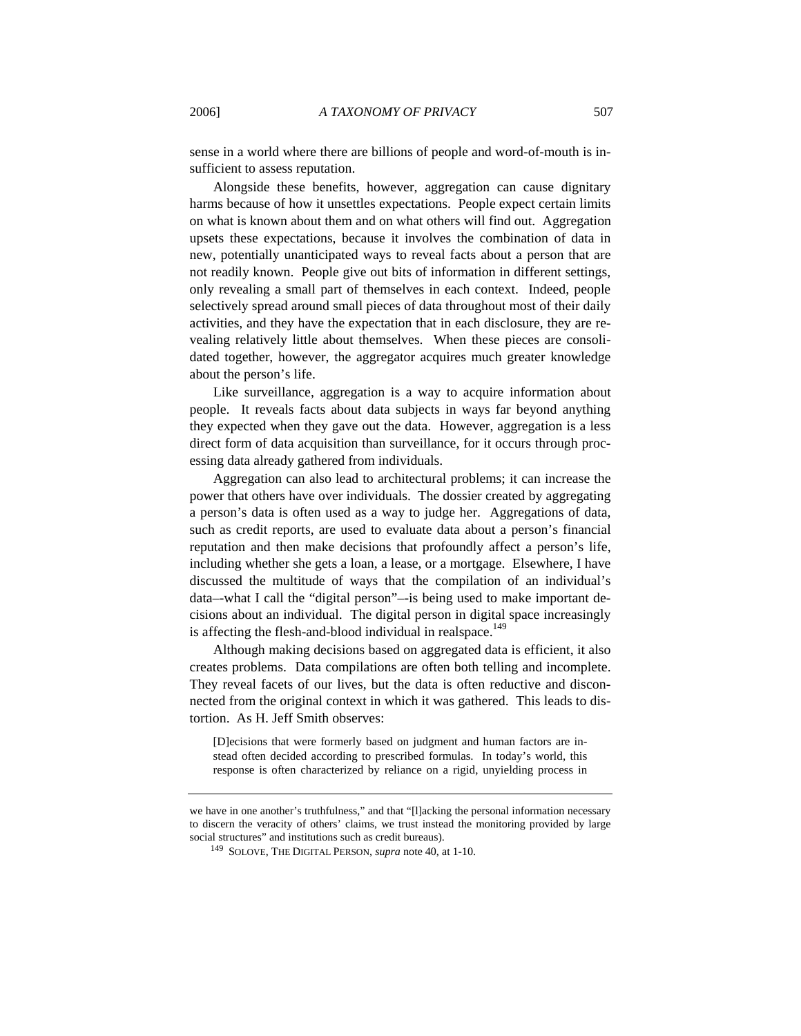sense in a world where there are billions of people and word-of-mouth is insufficient to assess reputation.

Alongside these benefits, however, aggregation can cause dignitary harms because of how it unsettles expectations. People expect certain limits on what is known about them and on what others will find out. Aggregation upsets these expectations, because it involves the combination of data in new, potentially unanticipated ways to reveal facts about a person that are not readily known. People give out bits of information in different settings, only revealing a small part of themselves in each context. Indeed, people selectively spread around small pieces of data throughout most of their daily activities, and they have the expectation that in each disclosure, they are revealing relatively little about themselves. When these pieces are consolidated together, however, the aggregator acquires much greater knowledge about the person's life.

Like surveillance, aggregation is a way to acquire information about people. It reveals facts about data subjects in ways far beyond anything they expected when they gave out the data. However, aggregation is a less direct form of data acquisition than surveillance, for it occurs through processing data already gathered from individuals.

Aggregation can also lead to architectural problems; it can increase the power that others have over individuals. The dossier created by aggregating a person's data is often used as a way to judge her. Aggregations of data, such as credit reports, are used to evaluate data about a person's financial reputation and then make decisions that profoundly affect a person's life, including whether she gets a loan, a lease, or a mortgage. Elsewhere, I have discussed the multitude of ways that the compilation of an individual's data–-what I call the "digital person"–-is being used to make important decisions about an individual. The digital person in digital space increasingly is affecting the flesh-and-blood individual in realspace.[149]

Although making decisions based on aggregated data is efficient, it also creates problems. Data compilations are often both telling and incomplete. They reveal facets of our lives, but the data is often reductive and disconnected from the original context in which it was gathered. This leads to distortion. As H. Jeff Smith observes:

> [D]ecisions that were formerly based on judgment and human factors are instead often decided according to prescribed formulas. In today's world, this response is often characterized by reliance on a rigid, unyielding process in

---

we have in one another's truthfulness," and that "[l]acking the personal information necessary to discern the veracity of others' claims, we trust instead the monitoring provided by large social structures" and institutions such as credit bureaus).

[149] SOLOVE, THE DIGITAL PERSON, *supra* note 40, at 1-10.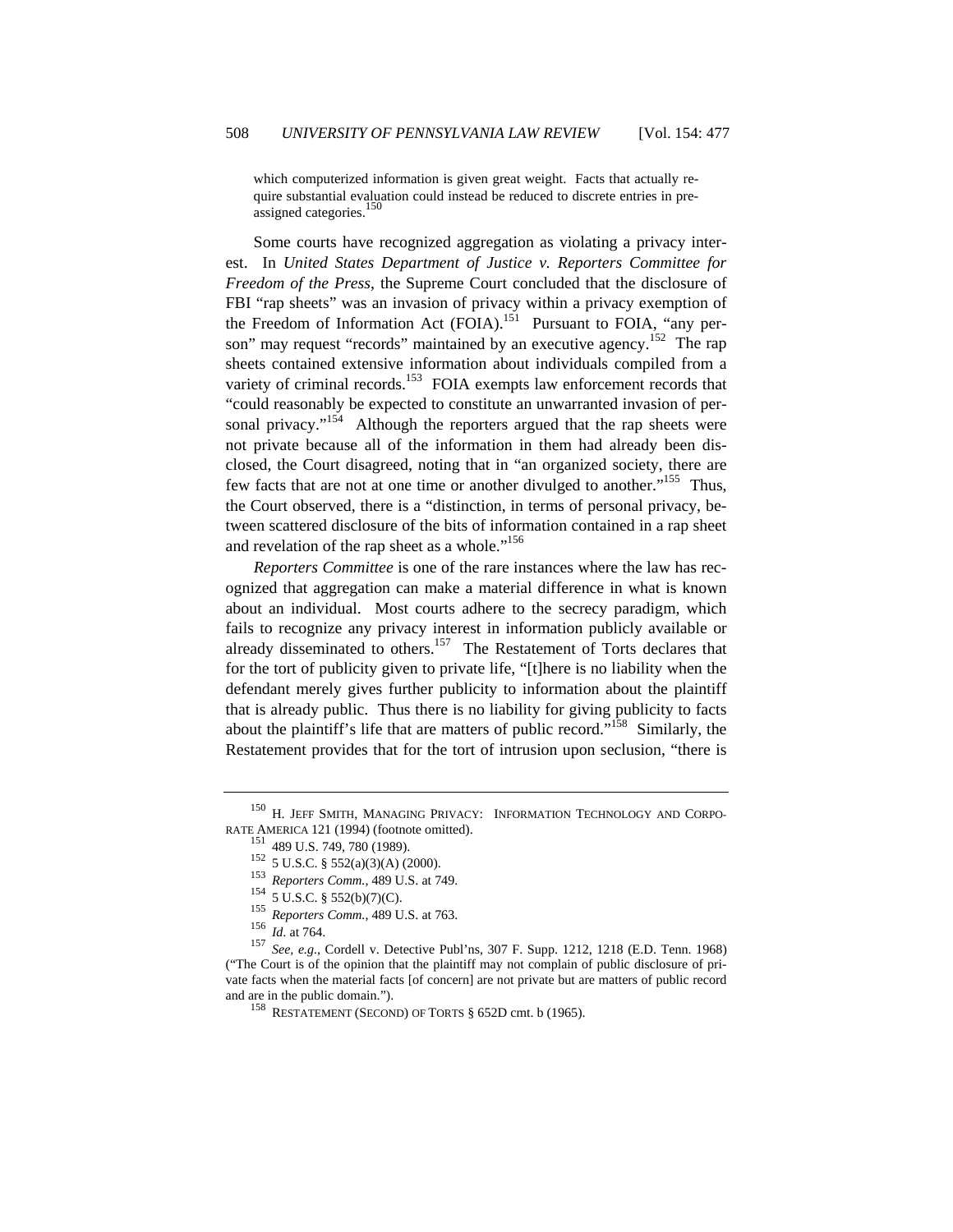> which computerized information is given great weight. Facts that actually require substantial evaluation could instead be reduced to discrete entries in preassigned categories.[150]

Some courts have recognized aggregation as violating a privacy interest. In *United States Department of Justice v. Reporters Committee for Freedom of the Press*, the Supreme Court concluded that the disclosure of FBI "rap sheets" was an invasion of privacy within a privacy exemption of the Freedom of Information Act (FOIA).[151] Pursuant to FOIA, "any person" may request "records" maintained by an executive agency.[152] The rap sheets contained extensive information about individuals compiled from a variety of criminal records.[153] FOIA exempts law enforcement records that "could reasonably be expected to constitute an unwarranted invasion of personal privacy."[154] Although the reporters argued that the rap sheets were not private because all of the information in them had already been disclosed, the Court disagreed, noting that in "an organized society, there are few facts that are not at one time or another divulged to another."[155] Thus, the Court observed, there is a "distinction, in terms of personal privacy, between scattered disclosure of the bits of information contained in a rap sheet and revelation of the rap sheet as a whole."[156]

*Reporters Committee* is one of the rare instances where the law has recognized that aggregation can make a material difference in what is known about an individual. Most courts adhere to the secrecy paradigm, which fails to recognize any privacy interest in information publicly available or already disseminated to others.[157] The Restatement of Torts declares that for the tort of publicity given to private life, "[t]here is no liability when the defendant merely gives further publicity to information about the plaintiff that is already public. Thus there is no liability for giving publicity to facts about the plaintiff's life that are matters of public record."[158] Similarly, the Restatement provides that for the tort of intrusion upon seclusion, "there is

---

[150] H. JEFF SMITH, MANAGING PRIVACY: INFORMATION TECHNOLOGY AND CORPORATE AMERICA 121 (1994) (footnote omitted).

[151] 489 U.S. 749, 780 (1989).

[152] 5 U.S.C. § 552(a)(3)(A) (2000).

[153] *Reporters Comm.*, 489 U.S. at 749.

[154] 5 U.S.C. § 552(b)(7)(C).

[155] *Reporters Comm.*, 489 U.S. at 763.

[156] *Id.* at 764.

[157] *See, e.g.*, Cordell v. Detective Publ'ns, 307 F. Supp. 1212, 1218 (E.D. Tenn. 1968) ("The Court is of the opinion that the plaintiff may not complain of public disclosure of private facts when the material facts [of concern] are not private but are matters of public record and are in the public domain.").

[158] RESTATEMENT (SECOND) OF TORTS § 652D cmt. b (1965).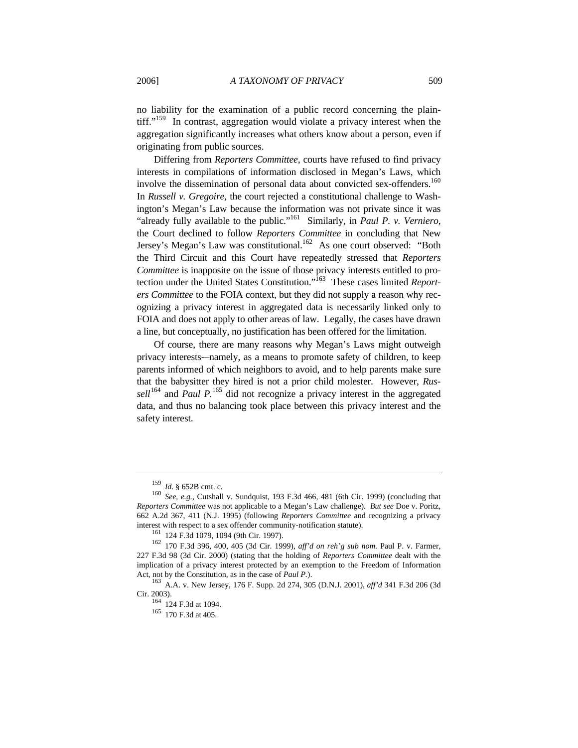no liability for the examination of a public record concerning the plaintiff."[159] In contrast, aggregation would violate a privacy interest when the aggregation significantly increases what others know about a person, even if originating from public sources.

Differing from *Reporters Committee*, courts have refused to find privacy interests in compilations of information disclosed in Megan's Laws, which involve the dissemination of personal data about convicted sex-offenders.[160] In *Russell v. Gregoire*, the court rejected a constitutional challenge to Washington's Megan's Law because the information was not private since it was "already fully available to the public."[161] Similarly, in *Paul P. v. Verniero*, the Court declined to follow *Reporters Committee* in concluding that New Jersey's Megan's Law was constitutional.[162] As one court observed: "Both the Third Circuit and this Court have repeatedly stressed that *Reporters Committee* is inapposite on the issue of those privacy interests entitled to protection under the United States Constitution."[163] These cases limited *Reporters Committee* to the FOIA context, but they did not supply a reason why recognizing a privacy interest in aggregated data is necessarily linked only to FOIA and does not apply to other areas of law. Legally, the cases have drawn a line, but conceptually, no justification has been offered for the limitation.

Of course, there are many reasons why Megan's Laws might outweigh privacy interests-–namely, as a means to promote safety of children, to keep parents informed of which neighbors to avoid, and to help parents make sure that the babysitter they hired is not a prior child molester. However, *Russell*[164] and *Paul P.*[165] did not recognize a privacy interest in the aggregated data, and thus no balancing took place between this privacy interest and the safety interest.

---

[159] *Id.* § 652B cmt. c.

[160] *See, e.g.*, Cutshall v. Sundquist, 193 F.3d 466, 481 (6th Cir. 1999) (concluding that *Reporters Committee* was not applicable to a Megan's Law challenge). *But see* Doe v. Poritz, 662 A.2d 367, 411 (N.J. 1995) (following *Reporters Committee* and recognizing a privacy interest with respect to a sex offender community-notification statute).

[161] 124 F.3d 1079, 1094 (9th Cir. 1997).

[162] 170 F.3d 396, 400, 405 (3d Cir. 1999), *aff'd on reh'g sub nom.* Paul P. v. Farmer, 227 F.3d 98 (3d Cir. 2000) (stating that the holding of *Reporters Committee* dealt with the implication of a privacy interest protected by an exemption to the Freedom of Information Act, not by the Constitution, as in the case of *Paul P.*).

[163] A.A. v. New Jersey, 176 F. Supp. 2d 274, 305 (D.N.J. 2001), *aff'd* 341 F.3d 206 (3d Cir. 2003).

[164] 124 F.3d at 1094.

[165] 170 F.3d at 405.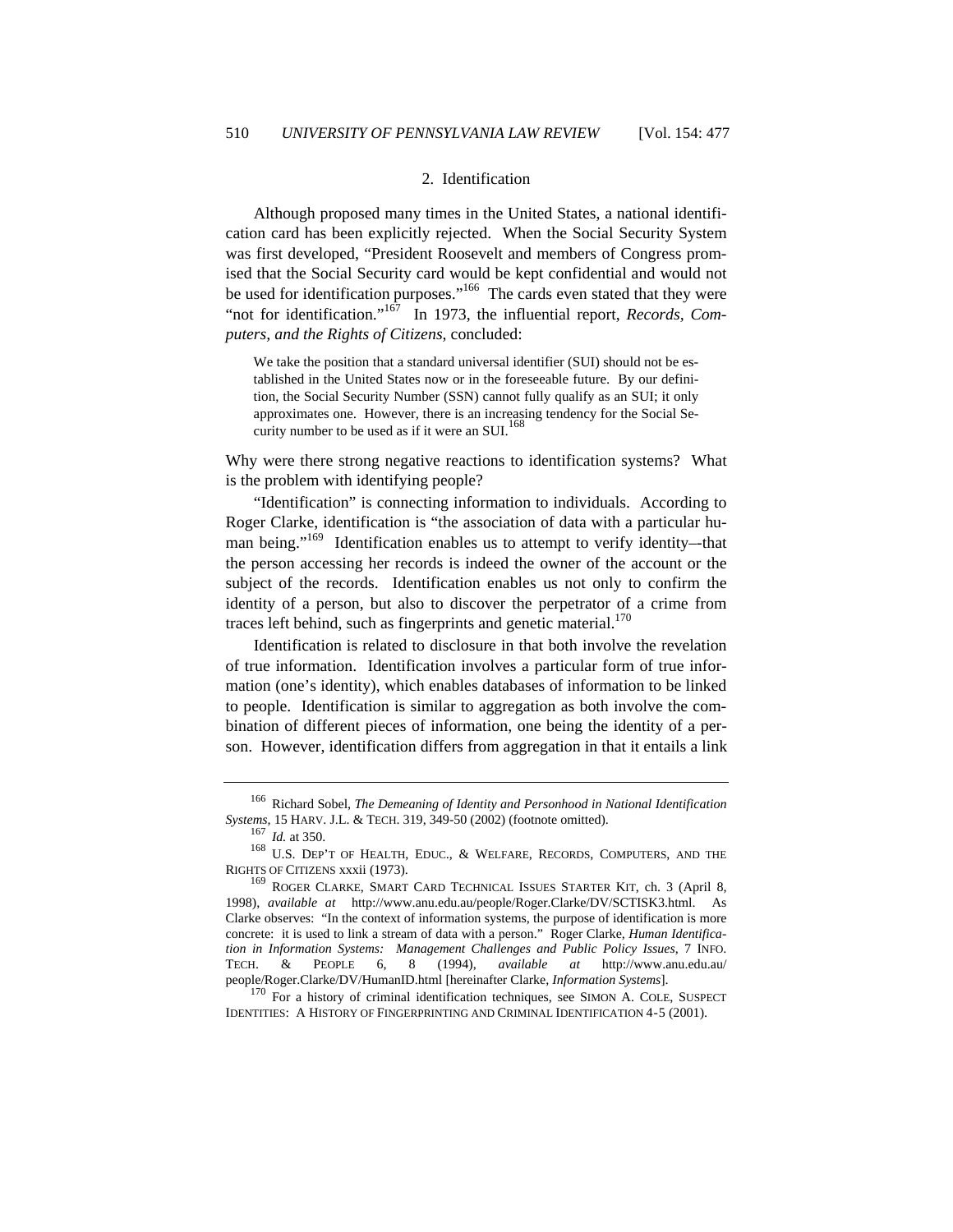### 2. Identification

Although proposed many times in the United States, a national identification card has been explicitly rejected. When the Social Security System was first developed, "President Roosevelt and members of Congress promised that the Social Security card would be kept confidential and would not be used for identification purposes."[166] The cards even stated that they were "not for identification."[167] In 1973, the influential report, *Records, Computers, and the Rights of Citizens*, concluded:

> We take the position that a standard universal identifier (SUI) should not be established in the United States now or in the foreseeable future. By our definition, the Social Security Number (SSN) cannot fully qualify as an SUI; it only approximates one. However, there is an increasing tendency for the Social Security number to be used as if it were an SUI.[168]

Why were there strong negative reactions to identification systems? What is the problem with identifying people?

"Identification" is connecting information to individuals. According to Roger Clarke, identification is "the association of data with a particular human being."[169] Identification enables us to attempt to verify identity–-that the person accessing her records is indeed the owner of the account or the subject of the records. Identification enables us not only to confirm the identity of a person, but also to discover the perpetrator of a crime from traces left behind, such as fingerprints and genetic material.[170]

Identification is related to disclosure in that both involve the revelation of true information. Identification involves a particular form of true information (one's identity), which enables databases of information to be linked to people. Identification is similar to aggregation as both involve the combination of different pieces of information, one being the identity of a person. However, identification differs from aggregation in that it entails a link

---

[166] Richard Sobel, *The Demeaning of Identity and Personhood in National Identification Systems*, 15 HARV. J.L. & TECH. 319, 349-50 (2002) (footnote omitted).

[167] *Id.* at 350.

[168] U.S. DEP'T OF HEALTH, EDUC., & WELFARE, RECORDS, COMPUTERS, AND THE RIGHTS OF CITIZENS xxxii (1973).

[169] ROGER CLARKE, SMART CARD TECHNICAL ISSUES STARTER KIT, ch. 3 (April 8, 1998), *available at* http://www.anu.edu.au/people/Roger.Clarke/DV/SCTISK3.html. As Clarke observes: "In the context of information systems, the purpose of identification is more concrete: it is used to link a stream of data with a person." Roger Clarke, *Human Identification in Information Systems: Management Challenges and Public Policy Issues*, 7 INFO. TECH. & PEOPLE 6, 8 (1994), *available at* http://www.anu.edu.au/people/Roger.Clarke/DV/HumanID.html [hereinafter Clarke, *Information Systems*].

[170] For a history of criminal identification techniques, see SIMON A. COLE, SUSPECT IDENTITIES: A HISTORY OF FINGERPRINTING AND CRIMINAL IDENTIFICATION 4-5 (2001).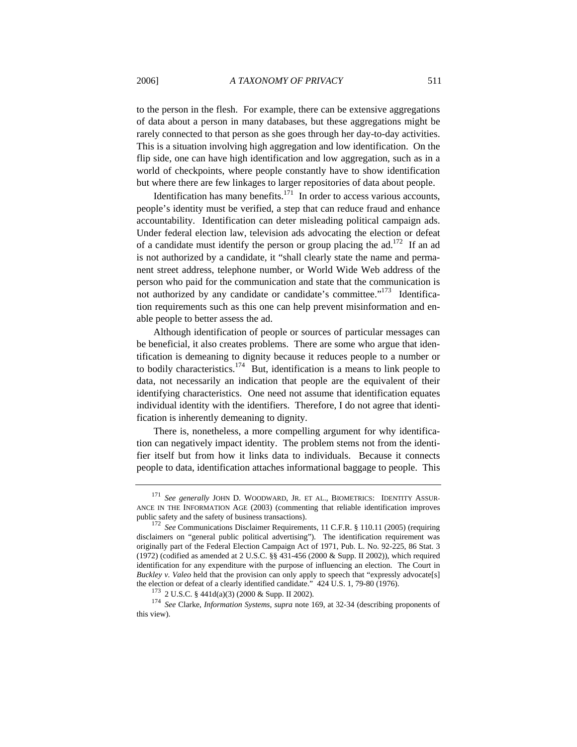to the person in the flesh. For example, there can be extensive aggregations of data about a person in many databases, but these aggregations might be rarely connected to that person as she goes through her day-to-day activities. This is a situation involving high aggregation and low identification. On the flip side, one can have high identification and low aggregation, such as in a world of checkpoints, where people constantly have to show identification but where there are few linkages to larger repositories of data about people.

Identification has many benefits.[171] In order to access various accounts, people's identity must be verified, a step that can reduce fraud and enhance accountability. Identification can deter misleading political campaign ads. Under federal election law, television ads advocating the election or defeat of a candidate must identify the person or group placing the ad.[172] If an ad is not authorized by a candidate, it "shall clearly state the name and permanent street address, telephone number, or World Wide Web address of the person who paid for the communication and state that the communication is not authorized by any candidate or candidate's committee."[173] Identification requirements such as this one can help prevent misinformation and enable people to better assess the ad.

Although identification of people or sources of particular messages can be beneficial, it also creates problems. There are some who argue that identification is demeaning to dignity because it reduces people to a number or to bodily characteristics.[174] But, identification is a means to link people to data, not necessarily an indication that people are the equivalent of their identifying characteristics. One need not assume that identification equates individual identity with the identifiers. Therefore, I do not agree that identification is inherently demeaning to dignity.

There is, nonetheless, a more compelling argument for why identification can negatively impact identity. The problem stems not from the identifier itself but from how it links data to individuals. Because it connects people to data, identification attaches informational baggage to people. This

---

[171] *See generally* JOHN D. WOODWARD, JR. ET AL., BIOMETRICS: IDENTITY ASSURANCE IN THE INFORMATION AGE (2003) (commenting that reliable identification improves public safety and the safety of business transactions).

[172] *See* Communications Disclaimer Requirements, 11 C.F.R. § 110.11 (2005) (requiring disclaimers on "general public political advertising"). The identification requirement was originally part of the Federal Election Campaign Act of 1971, Pub. L. No. 92-225, 86 Stat. 3 (1972) (codified as amended at 2 U.S.C. §§ 431-456 (2000 & Supp. II 2002)), which required identification for any expenditure with the purpose of influencing an election. The Court in *Buckley v. Valeo* held that the provision can only apply to speech that "expressly advocate[s] the election or defeat of a clearly identified candidate." 424 U.S. 1, 79-80 (1976).

[173] 2 U.S.C. § 441d(a)(3) (2000 & Supp. II 2002).

[174] *See* Clarke, *Information Systems*, *supra* note 169, at 32-34 (describing proponents of this view).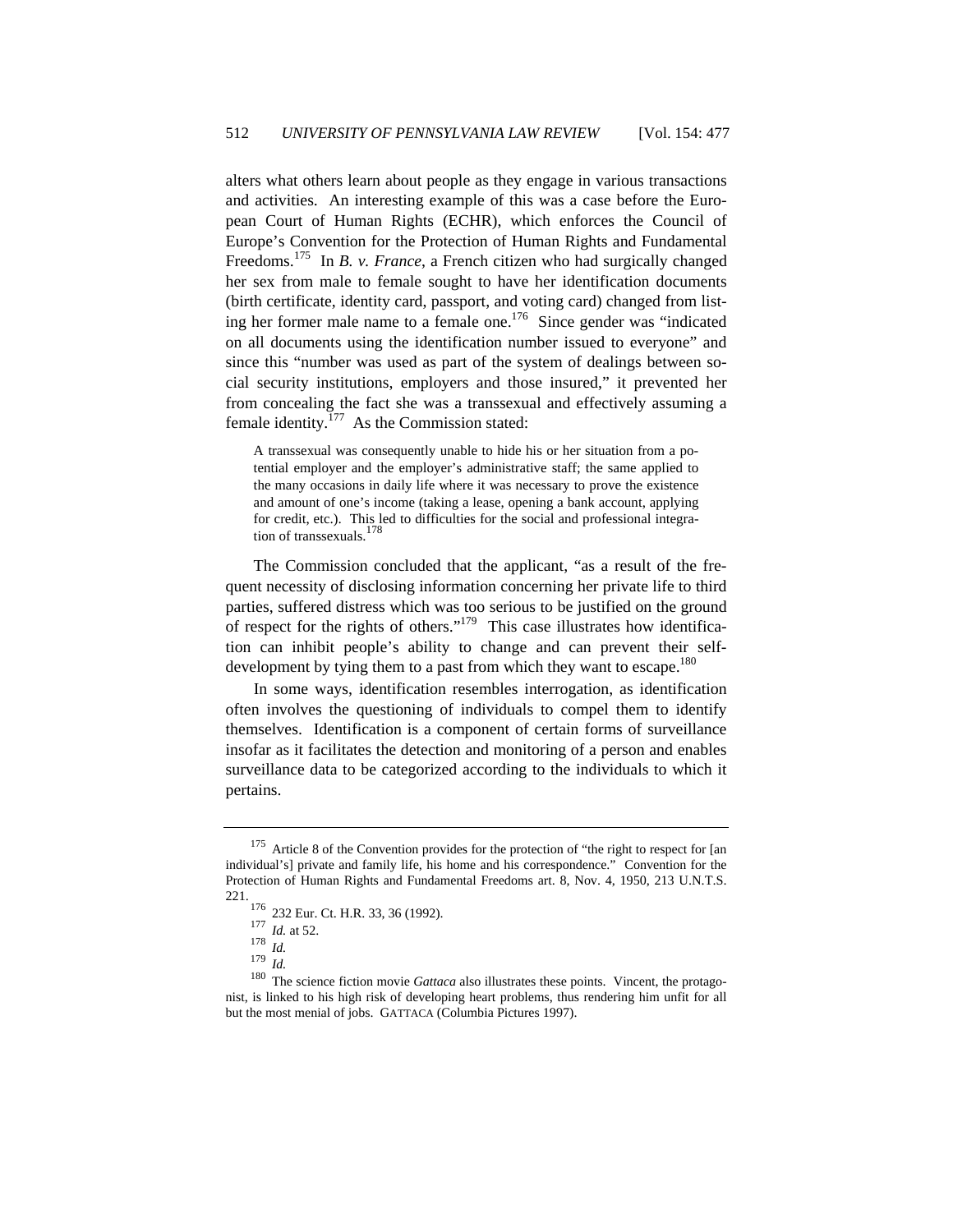alters what others learn about people as they engage in various transactions and activities. An interesting example of this was a case before the European Court of Human Rights (ECHR), which enforces the Council of Europe's Convention for the Protection of Human Rights and Fundamental Freedoms.[175] In *B. v. France*, a French citizen who had surgically changed her sex from male to female sought to have her identification documents (birth certificate, identity card, passport, and voting card) changed from listing her former male name to a female one.[176] Since gender was "indicated on all documents using the identification number issued to everyone" and since this "number was used as part of the system of dealings between social security institutions, employers and those insured," it prevented her from concealing the fact she was a transsexual and effectively assuming a female identity.[177] As the Commission stated:

> A transsexual was consequently unable to hide his or her situation from a potential employer and the employer's administrative staff; the same applied to the many occasions in daily life where it was necessary to prove the existence and amount of one's income (taking a lease, opening a bank account, applying for credit, etc.). This led to difficulties for the social and professional integration of transsexuals.[178]

The Commission concluded that the applicant, "as a result of the frequent necessity of disclosing information concerning her private life to third parties, suffered distress which was too serious to be justified on the ground of respect for the rights of others."[179] This case illustrates how identification can inhibit people's ability to change and can prevent their self-development by tying them to a past from which they want to escape.[180]

In some ways, identification resembles interrogation, as identification often involves the questioning of individuals to compel them to identify themselves. Identification is a component of certain forms of surveillance insofar as it facilitates the detection and monitoring of a person and enables surveillance data to be categorized according to the individuals to which it pertains.

---

[175] Article 8 of the Convention provides for the protection of "the right to respect for [an individual's] private and family life, his home and his correspondence." Convention for the Protection of Human Rights and Fundamental Freedoms art. 8, Nov. 4, 1950, 213 U.N.T.S. 221.

[176] 232 Eur. Ct. H.R. 33, 36 (1992).

[177] *Id.* at 52.

[178] *Id.*

[179] *Id.*

[180] The science fiction movie *Gattaca* also illustrates these points. Vincent, the protagonist, is linked to his high risk of developing heart problems, thus rendering him unfit for all but the most menial of jobs. GATTACA (Columbia Pictures 1997).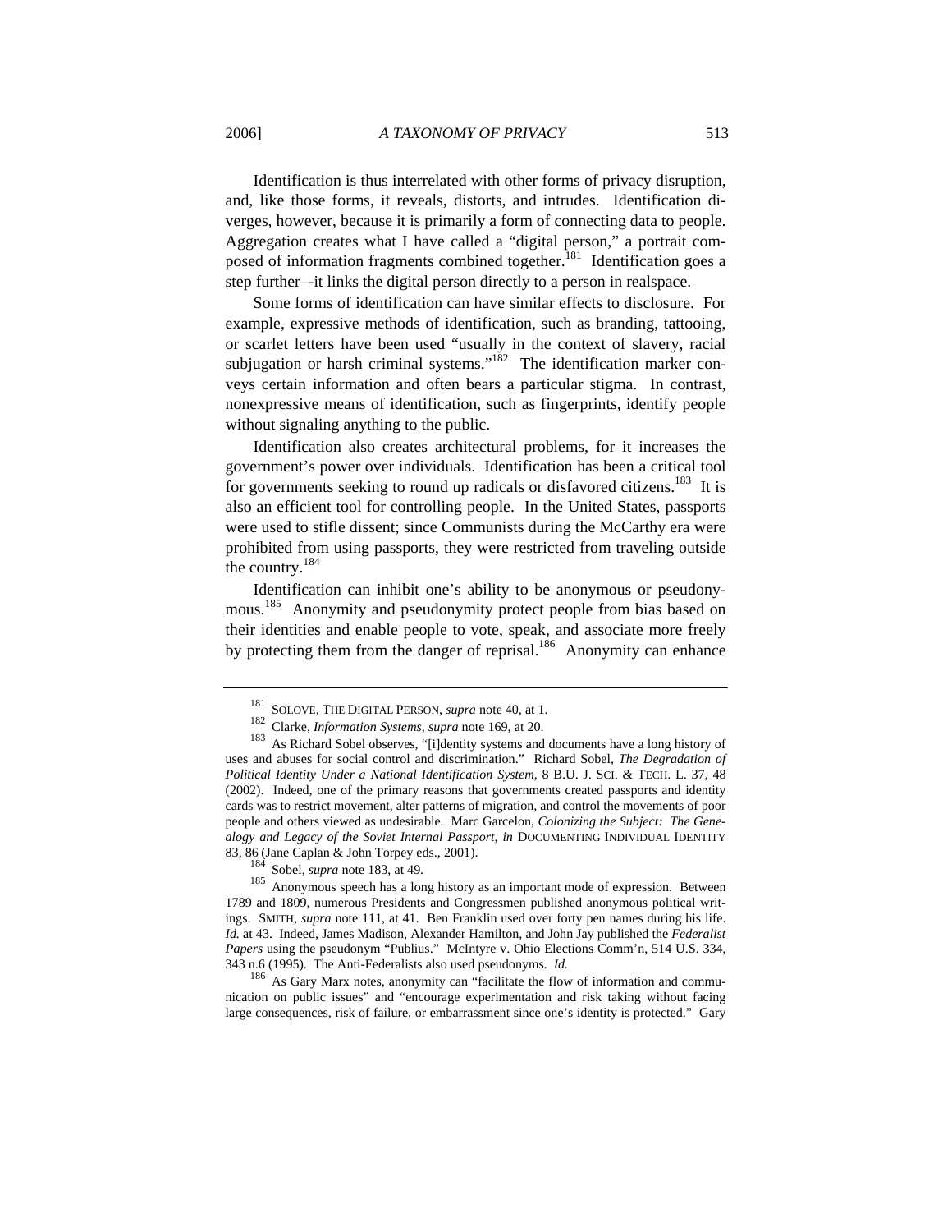Identification is thus interrelated with other forms of privacy disruption, and, like those forms, it reveals, distorts, and intrudes. Identification diverges, however, because it is primarily a form of connecting data to people. Aggregation creates what I have called a "digital person," a portrait composed of information fragments combined together.[181] Identification goes a step further—it links the digital person directly to a person in realspace.

Some forms of identification can have similar effects to disclosure. For example, expressive methods of identification, such as branding, tattooing, or scarlet letters have been used "usually in the context of slavery, racial subjugation or harsh criminal systems."[182] The identification marker conveys certain information and often bears a particular stigma. In contrast, nonexpressive means of identification, such as fingerprints, identify people without signaling anything to the public.

Identification also creates architectural problems, for it increases the government's power over individuals. Identification has been a critical tool for governments seeking to round up radicals or disfavored citizens.[183] It is also an efficient tool for controlling people. In the United States, passports were used to stifle dissent; since Communists during the McCarthy era were prohibited from using passports, they were restricted from traveling outside the country.[184]

Identification can inhibit one's ability to be anonymous or pseudonymous.[185] Anonymity and pseudonymity protect people from bias based on their identities and enable people to vote, speak, and associate more freely by protecting them from the danger of reprisal.[186] Anonymity can enhance

---

[181] SOLOVE, THE DIGITAL PERSON, *supra* note 40, at 1.

[182] Clarke, *Information Systems*, *supra* note 169, at 20.

[183] As Richard Sobel observes, "[i]dentity systems and documents have a long history of uses and abuses for social control and discrimination." Richard Sobel, *The Degradation of Political Identity Under a National Identification System*, 8 B.U. J. SCI. & TECH. L. 37, 48 (2002). Indeed, one of the primary reasons that governments created passports and identity cards was to restrict movement, alter patterns of migration, and control the movements of poor people and others viewed as undesirable. Marc Garcelon, *Colonizing the Subject: The Genealogy and Legacy of the Soviet Internal Passport*, *in* DOCUMENTING INDIVIDUAL IDENTITY 83, 86 (Jane Caplan & John Torpey eds., 2001).

[184] Sobel, *supra* note 183, at 49.

[185] Anonymous speech has a long history as an important mode of expression. Between 1789 and 1809, numerous Presidents and Congressmen published anonymous political writings. SMITH, *supra* note 111, at 41. Ben Franklin used over forty pen names during his life. *Id.* at 43. Indeed, James Madison, Alexander Hamilton, and John Jay published the *Federalist Papers* using the pseudonym "Publius." McIntyre v. Ohio Elections Comm'n, 514 U.S. 334, 343 n.6 (1995). The Anti-Federalists also used pseudonyms. *Id.*

[186] As Gary Marx notes, anonymity can "facilitate the flow of information and communication on public issues" and "encourage experimentation and risk taking without facing large consequences, risk of failure, or embarrassment since one's identity is protected." Gary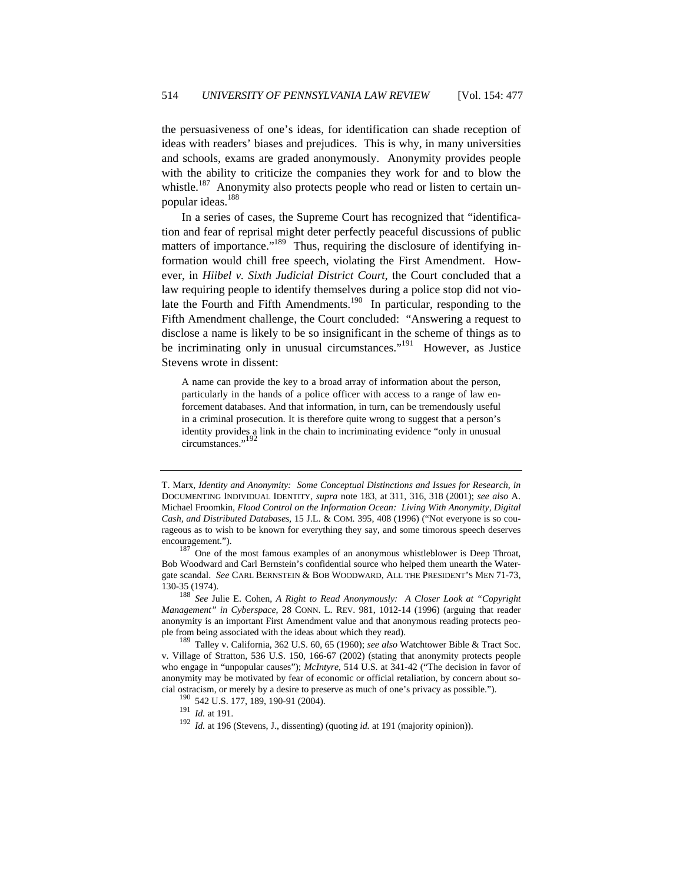the persuasiveness of one's ideas, for identification can shade reception of ideas with readers' biases and prejudices. This is why, in many universities and schools, exams are graded anonymously. Anonymity provides people with the ability to criticize the companies they work for and to blow the whistle.[187] Anonymity also protects people who read or listen to certain unpopular ideas.[188]

In a series of cases, the Supreme Court has recognized that "identification and fear of reprisal might deter perfectly peaceful discussions of public matters of importance."[189] Thus, requiring the disclosure of identifying information would chill free speech, violating the First Amendment. However, in *Hiibel v. Sixth Judicial District Court*, the Court concluded that a law requiring people to identify themselves during a police stop did not violate the Fourth and Fifth Amendments.[190] In particular, responding to the Fifth Amendment challenge, the Court concluded: "Answering a request to disclose a name is likely to be so insignificant in the scheme of things as to be incriminating only in unusual circumstances."[191] However, as Justice Stevens wrote in dissent:

> A name can provide the key to a broad array of information about the person, particularly in the hands of a police officer with access to a range of law enforcement databases. And that information, in turn, can be tremendously useful in a criminal prosecution. It is therefore quite wrong to suggest that a person's identity provides a link in the chain to incriminating evidence "only in unusual circumstances."[192]

---

T. Marx, *Identity and Anonymity: Some Conceptual Distinctions and Issues for Research*, *in* DOCUMENTING INDIVIDUAL IDENTITY, *supra* note 183, at 311, 316, 318 (2001); *see also* A. Michael Froomkin, *Flood Control on the Information Ocean: Living With Anonymity, Digital Cash, and Distributed Databases*, 15 J.L. & COM. 395, 408 (1996) ("Not everyone is so courageous as to wish to be known for everything they say, and some timorous speech deserves encouragement.").

[187] One of the most famous examples of an anonymous whistleblower is Deep Throat, Bob Woodward and Carl Bernstein's confidential source who helped them unearth the Watergate scandal. *See* CARL BERNSTEIN & BOB WOODWARD, ALL THE PRESIDENT'S MEN 71-73, 130-35 (1974).

[188] *See* Julie E. Cohen, *A Right to Read Anonymously: A Closer Look at "Copyright Management" in Cyberspace*, 28 CONN. L. REV. 981, 1012-14 (1996) (arguing that reader anonymity is an important First Amendment value and that anonymous reading protects people from being associated with the ideas about which they read).

[189] Talley v. California, 362 U.S. 60, 65 (1960); *see also* Watchtower Bible & Tract Soc. v. Village of Stratton, 536 U.S. 150, 166-67 (2002) (stating that anonymity protects people who engage in "unpopular causes"); *McIntyre*, 514 U.S. at 341-42 ("The decision in favor of anonymity may be motivated by fear of economic or official retaliation, by concern about social ostracism, or merely by a desire to preserve as much of one's privacy as possible.").

[190] 542 U.S. 177, 189, 190-91 (2004).

[191] *Id.* at 191.

[192] *Id.* at 196 (Stevens, J., dissenting) (quoting *id.* at 191 (majority opinion)).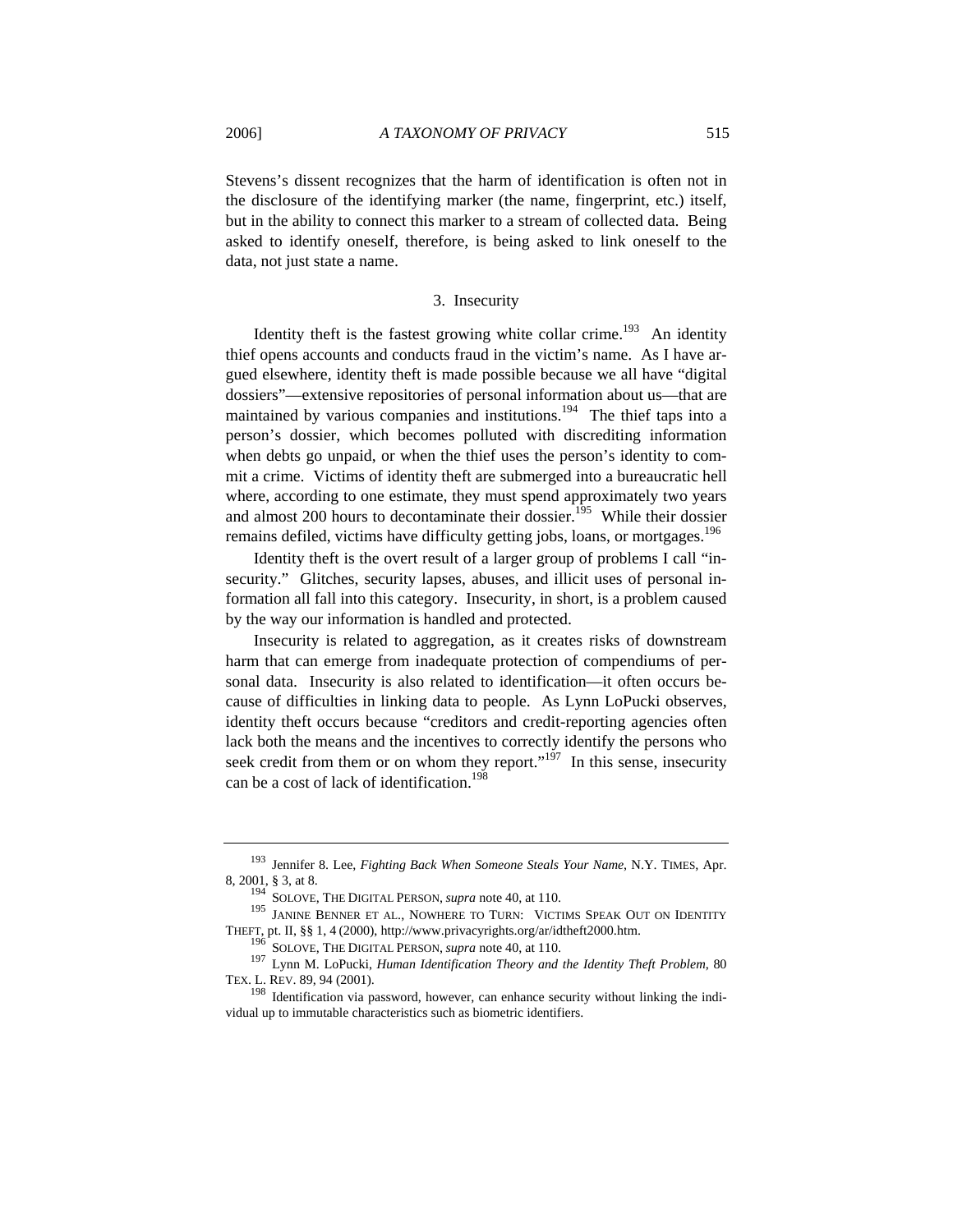Stevens's dissent recognizes that the harm of identification is often not in the disclosure of the identifying marker (the name, fingerprint, etc.) itself, but in the ability to connect this marker to a stream of collected data. Being asked to identify oneself, therefore, is being asked to link oneself to the data, not just state a name.

### 3. Insecurity

Identity theft is the fastest growing white collar crime.[193] An identity thief opens accounts and conducts fraud in the victim's name. As I have argued elsewhere, identity theft is made possible because we all have "digital dossiers"—extensive repositories of personal information about us—that are maintained by various companies and institutions.[194] The thief taps into a person's dossier, which becomes polluted with discrediting information when debts go unpaid, or when the thief uses the person's identity to commit a crime. Victims of identity theft are submerged into a bureaucratic hell where, according to one estimate, they must spend approximately two years and almost 200 hours to decontaminate their dossier.[195] While their dossier remains defiled, victims have difficulty getting jobs, loans, or mortgages.[196]

Identity theft is the overt result of a larger group of problems I call "insecurity." Glitches, security lapses, abuses, and illicit uses of personal information all fall into this category. Insecurity, in short, is a problem caused by the way our information is handled and protected.

Insecurity is related to aggregation, as it creates risks of downstream harm that can emerge from inadequate protection of compendiums of personal data. Insecurity is also related to identification—it often occurs because of difficulties in linking data to people. As Lynn LoPucki observes, identity theft occurs because "creditors and credit-reporting agencies often lack both the means and the incentives to correctly identify the persons who seek credit from them or on whom they report."[197] In this sense, insecurity can be a cost of lack of identification.[198]

---

[193] Jennifer 8. Lee, *Fighting Back When Someone Steals Your Name*, N.Y. TIMES, Apr. 8, 2001, § 3, at 8.

[194] SOLOVE, THE DIGITAL PERSON, *supra* note 40, at 110.

[195] JANINE BENNER ET AL., NOWHERE TO TURN: VICTIMS SPEAK OUT ON IDENTITY THEFT, pt. II, §§ 1, 4 (2000), http://www.privacyrights.org/ar/idtheft2000.htm.

[196] SOLOVE, THE DIGITAL PERSON, *supra* note 40, at 110.

[197] Lynn M. LoPucki, *Human Identification Theory and the Identity Theft Problem*, 80 TEX. L. REV. 89, 94 (2001).

[198] Identification via password, however, can enhance security without linking the individual up to immutable characteristics such as biometric identifiers.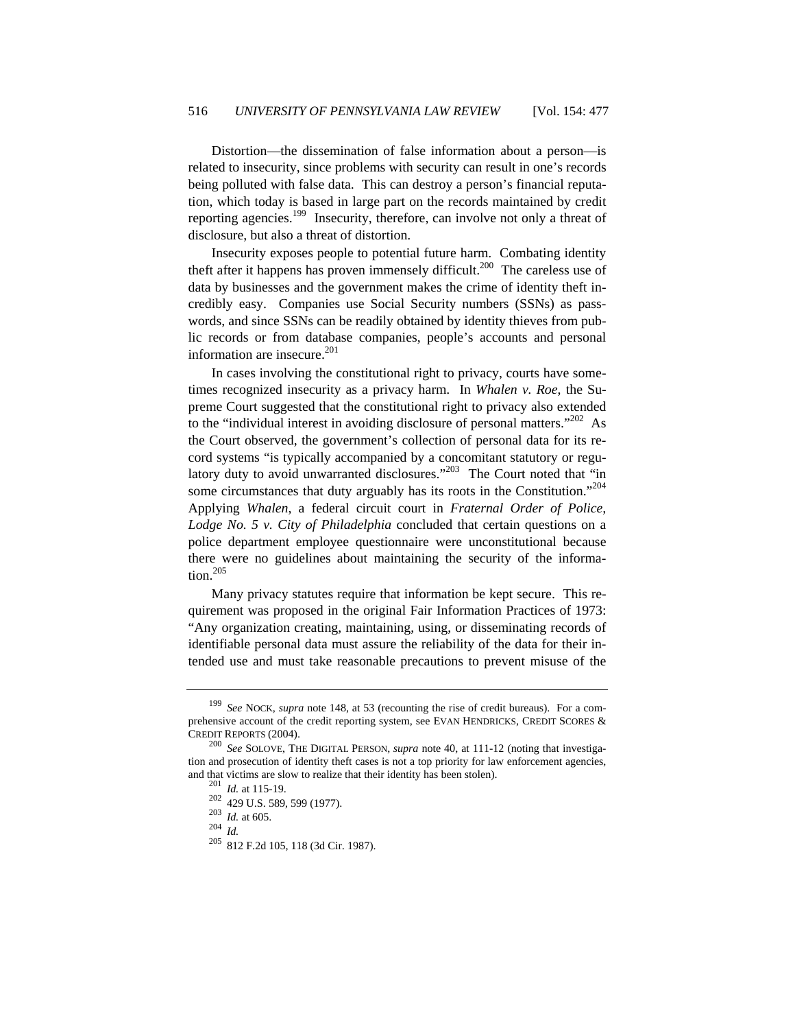Distortion—the dissemination of false information about a person—is related to insecurity, since problems with security can result in one's records being polluted with false data. This can destroy a person's financial reputation, which today is based in large part on the records maintained by credit reporting agencies.[199] Insecurity, therefore, can involve not only a threat of disclosure, but also a threat of distortion.

Insecurity exposes people to potential future harm. Combating identity theft after it happens has proven immensely difficult.[200] The careless use of data by businesses and the government makes the crime of identity theft incredibly easy. Companies use Social Security numbers (SSNs) as passwords, and since SSNs can be readily obtained by identity thieves from public records or from database companies, people's accounts and personal information are insecure.[201]

In cases involving the constitutional right to privacy, courts have sometimes recognized insecurity as a privacy harm. In *Whalen v. Roe*, the Supreme Court suggested that the constitutional right to privacy also extended to the "individual interest in avoiding disclosure of personal matters."[202] As the Court observed, the government's collection of personal data for its record systems "is typically accompanied by a concomitant statutory or regulatory duty to avoid unwarranted disclosures."[203] The Court noted that "in some circumstances that duty arguably has its roots in the Constitution."[204] Applying *Whalen*, a federal circuit court in *Fraternal Order of Police, Lodge No. 5 v. City of Philadelphia* concluded that certain questions on a police department employee questionnaire were unconstitutional because there were no guidelines about maintaining the security of the information.[205]

Many privacy statutes require that information be kept secure. This requirement was proposed in the original Fair Information Practices of 1973: "Any organization creating, maintaining, using, or disseminating records of identifiable personal data must assure the reliability of the data for their intended use and must take reasonable precautions to prevent misuse of the

---

[199] *See* NOCK, *supra* note 148, at 53 (recounting the rise of credit bureaus). For a comprehensive account of the credit reporting system, see EVAN HENDRICKS, CREDIT SCORES & CREDIT REPORTS (2004).

[200] *See* SOLOVE, THE DIGITAL PERSON, *supra* note 40, at 111-12 (noting that investigation and prosecution of identity theft cases is not a top priority for law enforcement agencies, and that victims are slow to realize that their identity has been stolen).

[201] *Id.* at 115-19.

[202] 429 U.S. 589, 599 (1977).

[203] *Id.* at 605.

[204] *Id.*

[205] 812 F.2d 105, 118 (3d Cir. 1987).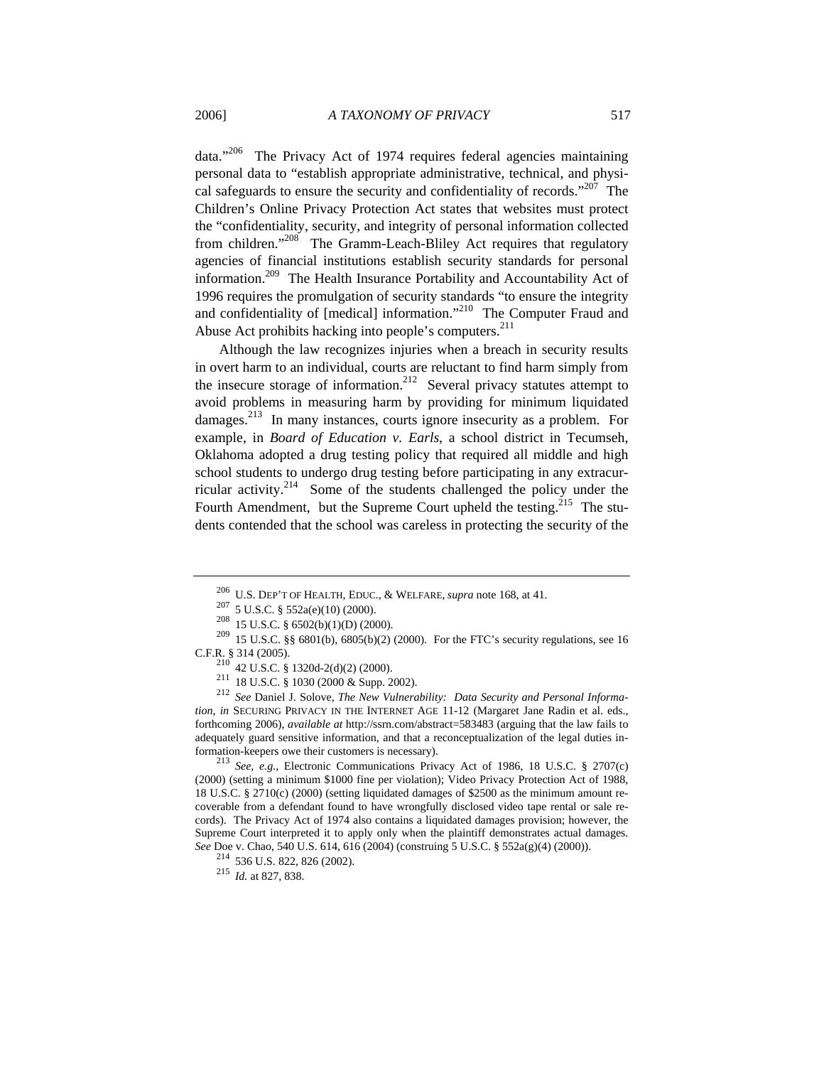data."[206] The Privacy Act of 1974 requires federal agencies maintaining personal data to "establish appropriate administrative, technical, and physical safeguards to ensure the security and confidentiality of records."[207] The Children's Online Privacy Protection Act states that websites must protect the "confidentiality, security, and integrity of personal information collected from children."[208] The Gramm-Leach-Bliley Act requires that regulatory agencies of financial institutions establish security standards for personal information.[209] The Health Insurance Portability and Accountability Act of 1996 requires the promulgation of security standards "to ensure the integrity and confidentiality of [medical] information."[210] The Computer Fraud and Abuse Act prohibits hacking into people's computers.[211]

Although the law recognizes injuries when a breach in security results in overt harm to an individual, courts are reluctant to find harm simply from the insecure storage of information.[212] Several privacy statutes attempt to avoid problems in measuring harm by providing for minimum liquidated damages.[213] In many instances, courts ignore insecurity as a problem. For example, in *Board of Education v. Earls*, a school district in Tecumseh, Oklahoma adopted a drug testing policy that required all middle and high school students to undergo drug testing before participating in any extracurricular activity.[214] Some of the students challenged the policy under the Fourth Amendment, but the Supreme Court upheld the testing.[215] The students contended that the school was careless in protecting the security of the

---

[206] U.S. DEP'T OF HEALTH, EDUC., & WELFARE, *supra* note 168, at 41.

[207] 5 U.S.C. § 552a(e)(10) (2000).

[208] 15 U.S.C. § 6502(b)(1)(D) (2000).

[209] 15 U.S.C. §§ 6801(b), 6805(b)(2) (2000). For the FTC's security regulations, see 16 C.F.R. § 314 (2005).

[210] 42 U.S.C. § 1320d-2(d)(2) (2000).

[211] 18 U.S.C. § 1030 (2000 & Supp. 2002).

[212] *See* Daniel J. Solove, *The New Vulnerability: Data Security and Personal Information*, *in* SECURING PRIVACY IN THE INTERNET AGE 11-12 (Margaret Jane Radin et al. eds., forthcoming 2006), *available at* http://ssrn.com/abstract=583483 (arguing that the law fails to adequately guard sensitive information, and that a reconceptualization of the legal duties information-keepers owe their customers is necessary).

[213] *See, e.g.*, Electronic Communications Privacy Act of 1986, 18 U.S.C. § 2707(c) (2000) (setting a minimum $1000 fine per violation); Video Privacy Protection Act of 1988, 18 U.S.C. § 2710(c) (2000) (setting liquidated damages of $2500 as the minimum amount recoverable from a defendant found to have wrongfully disclosed video tape rental or sale records). The Privacy Act of 1974 also contains a liquidated damages provision; however, the Supreme Court interpreted it to apply only when the plaintiff demonstrates actual damages. *See* Doe v. Chao, 540 U.S. 614, 616 (2004) (construing 5 U.S.C. § 552a(g)(4) (2000)).

[214] 536 U.S. 822, 826 (2002).

[215] *Id.* at 827, 838.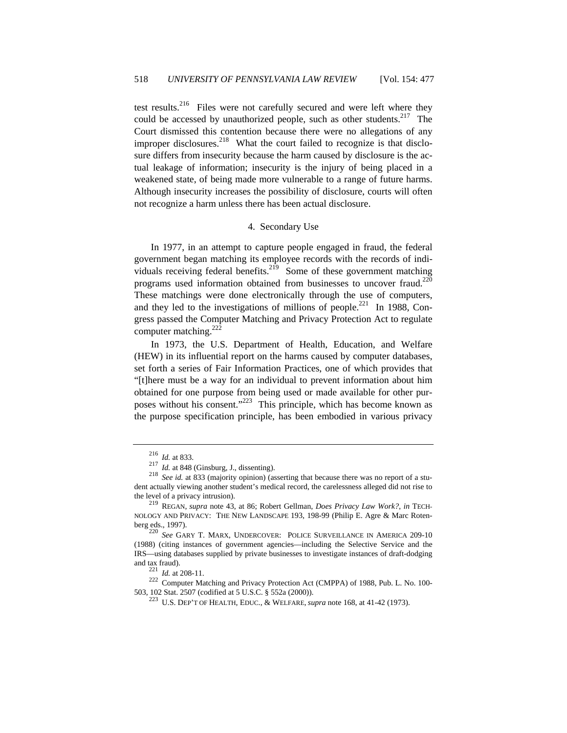test results.[216] Files were not carefully secured and were left where they could be accessed by unauthorized people, such as other students.[217] The Court dismissed this contention because there were no allegations of any improper disclosures.[218] What the court failed to recognize is that disclosure differs from insecurity because the harm caused by disclosure is the actual leakage of information; insecurity is the injury of being placed in a weakened state, of being made more vulnerable to a range of future harms. Although insecurity increases the possibility of disclosure, courts will often not recognize a harm unless there has been actual disclosure.

#### 4. Secondary Use

In 1977, in an attempt to capture people engaged in fraud, the federal government began matching its employee records with the records of individuals receiving federal benefits.[219] Some of these government matching programs used information obtained from businesses to uncover fraud.[220] These matchings were done electronically through the use of computers, and they led to the investigations of millions of people.[221] In 1988, Congress passed the Computer Matching and Privacy Protection Act to regulate computer matching.[222]

In 1973, the U.S. Department of Health, Education, and Welfare (HEW) in its influential report on the harms caused by computer databases, set forth a series of Fair Information Practices, one of which provides that "[t]here must be a way for an individual to prevent information about him obtained for one purpose from being used or made available for other purposes without his consent."[223] This principle, which has become known as the purpose specification principle, has been embodied in various privacy

---

[216] *Id.* at 833.

[217] *Id.* at 848 (Ginsburg, J., dissenting).

[218] *See id.* at 833 (majority opinion) (asserting that because there was no report of a student actually viewing another student's medical record, the carelessness alleged did not rise to the level of a privacy intrusion).

[219] REGAN, *supra* note 43, at 86; Robert Gellman, *Does Privacy Law Work?*, *in* TECHNOLOGY AND PRIVACY: THE NEW LANDSCAPE 193, 198-99 (Philip E. Agre & Marc Rotenberg eds., 1997).

[220] *See* GARY T. MARX, UNDERCOVER: POLICE SURVEILLANCE IN AMERICA 209-10 (1988) (citing instances of government agencies—including the Selective Service and the IRS—using databases supplied by private businesses to investigate instances of draft-dodging and tax fraud).

[221] *Id.* at 208-11.

[222] Computer Matching and Privacy Protection Act (CMPPA) of 1988, Pub. L. No. 100-503, 102 Stat. 2507 (codified at 5 U.S.C. § 552a (2000)).

[223] U.S. DEP'T OF HEALTH, EDUC., & WELFARE, *supra* note 168, at 41-42 (1973).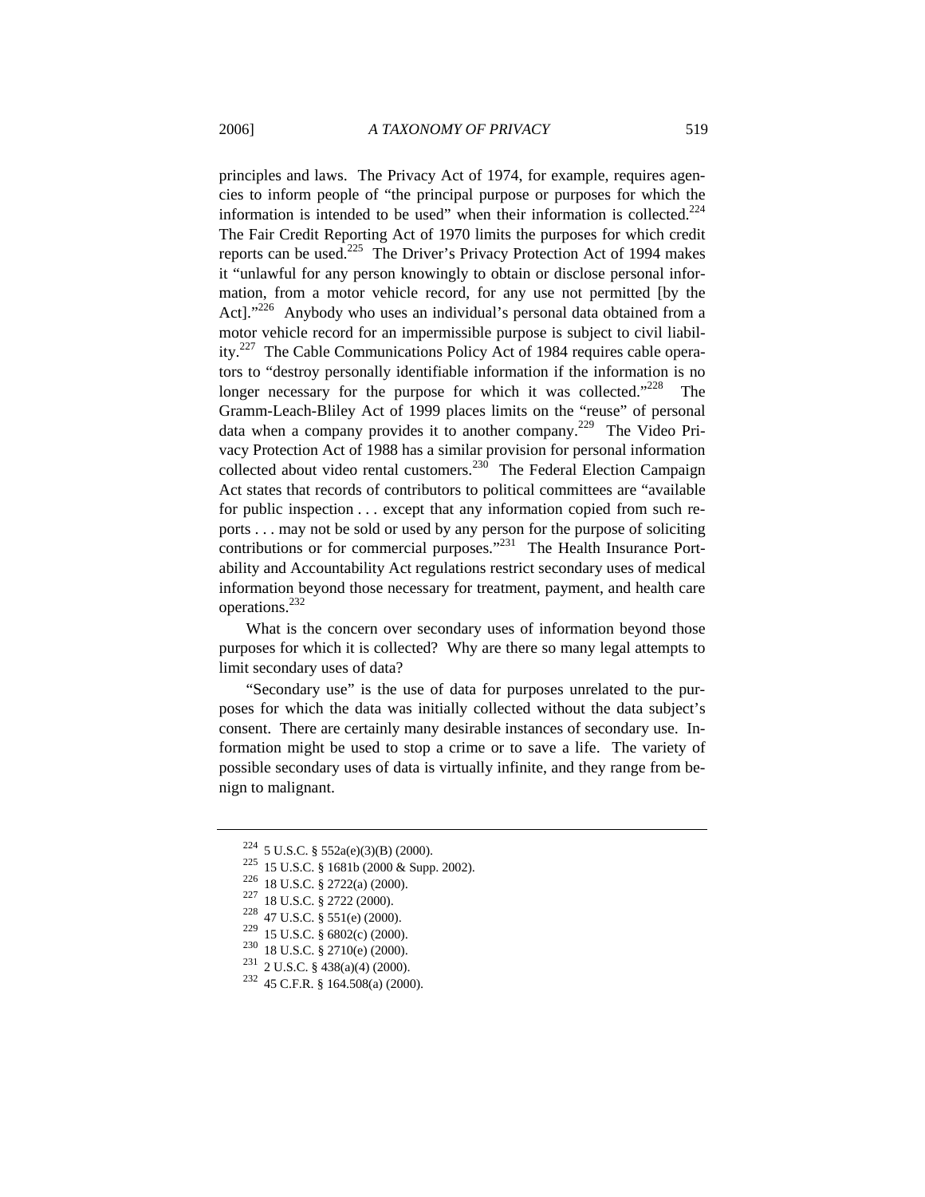principles and laws. The Privacy Act of 1974, for example, requires agencies to inform people of "the principal purpose or purposes for which the information is intended to be used" when their information is collected.[224] The Fair Credit Reporting Act of 1970 limits the purposes for which credit reports can be used.[225] The Driver's Privacy Protection Act of 1994 makes it "unlawful for any person knowingly to obtain or disclose personal information, from a motor vehicle record, for any use not permitted [by the Act]."[226] Anybody who uses an individual's personal data obtained from a motor vehicle record for an impermissible purpose is subject to civil liability.[227] The Cable Communications Policy Act of 1984 requires cable operators to "destroy personally identifiable information if the information is no longer necessary for the purpose for which it was collected."[228] The Gramm-Leach-Bliley Act of 1999 places limits on the "reuse" of personal data when a company provides it to another company.[229] The Video Privacy Protection Act of 1988 has a similar provision for personal information collected about video rental customers.[230] The Federal Election Campaign Act states that records of contributors to political committees are "available for public inspection . . . except that any information copied from such reports . . . may not be sold or used by any person for the purpose of soliciting contributions or for commercial purposes."[231] The Health Insurance Portability and Accountability Act regulations restrict secondary uses of medical information beyond those necessary for treatment, payment, and health care operations.[232]

What is the concern over secondary uses of information beyond those purposes for which it is collected? Why are there so many legal attempts to limit secondary uses of data?

"Secondary use" is the use of data for purposes unrelated to the purposes for which the data was initially collected without the data subject's consent. There are certainly many desirable instances of secondary use. Information might be used to stop a crime or to save a life. The variety of possible secondary uses of data is virtually infinite, and they range from benign to malignant.

---

[224] 5 U.S.C. § 552a(e)(3)(B) (2000).
[225] 15 U.S.C. § 1681b (2000 & Supp. 2002).
[226] 18 U.S.C. § 2722(a) (2000).
[227] 18 U.S.C. § 2722 (2000).
[228] 47 U.S.C. § 551(e) (2000).
[229] 15 U.S.C. § 6802(c) (2000).
[230] 18 U.S.C. § 2710(e) (2000).
[231] 2 U.S.C. § 438(a)(4) (2000).
[232] 45 C.F.R. § 164.508(a) (2000).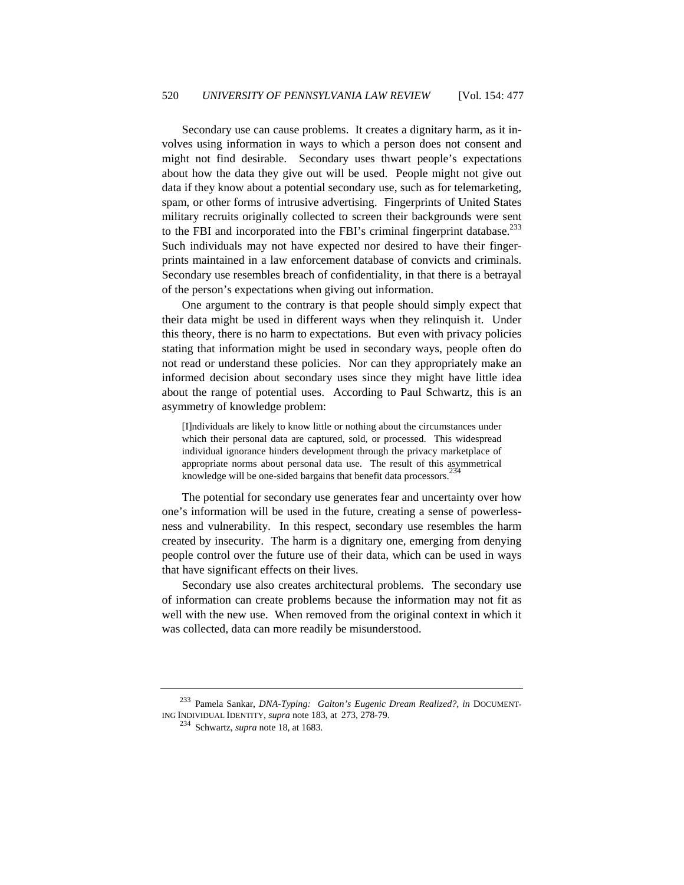Secondary use can cause problems. It creates a dignitary harm, as it involves using information in ways to which a person does not consent and might not find desirable. Secondary uses thwart people's expectations about how the data they give out will be used. People might not give out data if they know about a potential secondary use, such as for telemarketing, spam, or other forms of intrusive advertising. Fingerprints of United States military recruits originally collected to screen their backgrounds were sent to the FBI and incorporated into the FBI's criminal fingerprint database.[233] Such individuals may not have expected nor desired to have their fingerprints maintained in a law enforcement database of convicts and criminals. Secondary use resembles breach of confidentiality, in that there is a betrayal of the person's expectations when giving out information.

One argument to the contrary is that people should simply expect that their data might be used in different ways when they relinquish it. Under this theory, there is no harm to expectations. But even with privacy policies stating that information might be used in secondary ways, people often do not read or understand these policies. Nor can they appropriately make an informed decision about secondary uses since they might have little idea about the range of potential uses. According to Paul Schwartz, this is an asymmetry of knowledge problem:

> [I]ndividuals are likely to know little or nothing about the circumstances under which their personal data are captured, sold, or processed. This widespread individual ignorance hinders development through the privacy marketplace of appropriate norms about personal data use. The result of this asymmetrical knowledge will be one-sided bargains that benefit data processors.[234]

The potential for secondary use generates fear and uncertainty over how one's information will be used in the future, creating a sense of powerlessness and vulnerability. In this respect, secondary use resembles the harm created by insecurity. The harm is a dignitary one, emerging from denying people control over the future use of their data, which can be used in ways that have significant effects on their lives.

Secondary use also creates architectural problems. The secondary use of information can create problems because the information may not fit as well with the new use. When removed from the original context in which it was collected, data can more readily be misunderstood.

---

[233] Pamela Sankar, *DNA-Typing: Galton's Eugenic Dream Realized?*, *in* DOCUMENTING INDIVIDUAL IDENTITY, *supra* note 183, at 273, 278-79.

[234] Schwartz, *supra* note 18, at 1683.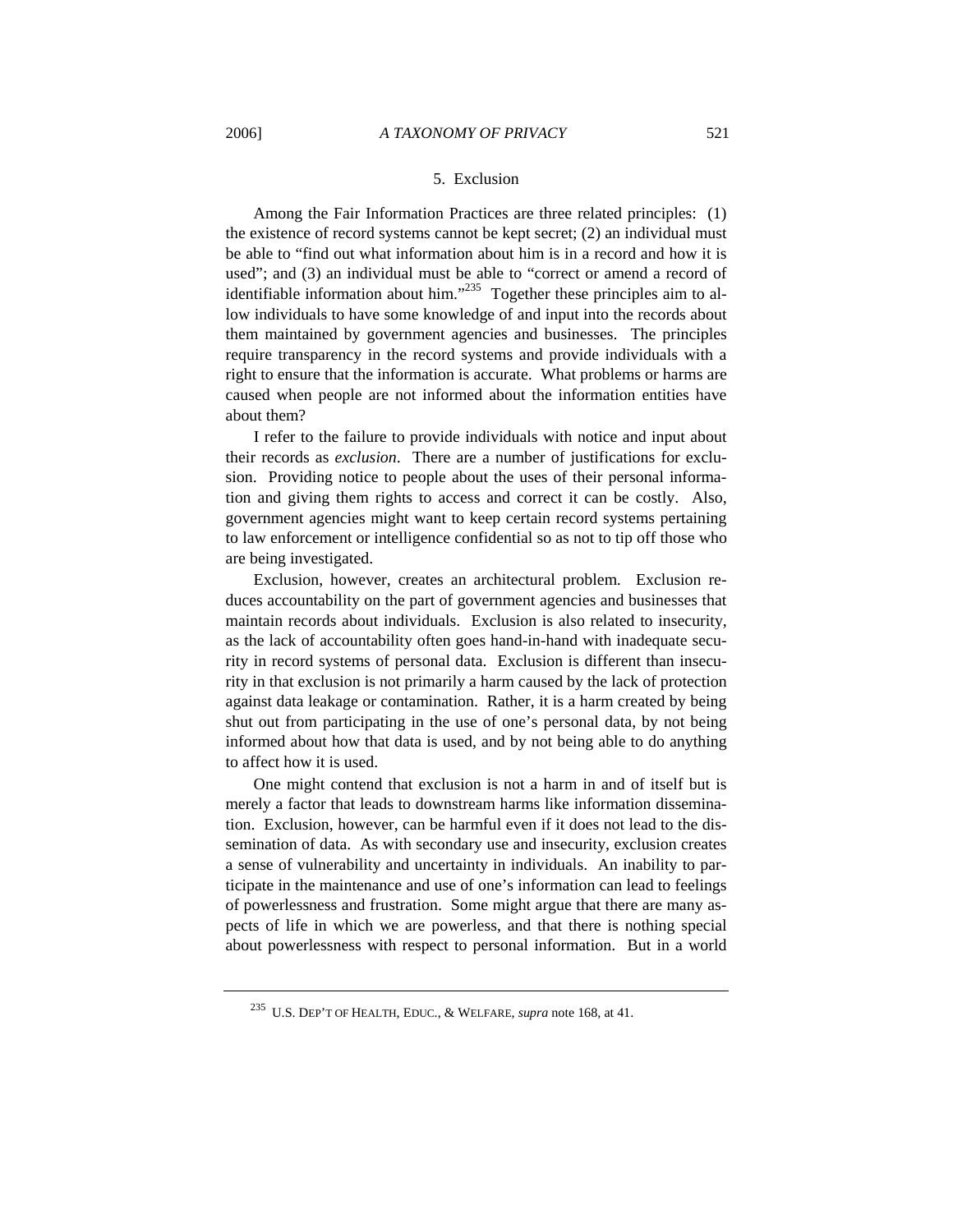### 5. Exclusion

Among the Fair Information Practices are three related principles: (1) the existence of record systems cannot be kept secret; (2) an individual must be able to "find out what information about him is in a record and how it is used"; and (3) an individual must be able to "correct or amend a record of identifiable information about him."[235] Together these principles aim to allow individuals to have some knowledge of and input into the records about them maintained by government agencies and businesses. The principles require transparency in the record systems and provide individuals with a right to ensure that the information is accurate. What problems or harms are caused when people are not informed about the information entities have about them?

I refer to the failure to provide individuals with notice and input about their records as *exclusion*. There are a number of justifications for exclusion. Providing notice to people about the uses of their personal information and giving them rights to access and correct it can be costly. Also, government agencies might want to keep certain record systems pertaining to law enforcement or intelligence confidential so as not to tip off those who are being investigated.

Exclusion, however, creates an architectural problem. Exclusion reduces accountability on the part of government agencies and businesses that maintain records about individuals. Exclusion is also related to insecurity, as the lack of accountability often goes hand-in-hand with inadequate security in record systems of personal data. Exclusion is different than insecurity in that exclusion is not primarily a harm caused by the lack of protection against data leakage or contamination. Rather, it is a harm created by being shut out from participating in the use of one's personal data, by not being informed about how that data is used, and by not being able to do anything to affect how it is used.

One might contend that exclusion is not a harm in and of itself but is merely a factor that leads to downstream harms like information dissemination. Exclusion, however, can be harmful even if it does not lead to the dissemination of data. As with secondary use and insecurity, exclusion creates a sense of vulnerability and uncertainty in individuals. An inability to participate in the maintenance and use of one's information can lead to feelings of powerlessness and frustration. Some might argue that there are many aspects of life in which we are powerless, and that there is nothing special about powerlessness with respect to personal information. But in a world

---

[235] U.S. DEP'T OF HEALTH, EDUC., & WELFARE, *supra* note 168, at 41.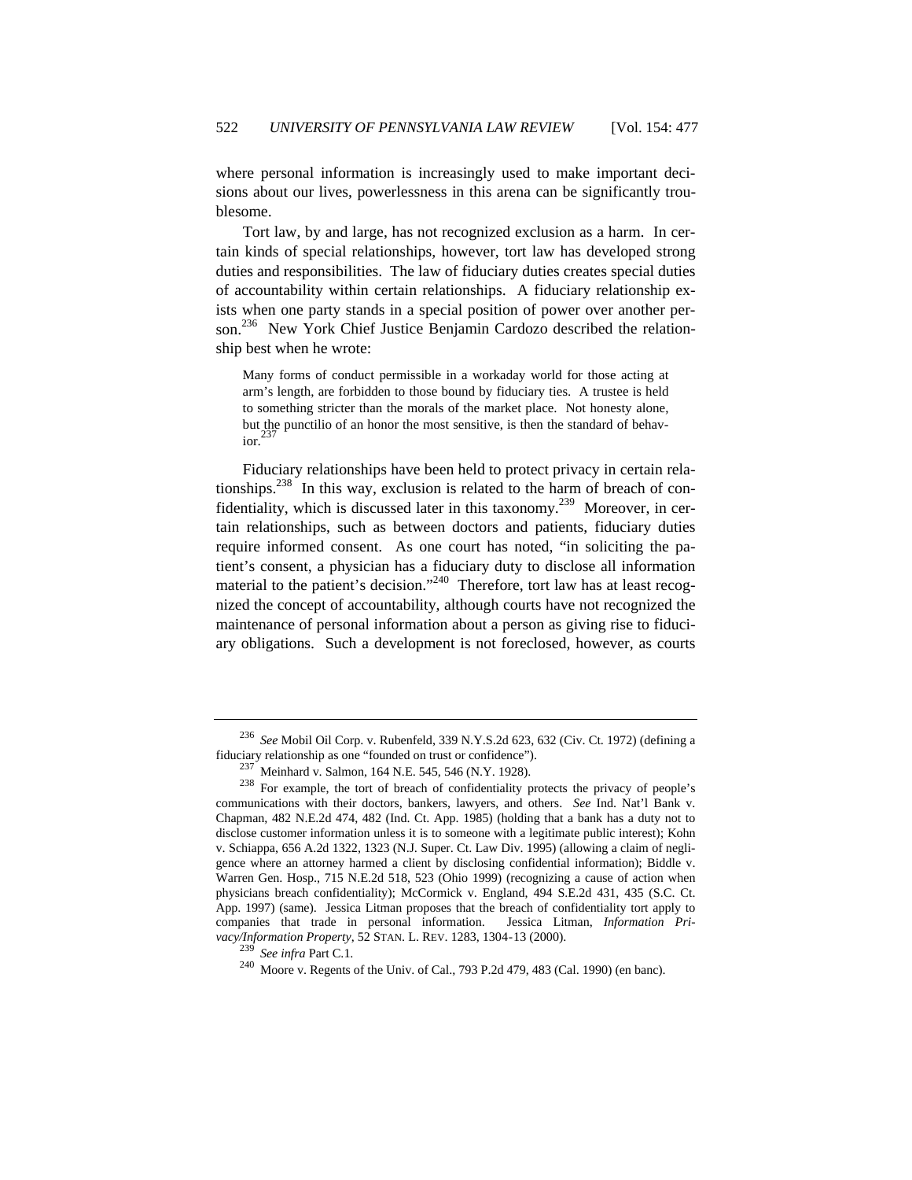where personal information is increasingly used to make important decisions about our lives, powerlessness in this arena can be significantly troublesome.

Tort law, by and large, has not recognized exclusion as a harm. In certain kinds of special relationships, however, tort law has developed strong duties and responsibilities. The law of fiduciary duties creates special duties of accountability within certain relationships. A fiduciary relationship exists when one party stands in a special position of power over another person.[236] New York Chief Justice Benjamin Cardozo described the relationship best when he wrote:

> Many forms of conduct permissible in a workaday world for those acting at arm's length, are forbidden to those bound by fiduciary ties. A trustee is held to something stricter than the morals of the market place. Not honesty alone, but the punctilio of an honor the most sensitive, is then the standard of behavior.[237]

Fiduciary relationships have been held to protect privacy in certain relationships.[238] In this way, exclusion is related to the harm of breach of confidentiality, which is discussed later in this taxonomy.[239] Moreover, in certain relationships, such as between doctors and patients, fiduciary duties require informed consent. As one court has noted, "in soliciting the patient's consent, a physician has a fiduciary duty to disclose all information material to the patient's decision."[240] Therefore, tort law has at least recognized the concept of accountability, although courts have not recognized the maintenance of personal information about a person as giving rise to fiduciary obligations. Such a development is not foreclosed, however, as courts

---

[236] *See* Mobil Oil Corp. v. Rubenfeld, 339 N.Y.S.2d 623, 632 (Civ. Ct. 1972) (defining a fiduciary relationship as one "founded on trust or confidence").

[237] Meinhard v. Salmon, 164 N.E. 545, 546 (N.Y. 1928).

[238] For example, the tort of breach of confidentiality protects the privacy of people's communications with their doctors, bankers, lawyers, and others. *See* Ind. Nat'l Bank v. Chapman, 482 N.E.2d 474, 482 (Ind. Ct. App. 1985) (holding that a bank has a duty not to disclose customer information unless it is to someone with a legitimate public interest); Kohn v. Schiappa, 656 A.2d 1322, 1323 (N.J. Super. Ct. Law Div. 1995) (allowing a claim of negligence where an attorney harmed a client by disclosing confidential information); Biddle v. Warren Gen. Hosp., 715 N.E.2d 518, 523 (Ohio 1999) (recognizing a cause of action when physicians breach confidentiality); McCormick v. England, 494 S.E.2d 431, 435 (S.C. Ct. App. 1997) (same). Jessica Litman proposes that the breach of confidentiality tort apply to companies that trade in personal information. Jessica Litman, *Information Privacy/Information Property*, 52 STAN. L. REV. 1283, 1304-13 (2000).

[239] *See infra* Part C.1.

[240] Moore v. Regents of the Univ. of Cal., 793 P.2d 479, 483 (Cal. 1990) (en banc).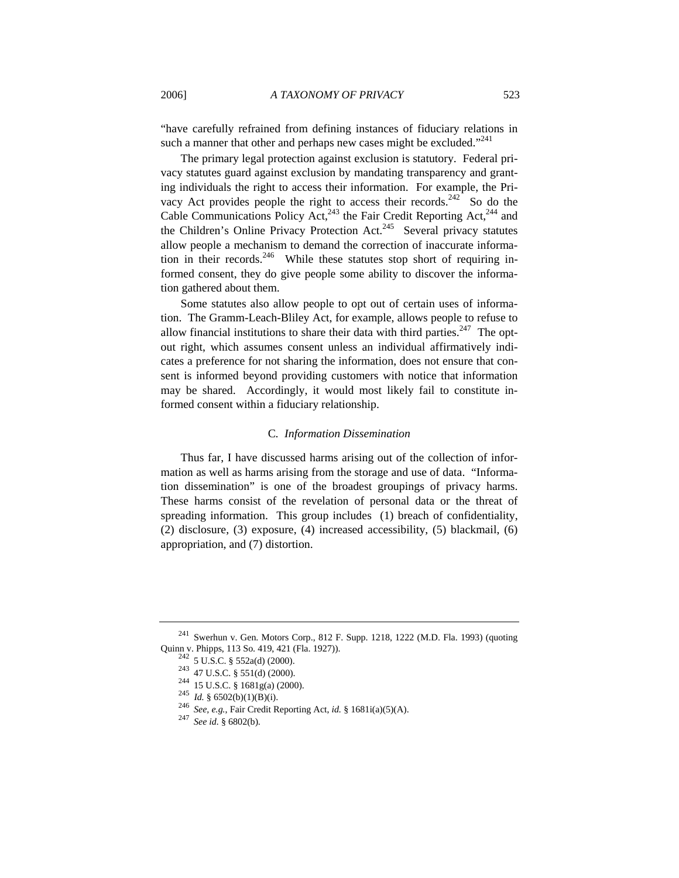"have carefully refrained from defining instances of fiduciary relations in such a manner that other and perhaps new cases might be excluded."[241]

The primary legal protection against exclusion is statutory. Federal privacy statutes guard against exclusion by mandating transparency and granting individuals the right to access their information. For example, the Privacy Act provides people the right to access their records.[242] So do the Cable Communications Policy Act,[243] the Fair Credit Reporting Act,[244] and the Children's Online Privacy Protection Act.[245] Several privacy statutes allow people a mechanism to demand the correction of inaccurate information in their records.[246] While these statutes stop short of requiring informed consent, they do give people some ability to discover the information gathered about them.

Some statutes also allow people to opt out of certain uses of information. The Gramm-Leach-Bliley Act, for example, allows people to refuse to allow financial institutions to share their data with third parties.[247] The opt-out right, which assumes consent unless an individual affirmatively indicates a preference for not sharing the information, does not ensure that consent is informed beyond providing customers with notice that information may be shared. Accordingly, it would most likely fail to constitute informed consent within a fiduciary relationship.

### C. *Information Dissemination*

Thus far, I have discussed harms arising out of the collection of information as well as harms arising from the storage and use of data. "Information dissemination" is one of the broadest groupings of privacy harms. These harms consist of the revelation of personal data or the threat of spreading information. This group includes (1) breach of confidentiality, (2) disclosure, (3) exposure, (4) increased accessibility, (5) blackmail, (6) appropriation, and (7) distortion.

---

[241] Swerhun v. Gen. Motors Corp., 812 F. Supp. 1218, 1222 (M.D. Fla. 1993) (quoting Quinn v. Phipps, 113 So. 419, 421 (Fla. 1927)).

[242] 5 U.S.C. § 552a(d) (2000).

[243] 47 U.S.C. § 551(d) (2000).

[244] 15 U.S.C. § 1681g(a) (2000).

[245] *Id.* § 6502(b)(1)(B)(i).

[246] *See, e.g.*, Fair Credit Reporting Act, *id.* § 1681i(a)(5)(A).

[247] *See id.* § 6802(b).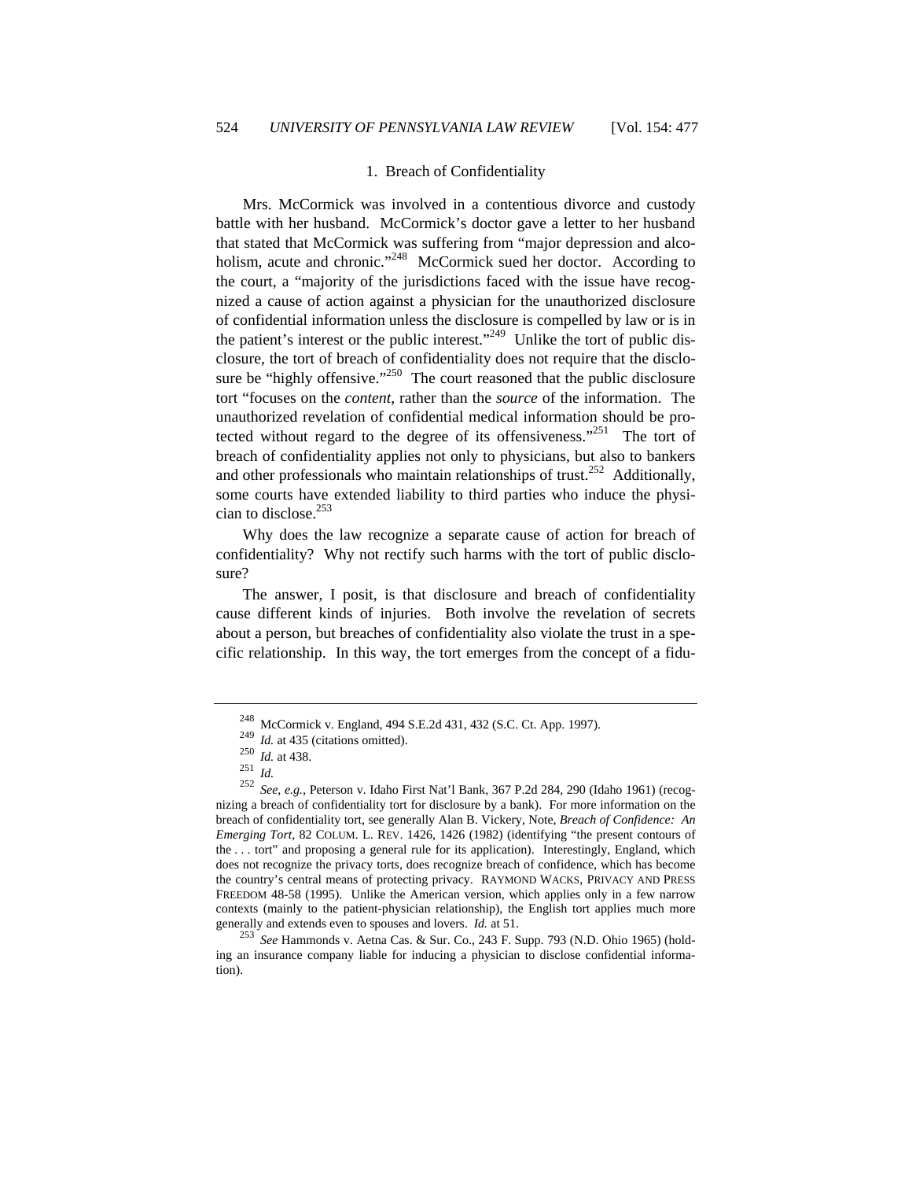### 1. Breach of Confidentiality

Mrs. McCormick was involved in a contentious divorce and custody battle with her husband. McCormick's doctor gave a letter to her husband that stated that McCormick was suffering from "major depression and alcoholism, acute and chronic."[248] McCormick sued her doctor. According to the court, a "majority of the jurisdictions faced with the issue have recognized a cause of action against a physician for the unauthorized disclosure of confidential information unless the disclosure is compelled by law or is in the patient's interest or the public interest."[249] Unlike the tort of public disclosure, the tort of breach of confidentiality does not require that the disclosure be "highly offensive."[250] The court reasoned that the public disclosure tort "focuses on the *content*, rather than the *source* of the information. The unauthorized revelation of confidential medical information should be protected without regard to the degree of its offensiveness."[251] The tort of breach of confidentiality applies not only to physicians, but also to bankers and other professionals who maintain relationships of trust.[252] Additionally, some courts have extended liability to third parties who induce the physician to disclose.[253]

Why does the law recognize a separate cause of action for breach of confidentiality? Why not rectify such harms with the tort of public disclosure?

The answer, I posit, is that disclosure and breach of confidentiality cause different kinds of injuries. Both involve the revelation of secrets about a person, but breaches of confidentiality also violate the trust in a specific relationship. In this way, the tort emerges from the concept of a fidu-

---

[248] McCormick v. England, 494 S.E.2d 431, 432 (S.C. Ct. App. 1997).

[249] *Id.* at 435 (citations omitted).

[250] *Id.* at 438.

[251] *Id.*

[252] *See, e.g.,* Peterson v. Idaho First Nat'l Bank, 367 P.2d 284, 290 (Idaho 1961) (recognizing a breach of confidentiality tort for disclosure by a bank). For more information on the breach of confidentiality tort, see generally Alan B. Vickery, Note, *Breach of Confidence: An Emerging Tort*, 82 COLUM. L. REV. 1426, 1426 (1982) (identifying "the present contours of the . . . tort" and proposing a general rule for its application). Interestingly, England, which does not recognize the privacy torts, does recognize breach of confidence, which has become the country's central means of protecting privacy. RAYMOND WACKS, PRIVACY AND PRESS FREEDOM 48-58 (1995). Unlike the American version, which applies only in a few narrow contexts (mainly to the patient-physician relationship), the English tort applies much more generally and extends even to spouses and lovers. *Id.* at 51.

[253] *See* Hammonds v. Aetna Cas. & Sur. Co., 243 F. Supp. 793 (N.D. Ohio 1965) (holding an insurance company liable for inducing a physician to disclose confidential information).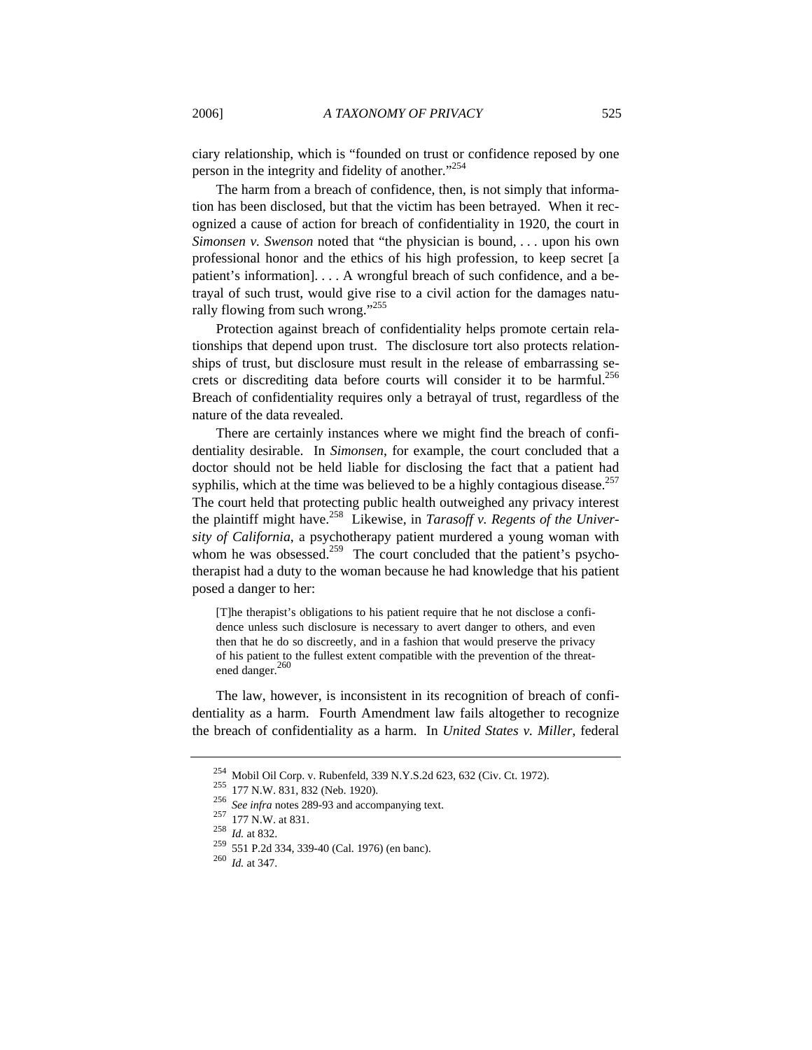ciary relationship, which is "founded on trust or confidence reposed by one person in the integrity and fidelity of another."[254]

The harm from a breach of confidence, then, is not simply that information has been disclosed, but that the victim has been betrayed. When it recognized a cause of action for breach of confidentiality in 1920, the court in *Simonsen v. Swenson* noted that "the physician is bound, . . . upon his own professional honor and the ethics of his high profession, to keep secret [a patient's information]. . . . A wrongful breach of such confidence, and a betrayal of such trust, would give rise to a civil action for the damages naturally flowing from such wrong."[255]

Protection against breach of confidentiality helps promote certain relationships that depend upon trust. The disclosure tort also protects relationships of trust, but disclosure must result in the release of embarrassing secrets or discrediting data before courts will consider it to be harmful.[256] Breach of confidentiality requires only a betrayal of trust, regardless of the nature of the data revealed.

There are certainly instances where we might find the breach of confidentiality desirable. In *Simonsen*, for example, the court concluded that a doctor should not be held liable for disclosing the fact that a patient had syphilis, which at the time was believed to be a highly contagious disease.[257] The court held that protecting public health outweighed any privacy interest the plaintiff might have.[258] Likewise, in *Tarasoff v. Regents of the University of California*, a psychotherapy patient murdered a young woman with whom he was obsessed.[259] The court concluded that the patient's psychotherapist had a duty to the woman because he had knowledge that his patient posed a danger to her:

> [T]he therapist's obligations to his patient require that he not disclose a confidence unless such disclosure is necessary to avert danger to others, and even then that he do so discreetly, and in a fashion that would preserve the privacy of his patient to the fullest extent compatible with the prevention of the threatened danger.[260]

The law, however, is inconsistent in its recognition of breach of confidentiality as a harm. Fourth Amendment law fails altogether to recognize the breach of confidentiality as a harm. In *United States v. Miller*, federal

---

[254] Mobil Oil Corp. v. Rubenfeld, 339 N.Y.S.2d 623, 632 (Civ. Ct. 1972).

[255] 177 N.W. 831, 832 (Neb. 1920).

[256] *See infra* notes 289-93 and accompanying text.

[257] 177 N.W. at 831.

[258] *Id.* at 832.

[259] 551 P.2d 334, 339-40 (Cal. 1976) (en banc).

[260] *Id.* at 347.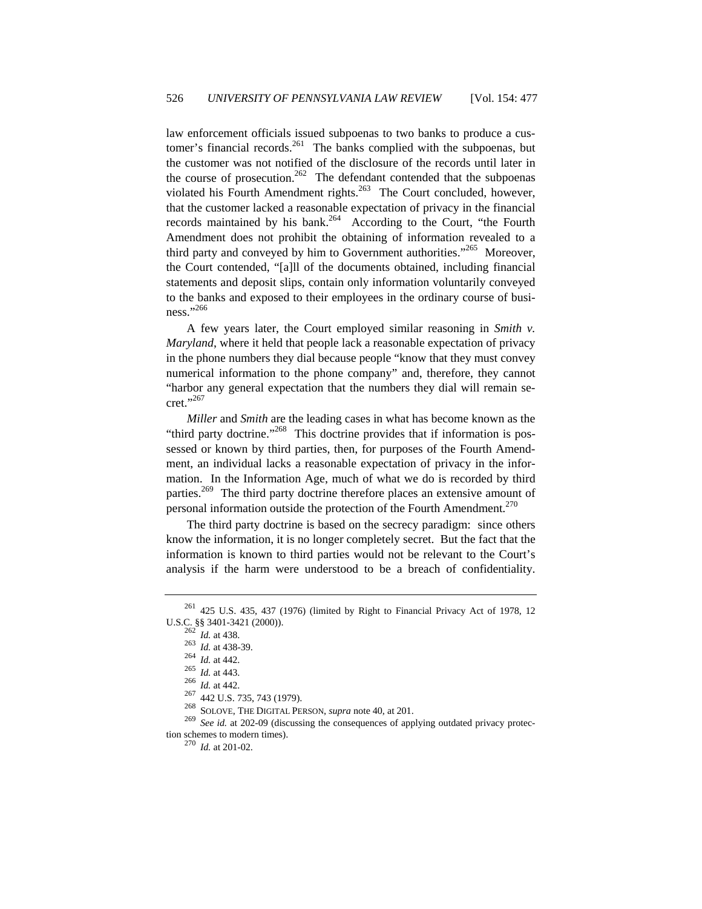law enforcement officials issued subpoenas to two banks to produce a customer's financial records.[261] The banks complied with the subpoenas, but the customer was not notified of the disclosure of the records until later in the course of prosecution.[262] The defendant contended that the subpoenas violated his Fourth Amendment rights.[263] The Court concluded, however, that the customer lacked a reasonable expectation of privacy in the financial records maintained by his bank.[264] According to the Court, "the Fourth Amendment does not prohibit the obtaining of information revealed to a third party and conveyed by him to Government authorities."[265] Moreover, the Court contended, "[a]ll of the documents obtained, including financial statements and deposit slips, contain only information voluntarily conveyed to the banks and exposed to their employees in the ordinary course of business."[266]

A few years later, the Court employed similar reasoning in *Smith v. Maryland*, where it held that people lack a reasonable expectation of privacy in the phone numbers they dial because people "know that they must convey numerical information to the phone company" and, therefore, they cannot "harbor any general expectation that the numbers they dial will remain secret."[267]

*Miller* and *Smith* are the leading cases in what has become known as the "third party doctrine."[268] This doctrine provides that if information is possessed or known by third parties, then, for purposes of the Fourth Amendment, an individual lacks a reasonable expectation of privacy in the information. In the Information Age, much of what we do is recorded by third parties.[269] The third party doctrine therefore places an extensive amount of personal information outside the protection of the Fourth Amendment.[270]

The third party doctrine is based on the secrecy paradigm: since others know the information, it is no longer completely secret. But the fact that the information is known to third parties would not be relevant to the Court's analysis if the harm were understood to be a breach of confidentiality.

---

[261] 425 U.S. 435, 437 (1976) (limited by Right to Financial Privacy Act of 1978, 12 U.S.C. §§ 3401-3421 (2000)).

[262] *Id.* at 438.

[263] *Id.* at 438-39.

[264] *Id.* at 442.

[265] *Id.* at 443.

[266] *Id.* at 442.

[267] 442 U.S. 735, 743 (1979).

[268] SOLOVE, THE DIGITAL PERSON, *supra* note 40, at 201.

[269] *See id.* at 202-09 (discussing the consequences of applying outdated privacy protection schemes to modern times).

[270] *Id.* at 201-02.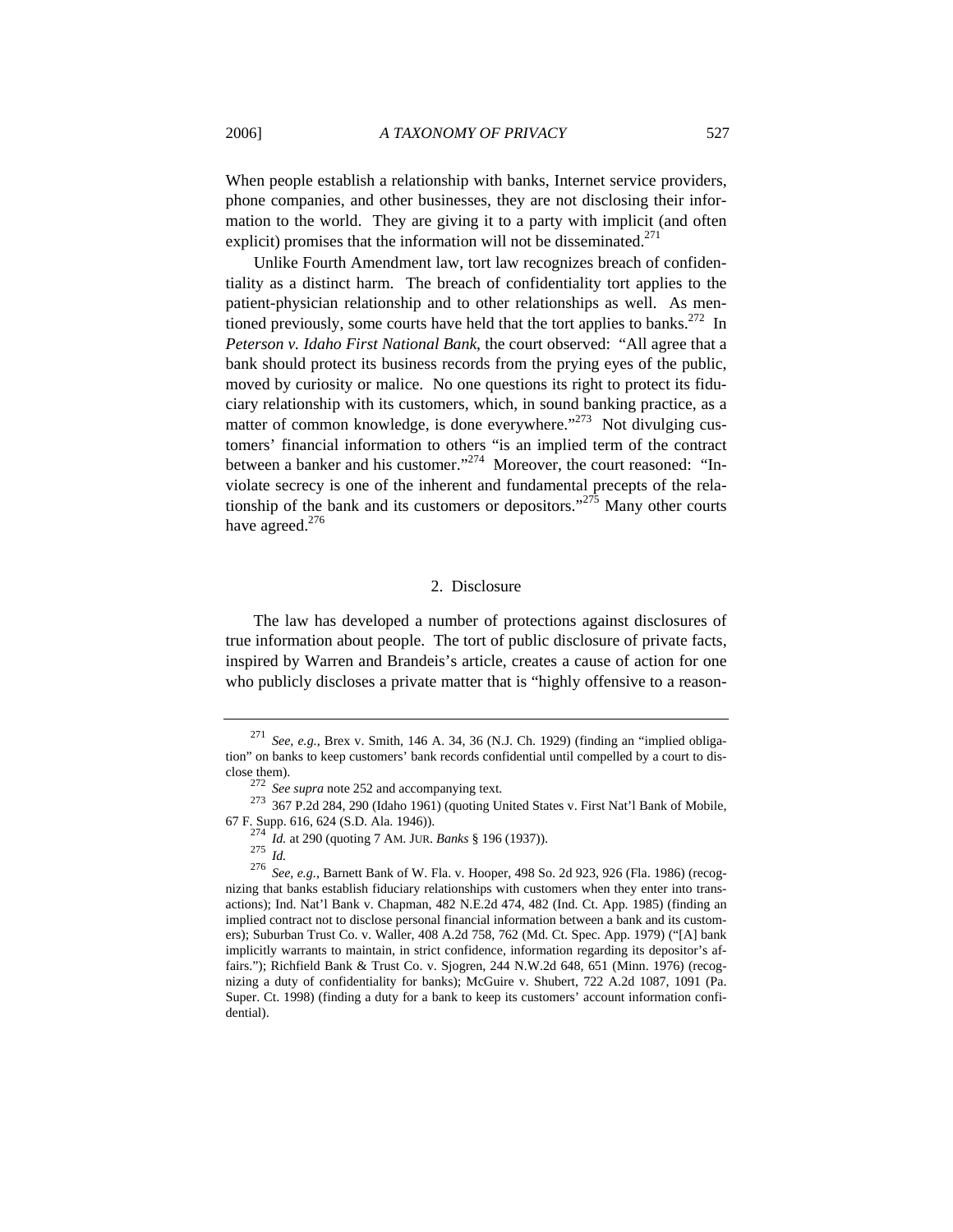When people establish a relationship with banks, Internet service providers, phone companies, and other businesses, they are not disclosing their information to the world. They are giving it to a party with implicit (and often explicit) promises that the information will not be disseminated.[271]

Unlike Fourth Amendment law, tort law recognizes breach of confidentiality as a distinct harm. The breach of confidentiality tort applies to the patient-physician relationship and to other relationships as well. As mentioned previously, some courts have held that the tort applies to banks.[272] In *Peterson v. Idaho First National Bank*, the court observed: "All agree that a bank should protect its business records from the prying eyes of the public, moved by curiosity or malice. No one questions its right to protect its fiduciary relationship with its customers, which, in sound banking practice, as a matter of common knowledge, is done everywhere."[273] Not divulging customers' financial information to others "is an implied term of the contract between a banker and his customer."[274] Moreover, the court reasoned: "Inviolate secrecy is one of the inherent and fundamental precepts of the relationship of the bank and its customers or depositors."[275] Many other courts have agreed.[276]

### 2. Disclosure

The law has developed a number of protections against disclosures of true information about people. The tort of public disclosure of private facts, inspired by Warren and Brandeis's article, creates a cause of action for one who publicly discloses a private matter that is "highly offensive to a reason-

---

[271] *See, e.g.*, Brex v. Smith, 146 A. 34, 36 (N.J. Ch. 1929) (finding an "implied obligation" on banks to keep customers' bank records confidential until compelled by a court to disclose them).

[272] *See supra* note 252 and accompanying text.

[273] 367 P.2d 284, 290 (Idaho 1961) (quoting United States v. First Nat'l Bank of Mobile, 67 F. Supp. 616, 624 (S.D. Ala. 1946)).

[274] *Id.* at 290 (quoting 7 AM. JUR. *Banks* § 196 (1937)).

[275] *Id.*

[276] *See, e.g.*, Barnett Bank of W. Fla. v. Hooper, 498 So. 2d 923, 926 (Fla. 1986) (recognizing that banks establish fiduciary relationships with customers when they enter into transactions); Ind. Nat'l Bank v. Chapman, 482 N.E.2d 474, 482 (Ind. Ct. App. 1985) (finding an implied contract not to disclose personal financial information between a bank and its customers); Suburban Trust Co. v. Waller, 408 A.2d 758, 762 (Md. Ct. Spec. App. 1979) ("[A] bank implicitly warrants to maintain, in strict confidence, information regarding its depositor's affairs."); Richfield Bank & Trust Co. v. Sjogren, 244 N.W.2d 648, 651 (Minn. 1976) (recognizing a duty of confidentiality for banks); McGuire v. Shubert, 722 A.2d 1087, 1091 (Pa. Super. Ct. 1998) (finding a duty for a bank to keep its customers' account information confidential).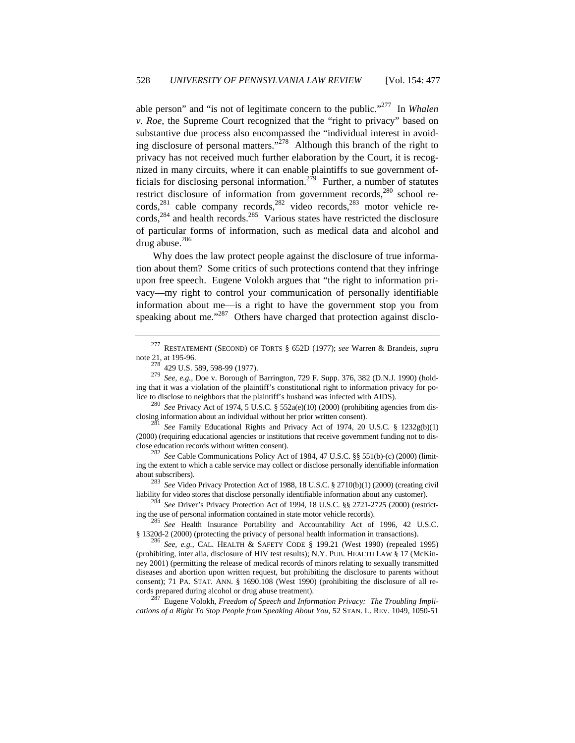able person" and "is not of legitimate concern to the public."[277] In *Whalen v. Roe*, the Supreme Court recognized that the "right to privacy" based on substantive due process also encompassed the "individual interest in avoiding disclosure of personal matters."[278] Although this branch of the right to privacy has not received much further elaboration by the Court, it is recognized in many circuits, where it can enable plaintiffs to sue government officials for disclosing personal information.[279] Further, a number of statutes restrict disclosure of information from government records,[280] school records,[281] cable company records,[282] video records,[283] motor vehicle records,[284] and health records.[285] Various states have restricted the disclosure of particular forms of information, such as medical data and alcohol and drug abuse.[286]

Why does the law protect people against the disclosure of true information about them? Some critics of such protections contend that they infringe upon free speech. Eugene Volokh argues that "the right to information privacy—my right to control your communication of personally identifiable information about me—is a right to have the government stop you from speaking about me."[287] Others have charged that protection against disclo-

---

[277] RESTATEMENT (SECOND) OF TORTS § 652D (1977); *see* Warren & Brandeis, *supra* note 21, at 195-96.

[278] 429 U.S. 589, 598-99 (1977).

[279] *See, e.g.*, Doe v. Borough of Barrington, 729 F. Supp. 376, 382 (D.N.J. 1990) (holding that it was a violation of the plaintiff's constitutional right to information privacy for police to disclose to neighbors that the plaintiff's husband was infected with AIDS).

[280] *See* Privacy Act of 1974, 5 U.S.C. § 552a(e)(10) (2000) (prohibiting agencies from disclosing information about an individual without her prior written consent).

[281] *See* Family Educational Rights and Privacy Act of 1974, 20 U.S.C. § 1232g(b)(1) (2000) (requiring educational agencies or institutions that receive government funding not to disclose education records without written consent).

[282] *See* Cable Communications Policy Act of 1984, 47 U.S.C. §§ 551(b)-(c) (2000) (limiting the extent to which a cable service may collect or disclose personally identifiable information about subscribers).

[283] *See* Video Privacy Protection Act of 1988, 18 U.S.C. § 2710(b)(1) (2000) (creating civil liability for video stores that disclose personally identifiable information about any customer).

[284] *See* Driver's Privacy Protection Act of 1994, 18 U.S.C. §§ 2721-2725 (2000) (restricting the use of personal information contained in state motor vehicle records).

[285] *See* Health Insurance Portability and Accountability Act of 1996, 42 U.S.C. § 1320d-2 (2000) (protecting the privacy of personal health information in transactions).

[286] *See, e.g.*, CAL. HEALTH & SAFETY CODE § 199.21 (West 1990) (repealed 1995) (prohibiting, inter alia, disclosure of HIV test results); N.Y. PUB. HEALTH LAW § 17 (McKinney 2001) (permitting the release of medical records of minors relating to sexually transmitted diseases and abortion upon written request, but prohibiting the disclosure to parents without consent); 71 PA. STAT. ANN. § 1690.108 (West 1990) (prohibiting the disclosure of all records prepared during alcohol or drug abuse treatment).

[287] Eugene Volokh, *Freedom of Speech and Information Privacy: The Troubling Implications of a Right To Stop People from Speaking About You*, 52 STAN. L. REV. 1049, 1050-51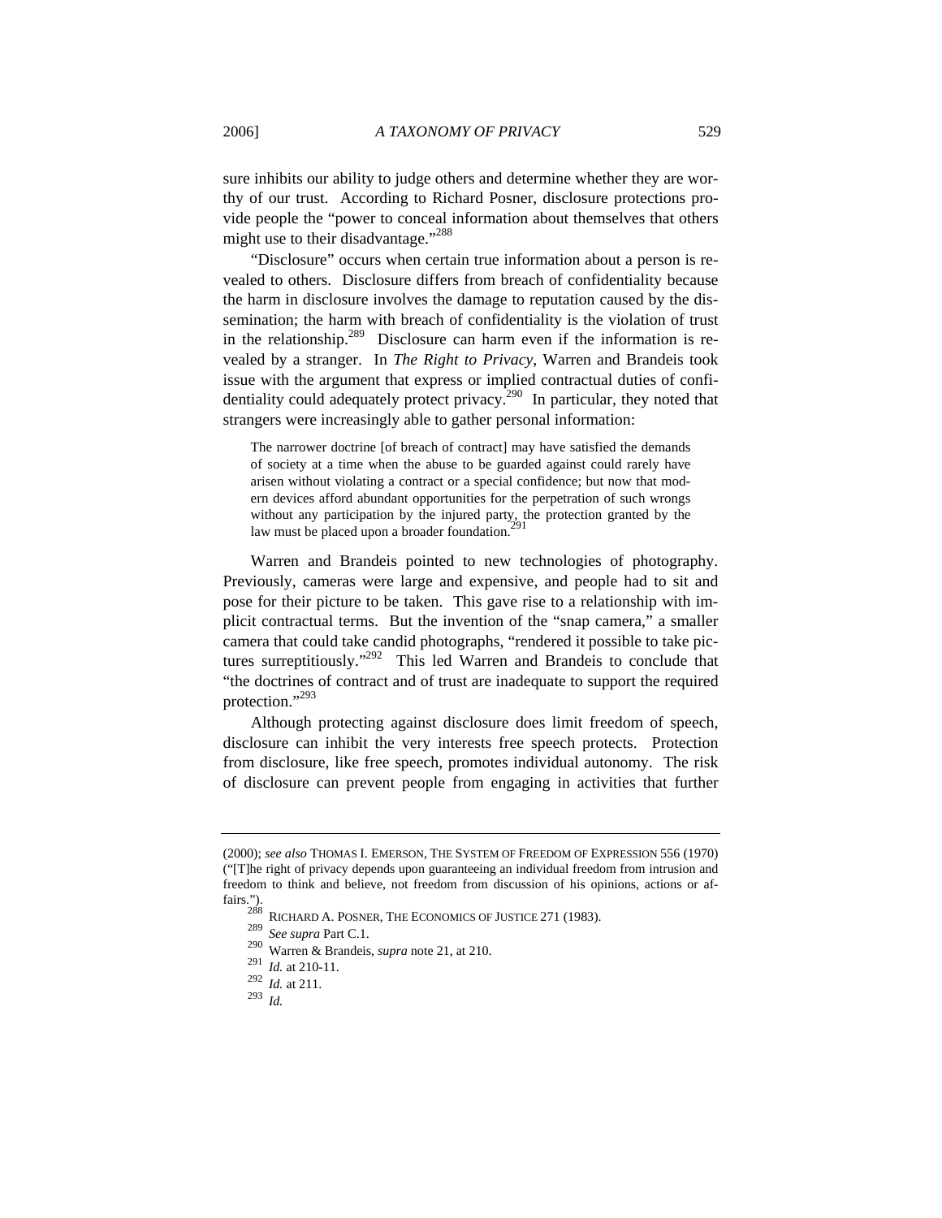sure inhibits our ability to judge others and determine whether they are worthy of our trust. According to Richard Posner, disclosure protections provide people the "power to conceal information about themselves that others might use to their disadvantage."[288]

"Disclosure" occurs when certain true information about a person is revealed to others. Disclosure differs from breach of confidentiality because the harm in disclosure involves the damage to reputation caused by the dissemination; the harm with breach of confidentiality is the violation of trust in the relationship.[289] Disclosure can harm even if the information is revealed by a stranger. In *The Right to Privacy*, Warren and Brandeis took issue with the argument that express or implied contractual duties of confidentiality could adequately protect privacy.[290] In particular, they noted that strangers were increasingly able to gather personal information:

> The narrower doctrine [of breach of contract] may have satisfied the demands of society at a time when the abuse to be guarded against could rarely have arisen without violating a contract or a special confidence; but now that modern devices afford abundant opportunities for the perpetration of such wrongs without any participation by the injured party, the protection granted by the law must be placed upon a broader foundation.[291]

Warren and Brandeis pointed to new technologies of photography. Previously, cameras were large and expensive, and people had to sit and pose for their picture to be taken. This gave rise to a relationship with implicit contractual terms. But the invention of the "snap camera," a smaller camera that could take candid photographs, "rendered it possible to take pictures surreptitiously."[292] This led Warren and Brandeis to conclude that "the doctrines of contract and of trust are inadequate to support the required protection."[293]

Although protecting against disclosure does limit freedom of speech, disclosure can inhibit the very interests free speech protects. Protection from disclosure, like free speech, promotes individual autonomy. The risk of disclosure can prevent people from engaging in activities that further

---

(2000); *see also* THOMAS I. EMERSON, THE SYSTEM OF FREEDOM OF EXPRESSION 556 (1970) ("[T]he right of privacy depends upon guaranteeing an individual freedom from intrusion and freedom to think and believe, not freedom from discussion of his opinions, actions or affairs.").

[288] RICHARD A. POSNER, THE ECONOMICS OF JUSTICE 271 (1983).

[289] *See supra* Part C.1.

[290] Warren & Brandeis, *supra* note 21, at 210.

[291] *Id.* at 210-11.

[292] *Id.* at 211.

[293] *Id.*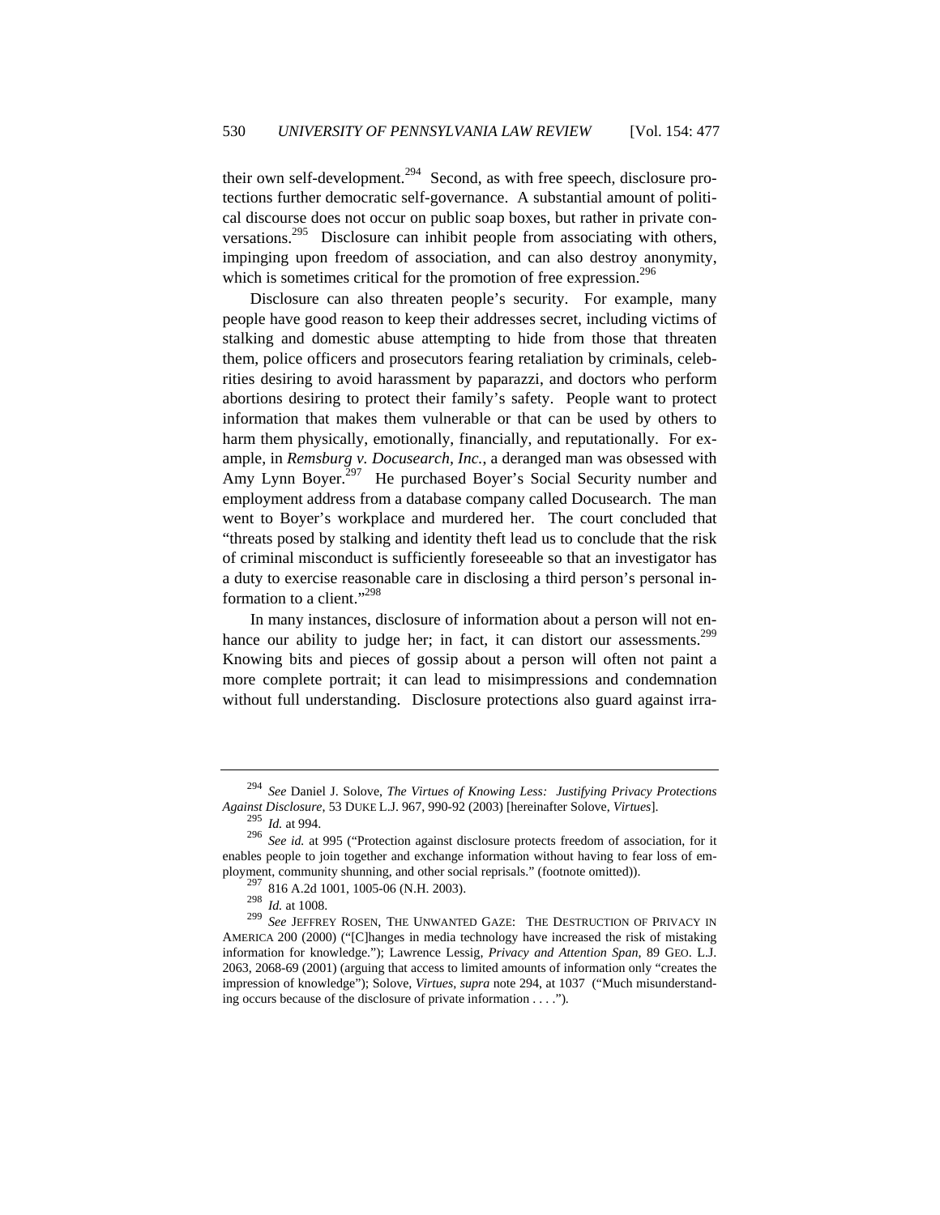their own self-development.[294] Second, as with free speech, disclosure protections further democratic self-governance. A substantial amount of political discourse does not occur on public soap boxes, but rather in private conversations.[295] Disclosure can inhibit people from associating with others, impinging upon freedom of association, and can also destroy anonymity, which is sometimes critical for the promotion of free expression.[296]

Disclosure can also threaten people's security. For example, many people have good reason to keep their addresses secret, including victims of stalking and domestic abuse attempting to hide from those that threaten them, police officers and prosecutors fearing retaliation by criminals, celebrities desiring to avoid harassment by paparazzi, and doctors who perform abortions desiring to protect their family's safety. People want to protect information that makes them vulnerable or that can be used by others to harm them physically, emotionally, financially, and reputationally. For example, in *Remsburg v. Docusearch, Inc.*, a deranged man was obsessed with Amy Lynn Boyer.[297] He purchased Boyer's Social Security number and employment address from a database company called Docusearch. The man went to Boyer's workplace and murdered her. The court concluded that "threats posed by stalking and identity theft lead us to conclude that the risk of criminal misconduct is sufficiently foreseeable so that an investigator has a duty to exercise reasonable care in disclosing a third person's personal information to a client."[298]

In many instances, disclosure of information about a person will not enhance our ability to judge her; in fact, it can distort our assessments.[299] Knowing bits and pieces of gossip about a person will often not paint a more complete portrait; it can lead to misimpressions and condemnation without full understanding. Disclosure protections also guard against irra-

---

[294] *See* Daniel J. Solove, *The Virtues of Knowing Less: Justifying Privacy Protections Against Disclosure*, 53 DUKE L.J. 967, 990-92 (2003) [hereinafter Solove, *Virtues*].

[295] *Id.* at 994.

[296] *See id.* at 995 ("Protection against disclosure protects freedom of association, for it enables people to join together and exchange information without having to fear loss of employment, community shunning, and other social reprisals." (footnote omitted)).

[297] 816 A.2d 1001, 1005-06 (N.H. 2003).

[298] *Id.* at 1008.

[299] *See* JEFFREY ROSEN, THE UNWANTED GAZE: THE DESTRUCTION OF PRIVACY IN AMERICA 200 (2000) ("[C]hanges in media technology have increased the risk of mistaking information for knowledge."); Lawrence Lessig, *Privacy and Attention Span*, 89 GEO. L.J. 2063, 2068-69 (2001) (arguing that access to limited amounts of information only "creates the impression of knowledge"); Solove, *Virtues*, *supra* note 294, at 1037 ("Much misunderstanding occurs because of the disclosure of private information . . . .").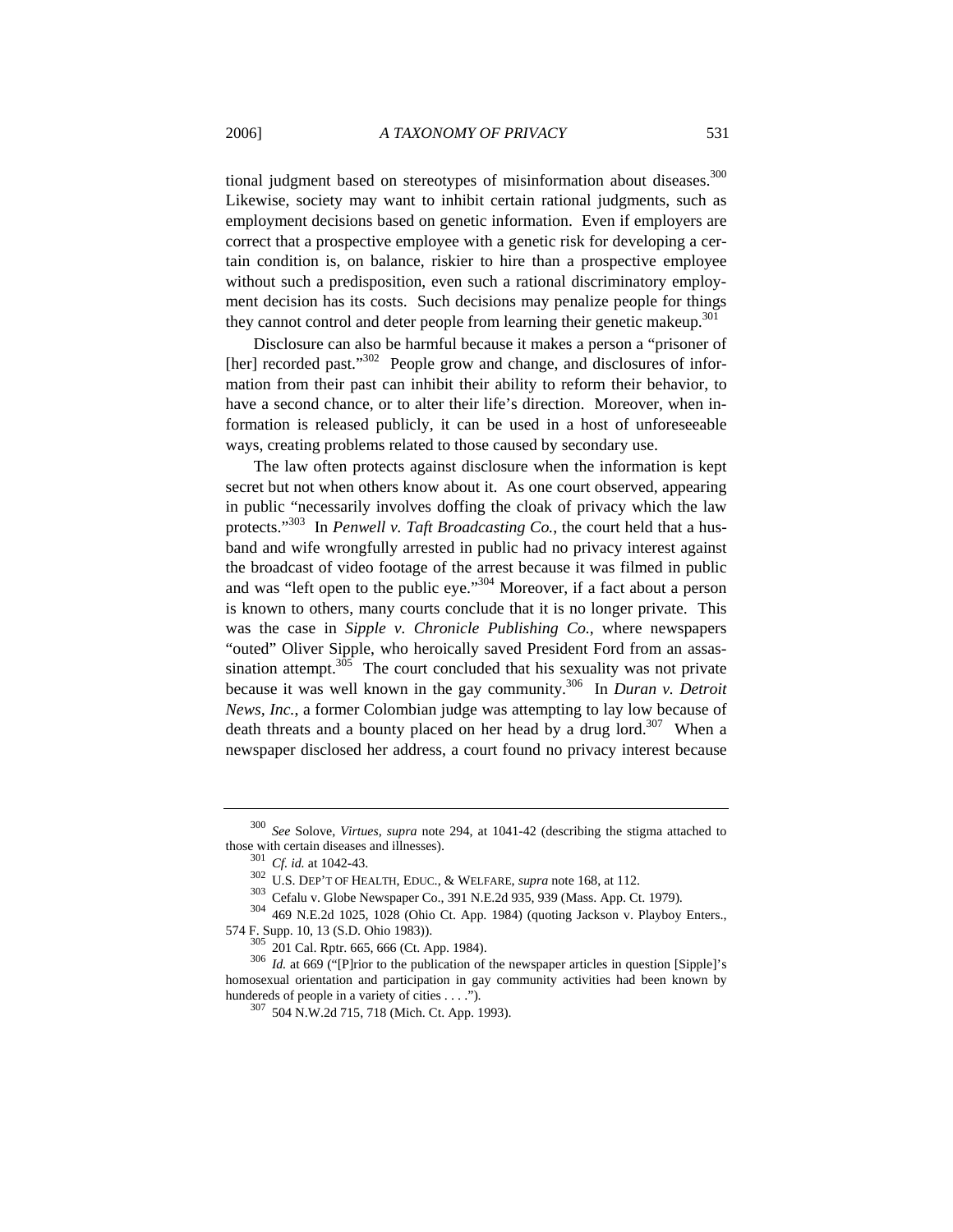tional judgment based on stereotypes of misinformation about diseases.[300] Likewise, society may want to inhibit certain rational judgments, such as employment decisions based on genetic information. Even if employers are correct that a prospective employee with a genetic risk for developing a certain condition is, on balance, riskier to hire than a prospective employee without such a predisposition, even such a rational discriminatory employment decision has its costs. Such decisions may penalize people for things they cannot control and deter people from learning their genetic makeup.[301]

Disclosure can also be harmful because it makes a person a "prisoner of [her] recorded past."[302] People grow and change, and disclosures of information from their past can inhibit their ability to reform their behavior, to have a second chance, or to alter their life's direction. Moreover, when information is released publicly, it can be used in a host of unforeseeable ways, creating problems related to those caused by secondary use.

The law often protects against disclosure when the information is kept secret but not when others know about it. As one court observed, appearing in public "necessarily involves doffing the cloak of privacy which the law protects."[303] In *Penwell v. Taft Broadcasting Co.*, the court held that a husband and wife wrongfully arrested in public had no privacy interest against the broadcast of video footage of the arrest because it was filmed in public and was "left open to the public eye."[304] Moreover, if a fact about a person is known to others, many courts conclude that it is no longer private. This was the case in *Sipple v. Chronicle Publishing Co.*, where newspapers "outed" Oliver Sipple, who heroically saved President Ford from an assassination attempt.[305] The court concluded that his sexuality was not private because it was well known in the gay community.[306] In *Duran v. Detroit News, Inc.*, a former Colombian judge was attempting to lay low because of death threats and a bounty placed on her head by a drug lord.[307] When a newspaper disclosed her address, a court found no privacy interest because

---

[300] *See* Solove, *Virtues*, *supra* note 294, at 1041-42 (describing the stigma attached to those with certain diseases and illnesses).

[301] *Cf. id.* at 1042-43.

[302] U.S. DEP'T OF HEALTH, EDUC., & WELFARE, *supra* note 168, at 112.

[303] Cefalu v. Globe Newspaper Co., 391 N.E.2d 935, 939 (Mass. App. Ct. 1979).

[304] 469 N.E.2d 1025, 1028 (Ohio Ct. App. 1984) (quoting Jackson v. Playboy Enters., 574 F. Supp. 10, 13 (S.D. Ohio 1983)).

[305] 201 Cal. Rptr. 665, 666 (Ct. App. 1984).

[306] *Id.* at 669 ("[P]rior to the publication of the newspaper articles in question [Sipple]'s homosexual orientation and participation in gay community activities had been known by hundereds of people in a variety of cities . . . .").

[307] 504 N.W.2d 715, 718 (Mich. Ct. App. 1993).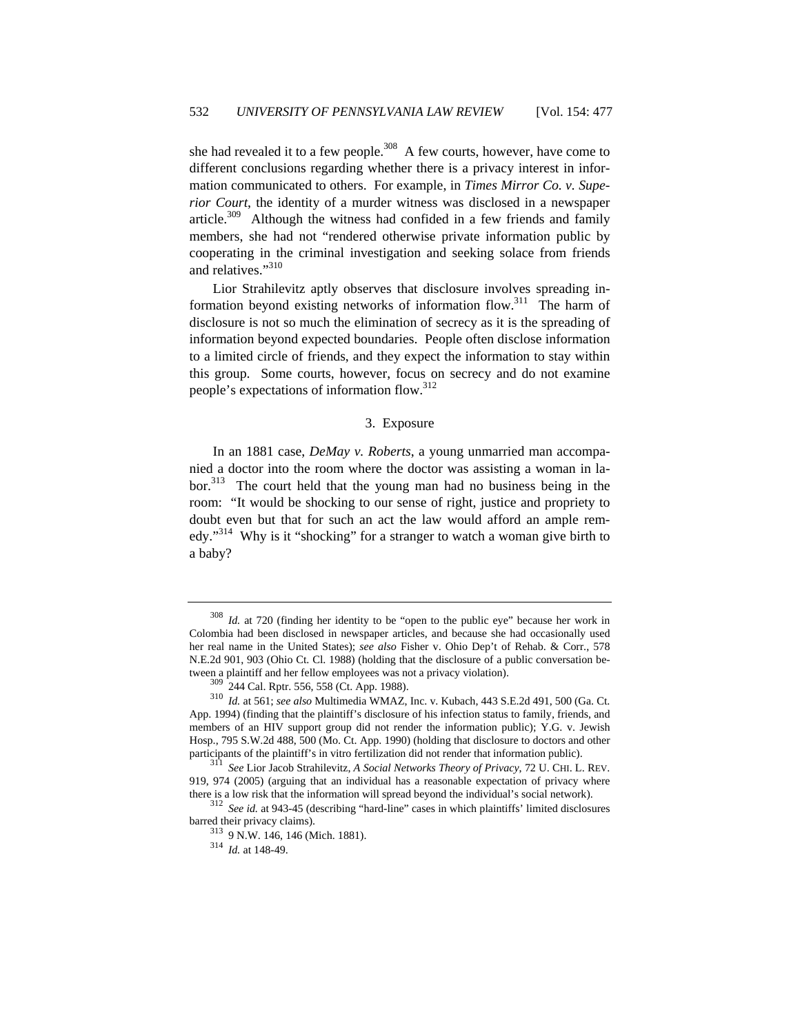she had revealed it to a few people.[308] A few courts, however, have come to different conclusions regarding whether there is a privacy interest in information communicated to others. For example, in *Times Mirror Co. v. Superior Court*, the identity of a murder witness was disclosed in a newspaper article.[309] Although the witness had confided in a few friends and family members, she had not "rendered otherwise private information public by cooperating in the criminal investigation and seeking solace from friends and relatives."[310]

Lior Strahilevitz aptly observes that disclosure involves spreading information beyond existing networks of information flow.[311] The harm of disclosure is not so much the elimination of secrecy as it is the spreading of information beyond expected boundaries. People often disclose information to a limited circle of friends, and they expect the information to stay within this group. Some courts, however, focus on secrecy and do not examine people's expectations of information flow.[312]

### 3. Exposure

In an 1881 case, *DeMay v. Roberts*, a young unmarried man accompanied a doctor into the room where the doctor was assisting a woman in labor.[313] The court held that the young man had no business being in the room: "It would be shocking to our sense of right, justice and propriety to doubt even but that for such an act the law would afford an ample remedy."[314] Why is it "shocking" for a stranger to watch a woman give birth to a baby?

---

[308] *Id.* at 720 (finding her identity to be "open to the public eye" because her work in Colombia had been disclosed in newspaper articles, and because she had occasionally used her real name in the United States); *see also* Fisher v. Ohio Dep't of Rehab. & Corr., 578 N.E.2d 901, 903 (Ohio Ct. Cl. 1988) (holding that the disclosure of a public conversation between a plaintiff and her fellow employees was not a privacy violation).

[309] 244 Cal. Rptr. 556, 558 (Ct. App. 1988).

[310] *Id.* at 561; *see also* Multimedia WMAZ, Inc. v. Kubach, 443 S.E.2d 491, 500 (Ga. Ct. App. 1994) (finding that the plaintiff's disclosure of his infection status to family, friends, and members of an HIV support group did not render the information public); Y.G. v. Jewish Hosp., 795 S.W.2d 488, 500 (Mo. Ct. App. 1990) (holding that disclosure to doctors and other participants of the plaintiff's in vitro fertilization did not render that information public).

[311] *See* Lior Jacob Strahilevitz, *A Social Networks Theory of Privacy*, 72 U. CHI. L. REV. 919, 974 (2005) (arguing that an individual has a reasonable expectation of privacy where there is a low risk that the information will spread beyond the individual's social network).

[312] *See id.* at 943-45 (describing "hard-line" cases in which plaintiffs' limited disclosures barred their privacy claims).

[313] 9 N.W. 146, 146 (Mich. 1881).

[314] *Id.* at 148-49.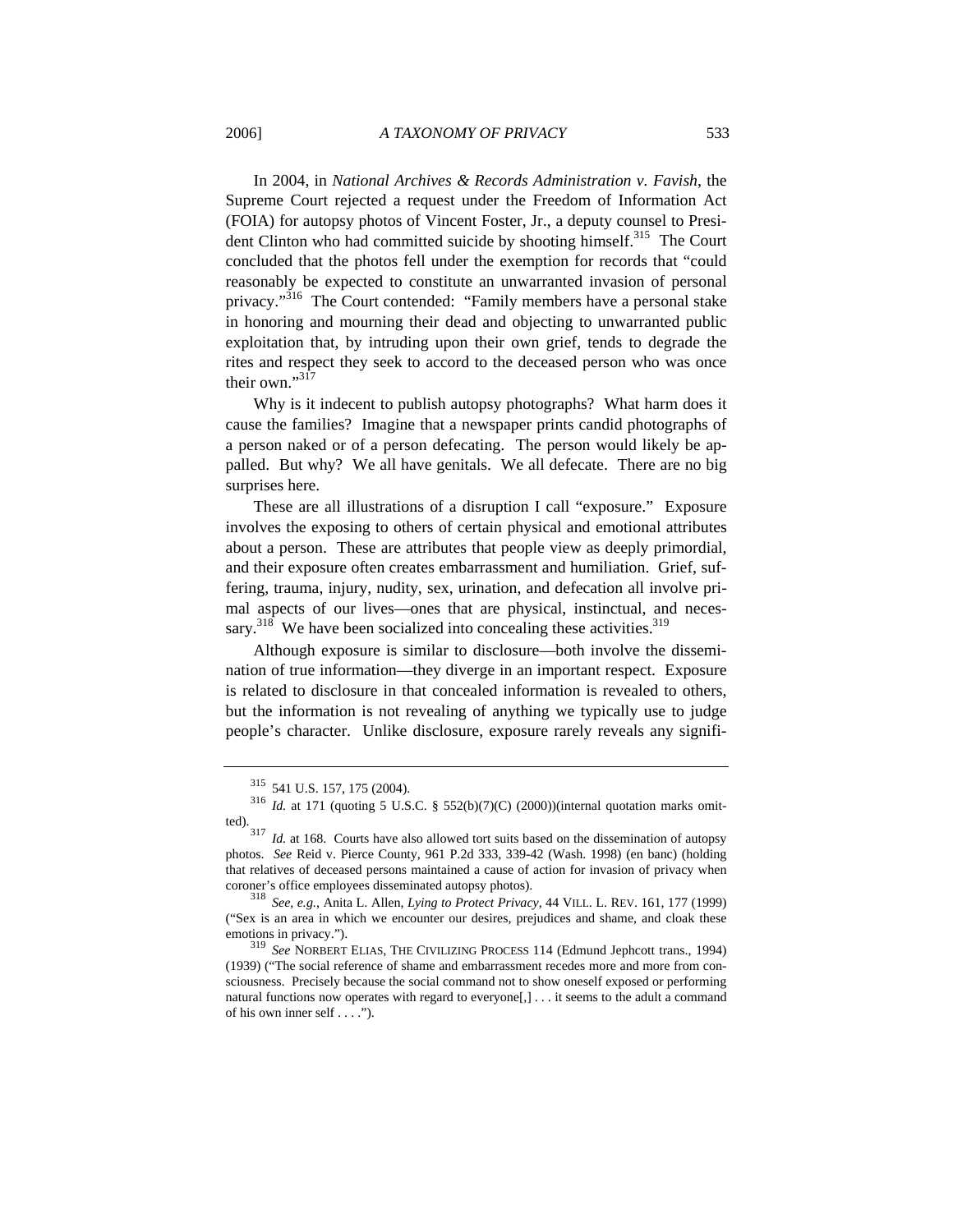In 2004, in *National Archives & Records Administration v. Favish*, the Supreme Court rejected a request under the Freedom of Information Act (FOIA) for autopsy photos of Vincent Foster, Jr., a deputy counsel to President Clinton who had committed suicide by shooting himself.[315] The Court concluded that the photos fell under the exemption for records that "could reasonably be expected to constitute an unwarranted invasion of personal privacy."[316] The Court contended: "Family members have a personal stake in honoring and mourning their dead and objecting to unwarranted public exploitation that, by intruding upon their own grief, tends to degrade the rites and respect they seek to accord to the deceased person who was once their own."[317]

Why is it indecent to publish autopsy photographs? What harm does it cause the families? Imagine that a newspaper prints candid photographs of a person naked or of a person defecating. The person would likely be appalled. But why? We all have genitals. We all defecate. There are no big surprises here.

These are all illustrations of a disruption I call "exposure." Exposure involves the exposing to others of certain physical and emotional attributes about a person. These are attributes that people view as deeply primordial, and their exposure often creates embarrassment and humiliation. Grief, suffering, trauma, injury, nudity, sex, urination, and defecation all involve primal aspects of our lives—ones that are physical, instinctual, and necessary.[318] We have been socialized into concealing these activities.[319]

Although exposure is similar to disclosure—both involve the dissemination of true information—they diverge in an important respect. Exposure is related to disclosure in that concealed information is revealed to others, but the information is not revealing of anything we typically use to judge people's character. Unlike disclosure, exposure rarely reveals any signifi-

---

[315] 541 U.S. 157, 175 (2004).

[316] *Id.* at 171 (quoting 5 U.S.C. § 552(b)(7)(C) (2000))(internal quotation marks omitted).

[317] *Id.* at 168. Courts have also allowed tort suits based on the dissemination of autopsy photos. *See* Reid v. Pierce County, 961 P.2d 333, 339-42 (Wash. 1998) (en banc) (holding that relatives of deceased persons maintained a cause of action for invasion of privacy when coroner's office employees disseminated autopsy photos).

[318] *See, e.g.*, Anita L. Allen, *Lying to Protect Privacy*, 44 VILL. L. REV. 161, 177 (1999) ("Sex is an area in which we encounter our desires, prejudices and shame, and cloak these emotions in privacy.").

[319] *See* NORBERT ELIAS, THE CIVILIZING PROCESS 114 (Edmund Jephcott trans., 1994) (1939) ("The social reference of shame and embarrassment recedes more and more from consciousness. Precisely because the social command not to show oneself exposed or performing natural functions now operates with regard to everyone[,] . . . it seems to the adult a command of his own inner self . . . .").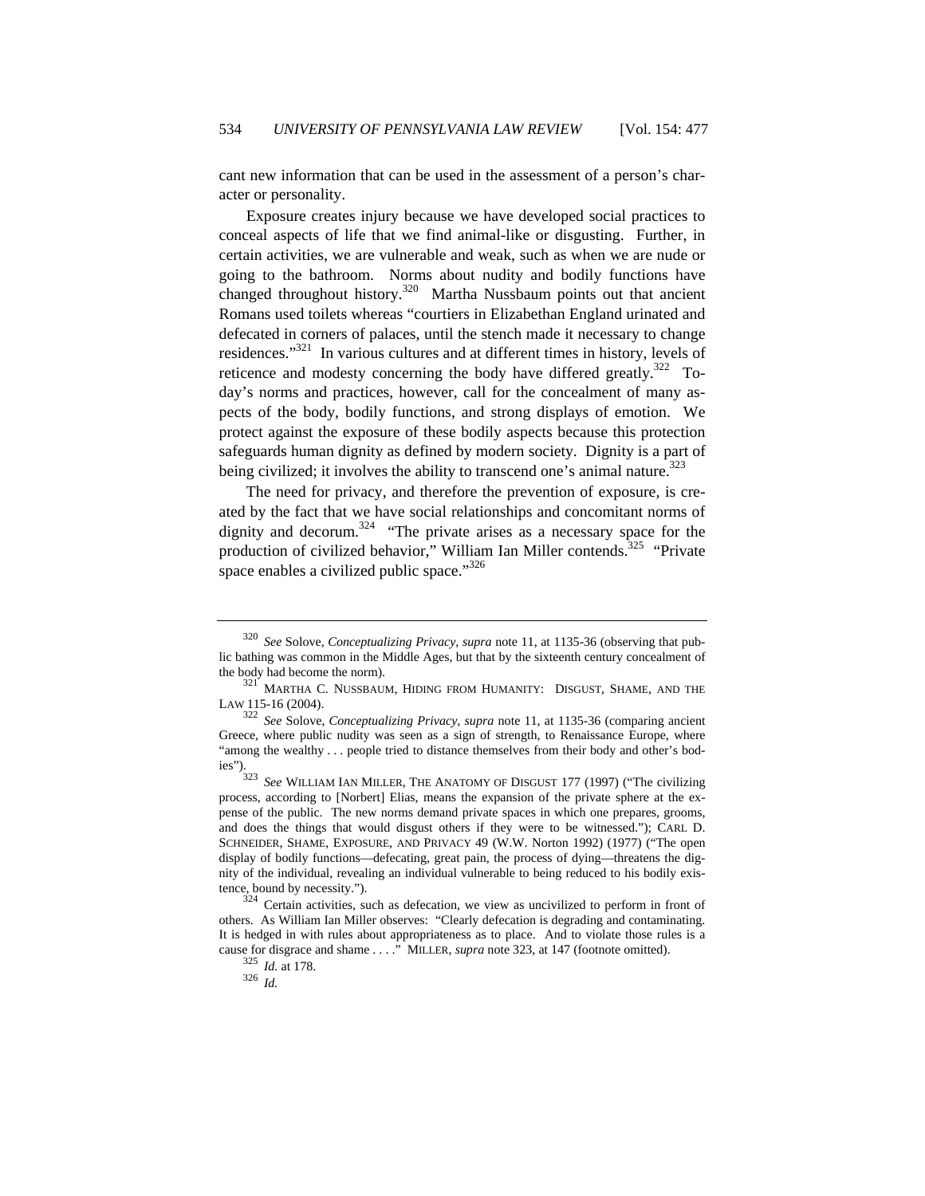cant new information that can be used in the assessment of a person's character or personality.

Exposure creates injury because we have developed social practices to conceal aspects of life that we find animal-like or disgusting. Further, in certain activities, we are vulnerable and weak, such as when we are nude or going to the bathroom. Norms about nudity and bodily functions have changed throughout history.[320] Martha Nussbaum points out that ancient Romans used toilets whereas "courtiers in Elizabethan England urinated and defecated in corners of palaces, until the stench made it necessary to change residences."[321] In various cultures and at different times in history, levels of reticence and modesty concerning the body have differed greatly.[322] Today's norms and practices, however, call for the concealment of many aspects of the body, bodily functions, and strong displays of emotion. We protect against the exposure of these bodily aspects because this protection safeguards human dignity as defined by modern society. Dignity is a part of being civilized; it involves the ability to transcend one's animal nature.[323]

The need for privacy, and therefore the prevention of exposure, is created by the fact that we have social relationships and concomitant norms of dignity and decorum.[324] "The private arises as a necessary space for the production of civilized behavior," William Ian Miller contends.[325] "Private space enables a civilized public space."[326]

---

[320] *See* Solove, *Conceptualizing Privacy*, *supra* note 11, at 1135-36 (observing that public bathing was common in the Middle Ages, but that by the sixteenth century concealment of the body had become the norm).

[321] MARTHA C. NUSSBAUM, HIDING FROM HUMANITY: DISGUST, SHAME, AND THE LAW 115-16 (2004).

[322] *See* Solove, *Conceptualizing Privacy*, *supra* note 11, at 1135-36 (comparing ancient Greece, where public nudity was seen as a sign of strength, to Renaissance Europe, where "among the wealthy . . . people tried to distance themselves from their body and other's bodies").

[323] *See* WILLIAM IAN MILLER, THE ANATOMY OF DISGUST 177 (1997) ("The civilizing process, according to [Norbert] Elias, means the expansion of the private sphere at the expense of the public. The new norms demand private spaces in which one prepares, grooms, and does the things that would disgust others if they were to be witnessed."); CARL D. SCHNEIDER, SHAME, EXPOSURE, AND PRIVACY 49 (W.W. Norton 1992) (1977) ("The open display of bodily functions—defecating, great pain, the process of dying—threatens the dignity of the individual, revealing an individual vulnerable to being reduced to his bodily existence, bound by necessity.").

[324] Certain activities, such as defecation, we view as uncivilized to perform in front of others. As William Ian Miller observes: "Clearly defecation is degrading and contaminating. It is hedged in with rules about appropriateness as to place. And to violate those rules is a cause for disgrace and shame . . . ." MILLER, *supra* note 323, at 147 (footnote omitted).

[325] *Id.* at 178.

[326] *Id.*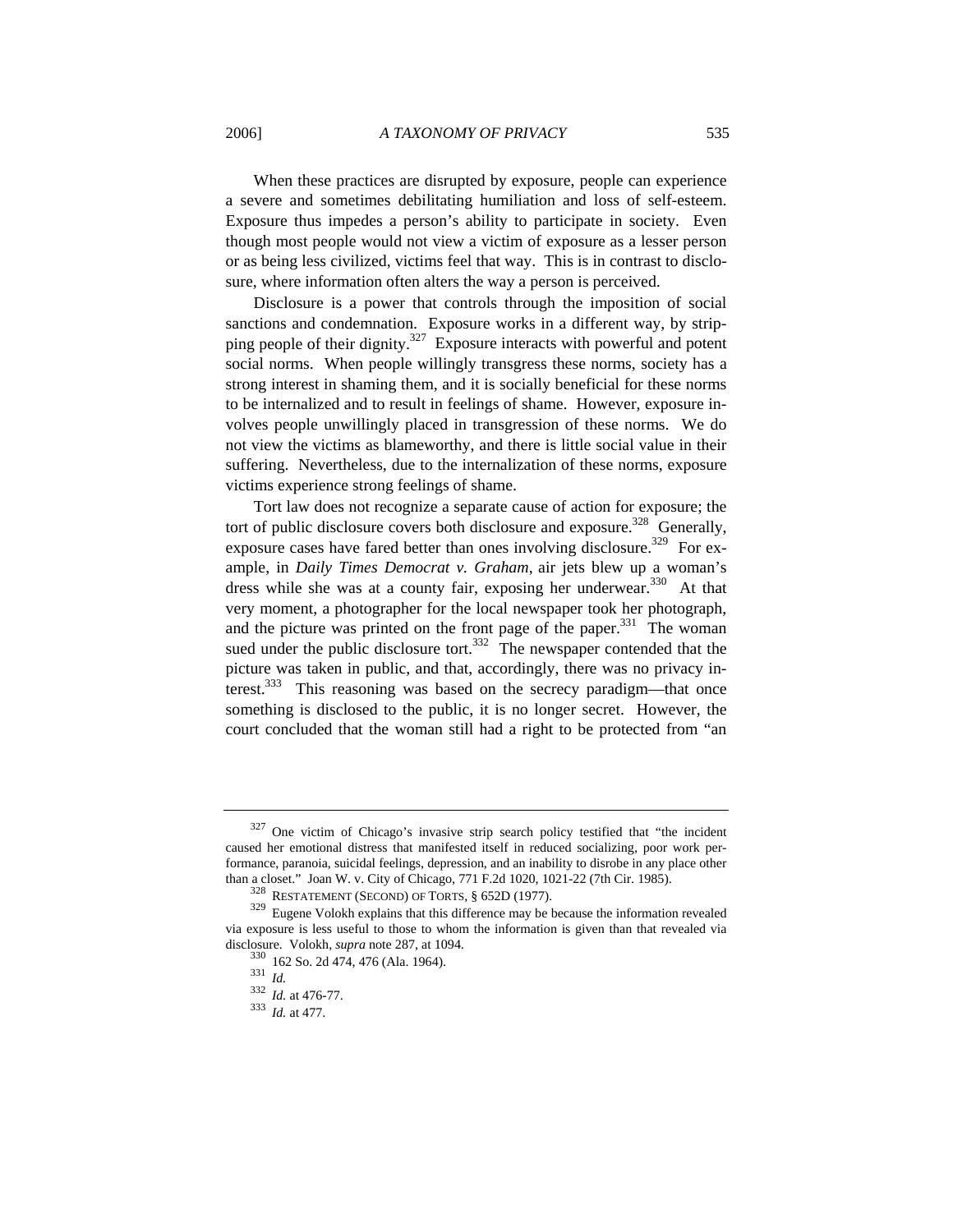When these practices are disrupted by exposure, people can experience a severe and sometimes debilitating humiliation and loss of self-esteem. Exposure thus impedes a person's ability to participate in society. Even though most people would not view a victim of exposure as a lesser person or as being less civilized, victims feel that way. This is in contrast to disclosure, where information often alters the way a person is perceived.

Disclosure is a power that controls through the imposition of social sanctions and condemnation. Exposure works in a different way, by stripping people of their dignity.[327] Exposure interacts with powerful and potent social norms. When people willingly transgress these norms, society has a strong interest in shaming them, and it is socially beneficial for these norms to be internalized and to result in feelings of shame. However, exposure involves people unwillingly placed in transgression of these norms. We do not view the victims as blameworthy, and there is little social value in their suffering. Nevertheless, due to the internalization of these norms, exposure victims experience strong feelings of shame.

Tort law does not recognize a separate cause of action for exposure; the tort of public disclosure covers both disclosure and exposure.[328] Generally, exposure cases have fared better than ones involving disclosure.[329] For example, in *Daily Times Democrat v. Graham*, air jets blew up a woman's dress while she was at a county fair, exposing her underwear.[330] At that very moment, a photographer for the local newspaper took her photograph, and the picture was printed on the front page of the paper.[331] The woman sued under the public disclosure tort.[332] The newspaper contended that the picture was taken in public, and that, accordingly, there was no privacy interest.[333] This reasoning was based on the secrecy paradigm—that once something is disclosed to the public, it is no longer secret. However, the court concluded that the woman still had a right to be protected from "an

---

[327] One victim of Chicago's invasive strip search policy testified that "the incident caused her emotional distress that manifested itself in reduced socializing, poor work performance, paranoia, suicidal feelings, depression, and an inability to disrobe in any place other than a closet." Joan W. v. City of Chicago, 771 F.2d 1020, 1021-22 (7th Cir. 1985).

[328] RESTATEMENT (SECOND) OF TORTS, § 652D (1977).

[329] Eugene Volokh explains that this difference may be because the information revealed via exposure is less useful to those to whom the information is given than that revealed via disclosure. Volokh, *supra* note 287, at 1094.

[330] 162 So. 2d 474, 476 (Ala. 1964).

[331] *Id.*

[332] *Id.* at 476-77.

[333] *Id.* at 477.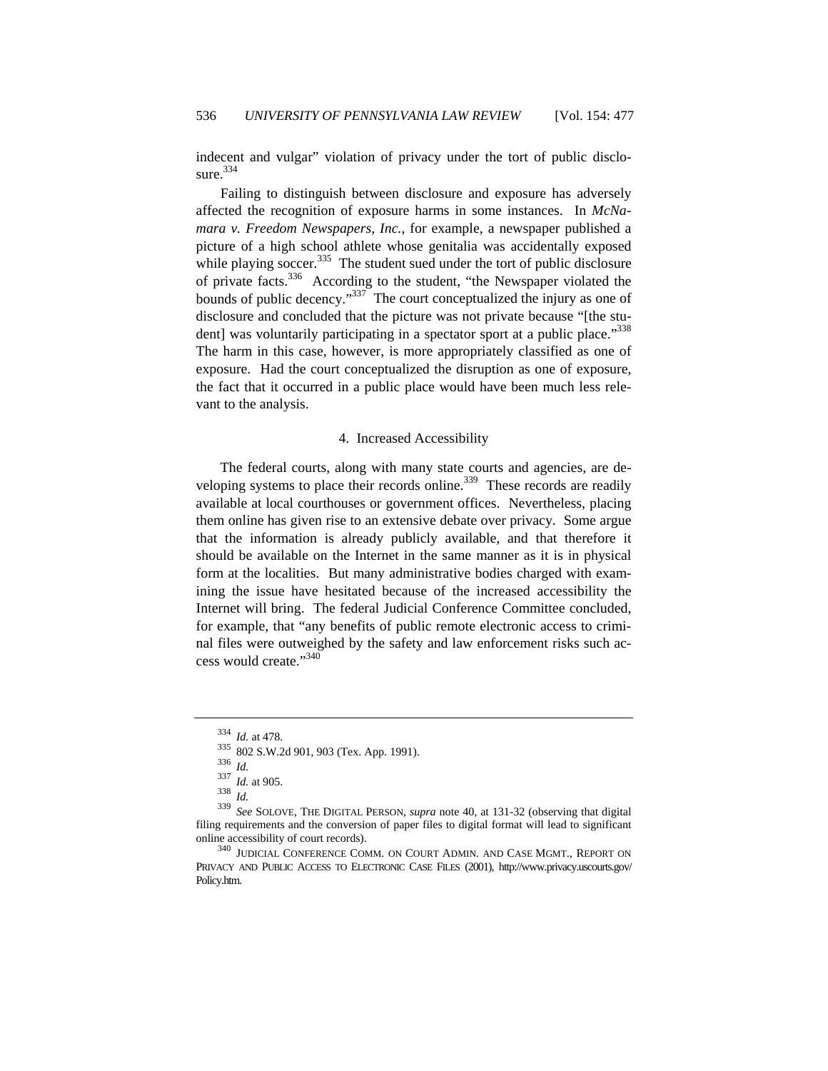indecent and vulgar" violation of privacy under the tort of public disclosure.[334]

Failing to distinguish between disclosure and exposure has adversely affected the recognition of exposure harms in some instances. In *McNamara v. Freedom Newspapers, Inc.*, for example, a newspaper published a picture of a high school athlete whose genitalia was accidentally exposed while playing soccer.[335] The student sued under the tort of public disclosure of private facts.[336] According to the student, "the Newspaper violated the bounds of public decency."[337] The court conceptualized the injury as one of disclosure and concluded that the picture was not private because "[the student] was voluntarily participating in a spectator sport at a public place."[338] The harm in this case, however, is more appropriately classified as one of exposure. Had the court conceptualized the disruption as one of exposure, the fact that it occurred in a public place would have been much less relevant to the analysis.

#### 4. Increased Accessibility

The federal courts, along with many state courts and agencies, are developing systems to place their records online.[339] These records are readily available at local courthouses or government offices. Nevertheless, placing them online has given rise to an extensive debate over privacy. Some argue that the information is already publicly available, and that therefore it should be available on the Internet in the same manner as it is in physical form at the localities. But many administrative bodies charged with examining the issue have hesitated because of the increased accessibility the Internet will bring. The federal Judicial Conference Committee concluded, for example, that "any benefits of public remote electronic access to criminal files were outweighed by the safety and law enforcement risks such access would create."[340]

---

[334] *Id.* at 478.

[335] 802 S.W.2d 901, 903 (Tex. App. 1991).

[336] *Id.*

[337] *Id.* at 905.

[338] *Id.*

[339] *See* SOLOVE, THE DIGITAL PERSON, *supra* note 40, at 131-32 (observing that digital filing requirements and the conversion of paper files to digital format will lead to significant online accessibility of court records).

[340] JUDICIAL CONFERENCE COMM. ON COURT ADMIN. AND CASE MGMT., REPORT ON PRIVACY AND PUBLIC ACCESS TO ELECTRONIC CASE FILES (2001), http://www.privacy.uscourts.gov/Policy.htm.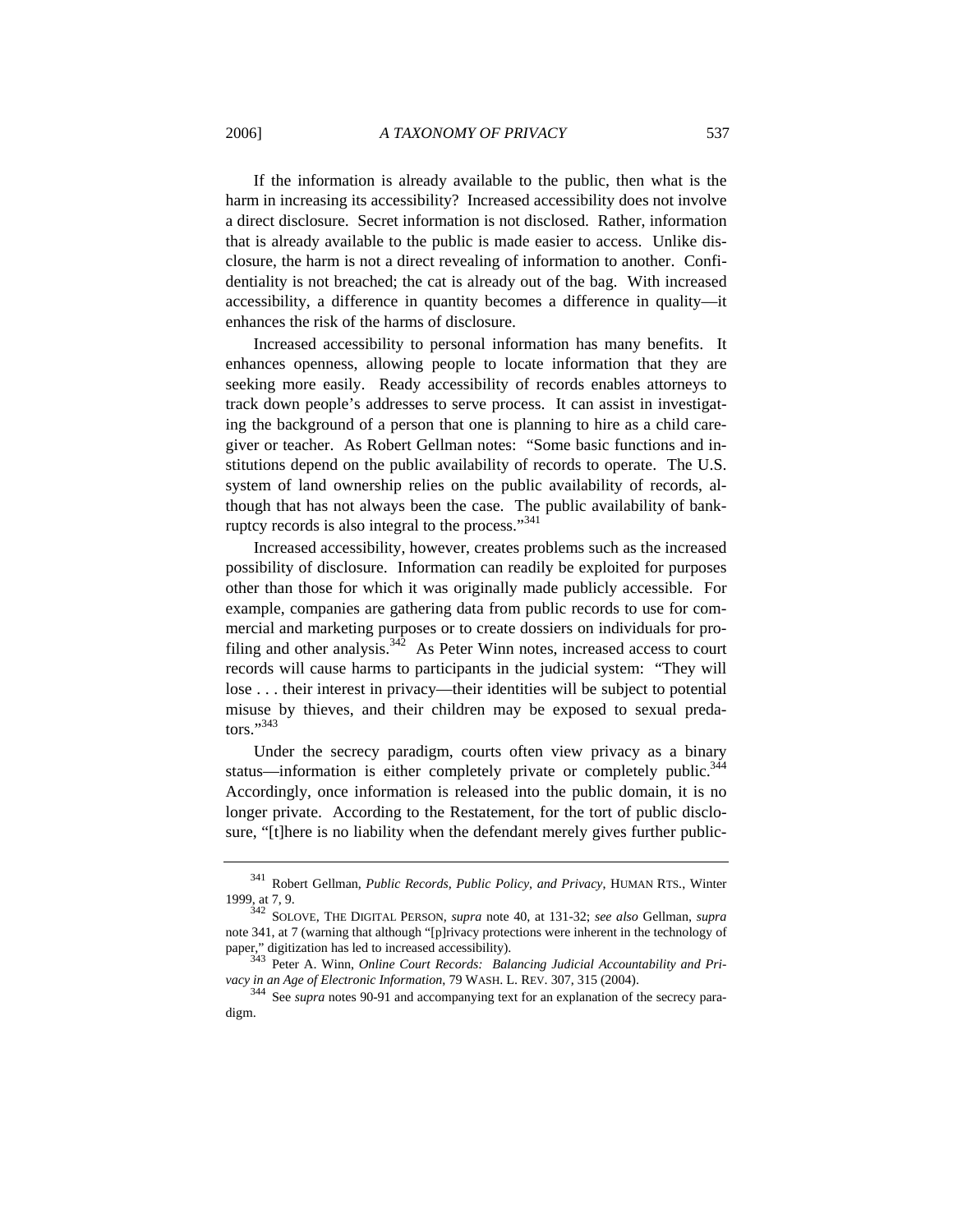If the information is already available to the public, then what is the harm in increasing its accessibility? Increased accessibility does not involve a direct disclosure. Secret information is not disclosed. Rather, information that is already available to the public is made easier to access. Unlike disclosure, the harm is not a direct revealing of information to another. Confidentiality is not breached; the cat is already out of the bag. With increased accessibility, a difference in quantity becomes a difference in quality—it enhances the risk of the harms of disclosure.

Increased accessibility to personal information has many benefits. It enhances openness, allowing people to locate information that they are seeking more easily. Ready accessibility of records enables attorneys to track down people's addresses to serve process. It can assist in investigating the background of a person that one is planning to hire as a child caregiver or teacher. As Robert Gellman notes: "Some basic functions and institutions depend on the public availability of records to operate. The U.S. system of land ownership relies on the public availability of records, although that has not always been the case. The public availability of bankruptcy records is also integral to the process."[341]

Increased accessibility, however, creates problems such as the increased possibility of disclosure. Information can readily be exploited for purposes other than those for which it was originally made publicly accessible. For example, companies are gathering data from public records to use for commercial and marketing purposes or to create dossiers on individuals for profiling and other analysis.[342] As Peter Winn notes, increased access to court records will cause harms to participants in the judicial system: "They will lose . . . their interest in privacy—their identities will be subject to potential misuse by thieves, and their children may be exposed to sexual predators."[343]

Under the secrecy paradigm, courts often view privacy as a binary status—information is either completely private or completely public.[344] Accordingly, once information is released into the public domain, it is no longer private. According to the Restatement, for the tort of public disclosure, "[t]here is no liability when the defendant merely gives further public-

---

[341] Robert Gellman, *Public Records, Public Policy, and Privacy*, HUMAN RTS., Winter 1999, at 7, 9.

[342] SOLOVE, THE DIGITAL PERSON, *supra* note 40, at 131-32; *see also* Gellman, *supra* note 341, at 7 (warning that although "[p]rivacy protections were inherent in the technology of paper," digitization has led to increased accessibility).

[343] Peter A. Winn, *Online Court Records: Balancing Judicial Accountability and Privacy in an Age of Electronic Information*, 79 WASH. L. REV. 307, 315 (2004).

[344] See *supra* notes 90-91 and accompanying text for an explanation of the secrecy paradigm.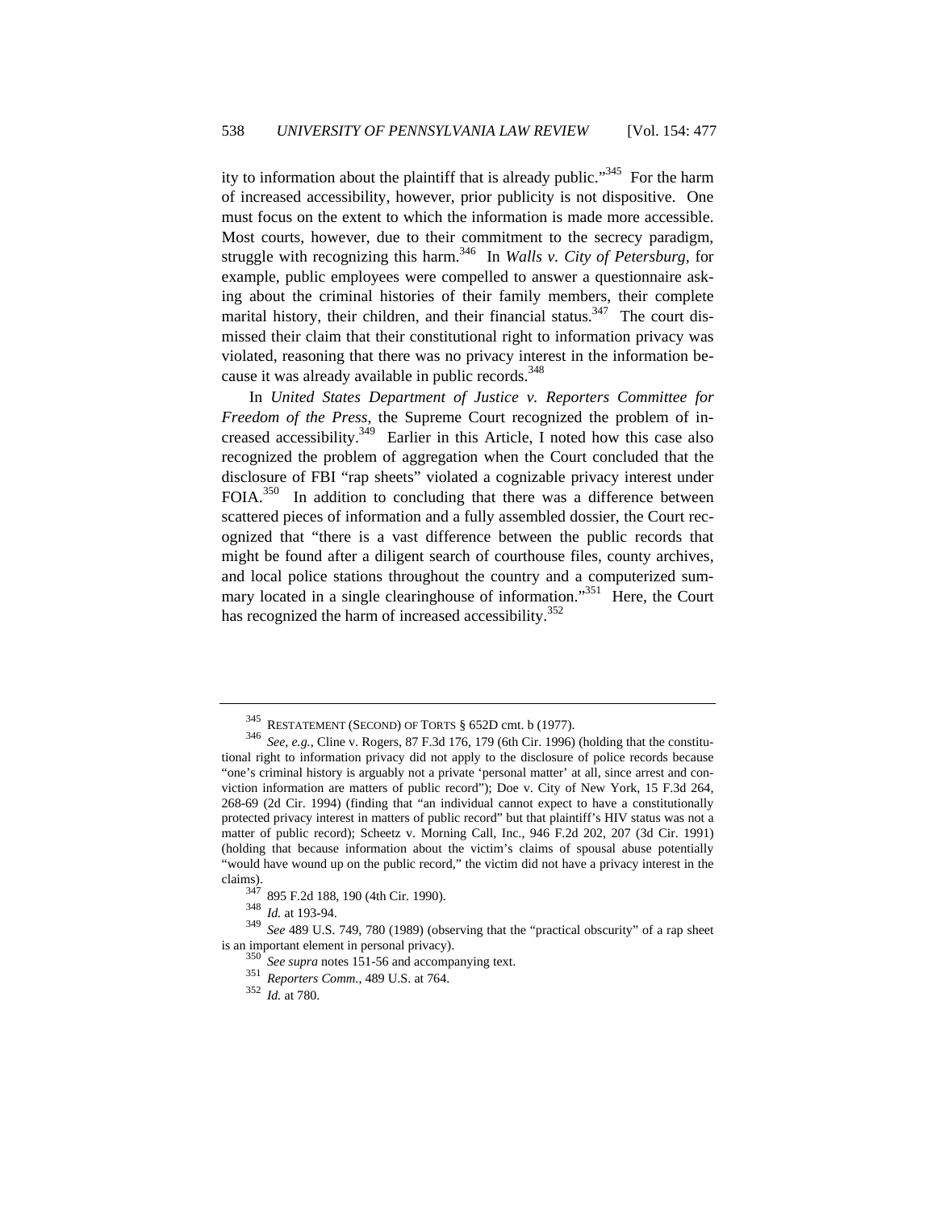ity to information about the plaintiff that is already public."[345] For the harm of increased accessibility, however, prior publicity is not dispositive. One must focus on the extent to which the information is made more accessible. Most courts, however, due to their commitment to the secrecy paradigm, struggle with recognizing this harm.[346] In *Walls v. City of Petersburg*, for example, public employees were compelled to answer a questionnaire asking about the criminal histories of their family members, their complete marital history, their children, and their financial status.[347] The court dismissed their claim that their constitutional right to information privacy was violated, reasoning that there was no privacy interest in the information because it was already available in public records.[348]

In *United States Department of Justice v. Reporters Committee for Freedom of the Press*, the Supreme Court recognized the problem of increased accessibility.[349] Earlier in this Article, I noted how this case also recognized the problem of aggregation when the Court concluded that the disclosure of FBI "rap sheets" violated a cognizable privacy interest under FOIA.[350] In addition to concluding that there was a difference between scattered pieces of information and a fully assembled dossier, the Court recognized that "there is a vast difference between the public records that might be found after a diligent search of courthouse files, county archives, and local police stations throughout the country and a computerized summary located in a single clearinghouse of information."[351] Here, the Court has recognized the harm of increased accessibility.[352]

---

[345] RESTATEMENT (SECOND) OF TORTS § 652D cmt. b (1977).

[346] *See, e.g.*, Cline v. Rogers, 87 F.3d 176, 179 (6th Cir. 1996) (holding that the constitutional right to information privacy did not apply to the disclosure of police records because "one's criminal history is arguably not a private 'personal matter' at all, since arrest and conviction information are matters of public record"); Doe v. City of New York, 15 F.3d 264, 268-69 (2d Cir. 1994) (finding that "an individual cannot expect to have a constitutionally protected privacy interest in matters of public record" but that plaintiff's HIV status was not a matter of public record); Scheetz v. Morning Call, Inc., 946 F.2d 202, 207 (3d Cir. 1991) (holding that because information about the victim's claims of spousal abuse potentially "would have wound up on the public record," the victim did not have a privacy interest in the claims).

[347] 895 F.2d 188, 190 (4th Cir. 1990).

[348] *Id.* at 193-94.

[349] *See* 489 U.S. 749, 780 (1989) (observing that the "practical obscurity" of a rap sheet is an important element in personal privacy).

[350] *See supra* notes 151-56 and accompanying text.

[351] *Reporters Comm.*, 489 U.S. at 764.

[352] *Id.* at 780.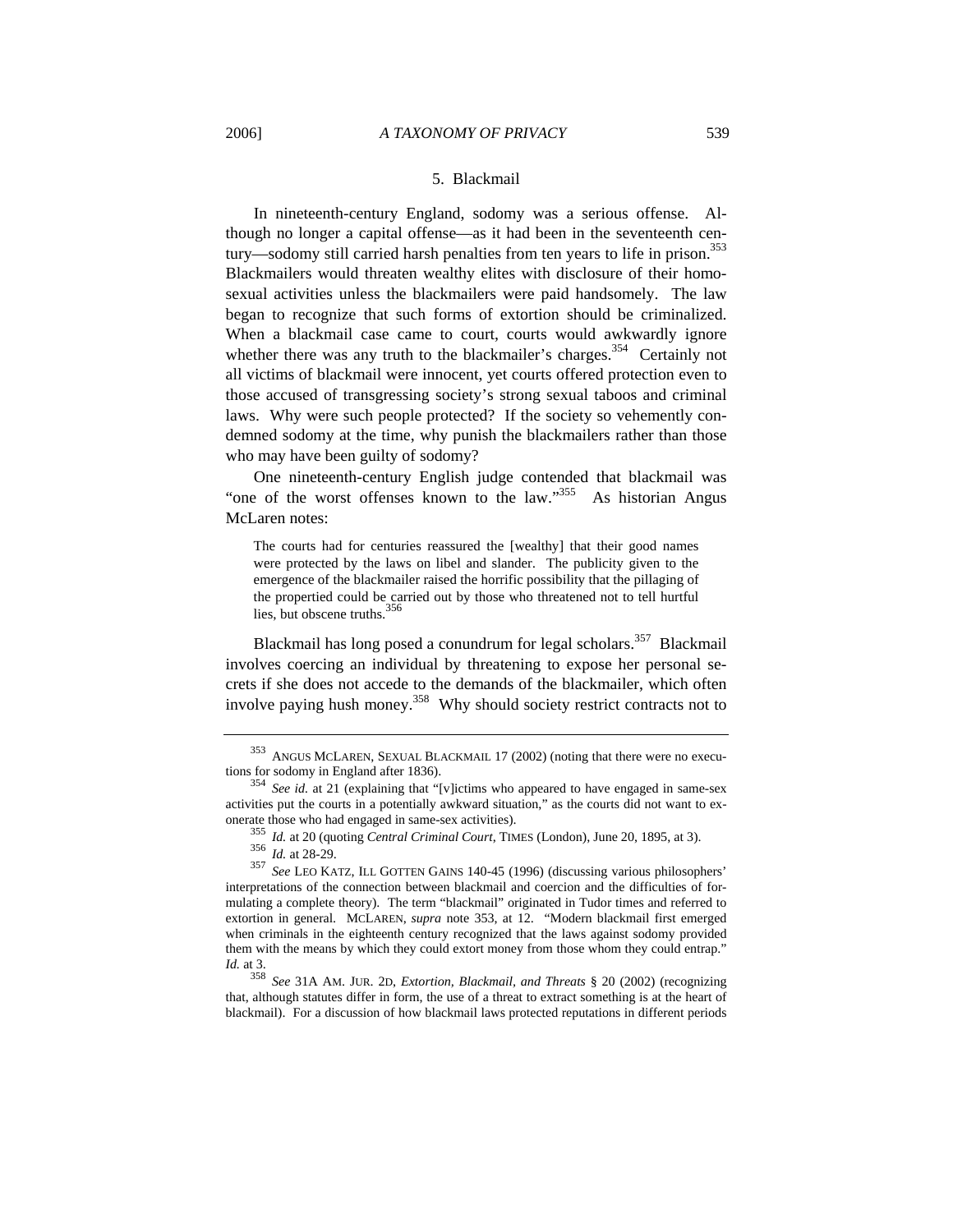### 5. Blackmail

In nineteenth-century England, sodomy was a serious offense. Although no longer a capital offense—as it had been in the seventeenth century—sodomy still carried harsh penalties from ten years to life in prison.[353] Blackmailers would threaten wealthy elites with disclosure of their homosexual activities unless the blackmailers were paid handsomely. The law began to recognize that such forms of extortion should be criminalized. When a blackmail case came to court, courts would awkwardly ignore whether there was any truth to the blackmailer's charges.[354] Certainly not all victims of blackmail were innocent, yet courts offered protection even to those accused of transgressing society's strong sexual taboos and criminal laws. Why were such people protected? If the society so vehemently condemned sodomy at the time, why punish the blackmailers rather than those who may have been guilty of sodomy?

One nineteenth-century English judge contended that blackmail was "one of the worst offenses known to the law."[355] As historian Angus McLaren notes:

> The courts had for centuries reassured the [wealthy] that their good names were protected by the laws on libel and slander. The publicity given to the emergence of the blackmailer raised the horrific possibility that the pillaging of the propertied could be carried out by those who threatened not to tell hurtful lies, but obscene truths.[356]

Blackmail has long posed a conundrum for legal scholars.[357] Blackmail involves coercing an individual by threatening to expose her personal secrets if she does not accede to the demands of the blackmailer, which often involve paying hush money.[358] Why should society restrict contracts not to

---

[353] ANGUS MCLAREN, SEXUAL BLACKMAIL 17 (2002) (noting that there were no executions for sodomy in England after 1836).

[354] *See id.* at 21 (explaining that "[v]ictims who appeared to have engaged in same-sex activities put the courts in a potentially awkward situation," as the courts did not want to exonerate those who had engaged in same-sex activities).

[355] *Id.* at 20 (quoting *Central Criminal Court*, TIMES (London), June 20, 1895, at 3).

[356] *Id.* at 28-29.

[357] *See* LEO KATZ, ILL GOTTEN GAINS 140-45 (1996) (discussing various philosophers' interpretations of the connection between blackmail and coercion and the difficulties of formulating a complete theory). The term "blackmail" originated in Tudor times and referred to extortion in general. MCLAREN, *supra* note 353, at 12. "Modern blackmail first emerged when criminals in the eighteenth century recognized that the laws against sodomy provided them with the means by which they could extort money from those whom they could entrap." *Id.* at 3.

[358] *See* 31A AM. JUR. 2D, *Extortion, Blackmail, and Threats* § 20 (2002) (recognizing that, although statutes differ in form, the use of a threat to extract something is at the heart of blackmail). For a discussion of how blackmail laws protected reputations in different periods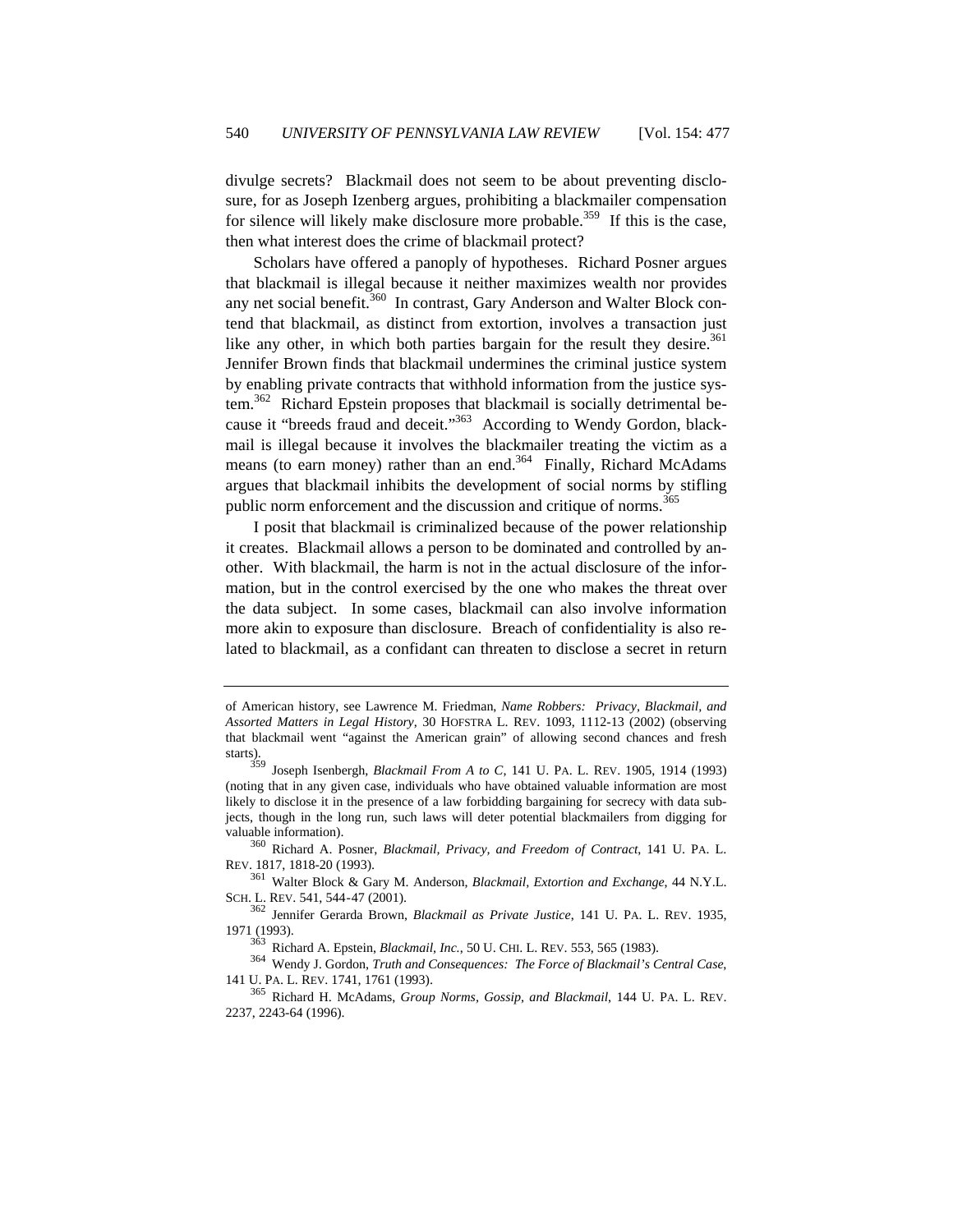divulge secrets? Blackmail does not seem to be about preventing disclosure, for as Joseph Izenberg argues, prohibiting a blackmailer compensation for silence will likely make disclosure more probable.[359] If this is the case, then what interest does the crime of blackmail protect?

Scholars have offered a panoply of hypotheses. Richard Posner argues that blackmail is illegal because it neither maximizes wealth nor provides any net social benefit.[360] In contrast, Gary Anderson and Walter Block contend that blackmail, as distinct from extortion, involves a transaction just like any other, in which both parties bargain for the result they desire.[361] Jennifer Brown finds that blackmail undermines the criminal justice system by enabling private contracts that withhold information from the justice system.[362] Richard Epstein proposes that blackmail is socially detrimental because it "breeds fraud and deceit."[363] According to Wendy Gordon, blackmail is illegal because it involves the blackmailer treating the victim as a means (to earn money) rather than an end.[364] Finally, Richard McAdams argues that blackmail inhibits the development of social norms by stifling public norm enforcement and the discussion and critique of norms.[365]

I posit that blackmail is criminalized because of the power relationship it creates. Blackmail allows a person to be dominated and controlled by another. With blackmail, the harm is not in the actual disclosure of the information, but in the control exercised by the one who makes the threat over the data subject. In some cases, blackmail can also involve information more akin to exposure than disclosure. Breach of confidentiality is also related to blackmail, as a confidant can threaten to disclose a secret in return

---

of American history, see Lawrence M. Friedman, *Name Robbers: Privacy, Blackmail, and Assorted Matters in Legal History*, 30 HOFSTRA L. REV. 1093, 1112-13 (2002) (observing that blackmail went "against the American grain" of allowing second chances and fresh starts).

[359] Joseph Isenbergh, *Blackmail From A to C*, 141 U. PA. L. REV. 1905, 1914 (1993) (noting that in any given case, individuals who have obtained valuable information are most likely to disclose it in the presence of a law forbidding bargaining for secrecy with data subjects, though in the long run, such laws will deter potential blackmailers from digging for valuable information).

[360] Richard A. Posner, *Blackmail, Privacy, and Freedom of Contract*, 141 U. PA. L. REV. 1817, 1818-20 (1993).

[361] Walter Block & Gary M. Anderson, *Blackmail, Extortion and Exchange*, 44 N.Y.L. SCH. L. REV. 541, 544-47 (2001).

[362] Jennifer Gerarda Brown, *Blackmail as Private Justice*, 141 U. PA. L. REV. 1935, 1971 (1993).

[363] Richard A. Epstein, *Blackmail, Inc.*, 50 U. CHI. L. REV. 553, 565 (1983).

[364] Wendy J. Gordon, *Truth and Consequences: The Force of Blackmail's Central Case*, 141 U. PA. L. REV. 1741, 1761 (1993).

[365] Richard H. McAdams, *Group Norms, Gossip, and Blackmail*, 144 U. PA. L. REV. 2237, 2243-64 (1996).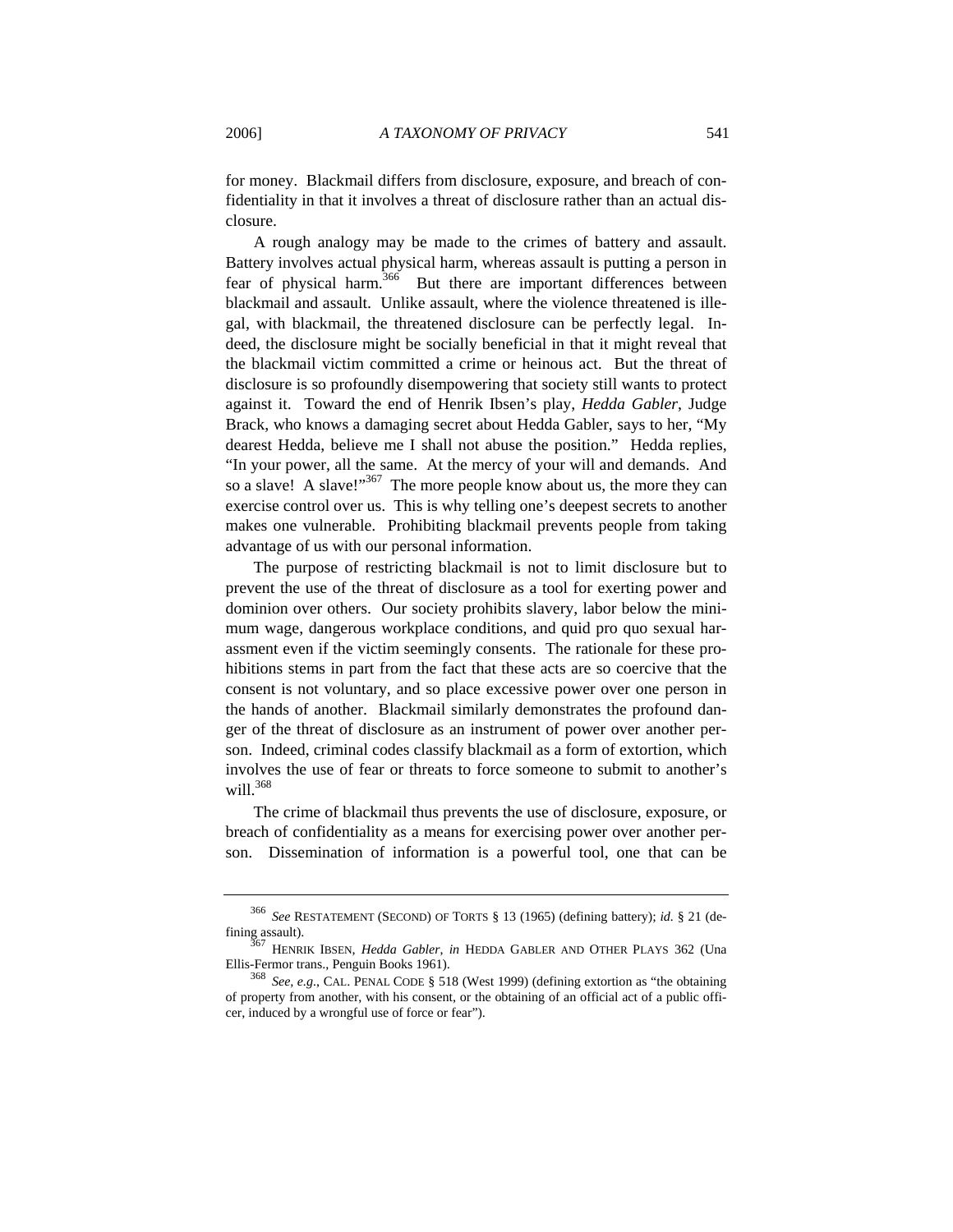for money. Blackmail differs from disclosure, exposure, and breach of confidentiality in that it involves a threat of disclosure rather than an actual disclosure.

A rough analogy may be made to the crimes of battery and assault. Battery involves actual physical harm, whereas assault is putting a person in fear of physical harm.[366] But there are important differences between blackmail and assault. Unlike assault, where the violence threatened is illegal, with blackmail, the threatened disclosure can be perfectly legal. Indeed, the disclosure might be socially beneficial in that it might reveal that the blackmail victim committed a crime or heinous act. But the threat of disclosure is so profoundly disempowering that society still wants to protect against it. Toward the end of Henrik Ibsen's play, *Hedda Gabler*, Judge Brack, who knows a damaging secret about Hedda Gabler, says to her, "My dearest Hedda, believe me I shall not abuse the position." Hedda replies, "In your power, all the same. At the mercy of your will and demands. And so a slave! A slave!"[367] The more people know about us, the more they can exercise control over us. This is why telling one's deepest secrets to another makes one vulnerable. Prohibiting blackmail prevents people from taking advantage of us with our personal information.

The purpose of restricting blackmail is not to limit disclosure but to prevent the use of the threat of disclosure as a tool for exerting power and dominion over others. Our society prohibits slavery, labor below the minimum wage, dangerous workplace conditions, and quid pro quo sexual harassment even if the victim seemingly consents. The rationale for these prohibitions stems in part from the fact that these acts are so coercive that the consent is not voluntary, and so place excessive power over one person in the hands of another. Blackmail similarly demonstrates the profound danger of the threat of disclosure as an instrument of power over another person. Indeed, criminal codes classify blackmail as a form of extortion, which involves the use of fear or threats to force someone to submit to another's will.[368]

The crime of blackmail thus prevents the use of disclosure, exposure, or breach of confidentiality as a means for exercising power over another person. Dissemination of information is a powerful tool, one that can be

---

[366] *See* RESTATEMENT (SECOND) OF TORTS § 13 (1965) (defining battery); *id.* § 21 (defining assault).

[367] HENRIK IBSEN, *Hedda Gabler*, *in* HEDDA GABLER AND OTHER PLAYS 362 (Una Ellis-Fermor trans., Penguin Books 1961).

[368] *See, e.g.*, CAL. PENAL CODE § 518 (West 1999) (defining extortion as "the obtaining of property from another, with his consent, or the obtaining of an official act of a public officer, induced by a wrongful use of force or fear").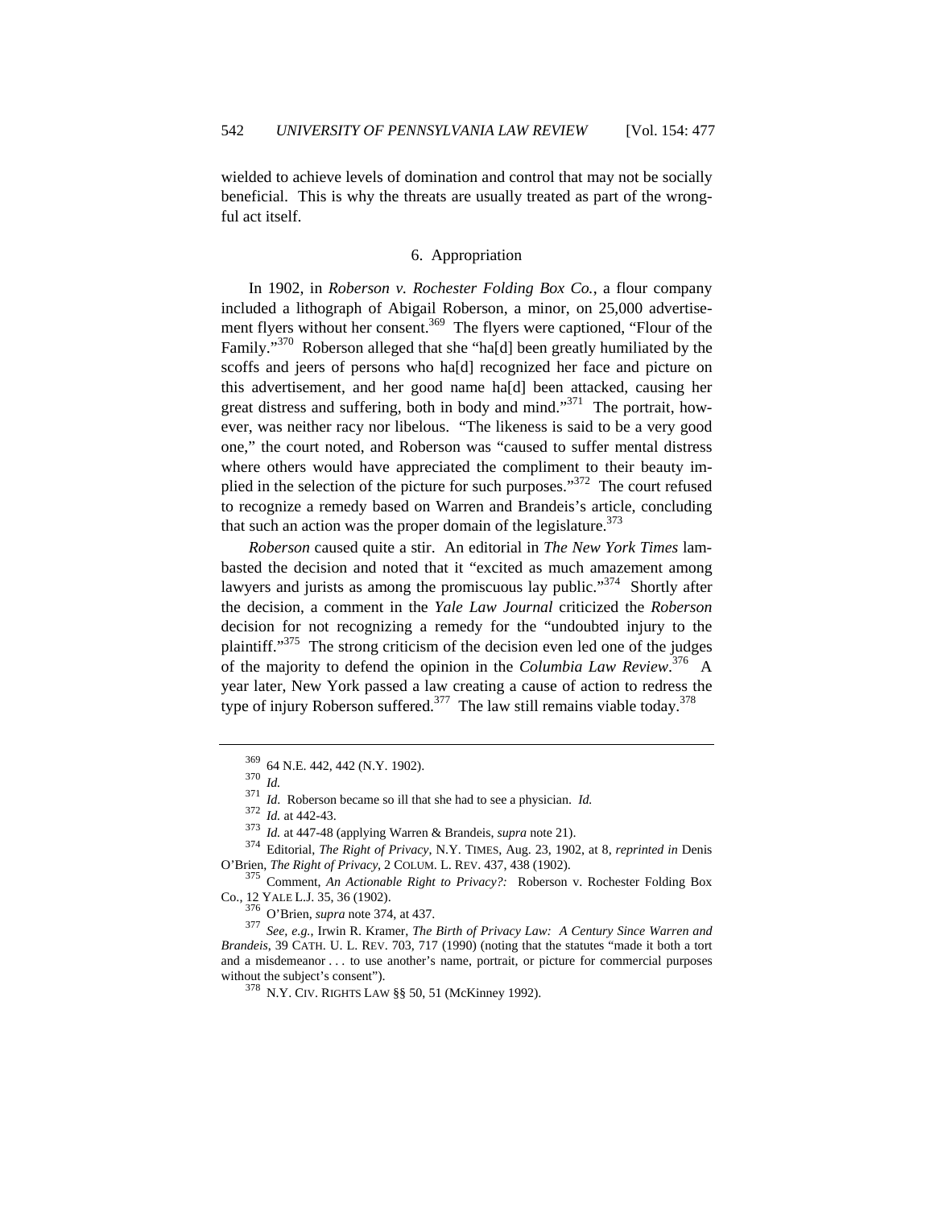wielded to achieve levels of domination and control that may not be socially beneficial. This is why the threats are usually treated as part of the wrongful act itself.

### 6. Appropriation

In 1902, in *Roberson v. Rochester Folding Box Co.*, a flour company included a lithograph of Abigail Roberson, a minor, on 25,000 advertisement flyers without her consent.[369] The flyers were captioned, "Flour of the Family."[370] Roberson alleged that she "ha[d] been greatly humiliated by the scoffs and jeers of persons who ha[d] recognized her face and picture on this advertisement, and her good name ha[d] been attacked, causing her great distress and suffering, both in body and mind."[371] The portrait, however, was neither racy nor libelous. "The likeness is said to be a very good one," the court noted, and Roberson was "caused to suffer mental distress where others would have appreciated the compliment to their beauty implied in the selection of the picture for such purposes."[372] The court refused to recognize a remedy based on Warren and Brandeis's article, concluding that such an action was the proper domain of the legislature.[373]

*Roberson* caused quite a stir. An editorial in *The New York Times* lambasted the decision and noted that it "excited as much amazement among lawyers and jurists as among the promiscuous lay public."[374] Shortly after the decision, a comment in the *Yale Law Journal* criticized the *Roberson* decision for not recognizing a remedy for the "undoubted injury to the plaintiff."[375] The strong criticism of the decision even led one of the judges of the majority to defend the opinion in the *Columbia Law Review*.[376] A year later, New York passed a law creating a cause of action to redress the type of injury Roberson suffered.[377] The law still remains viable today.[378]

---

[369] 64 N.E. 442, 442 (N.Y. 1902).

[370] *Id.*

[371] *Id*. Roberson became so ill that she had to see a physician. *Id.*

[372] *Id.* at 442-43.

[373] *Id.* at 447-48 (applying Warren & Brandeis, *supra* note 21).

[374] Editorial, *The Right of Privacy*, N.Y. TIMES, Aug. 23, 1902, at 8, *reprinted in* Denis O'Brien, *The Right of Privacy*, 2 COLUM. L. REV. 437, 438 (1902).

[375] Comment, *An Actionable Right to Privacy?:* Roberson v. Rochester Folding Box Co., 12 YALE L.J. 35, 36 (1902).

[376] O'Brien, *supra* note 374, at 437.

[377] *See, e.g.*, Irwin R. Kramer, *The Birth of Privacy Law: A Century Since Warren and Brandeis*, 39 CATH. U. L. REV. 703, 717 (1990) (noting that the statutes "made it both a tort and a misdemeanor . . . to use another's name, portrait, or picture for commercial purposes without the subject's consent").

[378] N.Y. CIV. RIGHTS LAW §§ 50, 51 (McKinney 1992).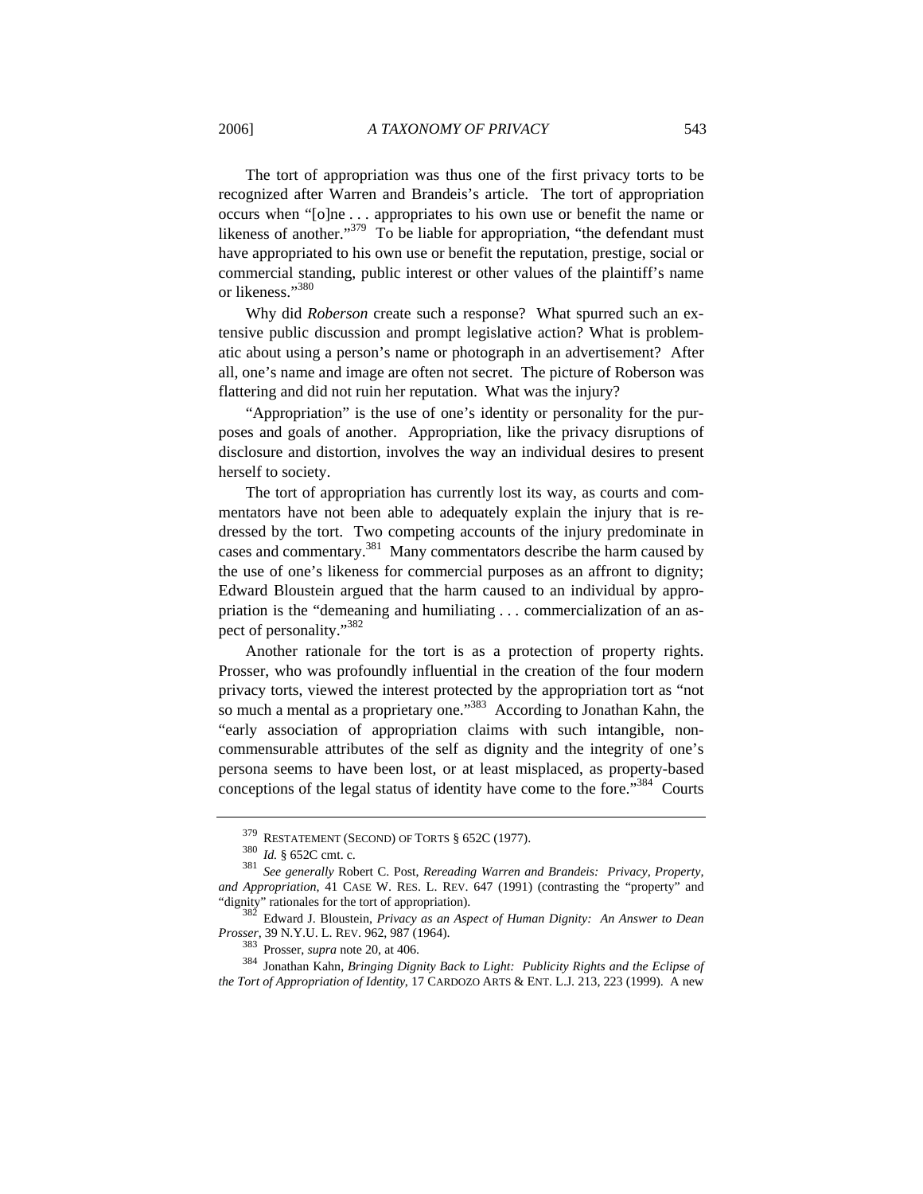The tort of appropriation was thus one of the first privacy torts to be recognized after Warren and Brandeis's article. The tort of appropriation occurs when "[o]ne . . . appropriates to his own use or benefit the name or likeness of another."[379] To be liable for appropriation, "the defendant must have appropriated to his own use or benefit the reputation, prestige, social or commercial standing, public interest or other values of the plaintiff's name or likeness."[380]

Why did *Roberson* create such a response? What spurred such an extensive public discussion and prompt legislative action? What is problematic about using a person's name or photograph in an advertisement? After all, one's name and image are often not secret. The picture of Roberson was flattering and did not ruin her reputation. What was the injury?

"Appropriation" is the use of one's identity or personality for the purposes and goals of another. Appropriation, like the privacy disruptions of disclosure and distortion, involves the way an individual desires to present herself to society.

The tort of appropriation has currently lost its way, as courts and commentators have not been able to adequately explain the injury that is redressed by the tort. Two competing accounts of the injury predominate in cases and commentary.[381] Many commentators describe the harm caused by the use of one's likeness for commercial purposes as an affront to dignity; Edward Bloustein argued that the harm caused to an individual by appropriation is the "demeaning and humiliating . . . commercialization of an aspect of personality."[382]

Another rationale for the tort is as a protection of property rights. Prosser, who was profoundly influential in the creation of the four modern privacy torts, viewed the interest protected by the appropriation tort as "not so much a mental as a proprietary one."[383] According to Jonathan Kahn, the "early association of appropriation claims with such intangible, non-commensurable attributes of the self as dignity and the integrity of one's persona seems to have been lost, or at least misplaced, as property-based conceptions of the legal status of identity have come to the fore."[384] Courts

---

[379] RESTATEMENT (SECOND) OF TORTS § 652C (1977).

[380] *Id.* § 652C cmt. c.

[381] *See generally* Robert C. Post, *Rereading Warren and Brandeis: Privacy, Property, and Appropriation*, 41 CASE W. RES. L. REV. 647 (1991) (contrasting the "property" and "dignity" rationales for the tort of appropriation).

[382] Edward J. Bloustein, *Privacy as an Aspect of Human Dignity: An Answer to Dean Prosser*, 39 N.Y.U. L. REV. 962, 987 (1964).

[383] Prosser, *supra* note 20, at 406.

[384] Jonathan Kahn, *Bringing Dignity Back to Light: Publicity Rights and the Eclipse of the Tort of Appropriation of Identity*, 17 CARDOZO ARTS & ENT. L.J. 213, 223 (1999). A new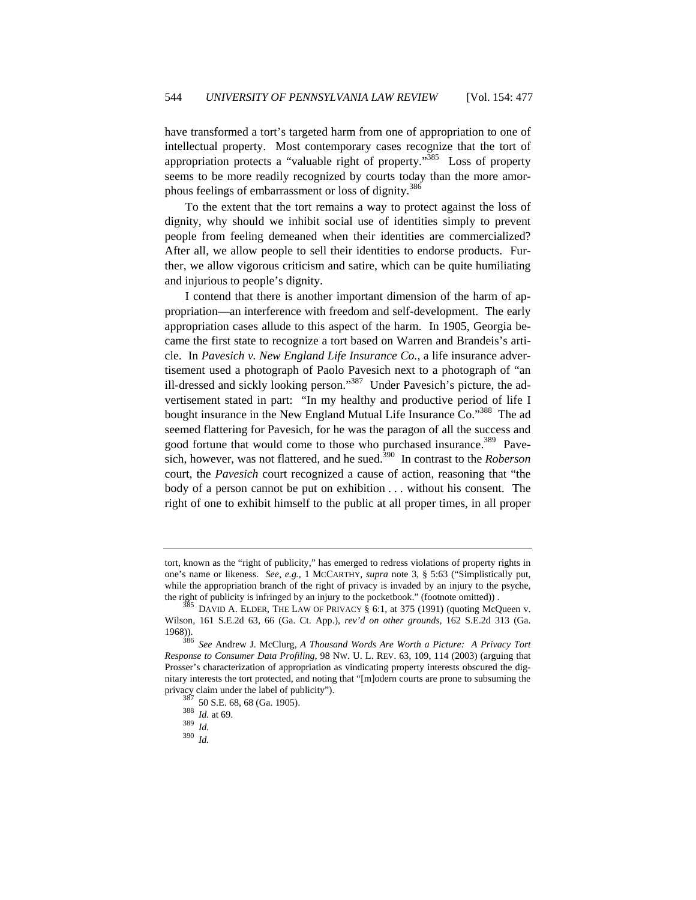have transformed a tort's targeted harm from one of appropriation to one of intellectual property. Most contemporary cases recognize that the tort of appropriation protects a "valuable right of property."[385] Loss of property seems to be more readily recognized by courts today than the more amorphous feelings of embarrassment or loss of dignity.[386]

To the extent that the tort remains a way to protect against the loss of dignity, why should we inhibit social use of identities simply to prevent people from feeling demeaned when their identities are commercialized? After all, we allow people to sell their identities to endorse products. Further, we allow vigorous criticism and satire, which can be quite humiliating and injurious to people's dignity.

I contend that there is another important dimension of the harm of appropriation—an interference with freedom and self-development. The early appropriation cases allude to this aspect of the harm. In 1905, Georgia became the first state to recognize a tort based on Warren and Brandeis's article. In *Pavesich v. New England Life Insurance Co.*, a life insurance advertisement used a photograph of Paolo Pavesich next to a photograph of "an ill-dressed and sickly looking person."[387] Under Pavesich's picture, the advertisement stated in part: "In my healthy and productive period of life I bought insurance in the New England Mutual Life Insurance Co."[388] The ad seemed flattering for Pavesich, for he was the paragon of all the success and good fortune that would come to those who purchased insurance.[389] Pavesich, however, was not flattered, and he sued.[390] In contrast to the *Roberson* court, the *Pavesich* court recognized a cause of action, reasoning that "the body of a person cannot be put on exhibition . . . without his consent. The right of one to exhibit himself to the public at all proper times, in all proper

---

tort, known as the "right of publicity," has emerged to redress violations of property rights in one's name or likeness. *See, e.g.*, 1 MCCARTHY, *supra* note 3, § 5:63 ("Simplistically put, while the appropriation branch of the right of privacy is invaded by an injury to the psyche, the right of publicity is infringed by an injury to the pocketbook." (footnote omitted)) .

[385] DAVID A. ELDER, THE LAW OF PRIVACY § 6:1, at 375 (1991) (quoting McQueen v. Wilson, 161 S.E.2d 63, 66 (Ga. Ct. App.), *rev'd on other grounds*, 162 S.E.2d 313 (Ga. 1968)).

[386] *See* Andrew J. McClurg, *A Thousand Words Are Worth a Picture: A Privacy Tort Response to Consumer Data Profiling*, 98 NW. U. L. REV. 63, 109, 114 (2003) (arguing that Prosser's characterization of appropriation as vindicating property interests obscured the dignitary interests the tort protected, and noting that "[m]odern courts are prone to subsuming the privacy claim under the label of publicity").

[387] 50 S.E. 68, 68 (Ga. 1905).

[388] *Id.* at 69.

[389] *Id.*

[390] *Id.*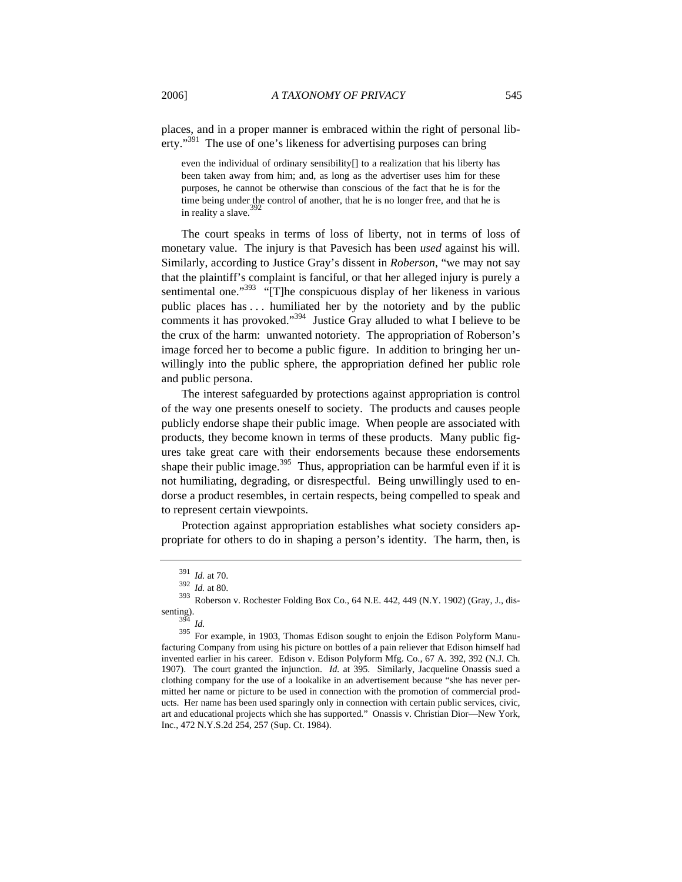places, and in a proper manner is embraced within the right of personal liberty."[391] The use of one's likeness for advertising purposes can bring

> even the individual of ordinary sensibility[] to a realization that his liberty has been taken away from him; and, as long as the advertiser uses him for these purposes, he cannot be otherwise than conscious of the fact that he is for the time being under the control of another, that he is no longer free, and that he is in reality a slave.[392]

The court speaks in terms of loss of liberty, not in terms of loss of monetary value. The injury is that Pavesich has been *used* against his will. Similarly, according to Justice Gray's dissent in *Roberson*, "we may not say that the plaintiff's complaint is fanciful, or that her alleged injury is purely a sentimental one."[393] "[T]he conspicuous display of her likeness in various public places has . . . humiliated her by the notoriety and by the public comments it has provoked."[394] Justice Gray alluded to what I believe to be the crux of the harm: unwanted notoriety. The appropriation of Roberson's image forced her to become a public figure. In addition to bringing her unwillingly into the public sphere, the appropriation defined her public role and public persona.

The interest safeguarded by protections against appropriation is control of the way one presents oneself to society. The products and causes people publicly endorse shape their public image. When people are associated with products, they become known in terms of these products. Many public figures take great care with their endorsements because these endorsements shape their public image.[395] Thus, appropriation can be harmful even if it is not humiliating, degrading, or disrespectful. Being unwillingly used to endorse a product resembles, in certain respects, being compelled to speak and to represent certain viewpoints.

Protection against appropriation establishes what society considers appropriate for others to do in shaping a person's identity. The harm, then, is

---

[391] *Id.* at 70.

[392] *Id.* at 80.

[393] Roberson v. Rochester Folding Box Co., 64 N.E. 442, 449 (N.Y. 1902) (Gray, J., dissenting).

[394] *Id.*

[395] For example, in 1903, Thomas Edison sought to enjoin the Edison Polyform Manufacturing Company from using his picture on bottles of a pain reliever that Edison himself had invented earlier in his career. Edison v. Edison Polyform Mfg. Co., 67 A. 392, 392 (N.J. Ch. 1907). The court granted the injunction. *Id.* at 395. Similarly, Jacqueline Onassis sued a clothing company for the use of a lookalike in an advertisement because "she has never permitted her name or picture to be used in connection with the promotion of commercial products. Her name has been used sparingly only in connection with certain public services, civic, art and educational projects which she has supported." Onassis v. Christian Dior—New York, Inc., 472 N.Y.S.2d 254, 257 (Sup. Ct. 1984).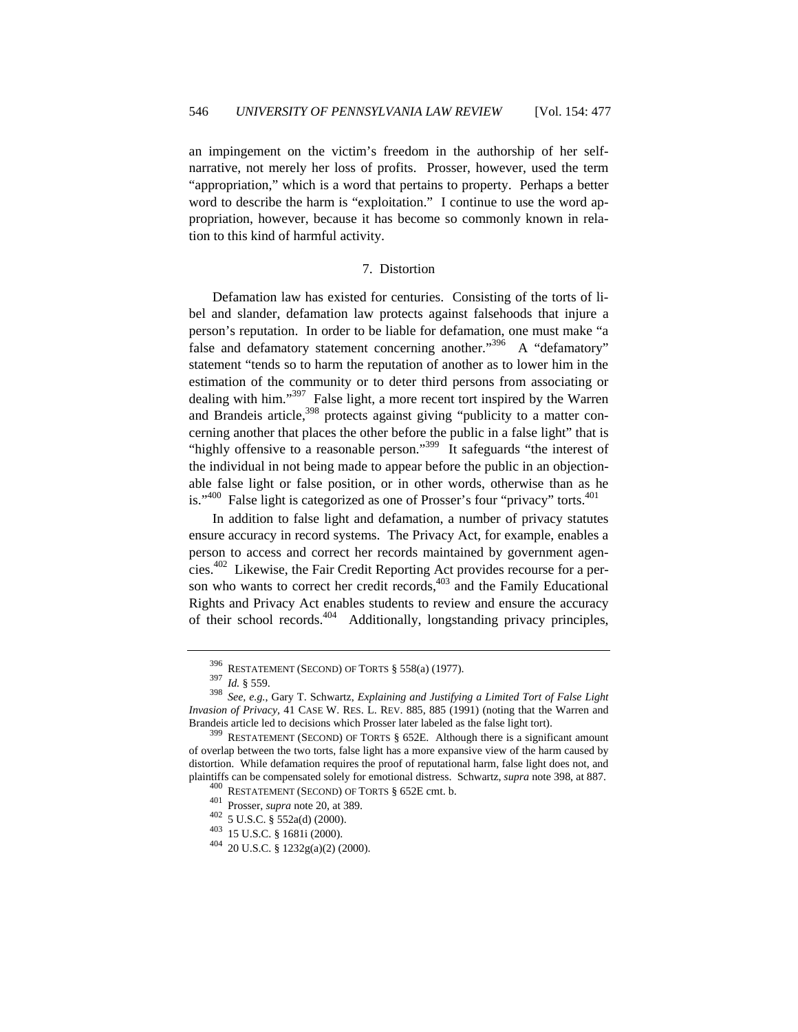an impingement on the victim's freedom in the authorship of her self-narrative, not merely her loss of profits. Prosser, however, used the term "appropriation," which is a word that pertains to property. Perhaps a better word to describe the harm is "exploitation." I continue to use the word appropriation, however, because it has become so commonly known in relation to this kind of harmful activity.

### 7. Distortion

Defamation law has existed for centuries. Consisting of the torts of libel and slander, defamation law protects against falsehoods that injure a person's reputation. In order to be liable for defamation, one must make "a false and defamatory statement concerning another."[396] A "defamatory" statement "tends so to harm the reputation of another as to lower him in the estimation of the community or to deter third persons from associating or dealing with him."[397] False light, a more recent tort inspired by the Warren and Brandeis article,[398] protects against giving "publicity to a matter concerning another that places the other before the public in a false light" that is "highly offensive to a reasonable person."[399] It safeguards "the interest of the individual in not being made to appear before the public in an objectionable false light or false position, or in other words, otherwise than as he is."[400] False light is categorized as one of Prosser's four "privacy" torts.[401]

In addition to false light and defamation, a number of privacy statutes ensure accuracy in record systems. The Privacy Act, for example, enables a person to access and correct her records maintained by government agencies.[402] Likewise, the Fair Credit Reporting Act provides recourse for a person who wants to correct her credit records,[403] and the Family Educational Rights and Privacy Act enables students to review and ensure the accuracy of their school records.[404] Additionally, longstanding privacy principles,

---

[396] RESTATEMENT (SECOND) OF TORTS § 558(a) (1977).

[397] *Id.* § 559.

[398] *See, e.g.*, Gary T. Schwartz, *Explaining and Justifying a Limited Tort of False Light Invasion of Privacy*, 41 CASE W. RES. L. REV. 885, 885 (1991) (noting that the Warren and Brandeis article led to decisions which Prosser later labeled as the false light tort).

[399] RESTATEMENT (SECOND) OF TORTS § 652E. Although there is a significant amount of overlap between the two torts, false light has a more expansive view of the harm caused by distortion. While defamation requires the proof of reputational harm, false light does not, and plaintiffs can be compensated solely for emotional distress. Schwartz, *supra* note 398, at 887.

[400] RESTATEMENT (SECOND) OF TORTS § 652E cmt. b.

[401] Prosser, *supra* note 20, at 389.

[402] 5 U.S.C. § 552a(d) (2000).

[403] 15 U.S.C. § 1681i (2000).

[404] 20 U.S.C. § 1232g(a)(2) (2000).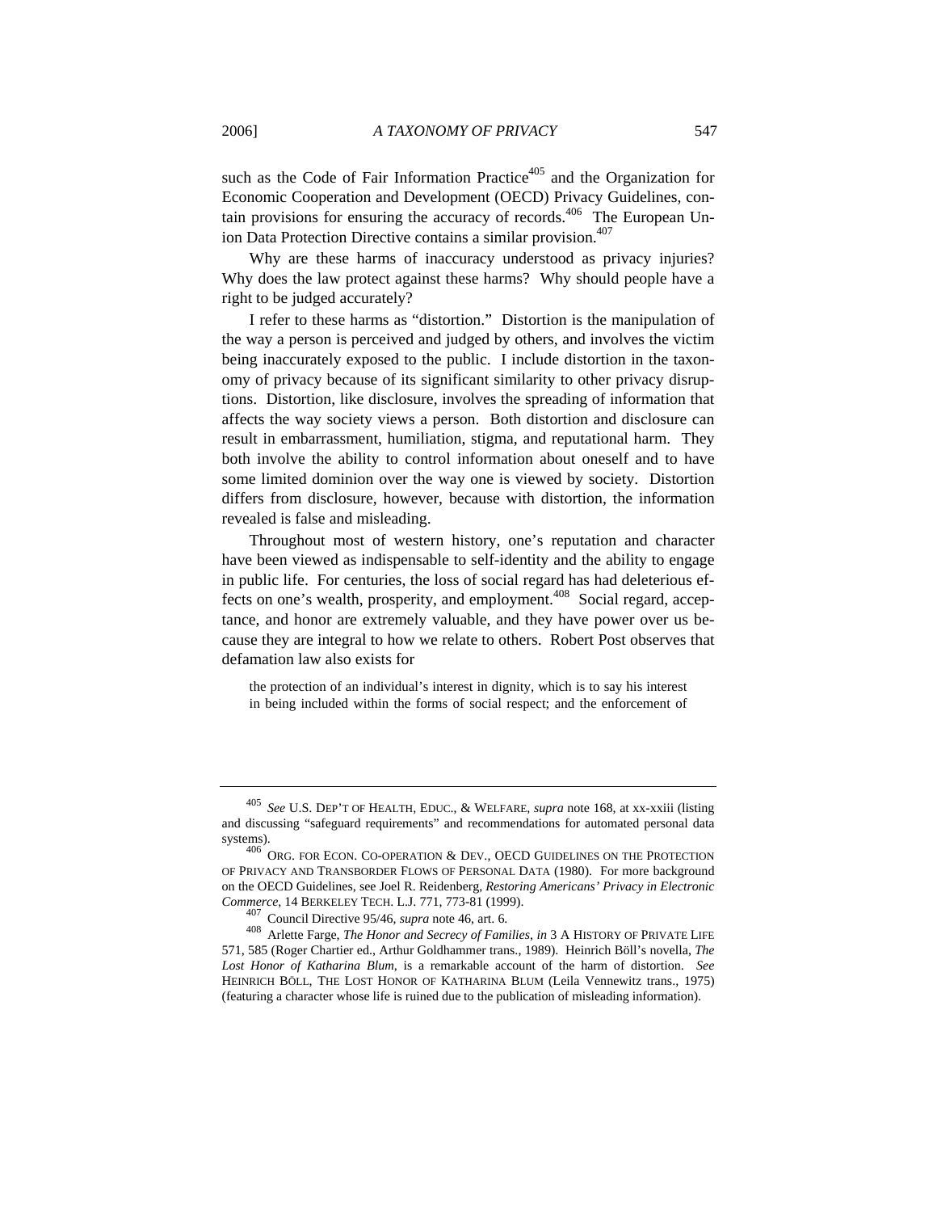such as the Code of Fair Information Practice[405] and the Organization for Economic Cooperation and Development (OECD) Privacy Guidelines, contain provisions for ensuring the accuracy of records.[406] The European Union Data Protection Directive contains a similar provision.[407]

Why are these harms of inaccuracy understood as privacy injuries? Why does the law protect against these harms? Why should people have a right to be judged accurately?

I refer to these harms as "distortion." Distortion is the manipulation of the way a person is perceived and judged by others, and involves the victim being inaccurately exposed to the public. I include distortion in the taxonomy of privacy because of its significant similarity to other privacy disruptions. Distortion, like disclosure, involves the spreading of information that affects the way society views a person. Both distortion and disclosure can result in embarrassment, humiliation, stigma, and reputational harm. They both involve the ability to control information about oneself and to have some limited dominion over the way one is viewed by society. Distortion differs from disclosure, however, because with distortion, the information revealed is false and misleading.

Throughout most of western history, one's reputation and character have been viewed as indispensable to self-identity and the ability to engage in public life. For centuries, the loss of social regard has had deleterious effects on one's wealth, prosperity, and employment.[408] Social regard, acceptance, and honor are extremely valuable, and they have power over us because they are integral to how we relate to others. Robert Post observes that defamation law also exists for

> the protection of an individual's interest in dignity, which is to say his interest in being included within the forms of social respect; and the enforcement of

---

[405] *See* U.S. DEP'T OF HEALTH, EDUC., & WELFARE, *supra* note 168, at xx-xxiii (listing and discussing "safeguard requirements" and recommendations for automated personal data systems).

[406] ORG. FOR ECON. CO-OPERATION & DEV., OECD GUIDELINES ON THE PROTECTION OF PRIVACY AND TRANSBORDER FLOWS OF PERSONAL DATA (1980). For more background on the OECD Guidelines, see Joel R. Reidenberg, *Restoring Americans' Privacy in Electronic Commerce*, 14 BERKELEY TECH. L.J. 771, 773-81 (1999).

[407] Council Directive 95/46, *supra* note 46, art. 6.

[408] Arlette Farge, *The Honor and Secrecy of Families*, *in* 3 A HISTORY OF PRIVATE LIFE 571, 585 (Roger Chartier ed., Arthur Goldhammer trans., 1989). Heinrich Böll's novella, *The Lost Honor of Katharina Blum*, is a remarkable account of the harm of distortion. *See* HEINRICH BÖLL, THE LOST HONOR OF KATHARINA BLUM (Leila Vennewitz trans., 1975) (featuring a character whose life is ruined due to the publication of misleading information).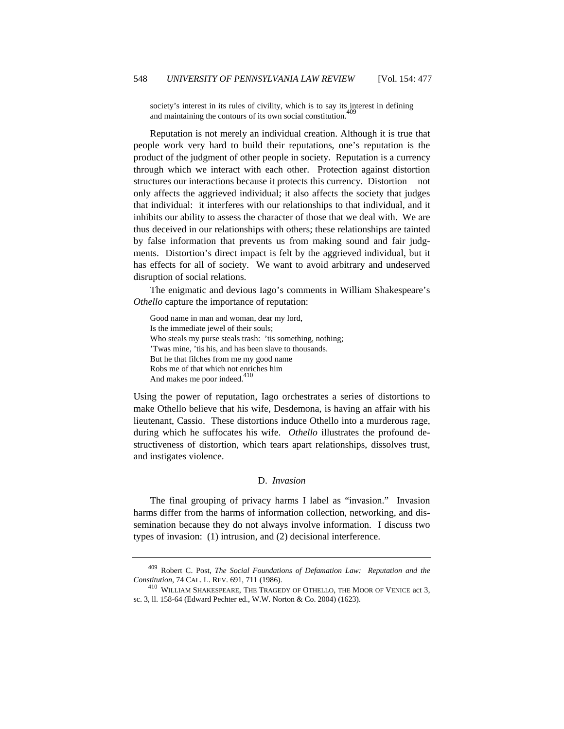society's interest in its rules of civility, which is to say its interest in defining and maintaining the contours of its own social constitution.[409]

Reputation is not merely an individual creation. Although it is true that people work very hard to build their reputations, one's reputation is the product of the judgment of other people in society. Reputation is a currency through which we interact with each other. Protection against distortion structures our interactions because it protects this currency. Distortion not only affects the aggrieved individual; it also affects the society that judges that individual: it interferes with our relationships to that individual, and it inhibits our ability to assess the character of those that we deal with. We are thus deceived in our relationships with others; these relationships are tainted by false information that prevents us from making sound and fair judgments. Distortion's direct impact is felt by the aggrieved individual, but it has effects for all of society. We want to avoid arbitrary and undeserved disruption of social relations.

The enigmatic and devious Iago's comments in William Shakespeare's *Othello* capture the importance of reputation:

> Good name in man and woman, dear my lord,
> Is the immediate jewel of their souls;
> Who steals my purse steals trash: 'tis something, nothing;
> 'Twas mine, 'tis his, and has been slave to thousands.
> But he that filches from me my good name
> Robs me of that which not enriches him
> And makes me poor indeed.[410]

Using the power of reputation, Iago orchestrates a series of distortions to make Othello believe that his wife, Desdemona, is having an affair with his lieutenant, Cassio. These distortions induce Othello into a murderous rage, during which he suffocates his wife. *Othello* illustrates the profound destructiveness of distortion, which tears apart relationships, dissolves trust, and instigates violence.

### D. *Invasion*

The final grouping of privacy harms I label as "invasion." Invasion harms differ from the harms of information collection, networking, and dissemination because they do not always involve information. I discuss two types of invasion: (1) intrusion, and (2) decisional interference.

---

[409] Robert C. Post, *The Social Foundations of Defamation Law: Reputation and the Constitution*, 74 CAL. L. REV. 691, 711 (1986).

[410] WILLIAM SHAKESPEARE, THE TRAGEDY OF OTHELLO, THE MOOR OF VENICE act 3, sc. 3, ll. 158-64 (Edward Pechter ed., W.W. Norton & Co. 2004) (1623).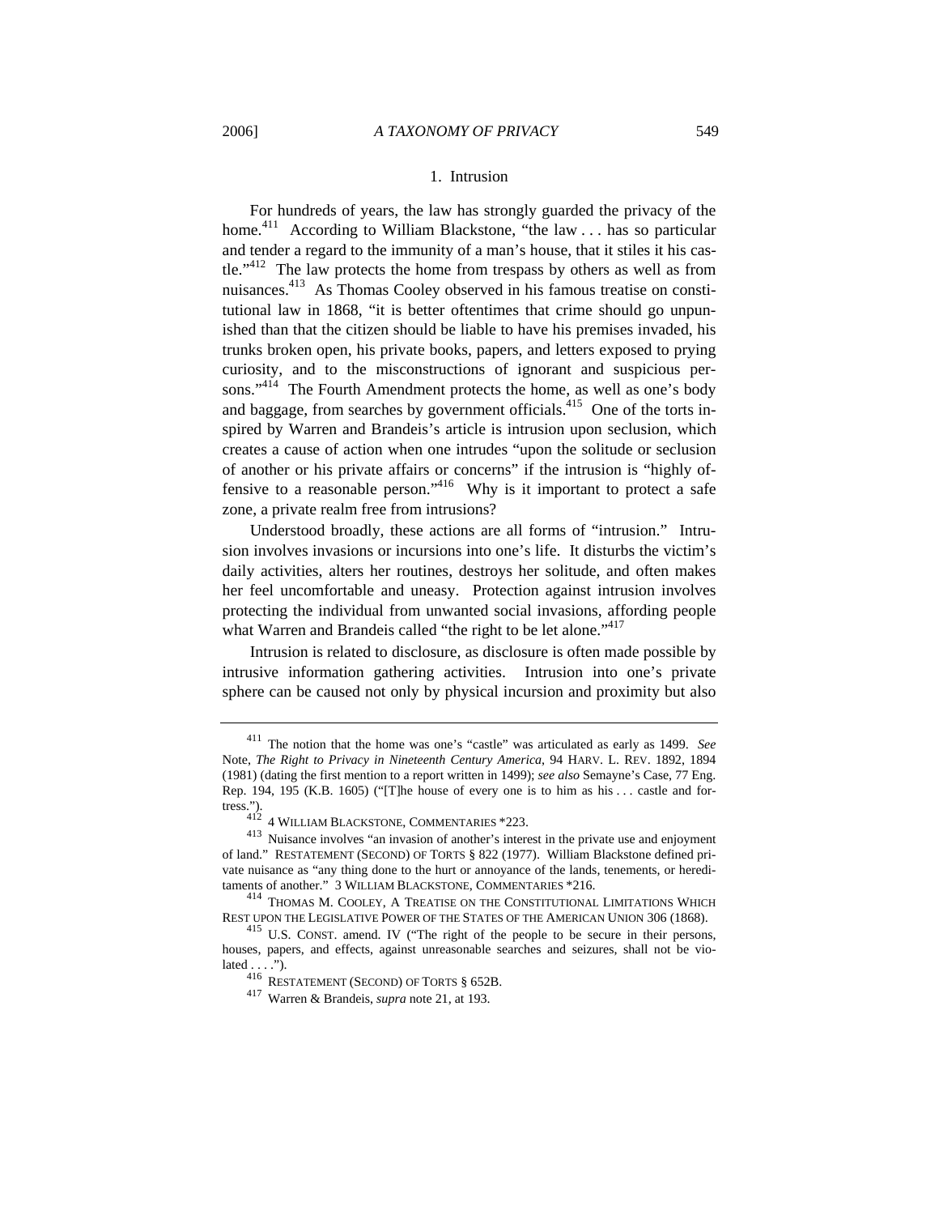### 1. Intrusion

For hundreds of years, the law has strongly guarded the privacy of the home.[411] According to William Blackstone, "the law . . . has so particular and tender a regard to the immunity of a man's house, that it stiles it his castle."[412] The law protects the home from trespass by others as well as from nuisances.[413] As Thomas Cooley observed in his famous treatise on constitutional law in 1868, "it is better oftentimes that crime should go unpunished than that the citizen should be liable to have his premises invaded, his trunks broken open, his private books, papers, and letters exposed to prying curiosity, and to the misconstructions of ignorant and suspicious persons."[414] The Fourth Amendment protects the home, as well as one's body and baggage, from searches by government officials.[415] One of the torts inspired by Warren and Brandeis's article is intrusion upon seclusion, which creates a cause of action when one intrudes "upon the solitude or seclusion of another or his private affairs or concerns" if the intrusion is "highly offensive to a reasonable person."[416] Why is it important to protect a safe zone, a private realm free from intrusions?

Understood broadly, these actions are all forms of "intrusion." Intrusion involves invasions or incursions into one's life. It disturbs the victim's daily activities, alters her routines, destroys her solitude, and often makes her feel uncomfortable and uneasy. Protection against intrusion involves protecting the individual from unwanted social invasions, affording people what Warren and Brandeis called "the right to be let alone."[417]

Intrusion is related to disclosure, as disclosure is often made possible by intrusive information gathering activities. Intrusion into one's private sphere can be caused not only by physical incursion and proximity but also

---

[411] The notion that the home was one's "castle" was articulated as early as 1499. *See* Note, *The Right to Privacy in Nineteenth Century America*, 94 HARV. L. REV. 1892, 1894 (1981) (dating the first mention to a report written in 1499); *see also* Semayne's Case, 77 Eng. Rep. 194, 195 (K.B. 1605) ("[T]he house of every one is to him as his . . . castle and fortress.").

[412] 4 WILLIAM BLACKSTONE, COMMENTARIES *223.

[413] Nuisance involves "an invasion of another's interest in the private use and enjoyment of land." RESTATEMENT (SECOND) OF TORTS § 822 (1977). William Blackstone defined private nuisance as "any thing done to the hurt or annoyance of the lands, tenements, or hereditaments of another." 3 WILLIAM BLACKSTONE, COMMENTARIES *216.

[414] THOMAS M. COOLEY, A TREATISE ON THE CONSTITUTIONAL LIMITATIONS WHICH REST UPON THE LEGISLATIVE POWER OF THE STATES OF THE AMERICAN UNION 306 (1868).

[415] U.S. CONST. amend. IV ("The right of the people to be secure in their persons, houses, papers, and effects, against unreasonable searches and seizures, shall not be violated . . . .").

[416] RESTATEMENT (SECOND) OF TORTS § 652B.

[417] Warren & Brandeis, *supra* note 21, at 193.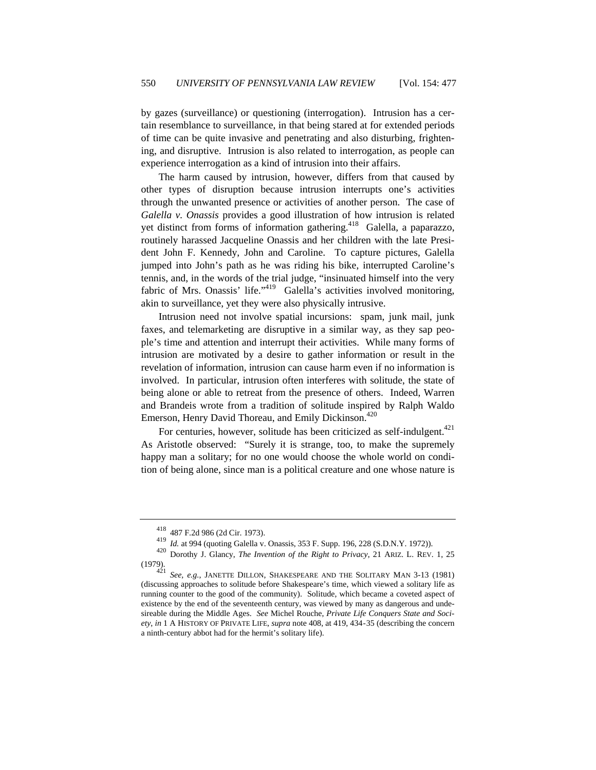by gazes (surveillance) or questioning (interrogation). Intrusion has a certain resemblance to surveillance, in that being stared at for extended periods of time can be quite invasive and penetrating and also disturbing, frightening, and disruptive. Intrusion is also related to interrogation, as people can experience interrogation as a kind of intrusion into their affairs.

The harm caused by intrusion, however, differs from that caused by other types of disruption because intrusion interrupts one's activities through the unwanted presence or activities of another person. The case of *Galella v. Onassis* provides a good illustration of how intrusion is related yet distinct from forms of information gathering.[418] Galella, a paparazzo, routinely harassed Jacqueline Onassis and her children with the late President John F. Kennedy, John and Caroline. To capture pictures, Galella jumped into John's path as he was riding his bike, interrupted Caroline's tennis, and, in the words of the trial judge, "insinuated himself into the very fabric of Mrs. Onassis' life."[419] Galella's activities involved monitoring, akin to surveillance, yet they were also physically intrusive.

Intrusion need not involve spatial incursions: spam, junk mail, junk faxes, and telemarketing are disruptive in a similar way, as they sap people's time and attention and interrupt their activities. While many forms of intrusion are motivated by a desire to gather information or result in the revelation of information, intrusion can cause harm even if no information is involved. In particular, intrusion often interferes with solitude, the state of being alone or able to retreat from the presence of others. Indeed, Warren and Brandeis wrote from a tradition of solitude inspired by Ralph Waldo Emerson, Henry David Thoreau, and Emily Dickinson.[420]

For centuries, however, solitude has been criticized as self-indulgent.[421] As Aristotle observed: "Surely it is strange, too, to make the supremely happy man a solitary; for no one would choose the whole world on condition of being alone, since man is a political creature and one whose nature is

---

[418] 487 F.2d 986 (2d Cir. 1973).

[419] *Id.* at 994 (quoting Galella v. Onassis, 353 F. Supp. 196, 228 (S.D.N.Y. 1972)).

[420] Dorothy J. Glancy, *The Invention of the Right to Privacy*, 21 ARIZ. L. REV. 1, 25 (1979).

[421] *See, e.g.*, JANETTE DILLON, SHAKESPEARE AND THE SOLITARY MAN 3-13 (1981) (discussing approaches to solitude before Shakespeare's time, which viewed a solitary life as running counter to the good of the community). Solitude, which became a coveted aspect of existence by the end of the seventeenth century, was viewed by many as dangerous and undesireable during the Middle Ages. *See* Michel Rouche, *Private Life Conquers State and Society*, *in* 1 A HISTORY OF PRIVATE LIFE, *supra* note 408, at 419, 434-35 (describing the concern a ninth-century abbot had for the hermit's solitary life).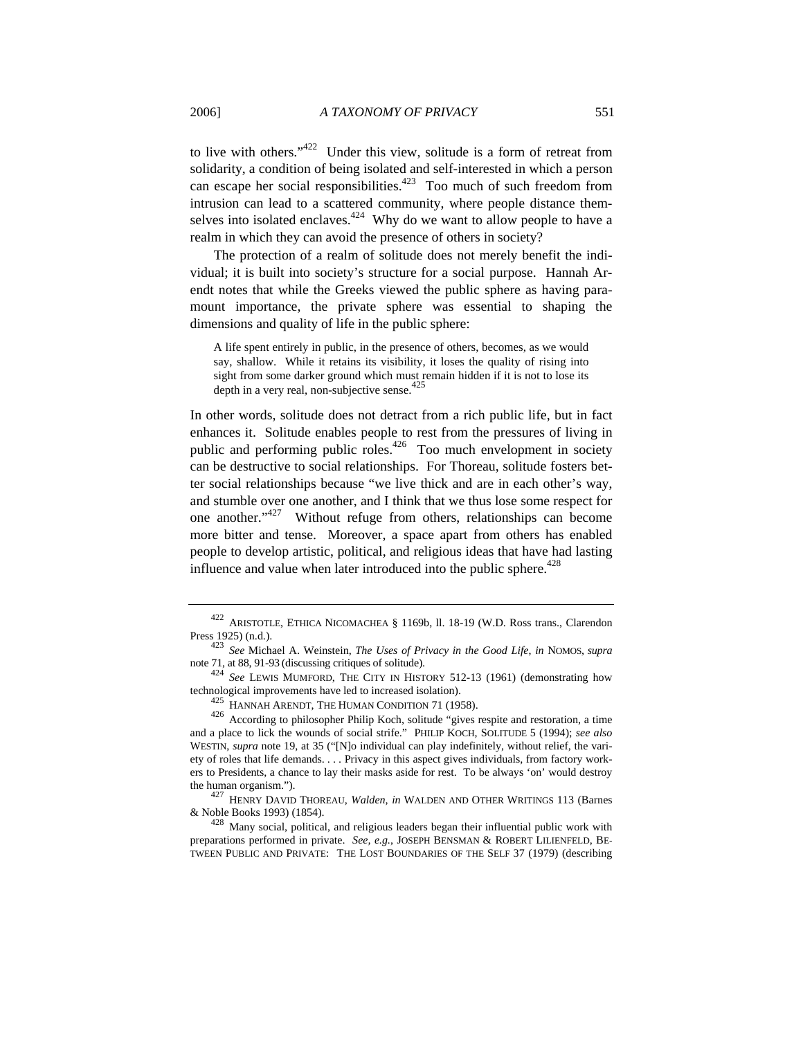to live with others."[422] Under this view, solitude is a form of retreat from solidarity, a condition of being isolated and self-interested in which a person can escape her social responsibilities.[423] Too much of such freedom from intrusion can lead to a scattered community, where people distance themselves into isolated enclaves.[424] Why do we want to allow people to have a realm in which they can avoid the presence of others in society?

The protection of a realm of solitude does not merely benefit the individual; it is built into society's structure for a social purpose. Hannah Arendt notes that while the Greeks viewed the public sphere as having paramount importance, the private sphere was essential to shaping the dimensions and quality of life in the public sphere:

> A life spent entirely in public, in the presence of others, becomes, as we would say, shallow. While it retains its visibility, it loses the quality of rising into sight from some darker ground which must remain hidden if it is not to lose its depth in a very real, non-subjective sense.[425]

In other words, solitude does not detract from a rich public life, but in fact enhances it. Solitude enables people to rest from the pressures of living in public and performing public roles.[426] Too much envelopment in society can be destructive to social relationships. For Thoreau, solitude fosters better social relationships because "we live thick and are in each other's way, and stumble over one another, and I think that we thus lose some respect for one another."[427] Without refuge from others, relationships can become more bitter and tense. Moreover, a space apart from others has enabled people to develop artistic, political, and religious ideas that have had lasting influence and value when later introduced into the public sphere.[428]

---

[422] ARISTOTLE, ETHICA NICOMACHEA § 1169b, ll. 18-19 (W.D. Ross trans., Clarendon Press 1925) (n.d.).

[423] *See* Michael A. Weinstein, *The Uses of Privacy in the Good Life*, *in* NOMOS, *supra* note 71, at 88, 91-93 (discussing critiques of solitude).

[424] *See* LEWIS MUMFORD, THE CITY IN HISTORY 512-13 (1961) (demonstrating how technological improvements have led to increased isolation).

[425] HANNAH ARENDT, THE HUMAN CONDITION 71 (1958).

[426] According to philosopher Philip Koch, solitude "gives respite and restoration, a time and a place to lick the wounds of social strife." PHILIP KOCH, SOLITUDE 5 (1994); *see also* WESTIN, *supra* note 19, at 35 ("[N]o individual can play indefinitely, without relief, the variety of roles that life demands. . . . Privacy in this aspect gives individuals, from factory workers to Presidents, a chance to lay their masks aside for rest. To be always 'on' would destroy the human organism.").

[427] HENRY DAVID THOREAU, *Walden*, *in* WALDEN AND OTHER WRITINGS 113 (Barnes & Noble Books 1993) (1854).

[428] Many social, political, and religious leaders began their influential public work with preparations performed in private. *See, e.g.*, JOSEPH BENSMAN & ROBERT LILIENFELD, BETWEEN PUBLIC AND PRIVATE: THE LOST BOUNDARIES OF THE SELF 37 (1979) (describing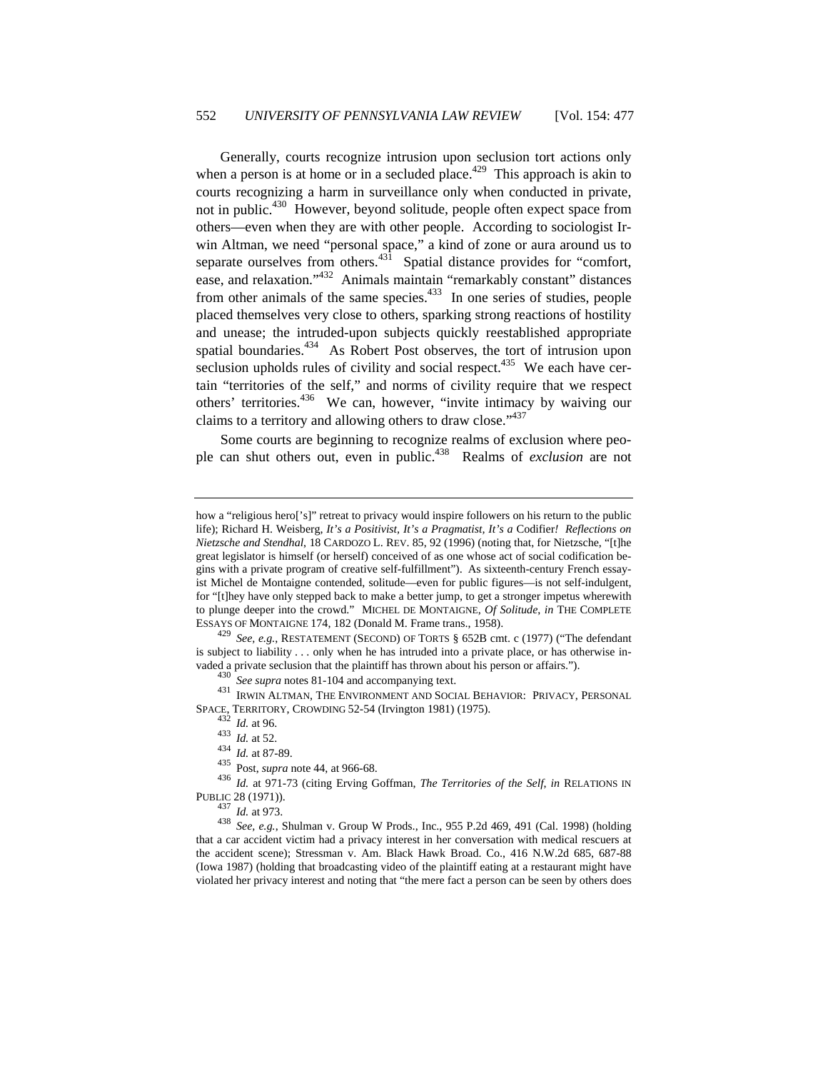Generally, courts recognize intrusion upon seclusion tort actions only when a person is at home or in a secluded place.[429] This approach is akin to courts recognizing a harm in surveillance only when conducted in private, not in public.[430] However, beyond solitude, people often expect space from others—even when they are with other people. According to sociologist Irwin Altman, we need "personal space," a kind of zone or aura around us to separate ourselves from others.[431] Spatial distance provides for "comfort, ease, and relaxation."[432] Animals maintain "remarkably constant" distances from other animals of the same species.[433] In one series of studies, people placed themselves very close to others, sparking strong reactions of hostility and unease; the intruded-upon subjects quickly reestablished appropriate spatial boundaries.[434] As Robert Post observes, the tort of intrusion upon seclusion upholds rules of civility and social respect.[435] We each have certain "territories of the self," and norms of civility require that we respect others' territories.[436] We can, however, "invite intimacy by waiving our claims to a territory and allowing others to draw close."[437]

Some courts are beginning to recognize realms of exclusion where people can shut others out, even in public.[438] Realms of *exclusion* are not

---

how a "religious hero['s]" retreat to privacy would inspire followers on his return to the public life); Richard H. Weisberg, *It's a Positivist, It's a Pragmatist, It's a* Codifier*! Reflections on Nietzsche and Stendhal*, 18 CARDOZO L. REV. 85, 92 (1996) (noting that, for Nietzsche, "[t]he great legislator is himself (or herself) conceived of as one whose act of social codification begins with a private program of creative self-fulfillment"). As sixteenth-century French essayist Michel de Montaigne contended, solitude—even for public figures—is not self-indulgent, for "[t]hey have only stepped back to make a better jump, to get a stronger impetus wherewith to plunge deeper into the crowd." MICHEL DE MONTAIGNE, *Of Solitude*, *in* THE COMPLETE ESSAYS OF MONTAIGNE 174, 182 (Donald M. Frame trans., 1958).

[429] *See, e.g.*, RESTATEMENT (SECOND) OF TORTS § 652B cmt. c (1977) ("The defendant is subject to liability . . . only when he has intruded into a private place, or has otherwise invaded a private seclusion that the plaintiff has thrown about his person or affairs.").

[430] *See supra* notes 81-104 and accompanying text.

[431] IRWIN ALTMAN, THE ENVIRONMENT AND SOCIAL BEHAVIOR: PRIVACY, PERSONAL SPACE, TERRITORY, CROWDING 52-54 (Irvington 1981) (1975).

[432] *Id.* at 96.

[433] *Id.* at 52.

[434] *Id.* at 87-89.

[435] Post, *supra* note 44, at 966-68.

[436] *Id.* at 971-73 (citing Erving Goffman, *The Territories of the Self*, *in* RELATIONS IN PUBLIC 28 (1971)).

[437] *Id.* at 973.

[438] *See, e.g.*, Shulman v. Group W Prods., Inc., 955 P.2d 469, 491 (Cal. 1998) (holding that a car accident victim had a privacy interest in her conversation with medical rescuers at the accident scene); Stressman v. Am. Black Hawk Broad. Co., 416 N.W.2d 685, 687-88 (Iowa 1987) (holding that broadcasting video of the plaintiff eating at a restaurant might have violated her privacy interest and noting that "the mere fact a person can be seen by others does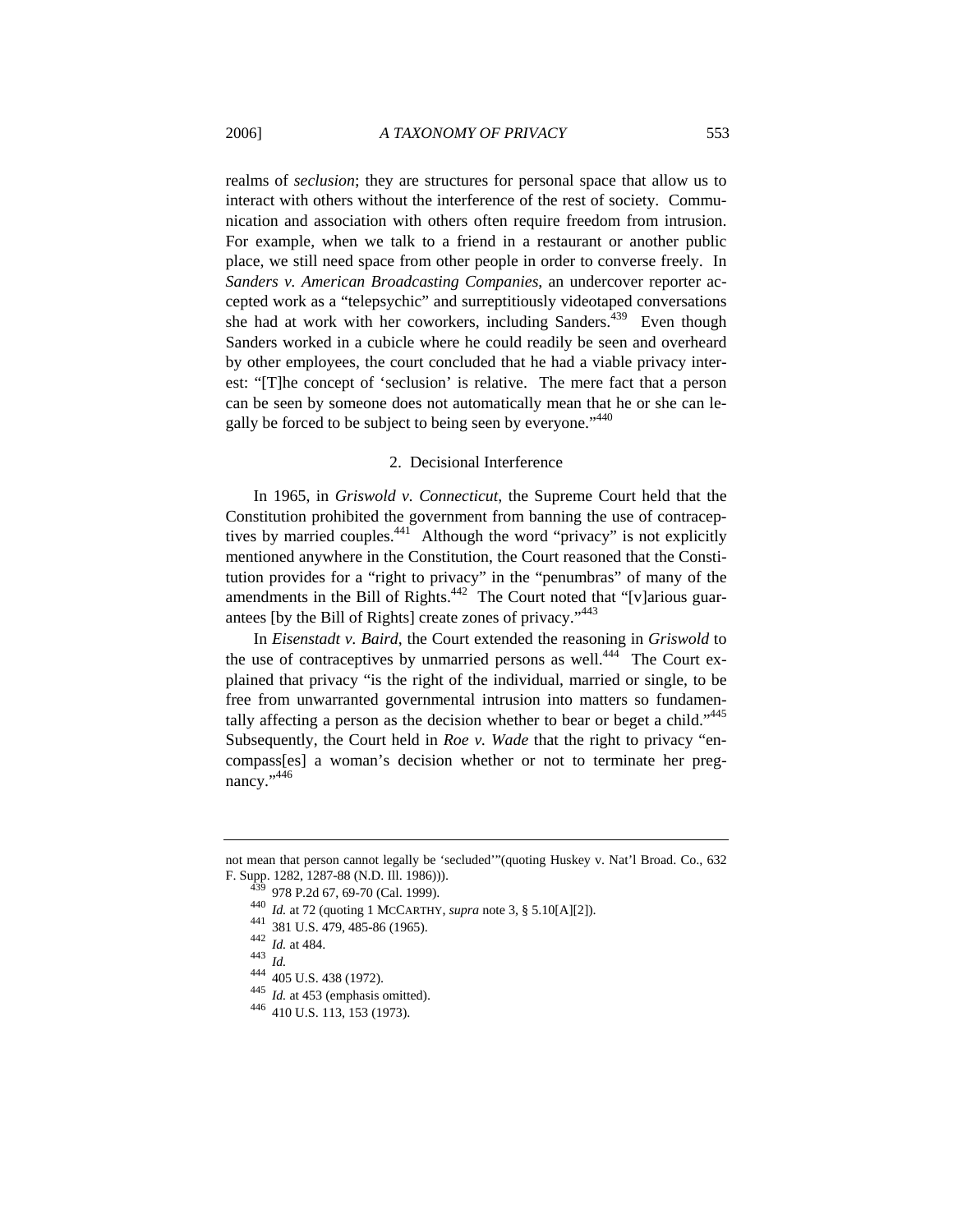realms of *seclusion*; they are structures for personal space that allow us to interact with others without the interference of the rest of society. Communication and association with others often require freedom from intrusion. For example, when we talk to a friend in a restaurant or another public place, we still need space from other people in order to converse freely. In *Sanders v. American Broadcasting Companies*, an undercover reporter accepted work as a "telepsychic" and surreptitiously videotaped conversations she had at work with her coworkers, including Sanders.[439] Even though Sanders worked in a cubicle where he could readily be seen and overheard by other employees, the court concluded that he had a viable privacy interest: "[T]he concept of 'seclusion' is relative. The mere fact that a person can be seen by someone does not automatically mean that he or she can legally be forced to be subject to being seen by everyone."[440]

### 2. Decisional Interference

In 1965, in *Griswold v. Connecticut*, the Supreme Court held that the Constitution prohibited the government from banning the use of contraceptives by married couples.[441] Although the word "privacy" is not explicitly mentioned anywhere in the Constitution, the Court reasoned that the Constitution provides for a "right to privacy" in the "penumbras" of many of the amendments in the Bill of Rights.[442] The Court noted that "[v]arious guarantees [by the Bill of Rights] create zones of privacy."[443]

In *Eisenstadt v. Baird*, the Court extended the reasoning in *Griswold* to the use of contraceptives by unmarried persons as well.[444] The Court explained that privacy "is the right of the individual, married or single, to be free from unwarranted governmental intrusion into matters so fundamentally affecting a person as the decision whether to bear or beget a child."[445] Subsequently, the Court held in *Roe v. Wade* that the right to privacy "encompass[es] a woman's decision whether or not to terminate her pregnancy."[446]

---

not mean that person cannot legally be 'secluded'"(quoting Huskey v. Nat'l Broad. Co., 632 F. Supp. 1282, 1287-88 (N.D. Ill. 1986))).

[439] 978 P.2d 67, 69-70 (Cal. 1999).

[440] *Id.* at 72 (quoting 1 MCCARTHY, *supra* note 3, § 5.10[A][2]).

[441] 381 U.S. 479, 485-86 (1965).

[442] *Id.* at 484.

[443] *Id.*

[444] 405 U.S. 438 (1972).

[445] *Id.* at 453 (emphasis omitted).

[446] 410 U.S. 113, 153 (1973).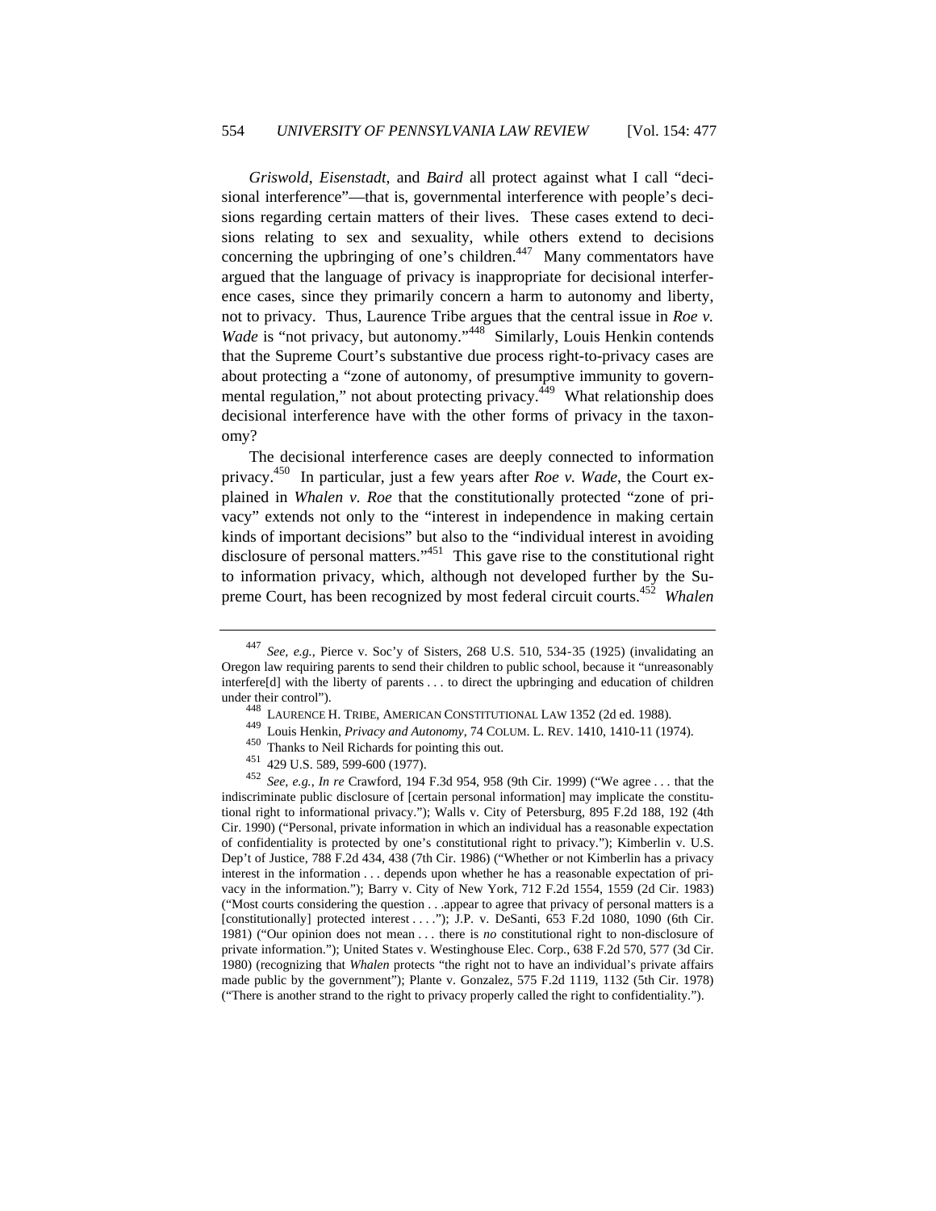*Griswold*, *Eisenstadt*, and *Baird* all protect against what I call "decisional interference"—that is, governmental interference with people's decisions regarding certain matters of their lives. These cases extend to decisions relating to sex and sexuality, while others extend to decisions concerning the upbringing of one's children.[447] Many commentators have argued that the language of privacy is inappropriate for decisional interference cases, since they primarily concern a harm to autonomy and liberty, not to privacy. Thus, Laurence Tribe argues that the central issue in *Roe v. Wade* is "not privacy, but autonomy."[448] Similarly, Louis Henkin contends that the Supreme Court's substantive due process right-to-privacy cases are about protecting a "zone of autonomy, of presumptive immunity to governmental regulation," not about protecting privacy.[449] What relationship does decisional interference have with the other forms of privacy in the taxonomy?

The decisional interference cases are deeply connected to information privacy.[450] In particular, just a few years after *Roe v. Wade*, the Court explained in *Whalen v. Roe* that the constitutionally protected "zone of privacy" extends not only to the "interest in independence in making certain kinds of important decisions" but also to the "individual interest in avoiding disclosure of personal matters."[451] This gave rise to the constitutional right to information privacy, which, although not developed further by the Supreme Court, has been recognized by most federal circuit courts.[452] *Whalen*

---

[447] *See, e.g.*, Pierce v. Soc'y of Sisters, 268 U.S. 510, 534-35 (1925) (invalidating an Oregon law requiring parents to send their children to public school, because it "unreasonably interfere[d] with the liberty of parents . . . to direct the upbringing and education of children under their control").

[448] LAURENCE H. TRIBE, AMERICAN CONSTITUTIONAL LAW 1352 (2d ed. 1988).

[449] Louis Henkin, *Privacy and Autonomy*, 74 COLUM. L. REV. 1410, 1410-11 (1974).

[450] Thanks to Neil Richards for pointing this out.

[451] 429 U.S. 589, 599-600 (1977).

[452] *See, e.g.*, *In re* Crawford, 194 F.3d 954, 958 (9th Cir. 1999) ("We agree . . . that the indiscriminate public disclosure of [certain personal information] may implicate the constitutional right to informational privacy."); Walls v. City of Petersburg, 895 F.2d 188, 192 (4th Cir. 1990) ("Personal, private information in which an individual has a reasonable expectation of confidentiality is protected by one's constitutional right to privacy."); Kimberlin v. U.S. Dep't of Justice, 788 F.2d 434, 438 (7th Cir. 1986) ("Whether or not Kimberlin has a privacy interest in the information . . . depends upon whether he has a reasonable expectation of privacy in the information."); Barry v. City of New York, 712 F.2d 1554, 1559 (2d Cir. 1983) ("Most courts considering the question . . .appear to agree that privacy of personal matters is a [constitutionally] protected interest . . . ."); J.P. v. DeSanti, 653 F.2d 1080, 1090 (6th Cir. 1981) ("Our opinion does not mean . . . there is *no* constitutional right to non-disclosure of private information."); United States v. Westinghouse Elec. Corp., 638 F.2d 570, 577 (3d Cir. 1980) (recognizing that *Whalen* protects "the right not to have an individual's private affairs made public by the government"); Plante v. Gonzalez, 575 F.2d 1119, 1132 (5th Cir. 1978) ("There is another strand to the right to privacy properly called the right to confidentiality.").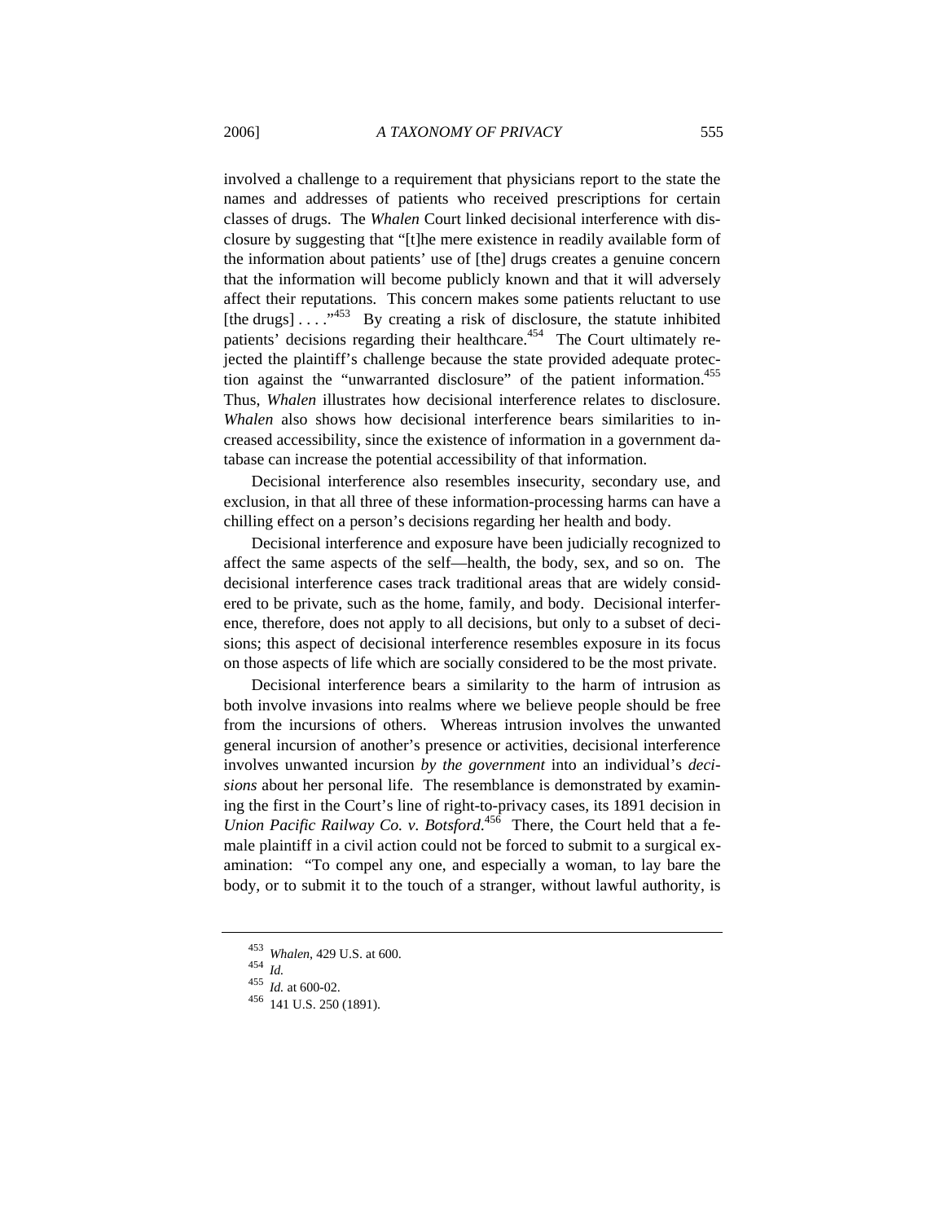involved a challenge to a requirement that physicians report to the state the names and addresses of patients who received prescriptions for certain classes of drugs. The *Whalen* Court linked decisional interference with disclosure by suggesting that "[t]he mere existence in readily available form of the information about patients' use of [the] drugs creates a genuine concern that the information will become publicly known and that it will adversely affect their reputations. This concern makes some patients reluctant to use [the drugs] . . . ."[453] By creating a risk of disclosure, the statute inhibited patients' decisions regarding their healthcare.[454] The Court ultimately rejected the plaintiff's challenge because the state provided adequate protection against the "unwarranted disclosure" of the patient information.[455] Thus, *Whalen* illustrates how decisional interference relates to disclosure. *Whalen* also shows how decisional interference bears similarities to increased accessibility, since the existence of information in a government database can increase the potential accessibility of that information.

Decisional interference also resembles insecurity, secondary use, and exclusion, in that all three of these information-processing harms can have a chilling effect on a person's decisions regarding her health and body.

Decisional interference and exposure have been judicially recognized to affect the same aspects of the self—health, the body, sex, and so on. The decisional interference cases track traditional areas that are widely considered to be private, such as the home, family, and body. Decisional interference, therefore, does not apply to all decisions, but only to a subset of decisions; this aspect of decisional interference resembles exposure in its focus on those aspects of life which are socially considered to be the most private.

Decisional interference bears a similarity to the harm of intrusion as both involve invasions into realms where we believe people should be free from the incursions of others. Whereas intrusion involves the unwanted general incursion of another's presence or activities, decisional interference involves unwanted incursion *by the government* into an individual's *decisions* about her personal life. The resemblance is demonstrated by examining the first in the Court's line of right-to-privacy cases, its 1891 decision in *Union Pacific Railway Co. v. Botsford*.[456] There, the Court held that a female plaintiff in a civil action could not be forced to submit to a surgical examination: "To compel any one, and especially a woman, to lay bare the body, or to submit it to the touch of a stranger, without lawful authority, is

---

[453] *Whalen*, 429 U.S. at 600.

[454] *Id.*

[455] *Id.* at 600-02.

[456] 141 U.S. 250 (1891).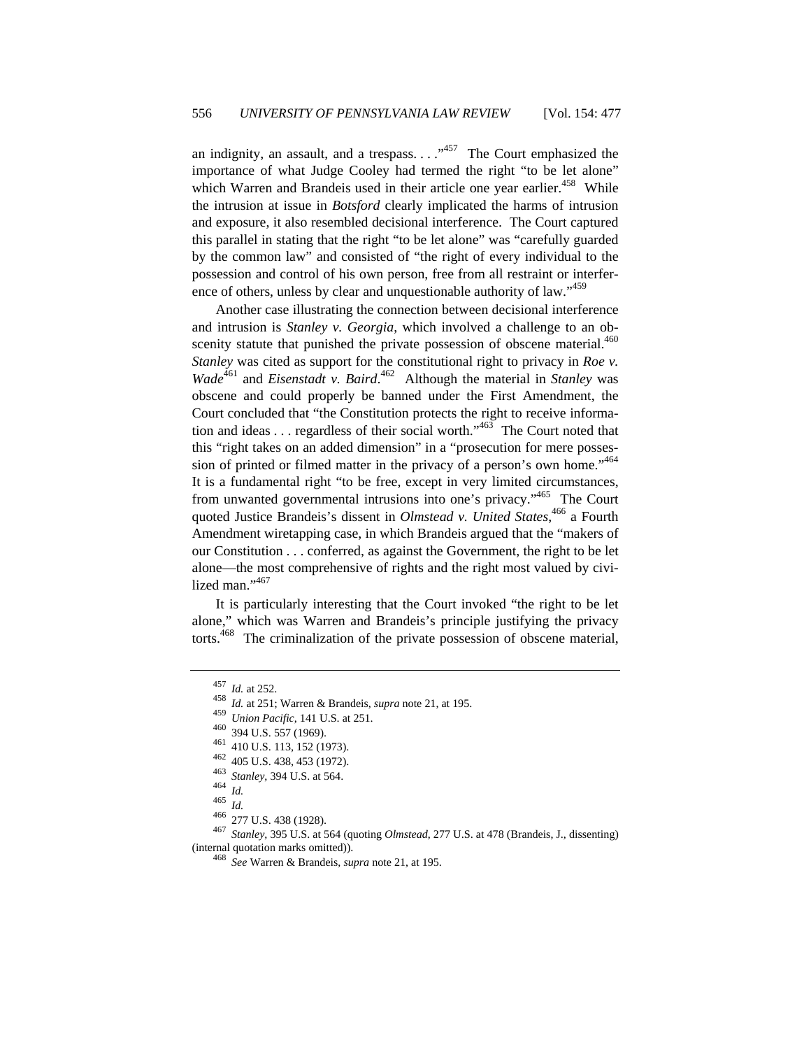an indignity, an assault, and a trespass. . . ."[457] The Court emphasized the importance of what Judge Cooley had termed the right "to be let alone" which Warren and Brandeis used in their article one year earlier.[458] While the intrusion at issue in *Botsford* clearly implicated the harms of intrusion and exposure, it also resembled decisional interference. The Court captured this parallel in stating that the right "to be let alone" was "carefully guarded by the common law" and consisted of "the right of every individual to the possession and control of his own person, free from all restraint or interference of others, unless by clear and unquestionable authority of law."[459]

Another case illustrating the connection between decisional interference and intrusion is *Stanley v. Georgia*, which involved a challenge to an obscenity statute that punished the private possession of obscene material.[460] *Stanley* was cited as support for the constitutional right to privacy in *Roe v. Wade*[461] and *Eisenstadt v. Baird*.[462] Although the material in *Stanley* was obscene and could properly be banned under the First Amendment, the Court concluded that "the Constitution protects the right to receive information and ideas . . . regardless of their social worth."[463] The Court noted that this "right takes on an added dimension" in a "prosecution for mere possession of printed or filmed matter in the privacy of a person's own home."[464] It is a fundamental right "to be free, except in very limited circumstances, from unwanted governmental intrusions into one's privacy."[465] The Court quoted Justice Brandeis's dissent in *Olmstead v. United States*,[466] a Fourth Amendment wiretapping case, in which Brandeis argued that the "makers of our Constitution . . . conferred, as against the Government, the right to be let alone—the most comprehensive of rights and the right most valued by civilized man."[467]

It is particularly interesting that the Court invoked "the right to be let alone," which was Warren and Brandeis's principle justifying the privacy torts.[468] The criminalization of the private possession of obscene material,

---

[457] *Id.* at 252.

[458] *Id.* at 251; Warren & Brandeis, *supra* note 21, at 195.

[459] *Union Pacific*, 141 U.S. at 251.

[460] 394 U.S. 557 (1969).

[461] 410 U.S. 113, 152 (1973).

[462] 405 U.S. 438, 453 (1972).

[463] *Stanley*, 394 U.S. at 564.

[464] *Id.*

[465] *Id.*

[466] 277 U.S. 438 (1928).

[467] *Stanley*, 395 U.S. at 564 (quoting *Olmstead*, 277 U.S. at 478 (Brandeis, J., dissenting) (internal quotation marks omitted)).

[468] *See* Warren & Brandeis, *supra* note 21, at 195.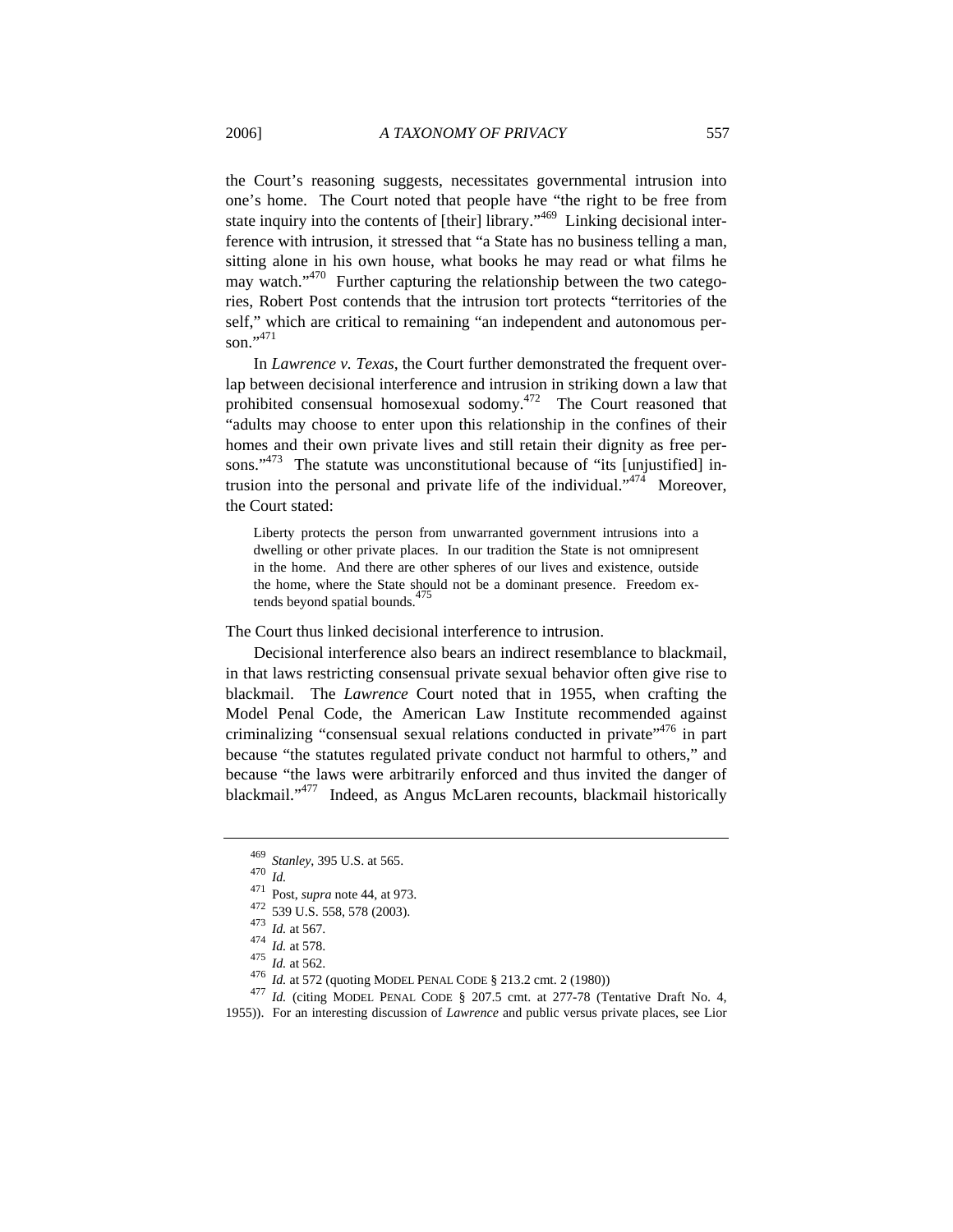the Court's reasoning suggests, necessitates governmental intrusion into one's home. The Court noted that people have "the right to be free from state inquiry into the contents of [their] library."[469] Linking decisional interference with intrusion, it stressed that "a State has no business telling a man, sitting alone in his own house, what books he may read or what films he may watch."[470] Further capturing the relationship between the two categories, Robert Post contends that the intrusion tort protects "territories of the self," which are critical to remaining "an independent and autonomous person."[471]

In *Lawrence v. Texas*, the Court further demonstrated the frequent overlap between decisional interference and intrusion in striking down a law that prohibited consensual homosexual sodomy.[472] The Court reasoned that "adults may choose to enter upon this relationship in the confines of their homes and their own private lives and still retain their dignity as free persons."[473] The statute was unconstitutional because of "its [unjustified] intrusion into the personal and private life of the individual."[474] Moreover, the Court stated:

> Liberty protects the person from unwarranted government intrusions into a dwelling or other private places. In our tradition the State is not omnipresent in the home. And there are other spheres of our lives and existence, outside the home, where the State should not be a dominant presence. Freedom extends beyond spatial bounds.[475]

The Court thus linked decisional interference to intrusion.

Decisional interference also bears an indirect resemblance to blackmail, in that laws restricting consensual private sexual behavior often give rise to blackmail. The *Lawrence* Court noted that in 1955, when crafting the Model Penal Code, the American Law Institute recommended against criminalizing "consensual sexual relations conducted in private"[476] in part because "the statutes regulated private conduct not harmful to others," and because "the laws were arbitrarily enforced and thus invited the danger of blackmail."[477] Indeed, as Angus McLaren recounts, blackmail historically

---

[469] *Stanley*, 395 U.S. at 565.

[470] *Id.*

[471] Post, *supra* note 44, at 973.

[472] 539 U.S. 558, 578 (2003).

[473] *Id.* at 567.

[474] *Id.* at 578.

[475] *Id.* at 562.

[476] *Id.* at 572 (quoting MODEL PENAL CODE § 213.2 cmt. 2 (1980))

[477] *Id.* (citing MODEL PENAL CODE § 207.5 cmt. at 277-78 (Tentative Draft No. 4, 1955)). For an interesting discussion of *Lawrence* and public versus private places, see Lior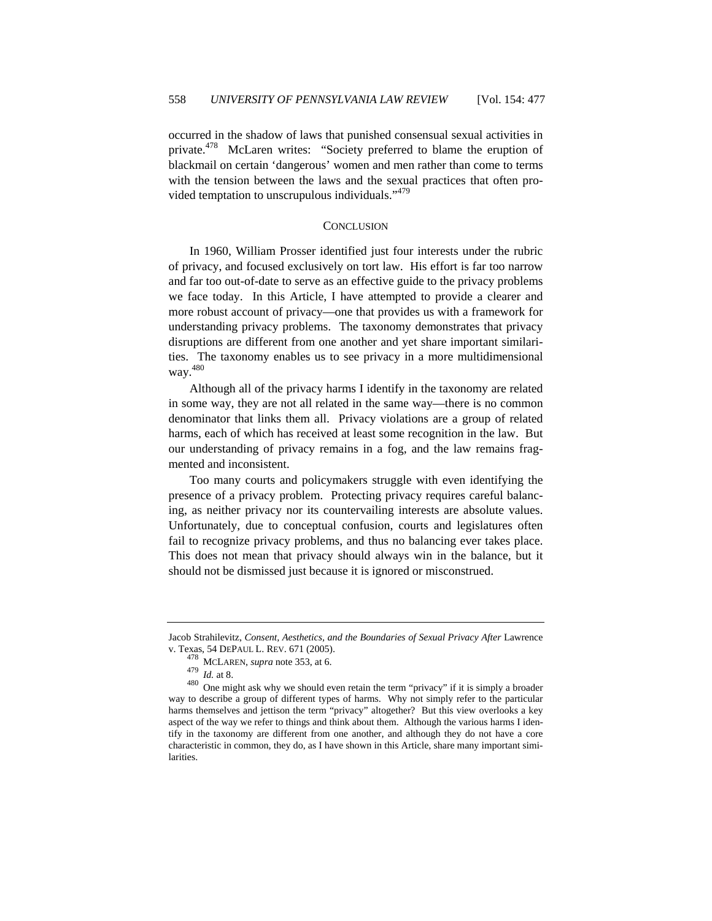occurred in the shadow of laws that punished consensual sexual activities in private.[478] McLaren writes: "Society preferred to blame the eruption of blackmail on certain 'dangerous' women and men rather than come to terms with the tension between the laws and the sexual practices that often provided temptation to unscrupulous individuals."[479]

## CONCLUSION

In 1960, William Prosser identified just four interests under the rubric of privacy, and focused exclusively on tort law. His effort is far too narrow and far too out-of-date to serve as an effective guide to the privacy problems we face today. In this Article, I have attempted to provide a clearer and more robust account of privacy—one that provides us with a framework for understanding privacy problems. The taxonomy demonstrates that privacy disruptions are different from one another and yet share important similarities. The taxonomy enables us to see privacy in a more multidimensional way.[480]

Although all of the privacy harms I identify in the taxonomy are related in some way, they are not all related in the same way—there is no common denominator that links them all. Privacy violations are a group of related harms, each of which has received at least some recognition in the law. But our understanding of privacy remains in a fog, and the law remains fragmented and inconsistent.

Too many courts and policymakers struggle with even identifying the presence of a privacy problem. Protecting privacy requires careful balancing, as neither privacy nor its countervailing interests are absolute values. Unfortunately, due to conceptual confusion, courts and legislatures often fail to recognize privacy problems, and thus no balancing ever takes place. This does not mean that privacy should always win in the balance, but it should not be dismissed just because it is ignored or misconstrued.

---

Jacob Strahilevitz, *Consent, Aesthetics, and the Boundaries of Sexual Privacy After* Lawrence v. Texas, 54 DEPAUL L. REV. 671 (2005).

[478] MCLAREN, *supra* note 353, at 6.

[479] *Id.* at 8.

[480] One might ask why we should even retain the term "privacy" if it is simply a broader way to describe a group of different types of harms. Why not simply refer to the particular harms themselves and jettison the term "privacy" altogether? But this view overlooks a key aspect of the way we refer to things and think about them. Although the various harms I identify in the taxonomy are different from one another, and although they do not have a core characteristic in common, they do, as I have shown in this Article, share many important similarities.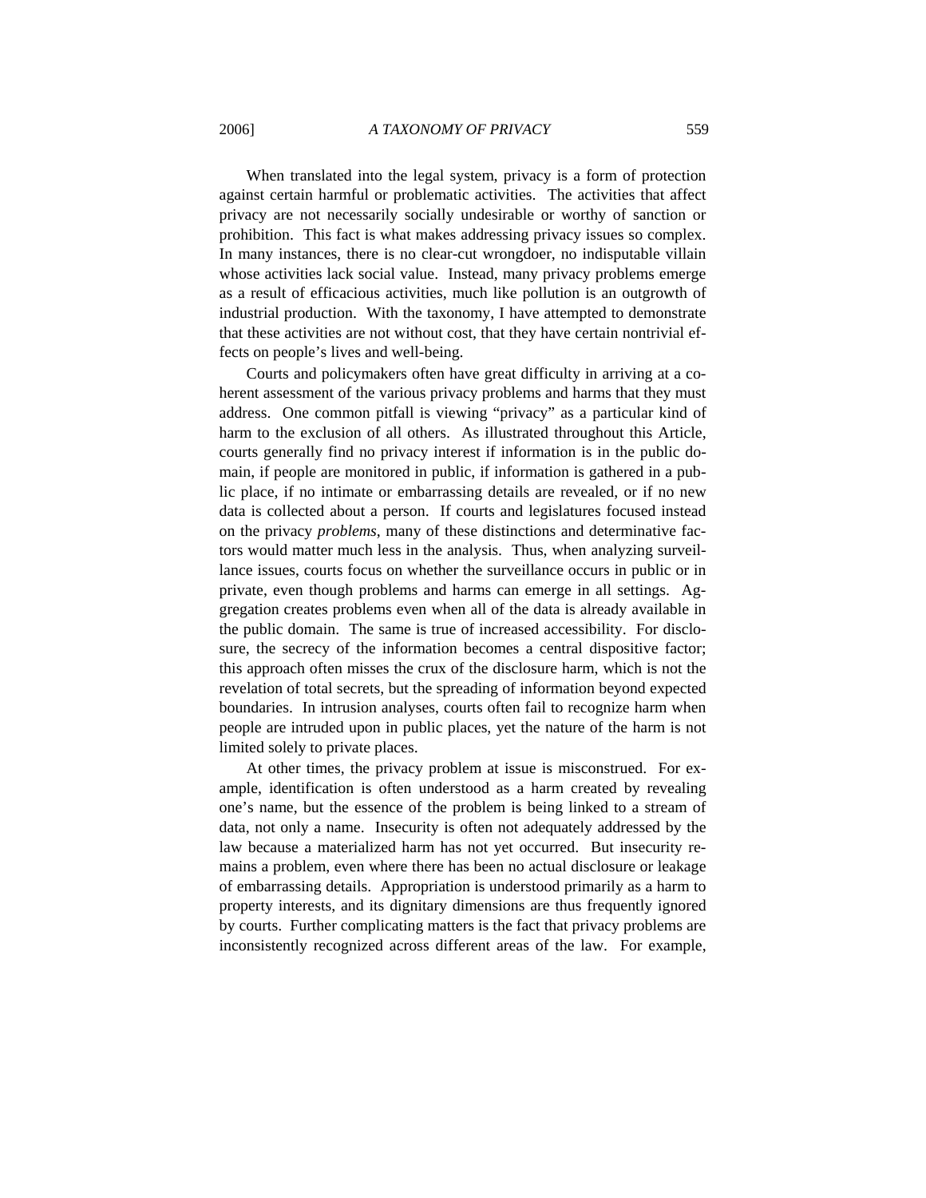When translated into the legal system, privacy is a form of protection against certain harmful or problematic activities. The activities that affect privacy are not necessarily socially undesirable or worthy of sanction or prohibition. This fact is what makes addressing privacy issues so complex. In many instances, there is no clear-cut wrongdoer, no indisputable villain whose activities lack social value. Instead, many privacy problems emerge as a result of efficacious activities, much like pollution is an outgrowth of industrial production. With the taxonomy, I have attempted to demonstrate that these activities are not without cost, that they have certain nontrivial effects on people's lives and well-being.

Courts and policymakers often have great difficulty in arriving at a coherent assessment of the various privacy problems and harms that they must address. One common pitfall is viewing "privacy" as a particular kind of harm to the exclusion of all others. As illustrated throughout this Article, courts generally find no privacy interest if information is in the public domain, if people are monitored in public, if information is gathered in a public place, if no intimate or embarrassing details are revealed, or if no new data is collected about a person. If courts and legislatures focused instead on the privacy *problems*, many of these distinctions and determinative factors would matter much less in the analysis. Thus, when analyzing surveillance issues, courts focus on whether the surveillance occurs in public or in private, even though problems and harms can emerge in all settings. Aggregation creates problems even when all of the data is already available in the public domain. The same is true of increased accessibility. For disclosure, the secrecy of the information becomes a central dispositive factor; this approach often misses the crux of the disclosure harm, which is not the revelation of total secrets, but the spreading of information beyond expected boundaries. In intrusion analyses, courts often fail to recognize harm when people are intruded upon in public places, yet the nature of the harm is not limited solely to private places.

At other times, the privacy problem at issue is misconstrued. For example, identification is often understood as a harm created by revealing one's name, but the essence of the problem is being linked to a stream of data, not only a name. Insecurity is often not adequately addressed by the law because a materialized harm has not yet occurred. But insecurity remains a problem, even where there has been no actual disclosure or leakage of embarrassing details. Appropriation is understood primarily as a harm to property interests, and its dignitary dimensions are thus frequently ignored by courts. Further complicating matters is the fact that privacy problems are inconsistently recognized across different areas of the law. For example,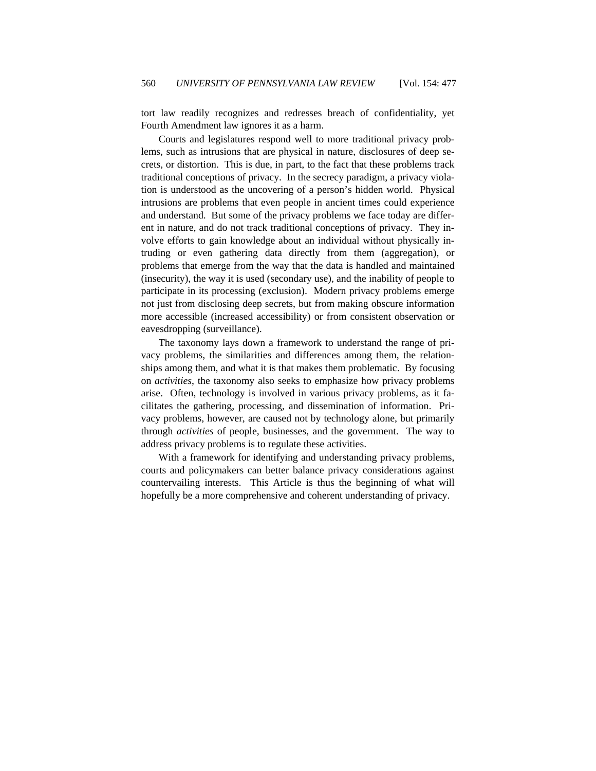tort law readily recognizes and redresses breach of confidentiality, yet Fourth Amendment law ignores it as a harm.

Courts and legislatures respond well to more traditional privacy problems, such as intrusions that are physical in nature, disclosures of deep secrets, or distortion. This is due, in part, to the fact that these problems track traditional conceptions of privacy. In the secrecy paradigm, a privacy violation is understood as the uncovering of a person's hidden world. Physical intrusions are problems that even people in ancient times could experience and understand. But some of the privacy problems we face today are different in nature, and do not track traditional conceptions of privacy. They involve efforts to gain knowledge about an individual without physically intruding or even gathering data directly from them (aggregation), or problems that emerge from the way that the data is handled and maintained (insecurity), the way it is used (secondary use), and the inability of people to participate in its processing (exclusion). Modern privacy problems emerge not just from disclosing deep secrets, but from making obscure information more accessible (increased accessibility) or from consistent observation or eavesdropping (surveillance).

The taxonomy lays down a framework to understand the range of privacy problems, the similarities and differences among them, the relationships among them, and what it is that makes them problematic. By focusing on *activities*, the taxonomy also seeks to emphasize how privacy problems arise. Often, technology is involved in various privacy problems, as it facilitates the gathering, processing, and dissemination of information. Privacy problems, however, are caused not by technology alone, but primarily through *activities* of people, businesses, and the government. The way to address privacy problems is to regulate these activities.

With a framework for identifying and understanding privacy problems, courts and policymakers can better balance privacy considerations against countervailing interests. This Article is thus the beginning of what will hopefully be a more comprehensive and coherent understanding of privacy.